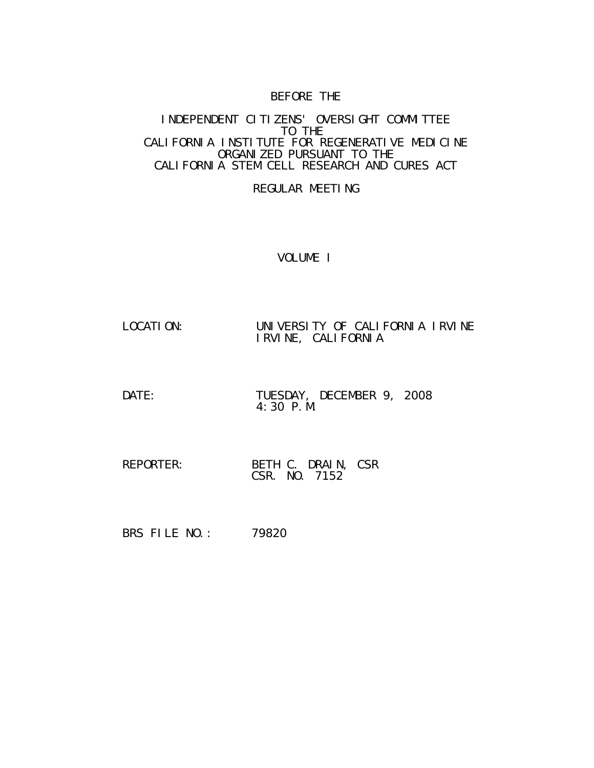BEFORE THE

INDEPENDENT CITIZENS' OVERSIGHT COMMITTEE
TO THE
CALIFORNIA INSTITUTE FOR REGENERATIVE MEDICINE
ORGANIZED PURSUANT TO THE
CALIFORNIA STEM CELL RESEARCH AND CURES ACT

REGULAR MEETING

VOLUME I

LOCATION: UNIVERSITY OF CALIFORNIA IRVINE
IRVINE, CALIFORNIA

DATE: TUESDAY, DECEMBER 9, 2008
4:30 P.M.

REPORTER: BETH C. DRAIN, CSR
CSR. NO. 7152

BRS FILE NO.: 79820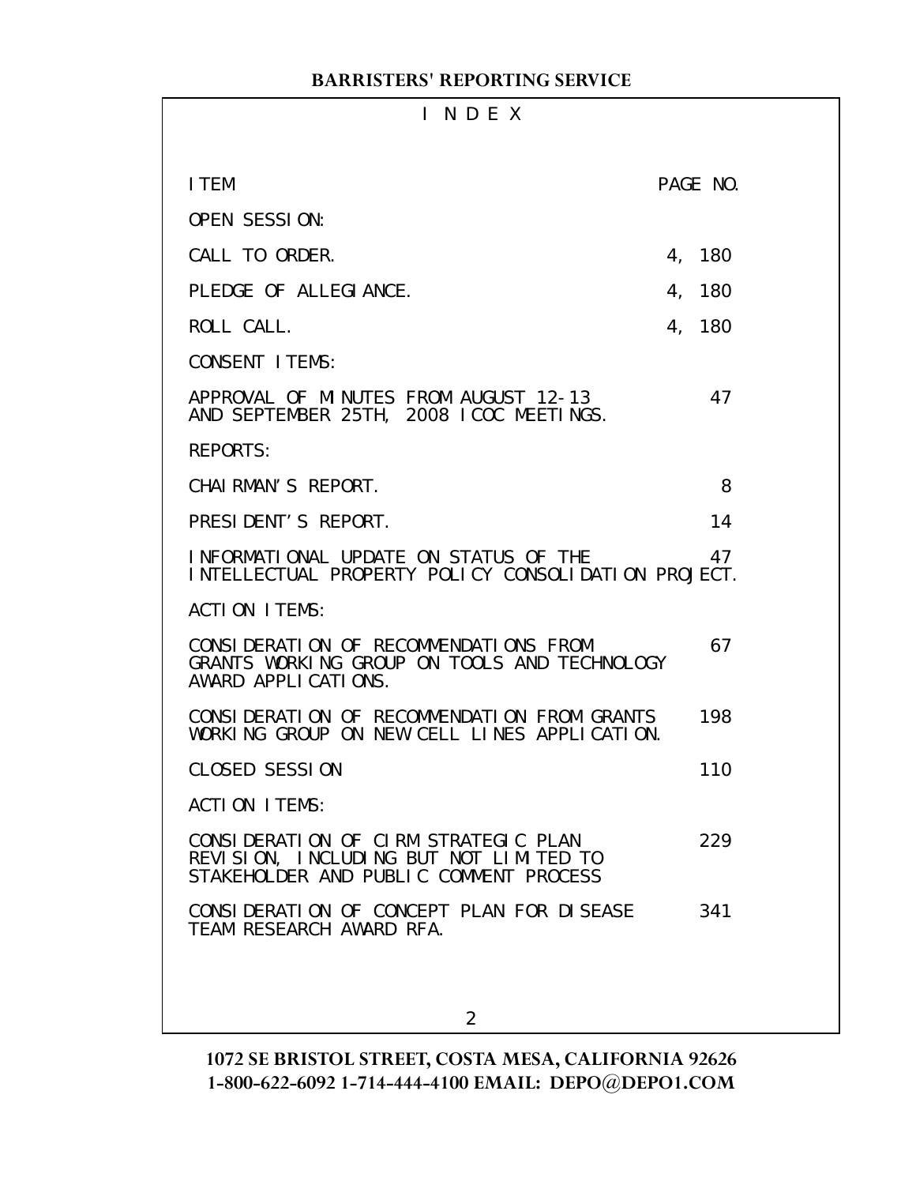# I N D E X

| ITEM | PAGE NO. |
| --- | --- |
| OPEN SESSION: | |
| CALL TO ORDER. | 4, 180 |
| PLEDGE OF ALLEGIANCE. | 4, 180 |
| ROLL CALL. | 4, 180 |
| CONSENT ITEMS: | |
| APPROVAL OF MINUTES FROM AUGUST 12-13 AND SEPTEMBER 25TH, 2008 ICOC MEETINGS. | 47 |
| REPORTS: | |
| CHAIRMAN'S REPORT. | 8 |
| PRESIDENT'S REPORT. | 14 |
| INFORMATIONAL UPDATE ON STATUS OF THE INTELLECTUAL PROPERTY POLICY CONSOLIDATION PROJECT. | 47 |
| ACTION ITEMS: | |
| CONSIDERATION OF RECOMMENDATIONS FROM GRANTS WORKING GROUP ON TOOLS AND TECHNOLOGY AWARD APPLICATIONS. | 67 |
| CONSIDERATION OF RECOMMENDATION FROM GRANTS WORKING GROUP ON NEW CELL LINES APPLICATION. | 198 |
| CLOSED SESSION | 110 |
| ACTION ITEMS: | |
| CONSIDERATION OF CIRM STRATEGIC PLAN REVISION, INCLUDING BUT NOT LIMITED TO STAKEHOLDER AND PUBLIC COMMENT PROCESS | 229 |
| CONSIDERATION OF CONCEPT PLAN FOR DISEASE TEAM RESEARCH AWARD RFA. | 341 |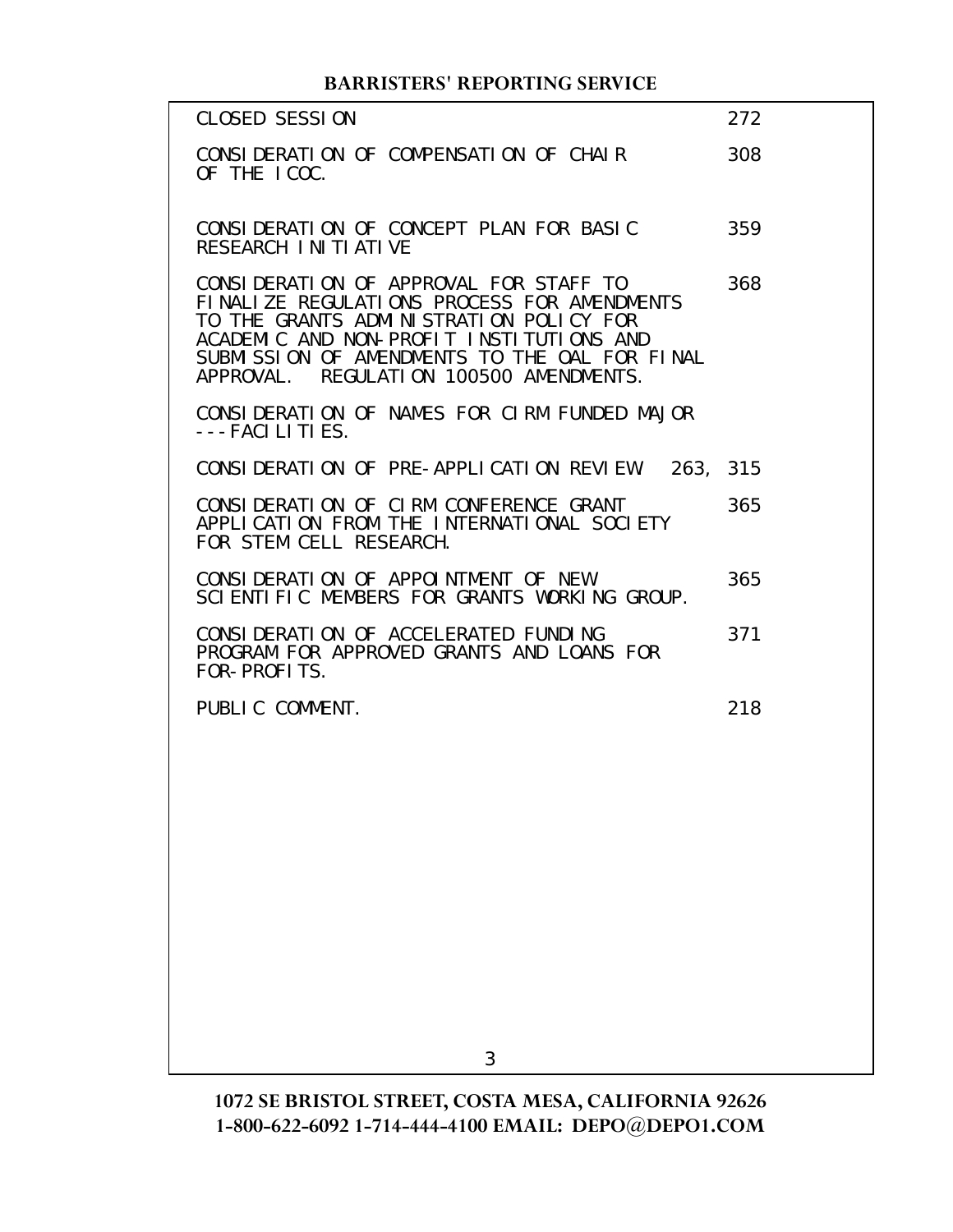| | |
|---|---|
| CLOSED SESSION | 272 |
| CONSIDERATION OF COMPENSATION OF CHAIR OF THE ICOC. | 308 |
| CONSIDERATION OF CONCEPT PLAN FOR BASIC RESEARCH INITIATIVE | 359 |
| CONSIDERATION OF APPROVAL FOR STAFF TO FINALIZE REGULATIONS PROCESS FOR AMENDMENTS TO THE GRANTS ADMINISTRATION POLICY FOR ACADEMIC AND NON-PROFIT INSTITUTIONS AND SUBMISSION OF AMENDMENTS TO THE OAL FOR FINAL APPROVAL. REGULATION 100500 AMENDMENTS. | 368 |
| CONSIDERATION OF NAMES FOR CIRM FUNDED MAJOR ---FACILITIES. | |
| CONSIDERATION OF PRE-APPLICATION REVIEW | 263, 315 |
| CONSIDERATION OF CIRM CONFERENCE GRANT APPLICATION FROM THE INTERNATIONAL SOCIETY FOR STEM CELL RESEARCH. | 365 |
| CONSIDERATION OF APPOINTMENT OF NEW SCIENTIFIC MEMBERS FOR GRANTS WORKING GROUP. | 365 |
| CONSIDERATION OF ACCELERATED FUNDING PROGRAM FOR APPROVED GRANTS AND LOANS FOR FOR-PROFITS. | 371 |
| PUBLIC COMMENT. | 218 |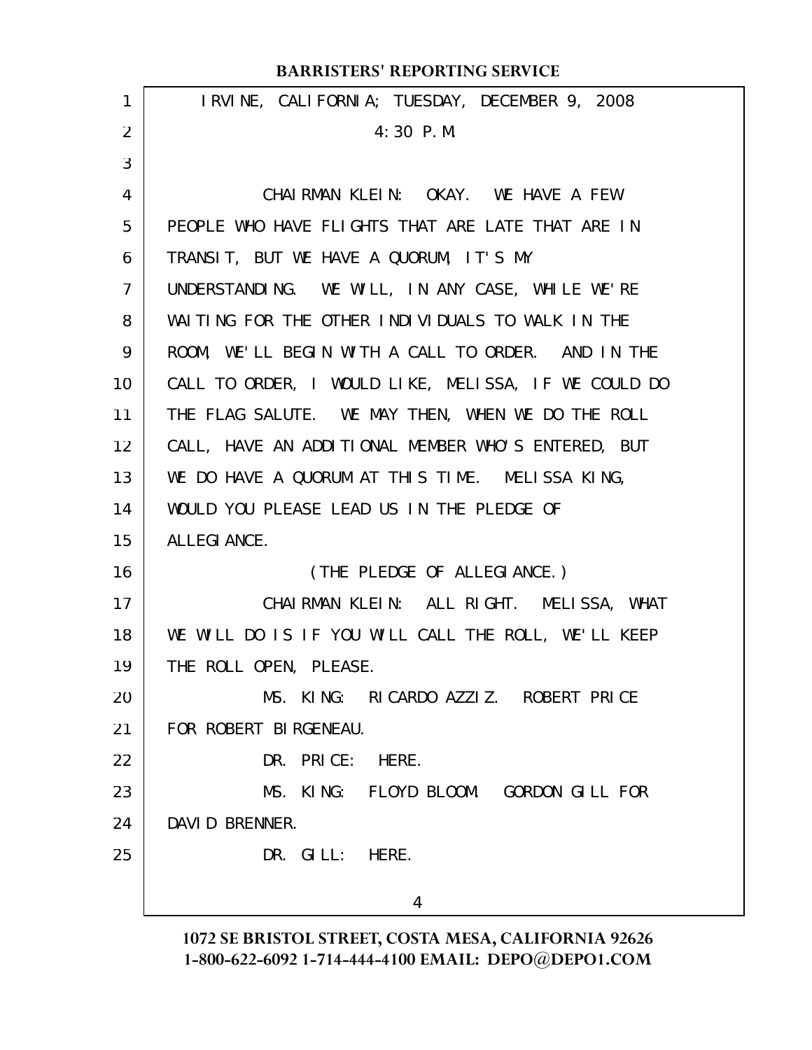IRVINE, CALIFORNIA; TUESDAY, DECEMBER 9, 2008

4:30 P.M.

CHAIRMAN KLEIN: OKAY. WE HAVE A FEW PEOPLE WHO HAVE FLIGHTS THAT ARE LATE THAT ARE IN TRANSIT, BUT WE HAVE A QUORUM, IT'S MY UNDERSTANDING. WE WILL, IN ANY CASE, WHILE WE'RE WAITING FOR THE OTHER INDIVIDUALS TO WALK IN THE ROOM, WE'LL BEGIN WITH A CALL TO ORDER. AND IN THE CALL TO ORDER, I WOULD LIKE, MELISSA, IF WE COULD DO THE FLAG SALUTE. WE MAY THEN, WHEN WE DO THE ROLL CALL, HAVE AN ADDITIONAL MEMBER WHO'S ENTERED, BUT WE DO HAVE A QUORUM AT THIS TIME. MELISSA KING, WOULD YOU PLEASE LEAD US IN THE PLEDGE OF ALLEGIANCE.

(THE PLEDGE OF ALLEGIANCE.)

CHAIRMAN KLEIN: ALL RIGHT. MELISSA, WHAT WE WILL DO IS IF YOU WILL CALL THE ROLL, WE'LL KEEP THE ROLL OPEN, PLEASE.

MS. KING: RICARDO AZZIZ. ROBERT PRICE FOR ROBERT BIRGENEAU.

DR. PRICE: HERE.

MS. KING: FLOYD BLOOM. GORDON GILL FOR DAVID BRENNER.

DR. GILL: HERE.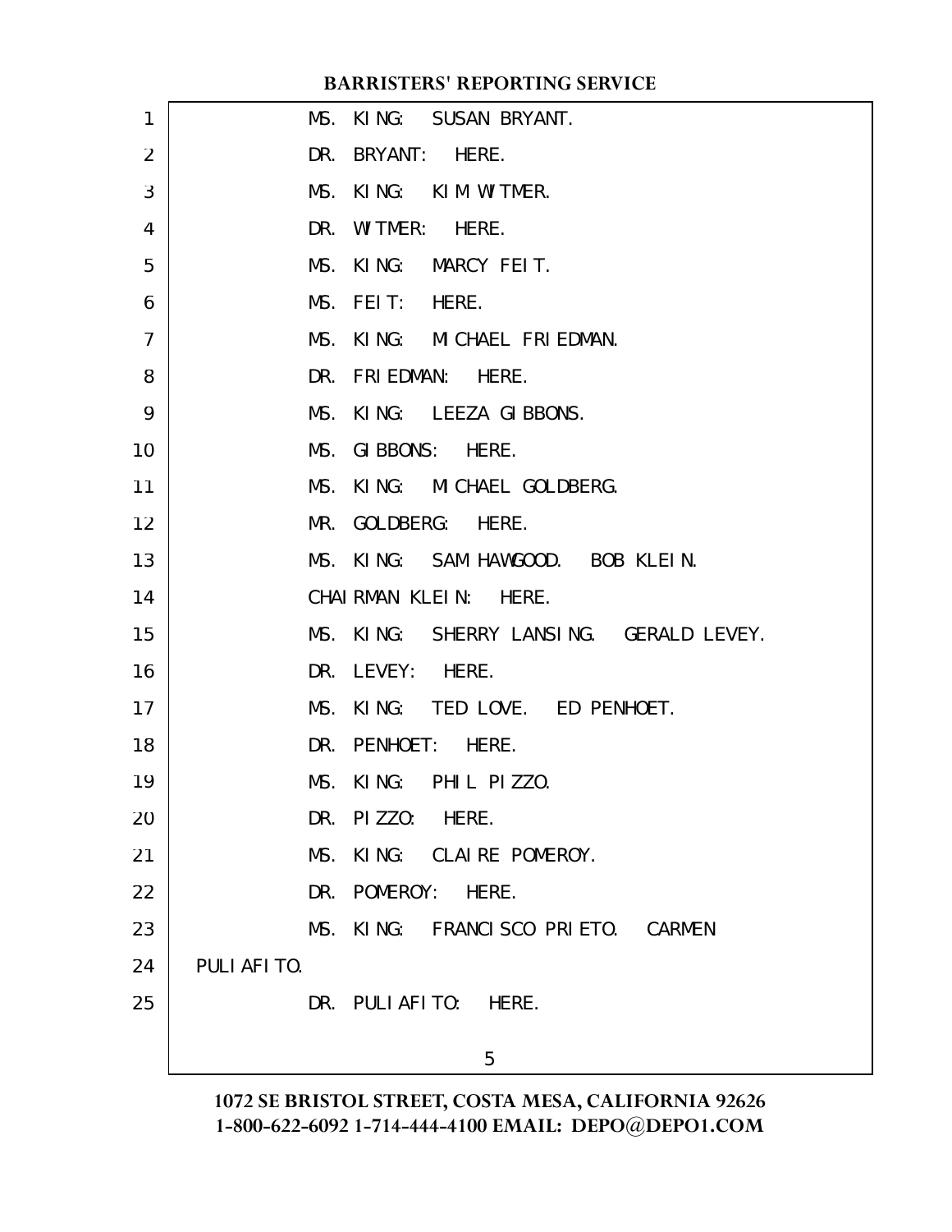MS. KING: SUSAN BRYANT.

DR. BRYANT: HERE.

MS. KING: KIM WITMER.

DR. WITMER: HERE.

MS. KING: MARCY FEIT.

MS. FEIT: HERE.

MS. KING: MICHAEL FRIEDMAN.

DR. FRIEDMAN: HERE.

MS. KING: LEEZA GIBBONS.

MS. GIBBONS: HERE.

MS. KING: MICHAEL GOLDBERG.

MR. GOLDBERG: HERE.

MS. KING: SAM HAWGOOD. BOB KLEIN.

CHAIRMAN KLEIN: HERE.

MS. KING: SHERRY LANSING. GERALD LEVEY.

DR. LEVEY: HERE.

MS. KING: TED LOVE. ED PENHOET.

DR. PENHOET: HERE.

MS. KING: PHIL PIZZO.

DR. PIZZO: HERE.

MS. KING: CLAIRE POMEROY.

DR. POMEROY: HERE.

MS. KING: FRANCISCO PRIETO. CARMEN PULIAFITO.

DR. PULIAFITO: HERE.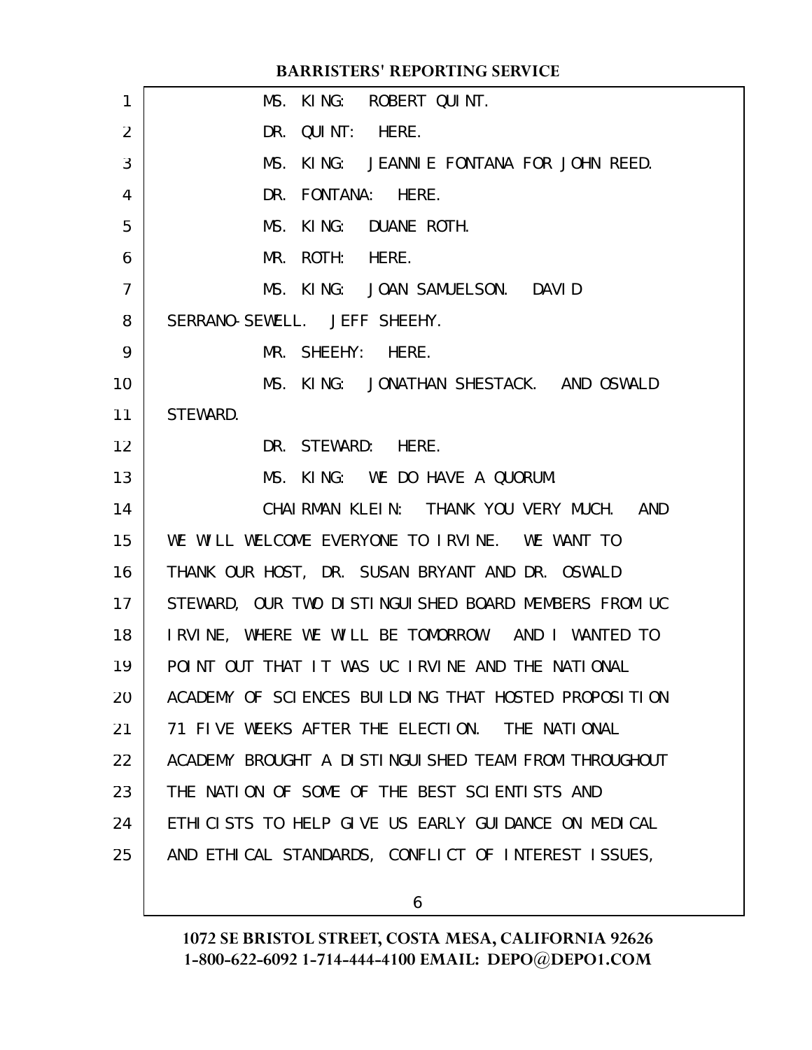MS. KING: ROBERT QUINT.

DR. QUINT: HERE.

MS. KING: JEANNIE FONTANA FOR JOHN REED.

DR. FONTANA: HERE.

MS. KING: DUANE ROTH.

MR. ROTH: HERE.

MS. KING: JOAN SAMUELSON. DAVID SERRANO-SEWELL. JEFF SHEEHY.

MR. SHEEHY: HERE.

MS. KING: JONATHAN SHESTACK. AND OSWALD STEWARD.

DR. STEWARD: HERE.

MS. KING: WE DO HAVE A QUORUM.

CHAIRMAN KLEIN: THANK YOU VERY MUCH. AND WE WILL WELCOME EVERYONE TO IRVINE. WE WANT TO THANK OUR HOST, DR. SUSAN BRYANT AND DR. OSWALD STEWARD, OUR TWO DISTINGUISHED BOARD MEMBERS FROM UC IRVINE, WHERE WE WILL BE TOMORROW. AND I WANTED TO POINT OUT THAT IT WAS UC IRVINE AND THE NATIONAL ACADEMY OF SCIENCES BUILDING THAT HOSTED PROPOSITION 71 FIVE WEEKS AFTER THE ELECTION. THE NATIONAL ACADEMY BROUGHT A DISTINGUISHED TEAM FROM THROUGHOUT THE NATION OF SOME OF THE BEST SCIENTISTS AND ETHICISTS TO HELP GIVE US EARLY GUIDANCE ON MEDICAL AND ETHICAL STANDARDS, CONFLICT OF INTEREST ISSUES,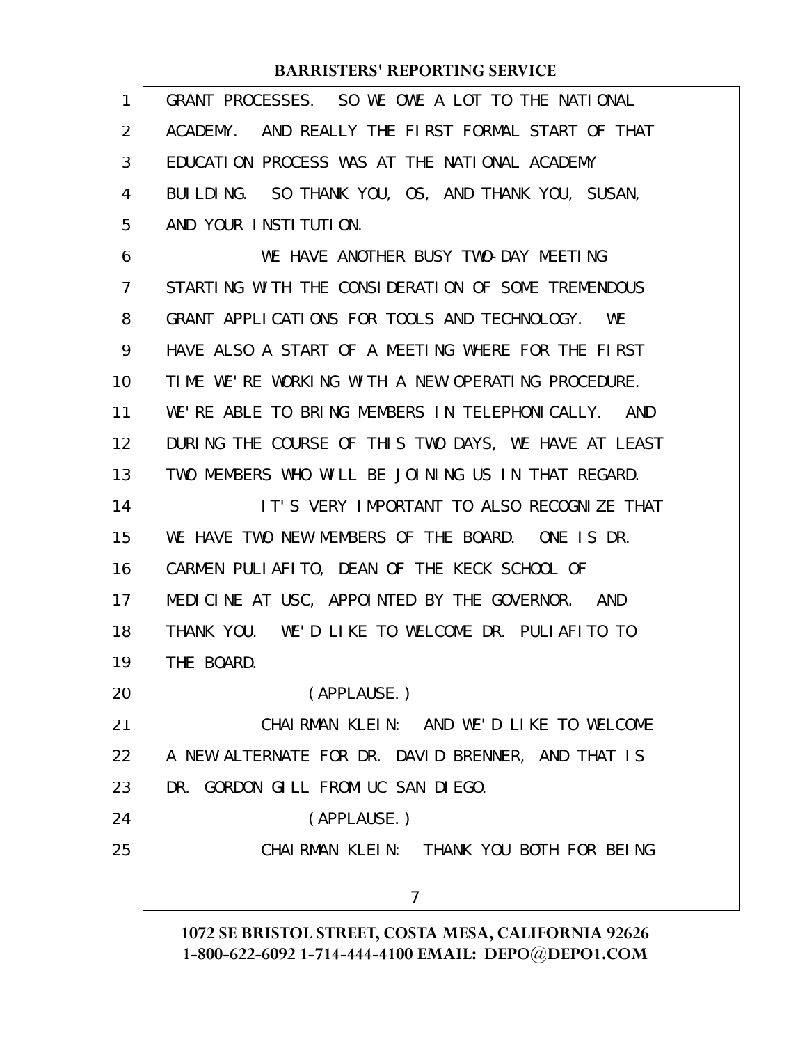GRANT PROCESSES. SO WE OWE A LOT TO THE NATIONAL ACADEMY. AND REALLY THE FIRST FORMAL START OF THAT EDUCATION PROCESS WAS AT THE NATIONAL ACADEMY BUILDING. SO THANK YOU, OS, AND THANK YOU, SUSAN, AND YOUR INSTITUTION.

WE HAVE ANOTHER BUSY TWO-DAY MEETING STARTING WITH THE CONSIDERATION OF SOME TREMENDOUS GRANT APPLICATIONS FOR TOOLS AND TECHNOLOGY. WE HAVE ALSO A START OF A MEETING WHERE FOR THE FIRST TIME WE'RE WORKING WITH A NEW OPERATING PROCEDURE. WE'RE ABLE TO BRING MEMBERS IN TELEPHONICALLY. AND DURING THE COURSE OF THIS TWO DAYS, WE HAVE AT LEAST TWO MEMBERS WHO WILL BE JOINING US IN THAT REGARD.

IT'S VERY IMPORTANT TO ALSO RECOGNIZE THAT WE HAVE TWO NEW MEMBERS OF THE BOARD. ONE IS DR. CARMEN PULIAFITO, DEAN OF THE KECK SCHOOL OF MEDICINE AT USC, APPOINTED BY THE GOVERNOR. AND THANK YOU. WE'D LIKE TO WELCOME DR. PULIAFITO TO THE BOARD.

(APPLAUSE.)

CHAIRMAN KLEIN: AND WE'D LIKE TO WELCOME A NEW ALTERNATE FOR DR. DAVID BRENNER, AND THAT IS DR. GORDON GILL FROM UC SAN DIEGO.

(APPLAUSE.)

CHAIRMAN KLEIN: THANK YOU BOTH FOR BEING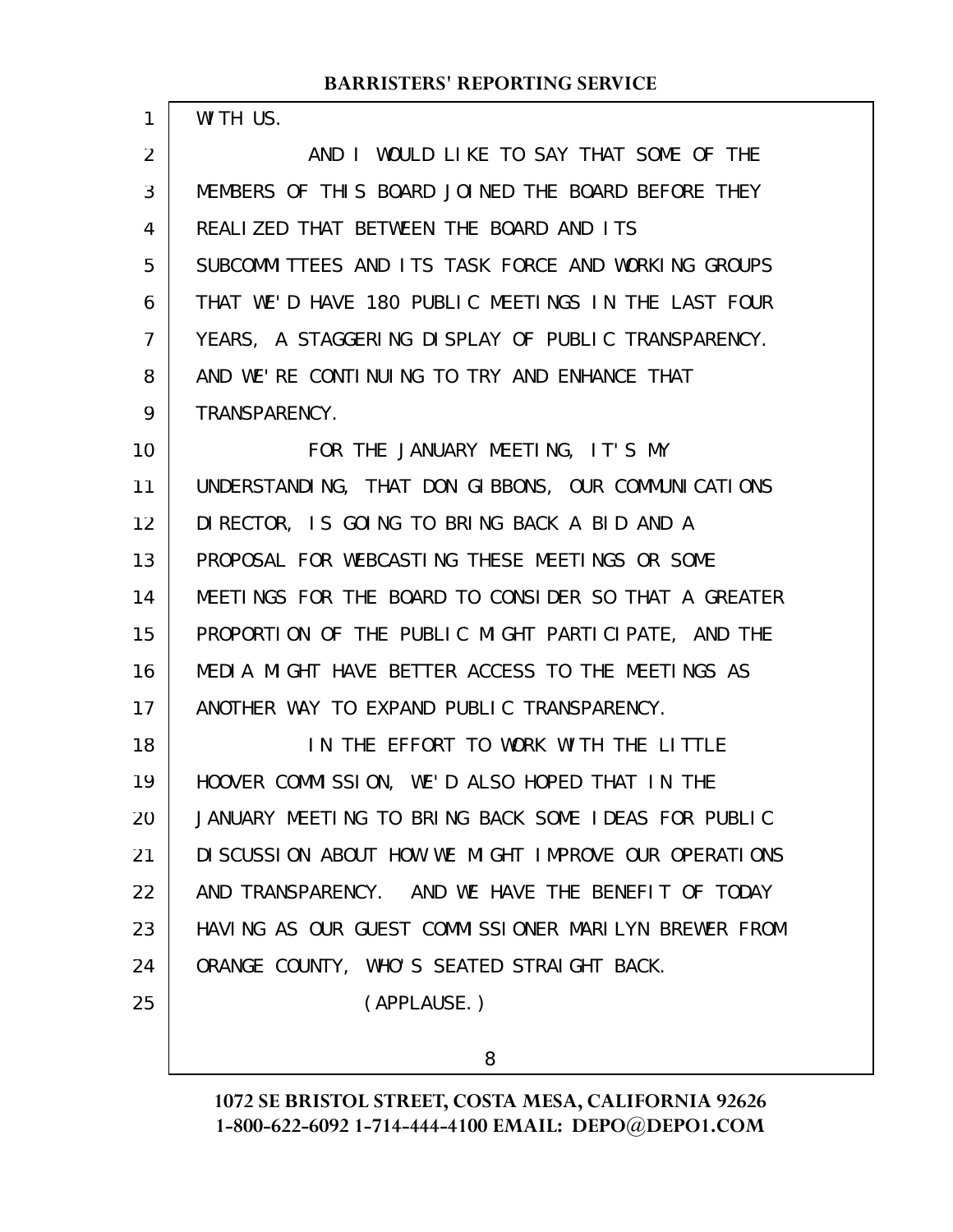WITH US.

AND I WOULD LIKE TO SAY THAT SOME OF THE MEMBERS OF THIS BOARD JOINED THE BOARD BEFORE THEY REALIZED THAT BETWEEN THE BOARD AND ITS SUBCOMMITTEES AND ITS TASK FORCE AND WORKING GROUPS THAT WE'D HAVE 180 PUBLIC MEETINGS IN THE LAST FOUR YEARS, A STAGGERING DISPLAY OF PUBLIC TRANSPARENCY. AND WE'RE CONTINUING TO TRY AND ENHANCE THAT TRANSPARENCY.

FOR THE JANUARY MEETING, IT'S MY UNDERSTANDING, THAT DON GIBBONS, OUR COMMUNICATIONS DIRECTOR, IS GOING TO BRING BACK A BID AND A PROPOSAL FOR WEBCASTING THESE MEETINGS OR SOME MEETINGS FOR THE BOARD TO CONSIDER SO THAT A GREATER PROPORTION OF THE PUBLIC MIGHT PARTICIPATE, AND THE MEDIA MIGHT HAVE BETTER ACCESS TO THE MEETINGS AS ANOTHER WAY TO EXPAND PUBLIC TRANSPARENCY.

IN THE EFFORT TO WORK WITH THE LITTLE HOOVER COMMISSION, WE'D ALSO HOPED THAT IN THE JANUARY MEETING TO BRING BACK SOME IDEAS FOR PUBLIC DISCUSSION ABOUT HOW WE MIGHT IMPROVE OUR OPERATIONS AND TRANSPARENCY. AND WE HAVE THE BENEFIT OF TODAY HAVING AS OUR GUEST COMMISSIONER MARILYN BREWER FROM ORANGE COUNTY, WHO'S SEATED STRAIGHT BACK.

(APPLAUSE.)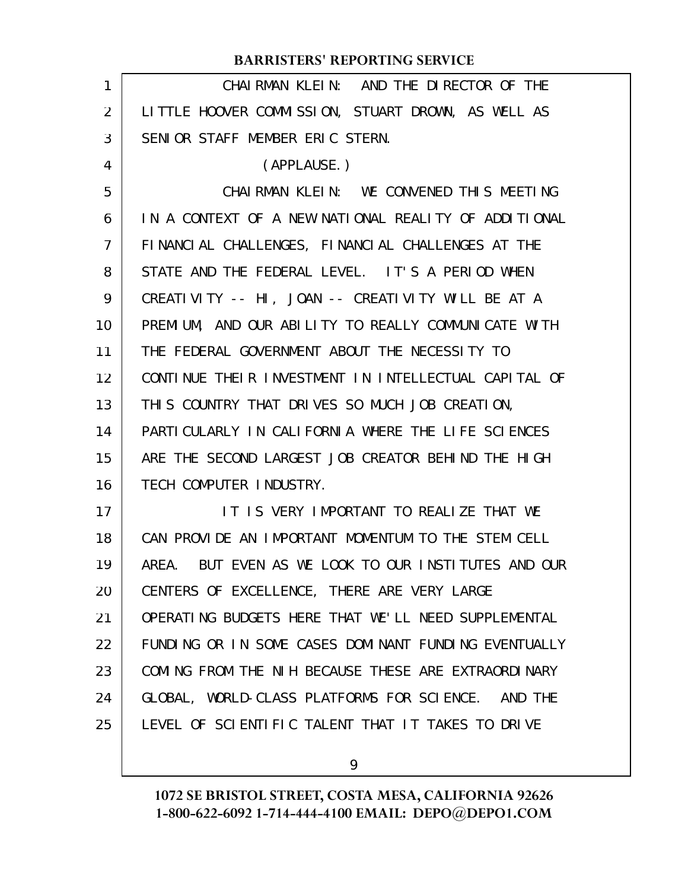CHAIRMAN KLEIN: AND THE DIRECTOR OF THE LITTLE HOOVER COMMISSION, STUART DROWN, AS WELL AS SENIOR STAFF MEMBER ERIC STERN.

(APPLAUSE.)

CHAIRMAN KLEIN: WE CONVENED THIS MEETING IN A CONTEXT OF A NEW NATIONAL REALITY OF ADDITIONAL FINANCIAL CHALLENGES, FINANCIAL CHALLENGES AT THE STATE AND THE FEDERAL LEVEL. IT'S A PERIOD WHEN CREATIVITY -- HI, JOAN -- CREATIVITY WILL BE AT A PREMIUM, AND OUR ABILITY TO REALLY COMMUNICATE WITH THE FEDERAL GOVERNMENT ABOUT THE NECESSITY TO CONTINUE THEIR INVESTMENT IN INTELLECTUAL CAPITAL OF THIS COUNTRY THAT DRIVES SO MUCH JOB CREATION, PARTICULARLY IN CALIFORNIA WHERE THE LIFE SCIENCES ARE THE SECOND LARGEST JOB CREATOR BEHIND THE HIGH TECH COMPUTER INDUSTRY.

IT IS VERY IMPORTANT TO REALIZE THAT WE CAN PROVIDE AN IMPORTANT MOMENTUM TO THE STEM CELL AREA. BUT EVEN AS WE LOOK TO OUR INSTITUTES AND OUR CENTERS OF EXCELLENCE, THERE ARE VERY LARGE OPERATING BUDGETS HERE THAT WE'LL NEED SUPPLEMENTAL FUNDING OR IN SOME CASES DOMINANT FUNDING EVENTUALLY COMING FROM THE NIH BECAUSE THESE ARE EXTRAORDINARY GLOBAL, WORLD-CLASS PLATFORMS FOR SCIENCE. AND THE LEVEL OF SCIENTIFIC TALENT THAT IT TAKES TO DRIVE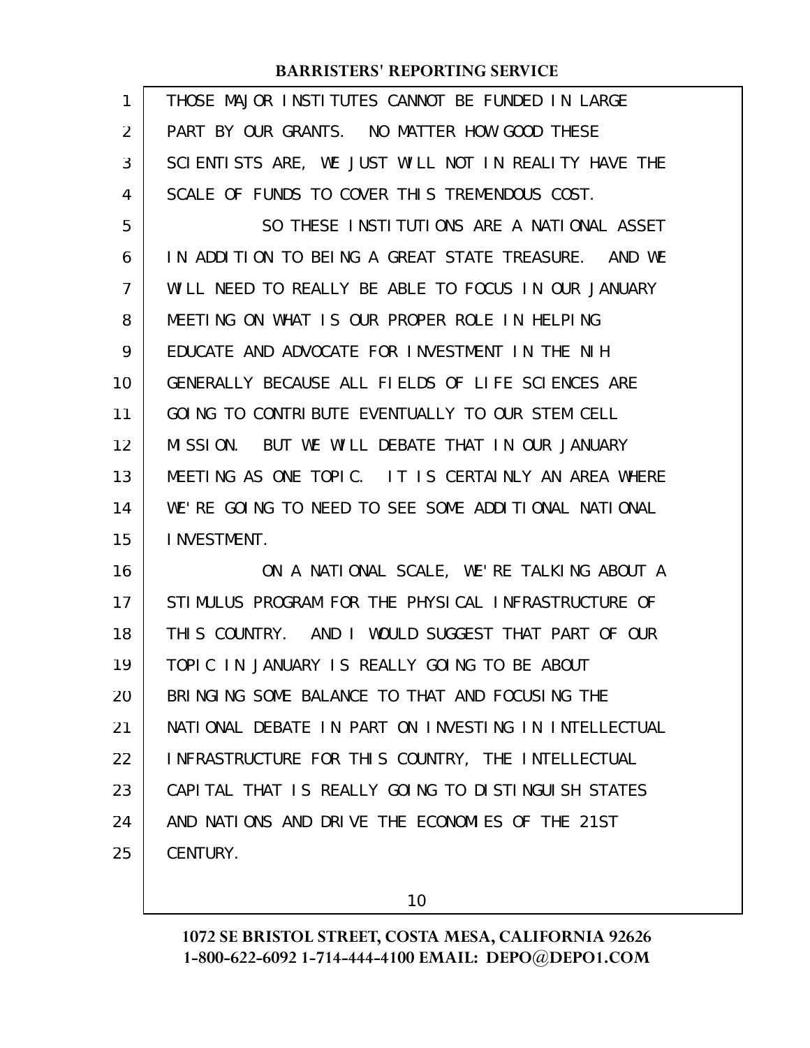THOSE MAJOR INSTITUTES CANNOT BE FUNDED IN LARGE PART BY OUR GRANTS. NO MATTER HOW GOOD THESE SCIENTISTS ARE, WE JUST WILL NOT IN REALITY HAVE THE SCALE OF FUNDS TO COVER THIS TREMENDOUS COST.

SO THESE INSTITUTIONS ARE A NATIONAL ASSET IN ADDITION TO BEING A GREAT STATE TREASURE. AND WE WILL NEED TO REALLY BE ABLE TO FOCUS IN OUR JANUARY MEETING ON WHAT IS OUR PROPER ROLE IN HELPING EDUCATE AND ADVOCATE FOR INVESTMENT IN THE NIH GENERALLY BECAUSE ALL FIELDS OF LIFE SCIENCES ARE GOING TO CONTRIBUTE EVENTUALLY TO OUR STEM CELL MISSION. BUT WE WILL DEBATE THAT IN OUR JANUARY MEETING AS ONE TOPIC. IT IS CERTAINLY AN AREA WHERE WE'RE GOING TO NEED TO SEE SOME ADDITIONAL NATIONAL INVESTMENT.

ON A NATIONAL SCALE, WE'RE TALKING ABOUT A STIMULUS PROGRAM FOR THE PHYSICAL INFRASTRUCTURE OF THIS COUNTRY. AND I WOULD SUGGEST THAT PART OF OUR TOPIC IN JANUARY IS REALLY GOING TO BE ABOUT BRINGING SOME BALANCE TO THAT AND FOCUSING THE NATIONAL DEBATE IN PART ON INVESTING IN INTELLECTUAL INFRASTRUCTURE FOR THIS COUNTRY, THE INTELLECTUAL CAPITAL THAT IS REALLY GOING TO DISTINGUISH STATES AND NATIONS AND DRIVE THE ECONOMIES OF THE 21ST CENTURY.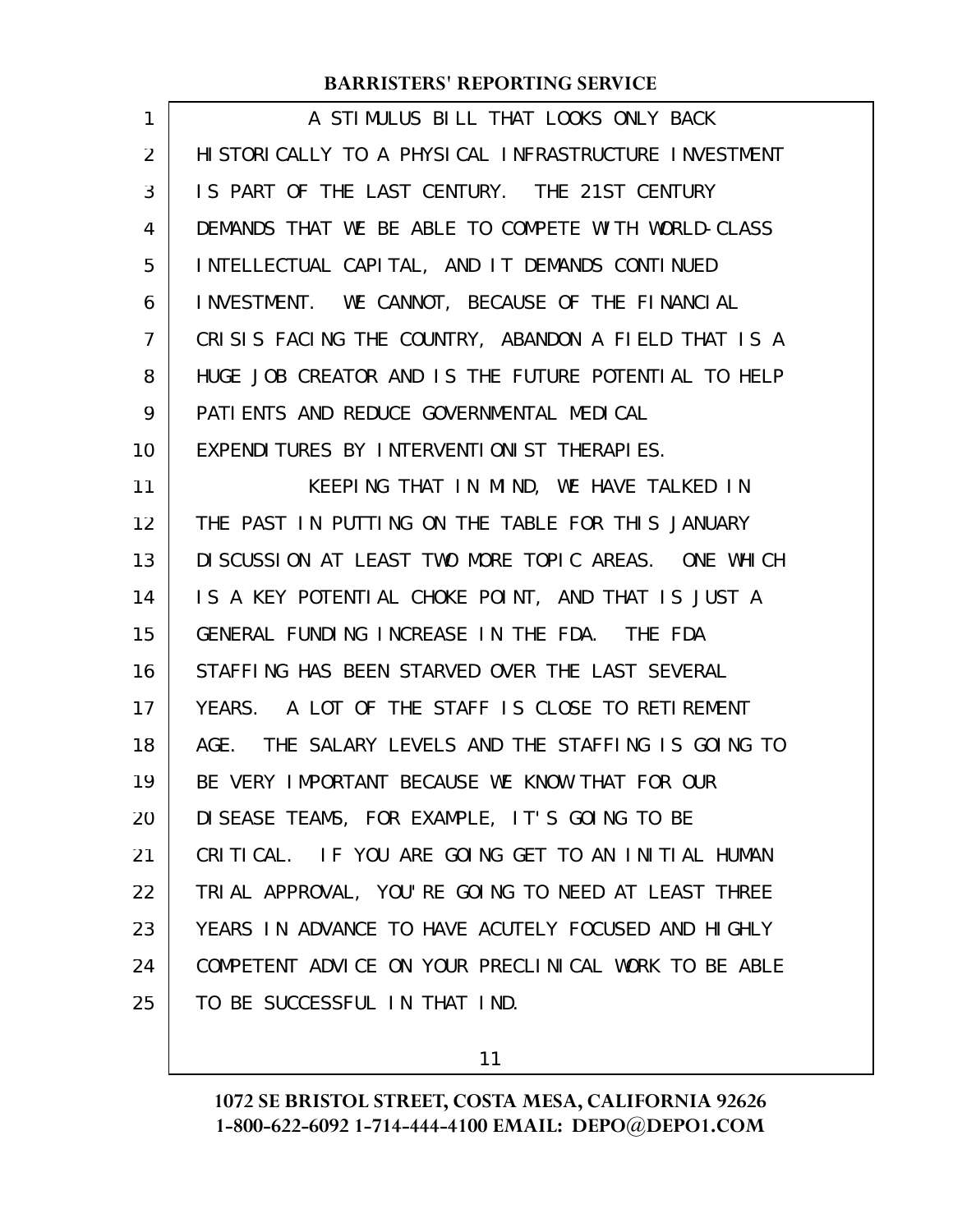A STIMULUS BILL THAT LOOKS ONLY BACK HISTORICALLY TO A PHYSICAL INFRASTRUCTURE INVESTMENT IS PART OF THE LAST CENTURY. THE 21ST CENTURY DEMANDS THAT WE BE ABLE TO COMPETE WITH WORLD-CLASS INTELLECTUAL CAPITAL, AND IT DEMANDS CONTINUED INVESTMENT. WE CANNOT, BECAUSE OF THE FINANCIAL CRISIS FACING THE COUNTRY, ABANDON A FIELD THAT IS A HUGE JOB CREATOR AND IS THE FUTURE POTENTIAL TO HELP PATIENTS AND REDUCE GOVERNMENTAL MEDICAL EXPENDITURES BY INTERVENTIONIST THERAPIES.

KEEPING THAT IN MIND, WE HAVE TALKED IN THE PAST IN PUTTING ON THE TABLE FOR THIS JANUARY DISCUSSION AT LEAST TWO MORE TOPIC AREAS. ONE WHICH IS A KEY POTENTIAL CHOKE POINT, AND THAT IS JUST A GENERAL FUNDING INCREASE IN THE FDA. THE FDA STAFFING HAS BEEN STARVED OVER THE LAST SEVERAL YEARS. A LOT OF THE STAFF IS CLOSE TO RETIREMENT AGE. THE SALARY LEVELS AND THE STAFFING IS GOING TO BE VERY IMPORTANT BECAUSE WE KNOW THAT FOR OUR DISEASE TEAMS, FOR EXAMPLE, IT'S GOING TO BE CRITICAL. IF YOU ARE GOING GET TO AN INITIAL HUMAN TRIAL APPROVAL, YOU'RE GOING TO NEED AT LEAST THREE YEARS IN ADVANCE TO HAVE ACUTELY FOCUSED AND HIGHLY COMPETENT ADVICE ON YOUR PRECLINICAL WORK TO BE ABLE TO BE SUCCESSFUL IN THAT IND.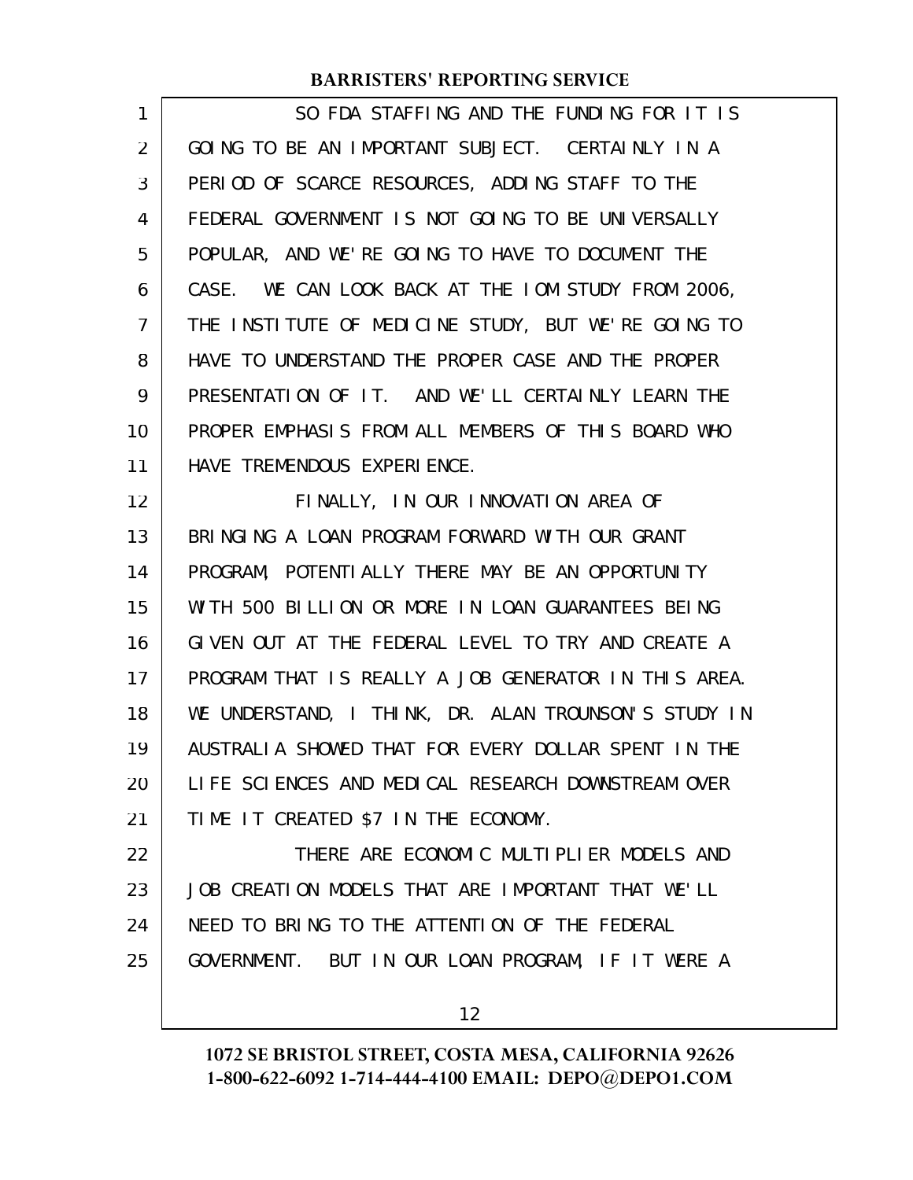SO FDA STAFFING AND THE FUNDING FOR IT IS GOING TO BE AN IMPORTANT SUBJECT. CERTAINLY IN A PERIOD OF SCARCE RESOURCES, ADDING STAFF TO THE FEDERAL GOVERNMENT IS NOT GOING TO BE UNIVERSALLY POPULAR, AND WE'RE GOING TO HAVE TO DOCUMENT THE CASE. WE CAN LOOK BACK AT THE IOM STUDY FROM 2006, THE INSTITUTE OF MEDICINE STUDY, BUT WE'RE GOING TO HAVE TO UNDERSTAND THE PROPER CASE AND THE PROPER PRESENTATION OF IT. AND WE'LL CERTAINLY LEARN THE PROPER EMPHASIS FROM ALL MEMBERS OF THIS BOARD WHO HAVE TREMENDOUS EXPERIENCE.

FINALLY, IN OUR INNOVATION AREA OF BRINGING A LOAN PROGRAM FORWARD WITH OUR GRANT PROGRAM, POTENTIALLY THERE MAY BE AN OPPORTUNITY WITH 500 BILLION OR MORE IN LOAN GUARANTEES BEING GIVEN OUT AT THE FEDERAL LEVEL TO TRY AND CREATE A PROGRAM THAT IS REALLY A JOB GENERATOR IN THIS AREA. WE UNDERSTAND, I THINK, DR. ALAN TROUNSON'S STUDY IN AUSTRALIA SHOWED THAT FOR EVERY DOLLAR SPENT IN THE LIFE SCIENCES AND MEDICAL RESEARCH DOWNSTREAM OVER TIME IT CREATED $7 IN THE ECONOMY.

THERE ARE ECONOMIC MULTIPLIER MODELS AND JOB CREATION MODELS THAT ARE IMPORTANT THAT WE'LL NEED TO BRING TO THE ATTENTION OF THE FEDERAL GOVERNMENT. BUT IN OUR LOAN PROGRAM, IF IT WERE A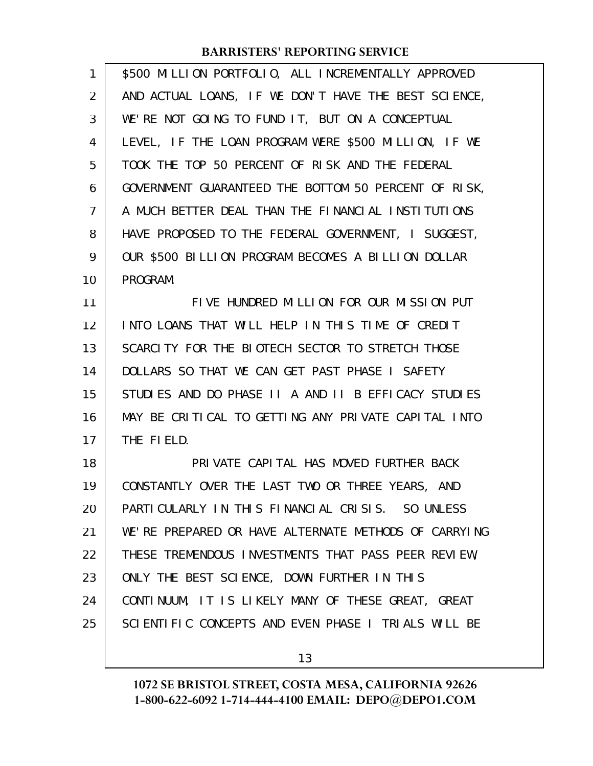\$500 MILLION PORTFOLIO, ALL INCREMENTALLY APPROVED AND ACTUAL LOANS, IF WE DON'T HAVE THE BEST SCIENCE, WE'RE NOT GOING TO FUND IT, BUT ON A CONCEPTUAL LEVEL, IF THE LOAN PROGRAM WERE \$500 MILLION, IF WE TOOK THE TOP 50 PERCENT OF RISK AND THE FEDERAL GOVERNMENT GUARANTEED THE BOTTOM 50 PERCENT OF RISK, A MUCH BETTER DEAL THAN THE FINANCIAL INSTITUTIONS HAVE PROPOSED TO THE FEDERAL GOVERNMENT, I SUGGEST, OUR \$500 BILLION PROGRAM BECOMES A BILLION DOLLAR PROGRAM.

FIVE HUNDRED MILLION FOR OUR MISSION PUT INTO LOANS THAT WILL HELP IN THIS TIME OF CREDIT SCARCITY FOR THE BIOTECH SECTOR TO STRETCH THOSE DOLLARS SO THAT WE CAN GET PAST PHASE I SAFETY STUDIES AND DO PHASE II A AND II B EFFICACY STUDIES MAY BE CRITICAL TO GETTING ANY PRIVATE CAPITAL INTO THE FIELD.

PRIVATE CAPITAL HAS MOVED FURTHER BACK CONSTANTLY OVER THE LAST TWO OR THREE YEARS, AND PARTICULARLY IN THIS FINANCIAL CRISIS. SO UNLESS WE'RE PREPARED OR HAVE ALTERNATE METHODS OF CARRYING THESE TREMENDOUS INVESTMENTS THAT PASS PEER REVIEW, ONLY THE BEST SCIENCE, DOWN FURTHER IN THIS CONTINUUM, IT IS LIKELY MANY OF THESE GREAT, GREAT SCIENTIFIC CONCEPTS AND EVEN PHASE I TRIALS WILL BE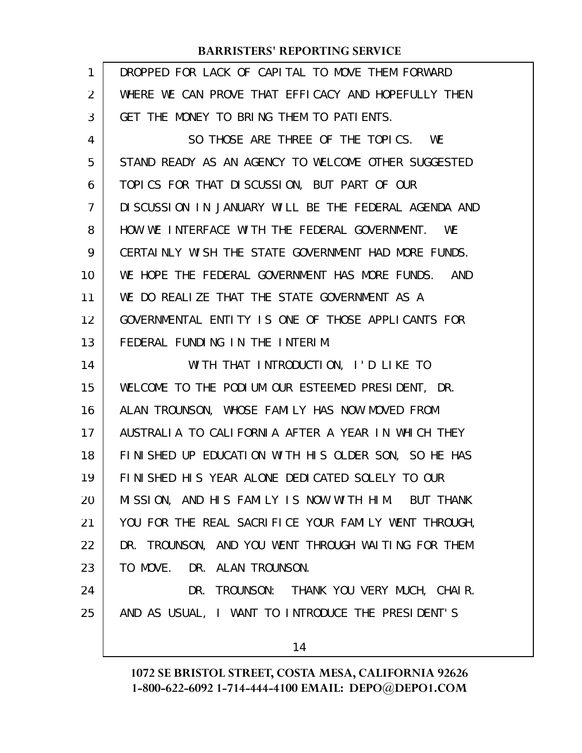DROPPED FOR LACK OF CAPITAL TO MOVE THEM FORWARD WHERE WE CAN PROVE THAT EFFICACY AND HOPEFULLY THEN GET THE MONEY TO BRING THEM TO PATIENTS.

SO THOSE ARE THREE OF THE TOPICS. WE STAND READY AS AN AGENCY TO WELCOME OTHER SUGGESTED TOPICS FOR THAT DISCUSSION, BUT PART OF OUR DISCUSSION IN JANUARY WILL BE THE FEDERAL AGENDA AND HOW WE INTERFACE WITH THE FEDERAL GOVERNMENT. WE CERTAINLY WISH THE STATE GOVERNMENT HAD MORE FUNDS. WE HOPE THE FEDERAL GOVERNMENT HAS MORE FUNDS. AND WE DO REALIZE THAT THE STATE GOVERNMENT AS A GOVERNMENTAL ENTITY IS ONE OF THOSE APPLICANTS FOR FEDERAL FUNDING IN THE INTERIM.

WITH THAT INTRODUCTION, I'D LIKE TO WELCOME TO THE PODIUM OUR ESTEEMED PRESIDENT, DR. ALAN TROUNSON, WHOSE FAMILY HAS NOW MOVED FROM AUSTRALIA TO CALIFORNIA AFTER A YEAR IN WHICH THEY FINISHED UP EDUCATION WITH HIS OLDER SON, SO HE HAS FINISHED HIS YEAR ALONE DEDICATED SOLELY TO OUR MISSION, AND HIS FAMILY IS NOW WITH HIM. BUT THANK YOU FOR THE REAL SACRIFICE YOUR FAMILY WENT THROUGH, DR. TROUNSON, AND YOU WENT THROUGH WAITING FOR THEM TO MOVE. DR. ALAN TROUNSON.

DR. TROUNSON: THANK YOU VERY MUCH, CHAIR. AND AS USUAL, I WANT TO INTRODUCE THE PRESIDENT'S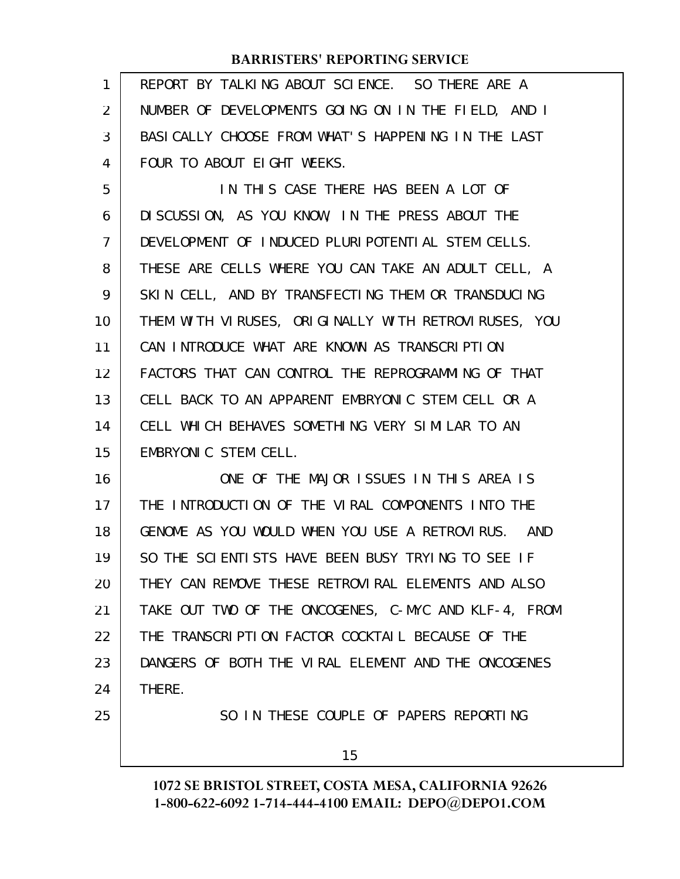REPORT BY TALKING ABOUT SCIENCE. SO THERE ARE A NUMBER OF DEVELOPMENTS GOING ON IN THE FIELD, AND I BASICALLY CHOOSE FROM WHAT'S HAPPENING IN THE LAST FOUR TO ABOUT EIGHT WEEKS.

IN THIS CASE THERE HAS BEEN A LOT OF DISCUSSION, AS YOU KNOW, IN THE PRESS ABOUT THE DEVELOPMENT OF INDUCED PLURIPOTENTIAL STEM CELLS. THESE ARE CELLS WHERE YOU CAN TAKE AN ADULT CELL, A SKIN CELL, AND BY TRANSFECTING THEM OR TRANSDUCING THEM WITH VIRUSES, ORIGINALLY WITH RETROVIRUSES, YOU CAN INTRODUCE WHAT ARE KNOWN AS TRANSCRIPTION FACTORS THAT CAN CONTROL THE REPROGRAMMING OF THAT CELL BACK TO AN APPARENT EMBRYONIC STEM CELL OR A CELL WHICH BEHAVES SOMETHING VERY SIMILAR TO AN EMBRYONIC STEM CELL.

ONE OF THE MAJOR ISSUES IN THIS AREA IS THE INTRODUCTION OF THE VIRAL COMPONENTS INTO THE GENOME AS YOU WOULD WHEN YOU USE A RETROVIRUS. AND SO THE SCIENTISTS HAVE BEEN BUSY TRYING TO SEE IF THEY CAN REMOVE THESE RETROVIRAL ELEMENTS AND ALSO TAKE OUT TWO OF THE ONCOGENES, C-MYC AND KLF-4, FROM THE TRANSCRIPTION FACTOR COCKTAIL BECAUSE OF THE DANGERS OF BOTH THE VIRAL ELEMENT AND THE ONCOGENES THERE.

SO IN THESE COUPLE OF PAPERS REPORTING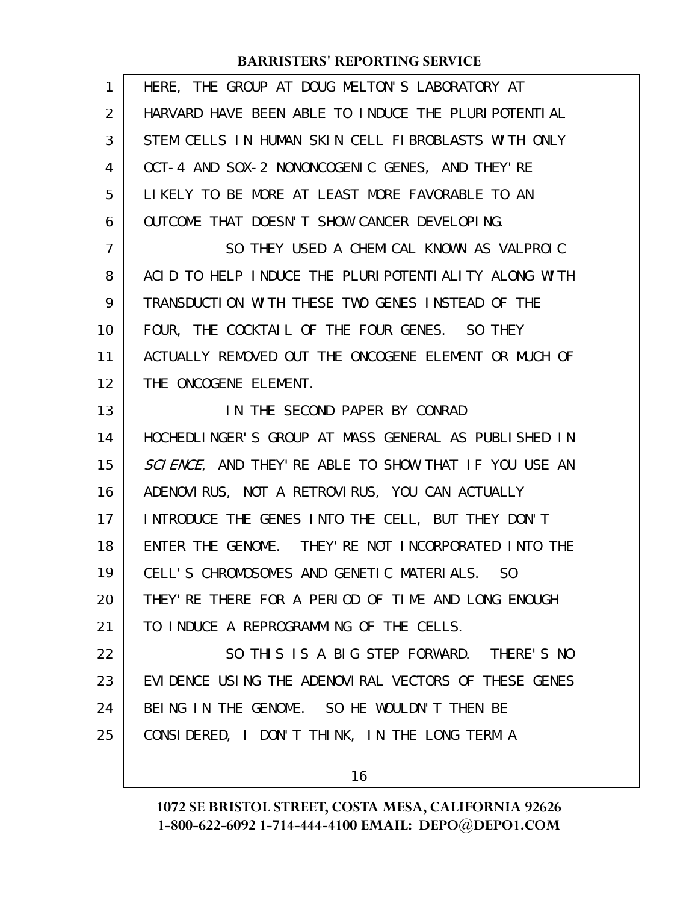HERE, THE GROUP AT DOUG MELTON'S LABORATORY AT HARVARD HAVE BEEN ABLE TO INDUCE THE PLURIPOTENTIAL STEM CELLS IN HUMAN SKIN CELL FIBROBLASTS WITH ONLY OCT-4 AND SOX-2 NONONCOGENIC GENES, AND THEY'RE LIKELY TO BE MORE AT LEAST MORE FAVORABLE TO AN OUTCOME THAT DOESN'T SHOW CANCER DEVELOPING.

SO THEY USED A CHEMICAL KNOWN AS VALPROIC ACID TO HELP INDUCE THE PLURIPOTENTIALITY ALONG WITH TRANSDUCTION WITH THESE TWO GENES INSTEAD OF THE FOUR, THE COCKTAIL OF THE FOUR GENES. SO THEY ACTUALLY REMOVED OUT THE ONCOGENE ELEMENT OR MUCH OF THE ONCOGENE ELEMENT.

IN THE SECOND PAPER BY CONRAD HOCHEDLINGER'S GROUP AT MASS GENERAL AS PUBLISHED IN *SCIENCE*, AND THEY'RE ABLE TO SHOW THAT IF YOU USE AN ADENOVIRUS, NOT A RETROVIRUS, YOU CAN ACTUALLY INTRODUCE THE GENES INTO THE CELL, BUT THEY DON'T ENTER THE GENOME. THEY'RE NOT INCORPORATED INTO THE CELL'S CHROMOSOMES AND GENETIC MATERIALS. SO THEY'RE THERE FOR A PERIOD OF TIME AND LONG ENOUGH TO INDUCE A REPROGRAMMING OF THE CELLS.

SO THIS IS A BIG STEP FORWARD. THERE'S NO EVIDENCE USING THE ADENOVIRAL VECTORS OF THESE GENES BEING IN THE GENOME. SO HE WOULDN'T THEN BE CONSIDERED, I DON'T THINK, IN THE LONG TERM A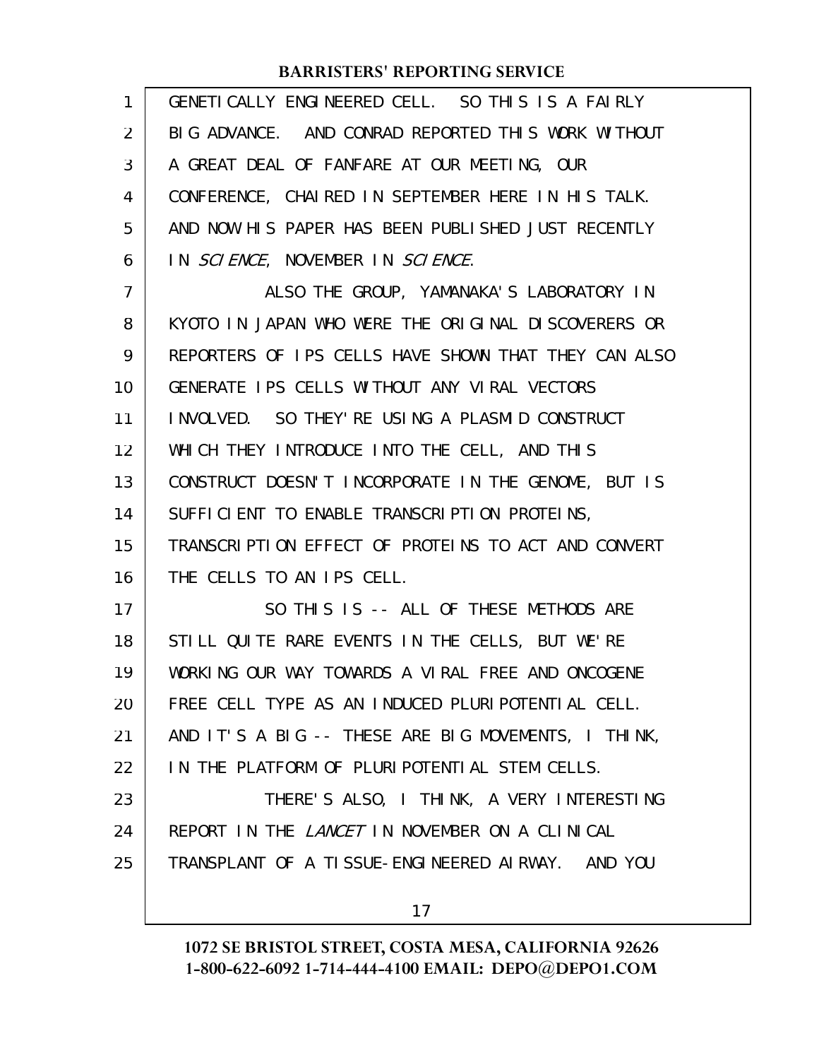GENETICALLY ENGINEERED CELL. SO THIS IS A FAIRLY BIG ADVANCE. AND CONRAD REPORTED THIS WORK WITHOUT A GREAT DEAL OF FANFARE AT OUR MEETING, OUR CONFERENCE, CHAIRED IN SEPTEMBER HERE IN HIS TALK. AND NOW HIS PAPER HAS BEEN PUBLISHED JUST RECENTLY IN *SCIENCE*, NOVEMBER IN *SCIENCE*.

ALSO THE GROUP, YAMANAKA'S LABORATORY IN KYOTO IN JAPAN WHO WERE THE ORIGINAL DISCOVERERS OR REPORTERS OF IPS CELLS HAVE SHOWN THAT THEY CAN ALSO GENERATE IPS CELLS WITHOUT ANY VIRAL VECTORS INVOLVED. SO THEY'RE USING A PLASMID CONSTRUCT WHICH THEY INTRODUCE INTO THE CELL, AND THIS CONSTRUCT DOESN'T INCORPORATE IN THE GENOME, BUT IS SUFFICIENT TO ENABLE TRANSCRIPTION PROTEINS, TRANSCRIPTION EFFECT OF PROTEINS TO ACT AND CONVERT THE CELLS TO AN IPS CELL.

SO THIS IS -- ALL OF THESE METHODS ARE STILL QUITE RARE EVENTS IN THE CELLS, BUT WE'RE WORKING OUR WAY TOWARDS A VIRAL FREE AND ONCOGENE FREE CELL TYPE AS AN INDUCED PLURIPOTENTIAL CELL. AND IT'S A BIG -- THESE ARE BIG MOVEMENTS, I THINK, IN THE PLATFORM OF PLURIPOTENTIAL STEM CELLS.

THERE'S ALSO, I THINK, A VERY INTERESTING REPORT IN THE *LANCET* IN NOVEMBER ON A CLINICAL TRANSPLANT OF A TISSUE-ENGINEERED AIRWAY. AND YOU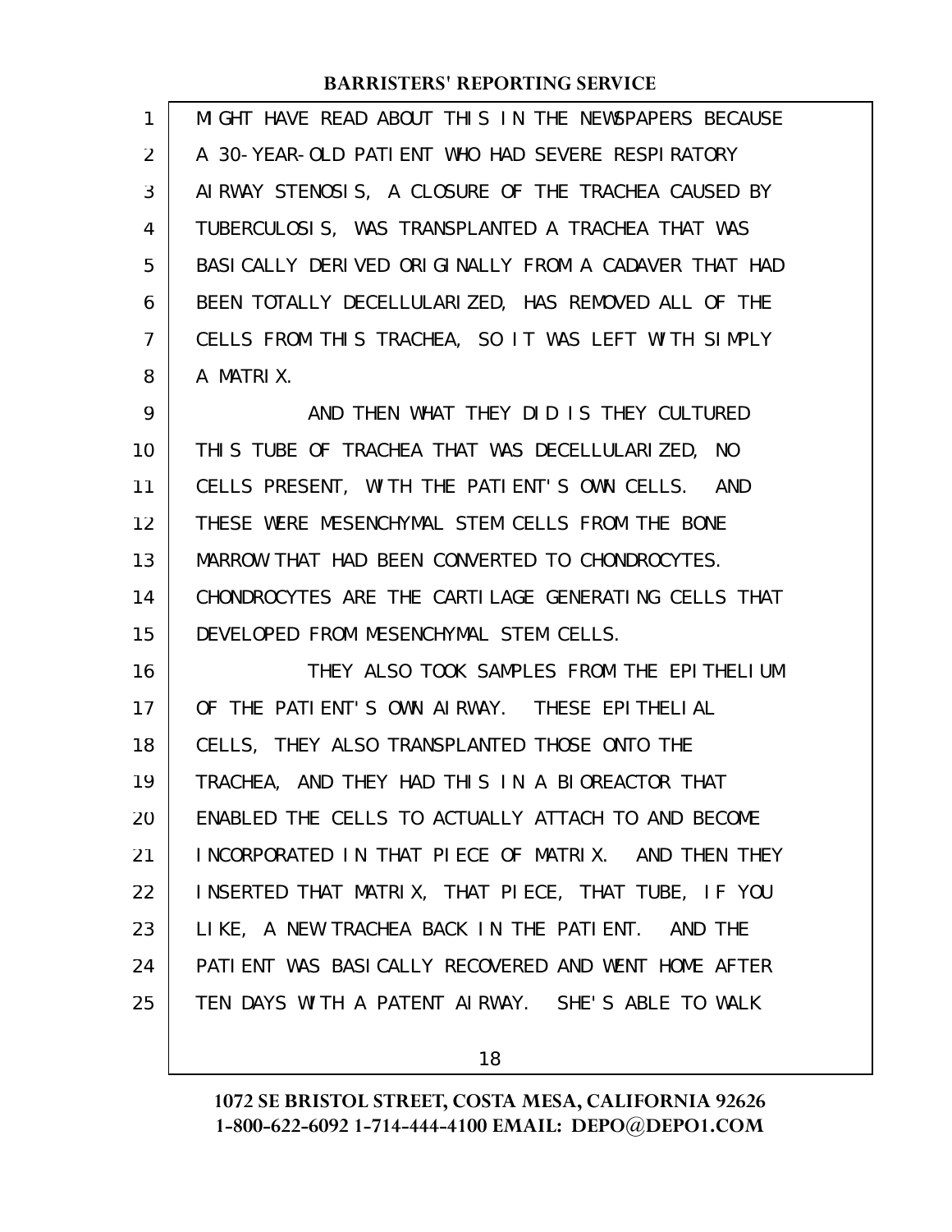MIGHT HAVE READ ABOUT THIS IN THE NEWSPAPERS BECAUSE A 30-YEAR-OLD PATIENT WHO HAD SEVERE RESPIRATORY AIRWAY STENOSIS, A CLOSURE OF THE TRACHEA CAUSED BY TUBERCULOSIS, WAS TRANSPLANTED A TRACHEA THAT WAS BASICALLY DERIVED ORIGINALLY FROM A CADAVER THAT HAD BEEN TOTALLY DECELLULARIZED, HAS REMOVED ALL OF THE CELLS FROM THIS TRACHEA, SO IT WAS LEFT WITH SIMPLY A MATRIX.

AND THEN WHAT THEY DID IS THEY CULTURED THIS TUBE OF TRACHEA THAT WAS DECELLULARIZED, NO CELLS PRESENT, WITH THE PATIENT'S OWN CELLS. AND THESE WERE MESENCHYMAL STEM CELLS FROM THE BONE MARROW THAT HAD BEEN CONVERTED TO CHONDROCYTES. CHONDROCYTES ARE THE CARTILAGE GENERATING CELLS THAT DEVELOPED FROM MESENCHYMAL STEM CELLS.

THEY ALSO TOOK SAMPLES FROM THE EPITHELIUM OF THE PATIENT'S OWN AIRWAY. THESE EPITHELIAL CELLS, THEY ALSO TRANSPLANTED THOSE ONTO THE TRACHEA, AND THEY HAD THIS IN A BIOREACTOR THAT ENABLED THE CELLS TO ACTUALLY ATTACH TO AND BECOME INCORPORATED IN THAT PIECE OF MATRIX. AND THEN THEY INSERTED THAT MATRIX, THAT PIECE, THAT TUBE, IF YOU LIKE, A NEW TRACHEA BACK IN THE PATIENT. AND THE PATIENT WAS BASICALLY RECOVERED AND WENT HOME AFTER TEN DAYS WITH A PATENT AIRWAY. SHE'S ABLE TO WALK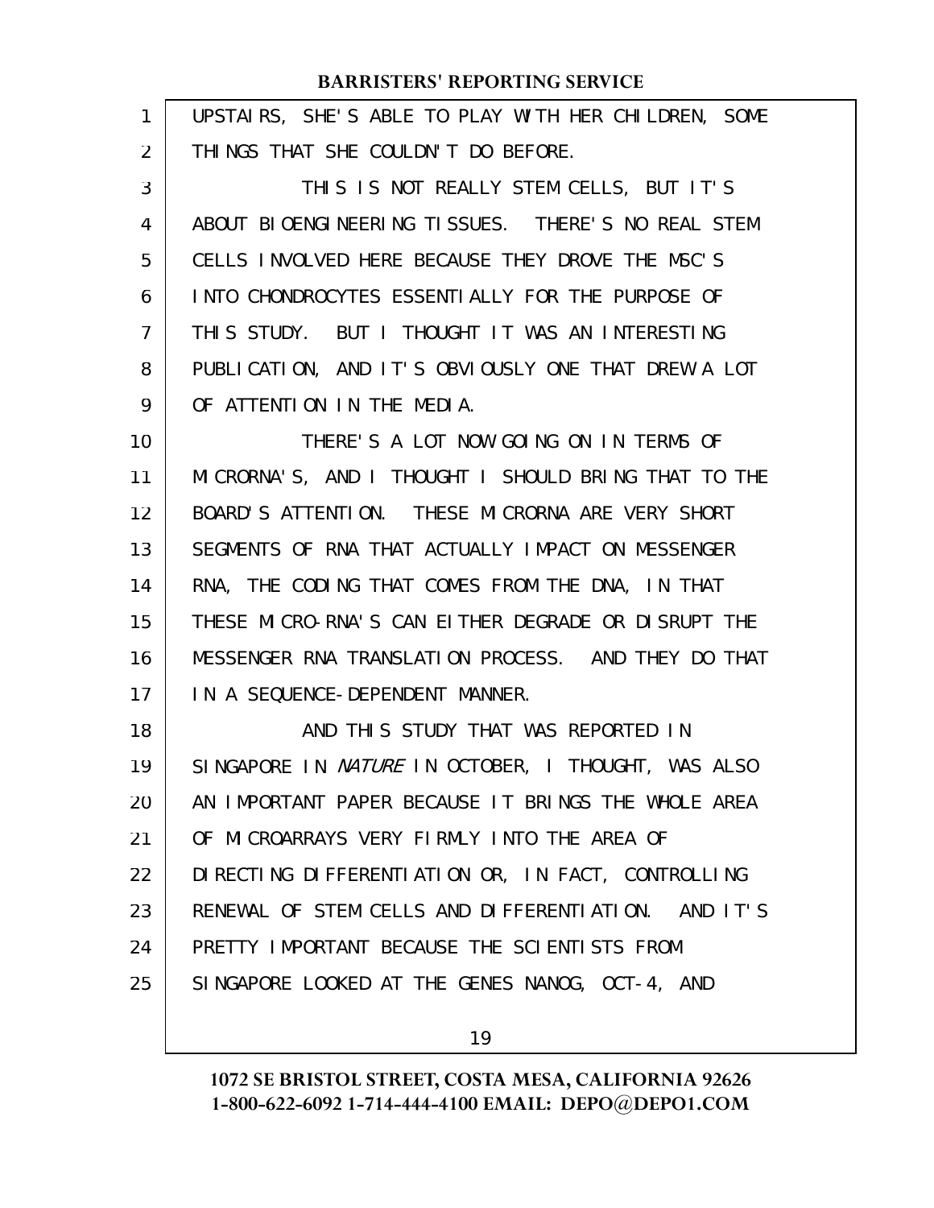UPSTAIRS, SHE'S ABLE TO PLAY WITH HER CHILDREN, SOME THINGS THAT SHE COULDN'T DO BEFORE.

THIS IS NOT REALLY STEM CELLS, BUT IT'S ABOUT BIOENGINEERING TISSUES. THERE'S NO REAL STEM CELLS INVOLVED HERE BECAUSE THEY DROVE THE MSC'S INTO CHONDROCYTES ESSENTIALLY FOR THE PURPOSE OF THIS STUDY. BUT I THOUGHT IT WAS AN INTERESTING PUBLICATION, AND IT'S OBVIOUSLY ONE THAT DREW A LOT OF ATTENTION IN THE MEDIA.

THERE'S A LOT NOW GOING ON IN TERMS OF MICRORNA'S, AND I THOUGHT I SHOULD BRING THAT TO THE BOARD'S ATTENTION. THESE MICRORNA ARE VERY SHORT SEGMENTS OF RNA THAT ACTUALLY IMPACT ON MESSENGER RNA, THE CODING THAT COMES FROM THE DNA, IN THAT THESE MICRO-RNA'S CAN EITHER DEGRADE OR DISRUPT THE MESSENGER RNA TRANSLATION PROCESS. AND THEY DO THAT IN A SEQUENCE-DEPENDENT MANNER.

AND THIS STUDY THAT WAS REPORTED IN SINGAPORE IN *NATURE* IN OCTOBER, I THOUGHT, WAS ALSO AN IMPORTANT PAPER BECAUSE IT BRINGS THE WHOLE AREA OF MICROARRAYS VERY FIRMLY INTO THE AREA OF DIRECTING DIFFERENTIATION OR, IN FACT, CONTROLLING RENEWAL OF STEM CELLS AND DIFFERENTIATION. AND IT'S PRETTY IMPORTANT BECAUSE THE SCIENTISTS FROM SINGAPORE LOOKED AT THE GENES NANOG, OCT-4, AND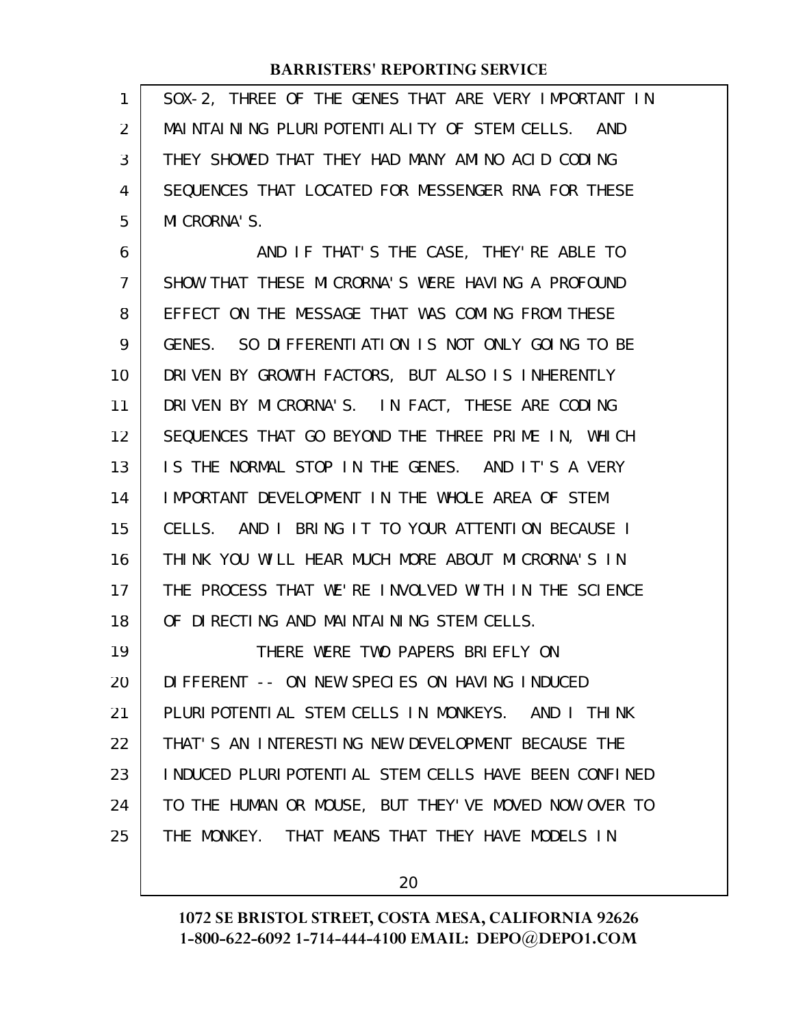SOX-2, THREE OF THE GENES THAT ARE VERY IMPORTANT IN MAINTAINING PLURIPOTENTIALITY OF STEM CELLS. AND THEY SHOWED THAT THEY HAD MANY AMINO ACID CODING SEQUENCES THAT LOCATED FOR MESSENGER RNA FOR THESE MICRORNA'S.

AND IF THAT'S THE CASE, THEY'RE ABLE TO SHOW THAT THESE MICRORNA'S WERE HAVING A PROFOUND EFFECT ON THE MESSAGE THAT WAS COMING FROM THESE GENES. SO DIFFERENTIATION IS NOT ONLY GOING TO BE DRIVEN BY GROWTH FACTORS, BUT ALSO IS INHERENTLY DRIVEN BY MICRORNA'S. IN FACT, THESE ARE CODING SEQUENCES THAT GO BEYOND THE THREE PRIME IN, WHICH IS THE NORMAL STOP IN THE GENES. AND IT'S A VERY IMPORTANT DEVELOPMENT IN THE WHOLE AREA OF STEM CELLS. AND I BRING IT TO YOUR ATTENTION BECAUSE I THINK YOU WILL HEAR MUCH MORE ABOUT MICRORNA'S IN THE PROCESS THAT WE'RE INVOLVED WITH IN THE SCIENCE OF DIRECTING AND MAINTAINING STEM CELLS.

THERE WERE TWO PAPERS BRIEFLY ON DIFFERENT -- ON NEW SPECIES ON HAVING INDUCED PLURIPOTENTIAL STEM CELLS IN MONKEYS. AND I THINK THAT'S AN INTERESTING NEW DEVELOPMENT BECAUSE THE INDUCED PLURIPOTENTIAL STEM CELLS HAVE BEEN CONFINED TO THE HUMAN OR MOUSE, BUT THEY'VE MOVED NOW OVER TO THE MONKEY. THAT MEANS THAT THEY HAVE MODELS IN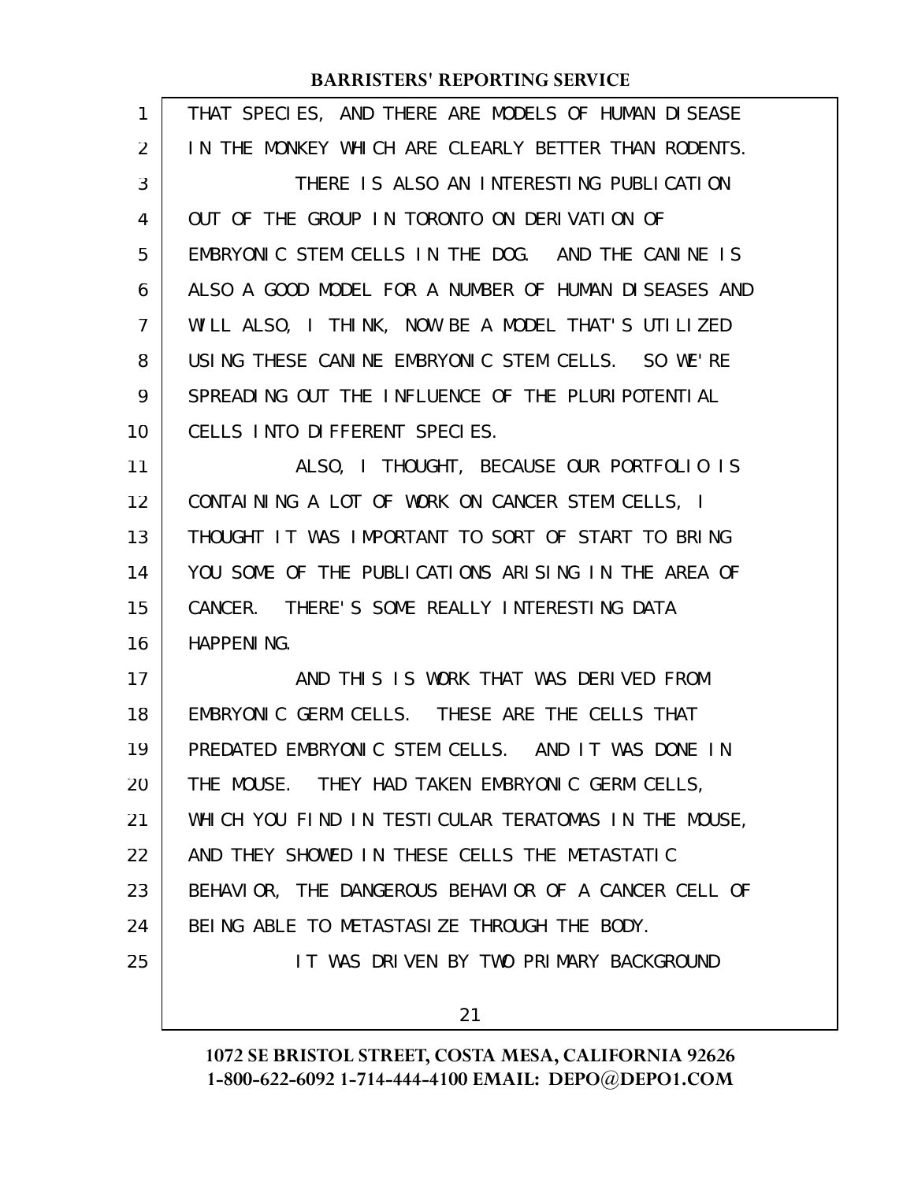THAT SPECIES, AND THERE ARE MODELS OF HUMAN DISEASE IN THE MONKEY WHICH ARE CLEARLY BETTER THAN RODENTS.

THERE IS ALSO AN INTERESTING PUBLICATION OUT OF THE GROUP IN TORONTO ON DERIVATION OF EMBRYONIC STEM CELLS IN THE DOG. AND THE CANINE IS ALSO A GOOD MODEL FOR A NUMBER OF HUMAN DISEASES AND WILL ALSO, I THINK, NOW BE A MODEL THAT'S UTILIZED USING THESE CANINE EMBRYONIC STEM CELLS. SO WE'RE SPREADING OUT THE INFLUENCE OF THE PLURIPOTENTIAL CELLS INTO DIFFERENT SPECIES.

ALSO, I THOUGHT, BECAUSE OUR PORTFOLIO IS CONTAINING A LOT OF WORK ON CANCER STEM CELLS, I THOUGHT IT WAS IMPORTANT TO SORT OF START TO BRING YOU SOME OF THE PUBLICATIONS ARISING IN THE AREA OF CANCER. THERE'S SOME REALLY INTERESTING DATA HAPPENING.

AND THIS IS WORK THAT WAS DERIVED FROM EMBRYONIC GERM CELLS. THESE ARE THE CELLS THAT PREDATED EMBRYONIC STEM CELLS. AND IT WAS DONE IN THE MOUSE. THEY HAD TAKEN EMBRYONIC GERM CELLS, WHICH YOU FIND IN TESTICULAR TERATOMAS IN THE MOUSE, AND THEY SHOWED IN THESE CELLS THE METASTATIC BEHAVIOR, THE DANGEROUS BEHAVIOR OF A CANCER CELL OF BEING ABLE TO METASTASIZE THROUGH THE BODY.

IT WAS DRIVEN BY TWO PRIMARY BACKGROUND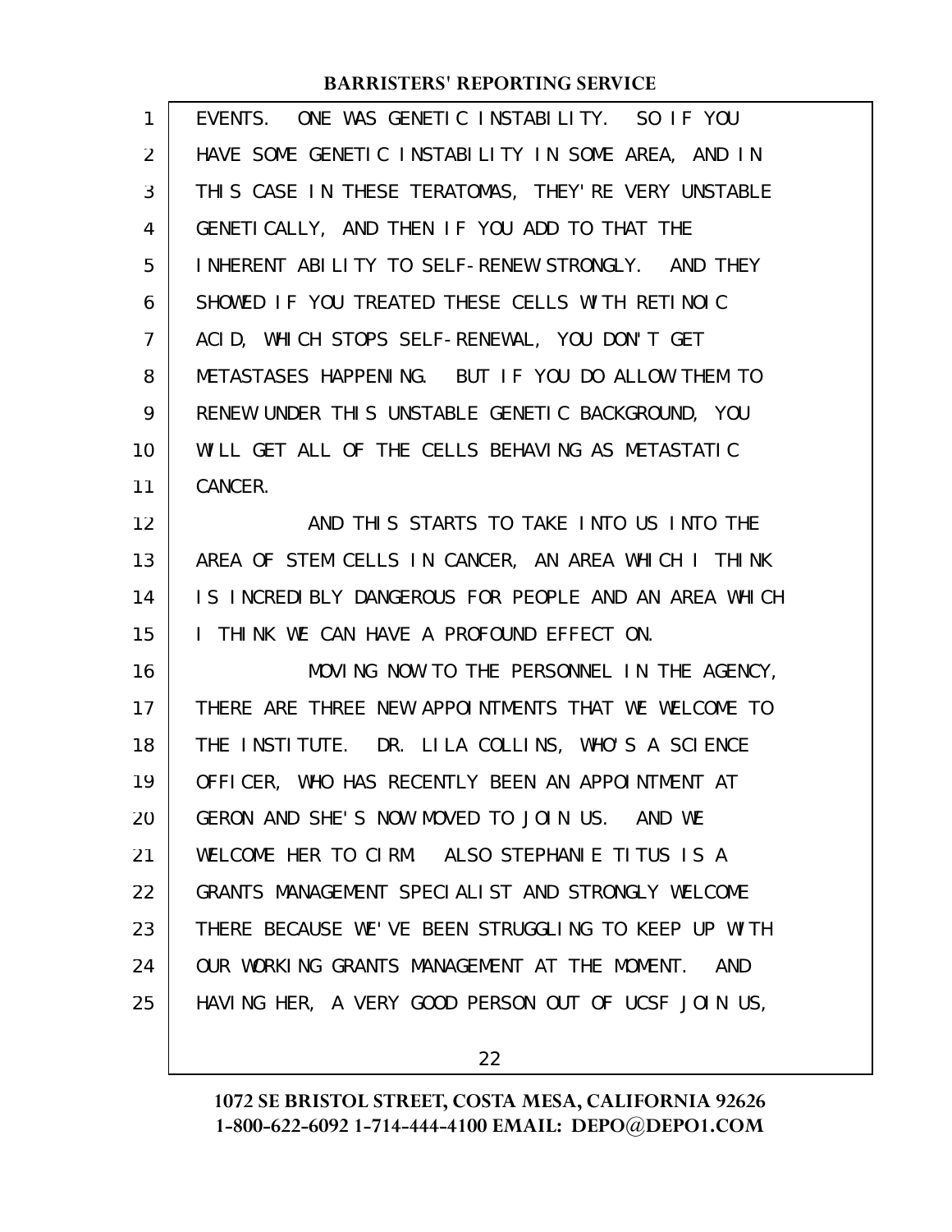EVENTS. ONE WAS GENETIC INSTABILITY. SO IF YOU HAVE SOME GENETIC INSTABILITY IN SOME AREA, AND IN THIS CASE IN THESE TERATOMAS, THEY'RE VERY UNSTABLE GENETICALLY, AND THEN IF YOU ADD TO THAT THE INHERENT ABILITY TO SELF-RENEW STRONGLY. AND THEY SHOWED IF YOU TREATED THESE CELLS WITH RETINOIC ACID, WHICH STOPS SELF-RENEWAL, YOU DON'T GET METASTASES HAPPENING. BUT IF YOU DO ALLOW THEM TO RENEW UNDER THIS UNSTABLE GENETIC BACKGROUND, YOU WILL GET ALL OF THE CELLS BEHAVING AS METASTATIC CANCER.

AND THIS STARTS TO TAKE INTO US INTO THE AREA OF STEM CELLS IN CANCER, AN AREA WHICH I THINK IS INCREDIBLY DANGEROUS FOR PEOPLE AND AN AREA WHICH I THINK WE CAN HAVE A PROFOUND EFFECT ON.

MOVING NOW TO THE PERSONNEL IN THE AGENCY, THERE ARE THREE NEW APPOINTMENTS THAT WE WELCOME TO THE INSTITUTE. DR. LILA COLLINS, WHO'S A SCIENCE OFFICER, WHO HAS RECENTLY BEEN AN APPOINTMENT AT GERON AND SHE'S NOW MOVED TO JOIN US. AND WE WELCOME HER TO CIRM. ALSO STEPHANIE TITUS IS A GRANTS MANAGEMENT SPECIALIST AND STRONGLY WELCOME THERE BECAUSE WE'VE BEEN STRUGGLING TO KEEP UP WITH OUR WORKING GRANTS MANAGEMENT AT THE MOMENT. AND HAVING HER, A VERY GOOD PERSON OUT OF UCSF JOIN US,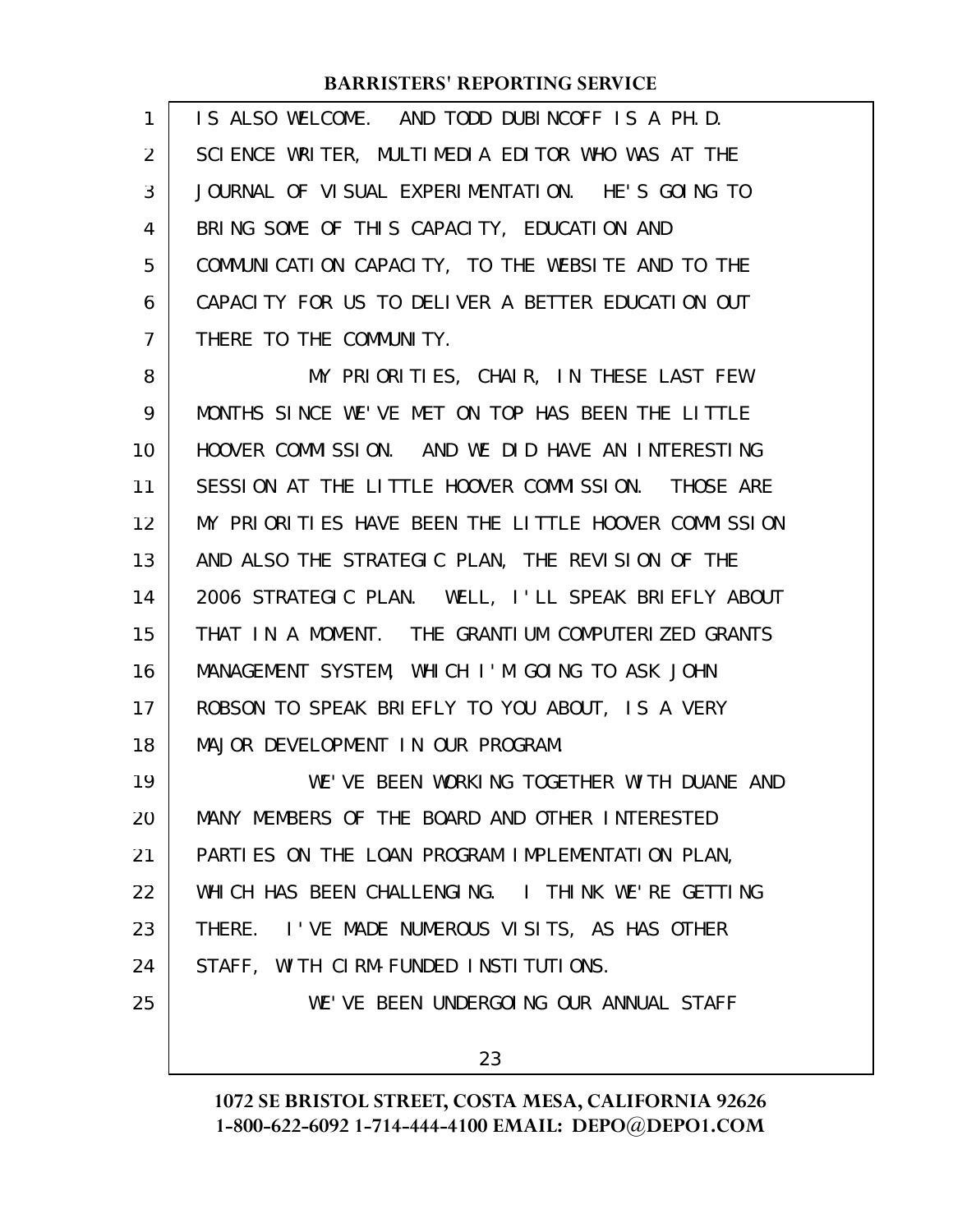IS ALSO WELCOME. AND TODD DUBINCOFF IS A PH.D. SCIENCE WRITER, MULTIMEDIA EDITOR WHO WAS AT THE JOURNAL OF VISUAL EXPERIMENTATION. HE'S GOING TO BRING SOME OF THIS CAPACITY, EDUCATION AND COMMUNICATION CAPACITY, TO THE WEBSITE AND TO THE CAPACITY FOR US TO DELIVER A BETTER EDUCATION OUT THERE TO THE COMMUNITY.

MY PRIORITIES, CHAIR, IN THESE LAST FEW MONTHS SINCE WE'VE MET ON TOP HAS BEEN THE LITTLE HOOVER COMMISSION. AND WE DID HAVE AN INTERESTING SESSION AT THE LITTLE HOOVER COMMISSION. THOSE ARE MY PRIORITIES HAVE BEEN THE LITTLE HOOVER COMMISSION AND ALSO THE STRATEGIC PLAN, THE REVISION OF THE 2006 STRATEGIC PLAN. WELL, I'LL SPEAK BRIEFLY ABOUT THAT IN A MOMENT. THE GRANTIUM COMPUTERIZED GRANTS MANAGEMENT SYSTEM, WHICH I'M GOING TO ASK JOHN ROBSON TO SPEAK BRIEFLY TO YOU ABOUT, IS A VERY MAJOR DEVELOPMENT IN OUR PROGRAM.

WE'VE BEEN WORKING TOGETHER WITH DUANE AND MANY MEMBERS OF THE BOARD AND OTHER INTERESTED PARTIES ON THE LOAN PROGRAM IMPLEMENTATION PLAN, WHICH HAS BEEN CHALLENGING. I THINK WE'RE GETTING THERE. I'VE MADE NUMEROUS VISITS, AS HAS OTHER STAFF, WITH CIRM-FUNDED INSTITUTIONS.

WE'VE BEEN UNDERGOING OUR ANNUAL STAFF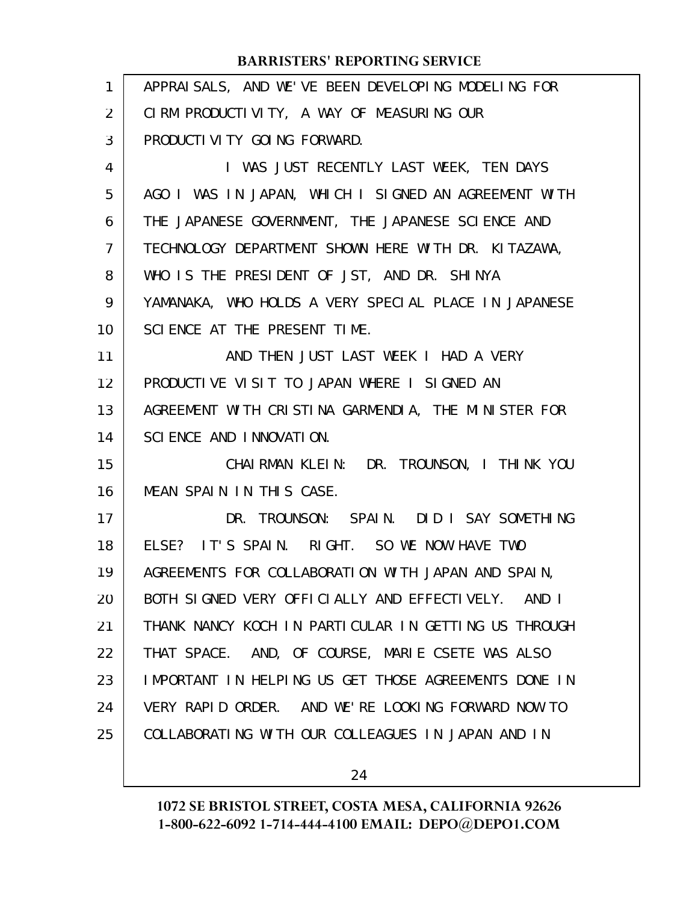APPRAISALS, AND WE'VE BEEN DEVELOPING MODELING FOR CIRM PRODUCTIVITY, A WAY OF MEASURING OUR PRODUCTIVITY GOING FORWARD.

I WAS JUST RECENTLY LAST WEEK, TEN DAYS AGO I WAS IN JAPAN, WHICH I SIGNED AN AGREEMENT WITH THE JAPANESE GOVERNMENT, THE JAPANESE SCIENCE AND TECHNOLOGY DEPARTMENT SHOWN HERE WITH DR. KITAZAWA, WHO IS THE PRESIDENT OF JST, AND DR. SHINYA YAMANAKA, WHO HOLDS A VERY SPECIAL PLACE IN JAPANESE SCIENCE AT THE PRESENT TIME.

AND THEN JUST LAST WEEK I HAD A VERY PRODUCTIVE VISIT TO JAPAN WHERE I SIGNED AN AGREEMENT WITH CRISTINA GARMENDIA, THE MINISTER FOR SCIENCE AND INNOVATION.

CHAIRMAN KLEIN: DR. TROUNSON, I THINK YOU MEAN SPAIN IN THIS CASE.

DR. TROUNSON: SPAIN. DID I SAY SOMETHING ELSE? IT'S SPAIN. RIGHT. SO WE NOW HAVE TWO AGREEMENTS FOR COLLABORATION WITH JAPAN AND SPAIN, BOTH SIGNED VERY OFFICIALLY AND EFFECTIVELY. AND I THANK NANCY KOCH IN PARTICULAR IN GETTING US THROUGH THAT SPACE. AND, OF COURSE, MARIE CSETE WAS ALSO IMPORTANT IN HELPING US GET THOSE AGREEMENTS DONE IN VERY RAPID ORDER. AND WE'RE LOOKING FORWARD NOW TO COLLABORATING WITH OUR COLLEAGUES IN JAPAN AND IN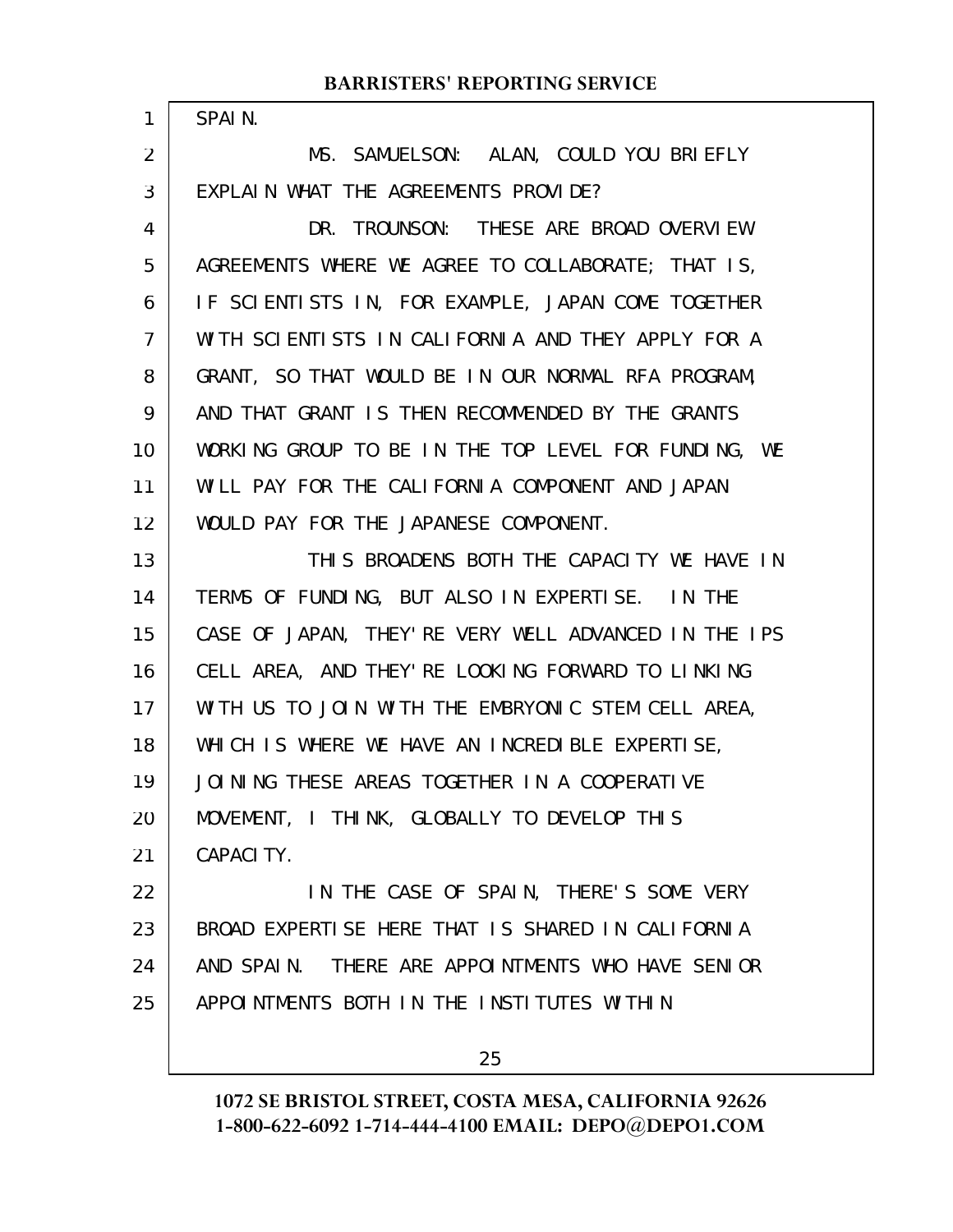SPAIN.

MS. SAMUELSON: ALAN, COULD YOU BRIEFLY EXPLAIN WHAT THE AGREEMENTS PROVIDE?

DR. TROUNSON: THESE ARE BROAD OVERVIEW AGREEMENTS WHERE WE AGREE TO COLLABORATE; THAT IS, IF SCIENTISTS IN, FOR EXAMPLE, JAPAN COME TOGETHER WITH SCIENTISTS IN CALIFORNIA AND THEY APPLY FOR A GRANT, SO THAT WOULD BE IN OUR NORMAL RFA PROGRAM, AND THAT GRANT IS THEN RECOMMENDED BY THE GRANTS WORKING GROUP TO BE IN THE TOP LEVEL FOR FUNDING, WE WILL PAY FOR THE CALIFORNIA COMPONENT AND JAPAN WOULD PAY FOR THE JAPANESE COMPONENT.

THIS BROADENS BOTH THE CAPACITY WE HAVE IN TERMS OF FUNDING, BUT ALSO IN EXPERTISE. IN THE CASE OF JAPAN, THEY'RE VERY WELL ADVANCED IN THE IPS CELL AREA, AND THEY'RE LOOKING FORWARD TO LINKING WITH US TO JOIN WITH THE EMBRYONIC STEM CELL AREA, WHICH IS WHERE WE HAVE AN INCREDIBLE EXPERTISE, JOINING THESE AREAS TOGETHER IN A COOPERATIVE MOVEMENT, I THINK, GLOBALLY TO DEVELOP THIS CAPACITY.

IN THE CASE OF SPAIN, THERE'S SOME VERY BROAD EXPERTISE HERE THAT IS SHARED IN CALIFORNIA AND SPAIN. THERE ARE APPOINTMENTS WHO HAVE SENIOR APPOINTMENTS BOTH IN THE INSTITUTES WITHIN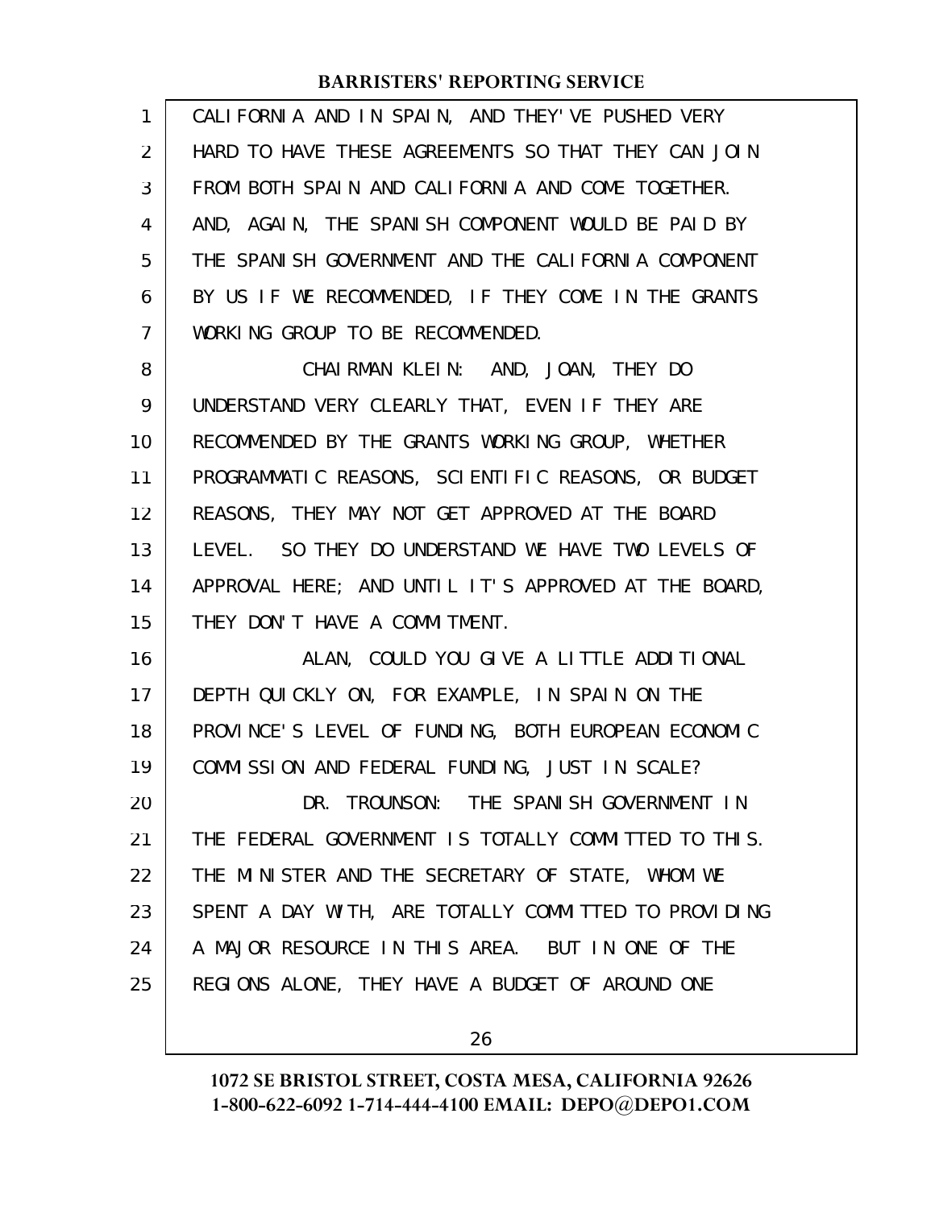CALIFORNIA AND IN SPAIN, AND THEY'VE PUSHED VERY HARD TO HAVE THESE AGREEMENTS SO THAT THEY CAN JOIN FROM BOTH SPAIN AND CALIFORNIA AND COME TOGETHER. AND, AGAIN, THE SPANISH COMPONENT WOULD BE PAID BY THE SPANISH GOVERNMENT AND THE CALIFORNIA COMPONENT BY US IF WE RECOMMENDED, IF THEY COME IN THE GRANTS WORKING GROUP TO BE RECOMMENDED.

CHAIRMAN KLEIN: AND, JOAN, THEY DO UNDERSTAND VERY CLEARLY THAT, EVEN IF THEY ARE RECOMMENDED BY THE GRANTS WORKING GROUP, WHETHER PROGRAMMATIC REASONS, SCIENTIFIC REASONS, OR BUDGET REASONS, THEY MAY NOT GET APPROVED AT THE BOARD LEVEL. SO THEY DO UNDERSTAND WE HAVE TWO LEVELS OF APPROVAL HERE; AND UNTIL IT'S APPROVED AT THE BOARD, THEY DON'T HAVE A COMMITMENT.

ALAN, COULD YOU GIVE A LITTLE ADDITIONAL DEPTH QUICKLY ON, FOR EXAMPLE, IN SPAIN ON THE PROVINCE'S LEVEL OF FUNDING, BOTH EUROPEAN ECONOMIC COMMISSION AND FEDERAL FUNDING, JUST IN SCALE?

DR. TROUNSON: THE SPANISH GOVERNMENT IN THE FEDERAL GOVERNMENT IS TOTALLY COMMITTED TO THIS. THE MINISTER AND THE SECRETARY OF STATE, WHOM WE SPENT A DAY WITH, ARE TOTALLY COMMITTED TO PROVIDING A MAJOR RESOURCE IN THIS AREA. BUT IN ONE OF THE REGIONS ALONE, THEY HAVE A BUDGET OF AROUND ONE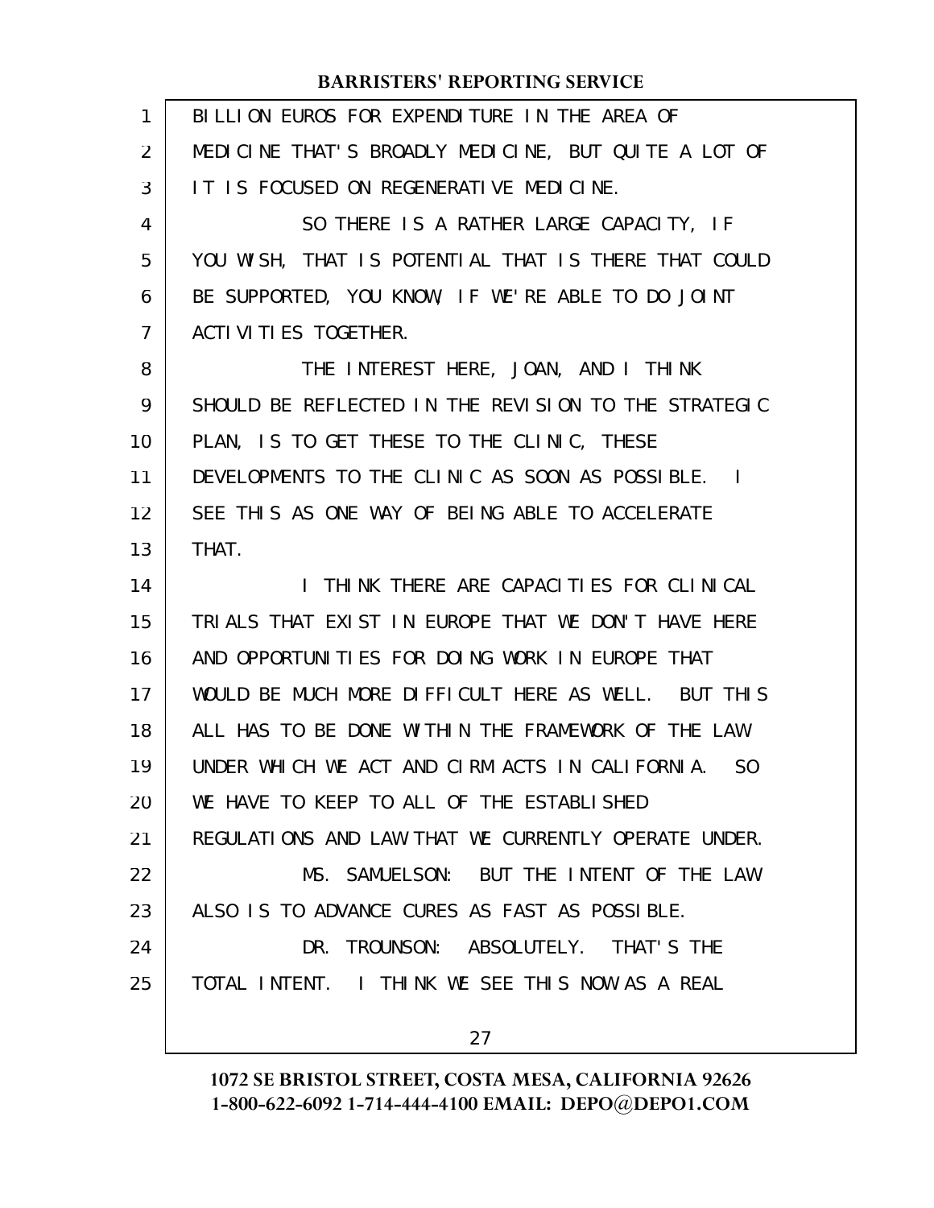BILLION EUROS FOR EXPENDITURE IN THE AREA OF MEDICINE THAT'S BROADLY MEDICINE, BUT QUITE A LOT OF IT IS FOCUSED ON REGENERATIVE MEDICINE.

SO THERE IS A RATHER LARGE CAPACITY, IF YOU WISH, THAT IS POTENTIAL THAT IS THERE THAT COULD BE SUPPORTED, YOU KNOW, IF WE'RE ABLE TO DO JOINT ACTIVITIES TOGETHER.

THE INTEREST HERE, JOAN, AND I THINK SHOULD BE REFLECTED IN THE REVISION TO THE STRATEGIC PLAN, IS TO GET THESE TO THE CLINIC, THESE DEVELOPMENTS TO THE CLINIC AS SOON AS POSSIBLE. I SEE THIS AS ONE WAY OF BEING ABLE TO ACCELERATE THAT.

I THINK THERE ARE CAPACITIES FOR CLINICAL TRIALS THAT EXIST IN EUROPE THAT WE DON'T HAVE HERE AND OPPORTUNITIES FOR DOING WORK IN EUROPE THAT WOULD BE MUCH MORE DIFFICULT HERE AS WELL. BUT THIS ALL HAS TO BE DONE WITHIN THE FRAMEWORK OF THE LAW UNDER WHICH WE ACT AND CIRM ACTS IN CALIFORNIA. SO WE HAVE TO KEEP TO ALL OF THE ESTABLISHED REGULATIONS AND LAW THAT WE CURRENTLY OPERATE UNDER.

MS. SAMUELSON: BUT THE INTENT OF THE LAW ALSO IS TO ADVANCE CURES AS FAST AS POSSIBLE.

DR. TROUNSON: ABSOLUTELY. THAT'S THE TOTAL INTENT. I THINK WE SEE THIS NOW AS A REAL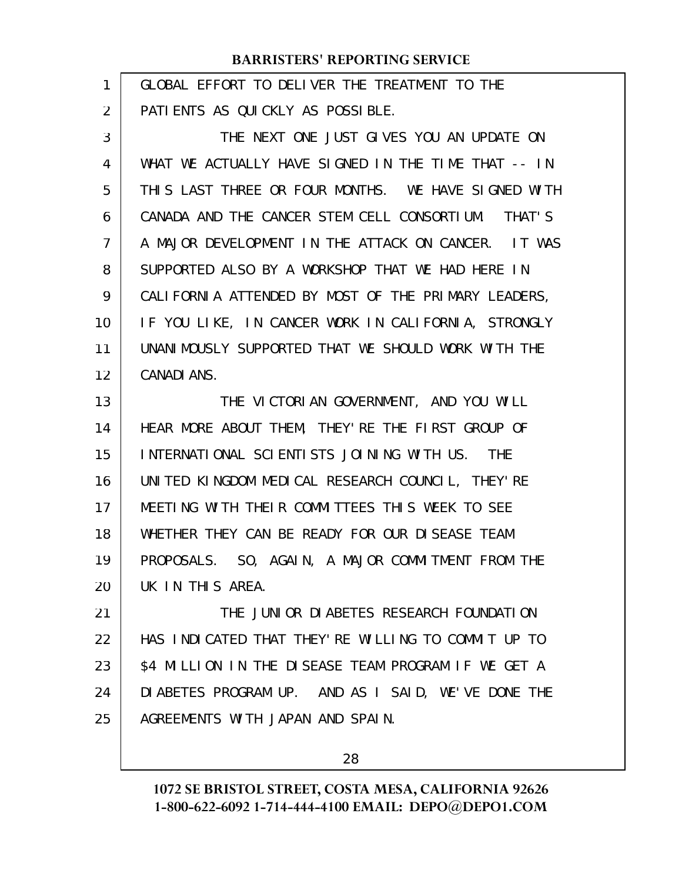GLOBAL EFFORT TO DELIVER THE TREATMENT TO THE PATIENTS AS QUICKLY AS POSSIBLE.

THE NEXT ONE JUST GIVES YOU AN UPDATE ON WHAT WE ACTUALLY HAVE SIGNED IN THE TIME THAT -- IN THIS LAST THREE OR FOUR MONTHS. WE HAVE SIGNED WITH CANADA AND THE CANCER STEM CELL CONSORTIUM. THAT'S A MAJOR DEVELOPMENT IN THE ATTACK ON CANCER. IT WAS SUPPORTED ALSO BY A WORKSHOP THAT WE HAD HERE IN CALIFORNIA ATTENDED BY MOST OF THE PRIMARY LEADERS, IF YOU LIKE, IN CANCER WORK IN CALIFORNIA, STRONGLY UNANIMOUSLY SUPPORTED THAT WE SHOULD WORK WITH THE CANADIANS.

THE VICTORIAN GOVERNMENT, AND YOU WILL HEAR MORE ABOUT THEM, THEY'RE THE FIRST GROUP OF INTERNATIONAL SCIENTISTS JOINING WITH US. THE UNITED KINGDOM MEDICAL RESEARCH COUNCIL, THEY'RE MEETING WITH THEIR COMMITTEES THIS WEEK TO SEE WHETHER THEY CAN BE READY FOR OUR DISEASE TEAM PROPOSALS. SO, AGAIN, A MAJOR COMMITMENT FROM THE UK IN THIS AREA.

THE JUNIOR DIABETES RESEARCH FOUNDATION HAS INDICATED THAT THEY'RE WILLING TO COMMIT UP TO $4 MILLION IN THE DISEASE TEAM PROGRAM IF WE GET A DIABETES PROGRAM UP. AND AS I SAID, WE'VE DONE THE AGREEMENTS WITH JAPAN AND SPAIN.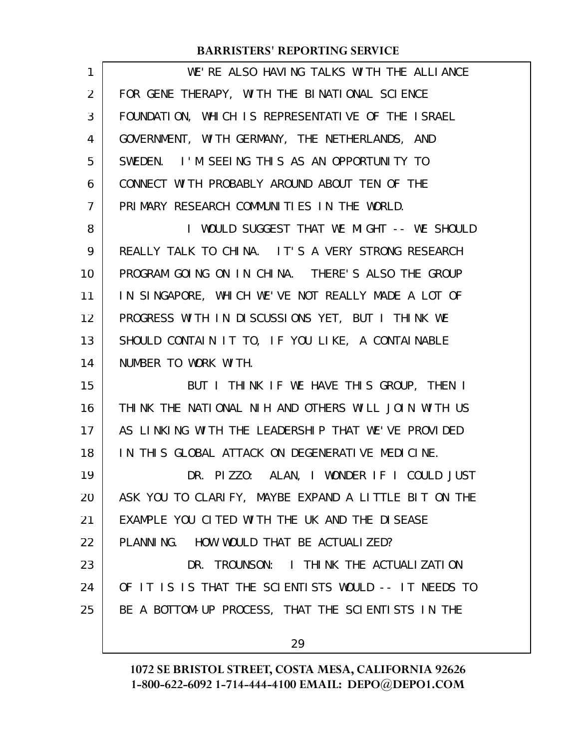WE'RE ALSO HAVING TALKS WITH THE ALLIANCE FOR GENE THERAPY, WITH THE BINATIONAL SCIENCE FOUNDATION, WHICH IS REPRESENTATIVE OF THE ISRAEL GOVERNMENT, WITH GERMANY, THE NETHERLANDS, AND SWEDEN. I'M SEEING THIS AS AN OPPORTUNITY TO CONNECT WITH PROBABLY AROUND ABOUT TEN OF THE PRIMARY RESEARCH COMMUNITIES IN THE WORLD.

I WOULD SUGGEST THAT WE MIGHT -- WE SHOULD REALLY TALK TO CHINA. IT'S A VERY STRONG RESEARCH PROGRAM GOING ON IN CHINA. THERE'S ALSO THE GROUP IN SINGAPORE, WHICH WE'VE NOT REALLY MADE A LOT OF PROGRESS WITH IN DISCUSSIONS YET, BUT I THINK WE SHOULD CONTAIN IT TO, IF YOU LIKE, A CONTAINABLE NUMBER TO WORK WITH.

BUT I THINK IF WE HAVE THIS GROUP, THEN I THINK THE NATIONAL NIH AND OTHERS WILL JOIN WITH US AS LINKING WITH THE LEADERSHIP THAT WE'VE PROVIDED IN THIS GLOBAL ATTACK ON DEGENERATIVE MEDICINE.

DR. PIZZO: ALAN, I WONDER IF I COULD JUST ASK YOU TO CLARIFY, MAYBE EXPAND A LITTLE BIT ON THE EXAMPLE YOU CITED WITH THE UK AND THE DISEASE PLANNING. HOW WOULD THAT BE ACTUALIZED?

DR. TROUNSON: I THINK THE ACTUALIZATION OF IT IS IS THAT THE SCIENTISTS WOULD -- IT NEEDS TO BE A BOTTOM-UP PROCESS, THAT THE SCIENTISTS IN THE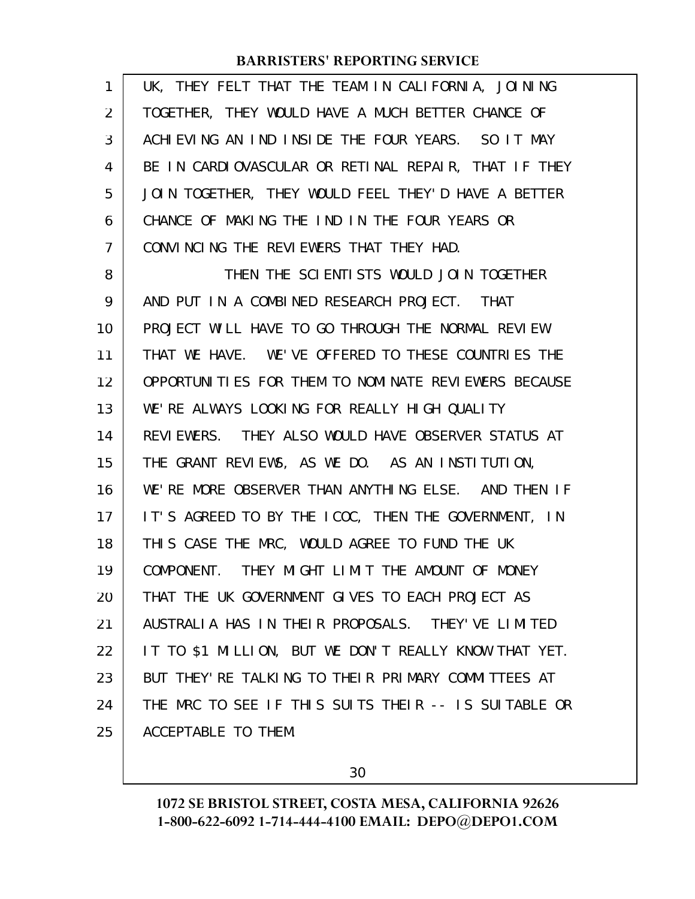UK, THEY FELT THAT THE TEAM IN CALIFORNIA, JOINING TOGETHER, THEY WOULD HAVE A MUCH BETTER CHANCE OF ACHIEVING AN IND INSIDE THE FOUR YEARS. SO IT MAY BE IN CARDIOVASCULAR OR RETINAL REPAIR, THAT IF THEY JOIN TOGETHER, THEY WOULD FEEL THEY'D HAVE A BETTER CHANCE OF MAKING THE IND IN THE FOUR YEARS OR CONVINCING THE REVIEWERS THAT THEY HAD.

THEN THE SCIENTISTS WOULD JOIN TOGETHER AND PUT IN A COMBINED RESEARCH PROJECT. THAT PROJECT WILL HAVE TO GO THROUGH THE NORMAL REVIEW THAT WE HAVE. WE'VE OFFERED TO THESE COUNTRIES THE OPPORTUNITIES FOR THEM TO NOMINATE REVIEWERS BECAUSE WE'RE ALWAYS LOOKING FOR REALLY HIGH QUALITY REVIEWERS. THEY ALSO WOULD HAVE OBSERVER STATUS AT THE GRANT REVIEWS, AS WE DO. AS AN INSTITUTION, WE'RE MORE OBSERVER THAN ANYTHING ELSE. AND THEN IF IT'S AGREED TO BY THE ICOC, THEN THE GOVERNMENT, IN THIS CASE THE MRC, WOULD AGREE TO FUND THE UK COMPONENT. THEY MIGHT LIMIT THE AMOUNT OF MONEY THAT THE UK GOVERNMENT GIVES TO EACH PROJECT AS AUSTRALIA HAS IN THEIR PROPOSALS. THEY'VE LIMITED IT TO $1 MILLION, BUT WE DON'T REALLY KNOW THAT YET. BUT THEY'RE TALKING TO THEIR PRIMARY COMMITTEES AT THE MRC TO SEE IF THIS SUITS THEIR -- IS SUITABLE OR ACCEPTABLE TO THEM.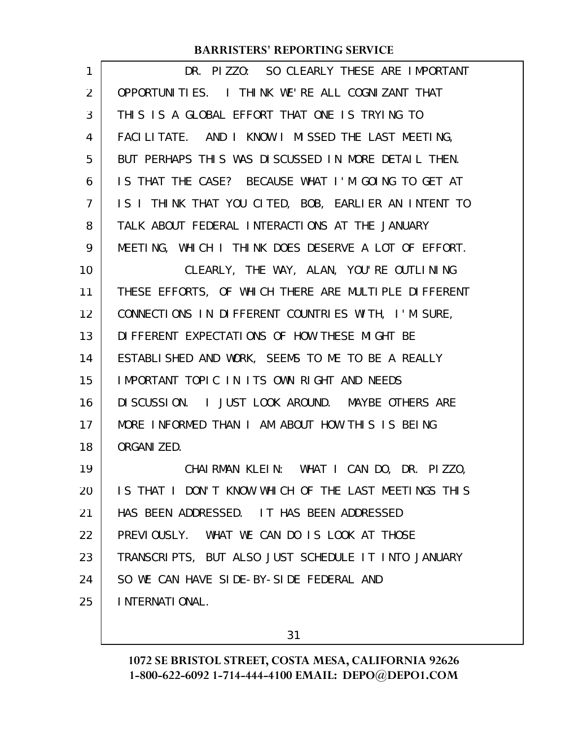DR. PIZZO: SO CLEARLY THESE ARE IMPORTANT OPPORTUNITIES. I THINK WE'RE ALL COGNIZANT THAT THIS IS A GLOBAL EFFORT THAT ONE IS TRYING TO FACILITATE. AND I KNOW I MISSED THE LAST MEETING, BUT PERHAPS THIS WAS DISCUSSED IN MORE DETAIL THEN. IS THAT THE CASE? BECAUSE WHAT I'M GOING TO GET AT IS I THINK THAT YOU CITED, BOB, EARLIER AN INTENT TO TALK ABOUT FEDERAL INTERACTIONS AT THE JANUARY MEETING, WHICH I THINK DOES DESERVE A LOT OF EFFORT.

CLEARLY, THE WAY, ALAN, YOU'RE OUTLINING THESE EFFORTS, OF WHICH THERE ARE MULTIPLE DIFFERENT CONNECTIONS IN DIFFERENT COUNTRIES WITH, I'M SURE, DIFFERENT EXPECTATIONS OF HOW THESE MIGHT BE ESTABLISHED AND WORK, SEEMS TO ME TO BE A REALLY IMPORTANT TOPIC IN ITS OWN RIGHT AND NEEDS DISCUSSION. I JUST LOOK AROUND. MAYBE OTHERS ARE MORE INFORMED THAN I AM ABOUT HOW THIS IS BEING ORGANIZED.

CHAIRMAN KLEIN: WHAT I CAN DO, DR. PIZZO, IS THAT I DON'T KNOW WHICH OF THE LAST MEETINGS THIS HAS BEEN ADDRESSED. IT HAS BEEN ADDRESSED PREVIOUSLY. WHAT WE CAN DO IS LOOK AT THOSE TRANSCRIPTS, BUT ALSO JUST SCHEDULE IT INTO JANUARY SO WE CAN HAVE SIDE-BY-SIDE FEDERAL AND INTERNATIONAL.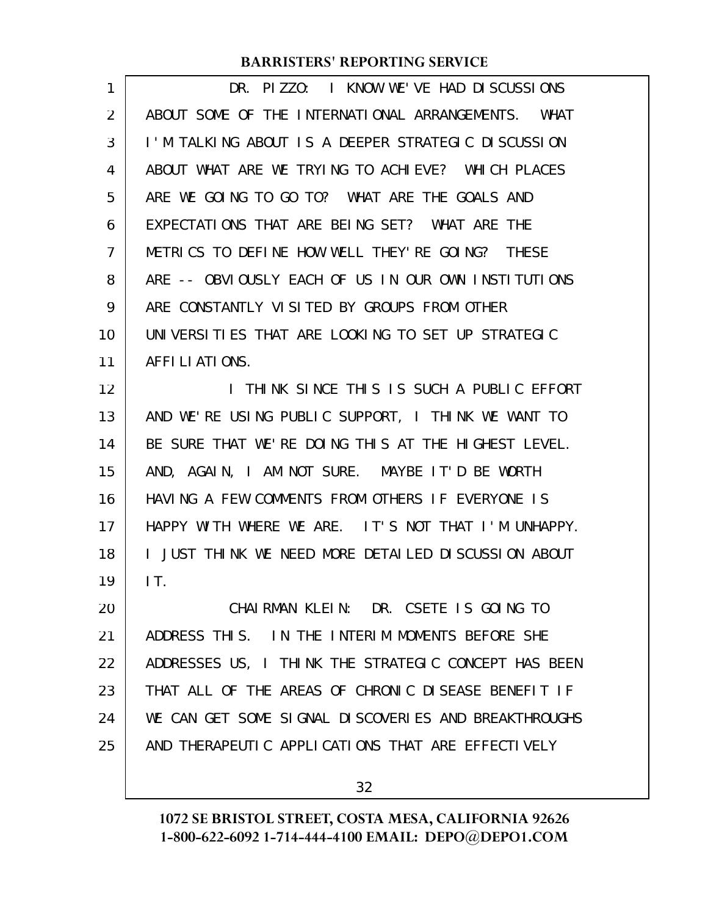DR. PIZZO: I KNOW WE'VE HAD DISCUSSIONS ABOUT SOME OF THE INTERNATIONAL ARRANGEMENTS. WHAT I'M TALKING ABOUT IS A DEEPER STRATEGIC DISCUSSION ABOUT WHAT ARE WE TRYING TO ACHIEVE? WHICH PLACES ARE WE GOING TO GO TO? WHAT ARE THE GOALS AND EXPECTATIONS THAT ARE BEING SET? WHAT ARE THE METRICS TO DEFINE HOW WELL THEY'RE GOING? THESE ARE -- OBVIOUSLY EACH OF US IN OUR OWN INSTITUTIONS ARE CONSTANTLY VISITED BY GROUPS FROM OTHER UNIVERSITIES THAT ARE LOOKING TO SET UP STRATEGIC AFFILIATIONS.

I THINK SINCE THIS IS SUCH A PUBLIC EFFORT AND WE'RE USING PUBLIC SUPPORT, I THINK WE WANT TO BE SURE THAT WE'RE DOING THIS AT THE HIGHEST LEVEL. AND, AGAIN, I AM NOT SURE. MAYBE IT'D BE WORTH HAVING A FEW COMMENTS FROM OTHERS IF EVERYONE IS HAPPY WITH WHERE WE ARE. IT'S NOT THAT I'M UNHAPPY. I JUST THINK WE NEED MORE DETAILED DISCUSSION ABOUT IT.

CHAIRMAN KLEIN: DR. CSETE IS GOING TO ADDRESS THIS. IN THE INTERIM MOMENTS BEFORE SHE ADDRESSES US, I THINK THE STRATEGIC CONCEPT HAS BEEN THAT ALL OF THE AREAS OF CHRONIC DISEASE BENEFIT IF WE CAN GET SOME SIGNAL DISCOVERIES AND BREAKTHROUGHS AND THERAPEUTIC APPLICATIONS THAT ARE EFFECTIVELY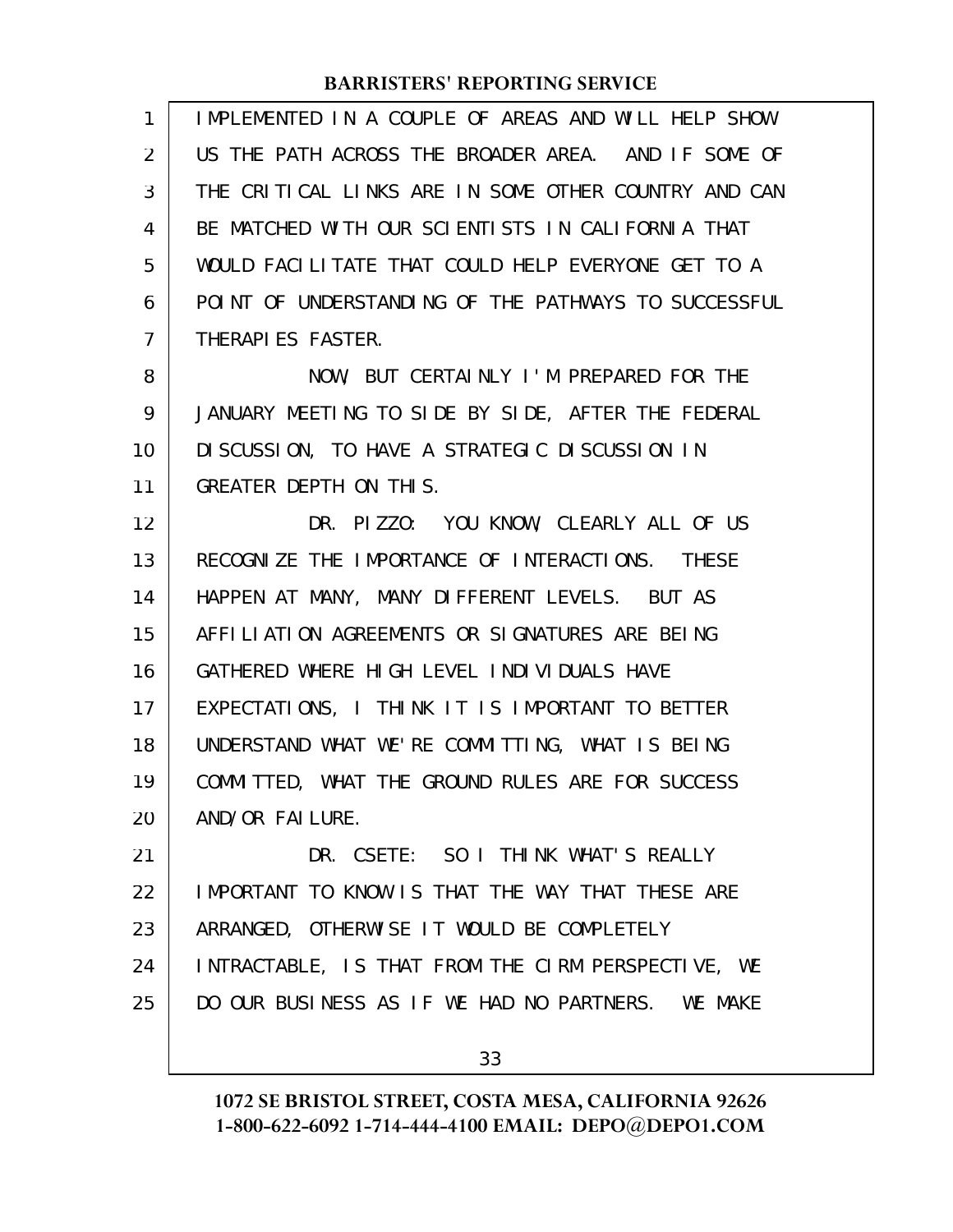IMPLEMENTED IN A COUPLE OF AREAS AND WILL HELP SHOW US THE PATH ACROSS THE BROADER AREA. AND IF SOME OF THE CRITICAL LINKS ARE IN SOME OTHER COUNTRY AND CAN BE MATCHED WITH OUR SCIENTISTS IN CALIFORNIA THAT WOULD FACILITATE THAT COULD HELP EVERYONE GET TO A POINT OF UNDERSTANDING OF THE PATHWAYS TO SUCCESSFUL THERAPIES FASTER.

NOW, BUT CERTAINLY I'M PREPARED FOR THE JANUARY MEETING TO SIDE BY SIDE, AFTER THE FEDERAL DISCUSSION, TO HAVE A STRATEGIC DISCUSSION IN GREATER DEPTH ON THIS.

DR. PIZZO: YOU KNOW, CLEARLY ALL OF US RECOGNIZE THE IMPORTANCE OF INTERACTIONS. THESE HAPPEN AT MANY, MANY DIFFERENT LEVELS. BUT AS AFFILIATION AGREEMENTS OR SIGNATURES ARE BEING GATHERED WHERE HIGH LEVEL INDIVIDUALS HAVE EXPECTATIONS, I THINK IT IS IMPORTANT TO BETTER UNDERSTAND WHAT WE'RE COMMITTING, WHAT IS BEING COMMITTED, WHAT THE GROUND RULES ARE FOR SUCCESS AND/OR FAILURE.

DR. CSETE: SO I THINK WHAT'S REALLY IMPORTANT TO KNOW IS THAT THE WAY THAT THESE ARE ARRANGED, OTHERWISE IT WOULD BE COMPLETELY INTRACTABLE, IS THAT FROM THE CIRM PERSPECTIVE, WE DO OUR BUSINESS AS IF WE HAD NO PARTNERS. WE MAKE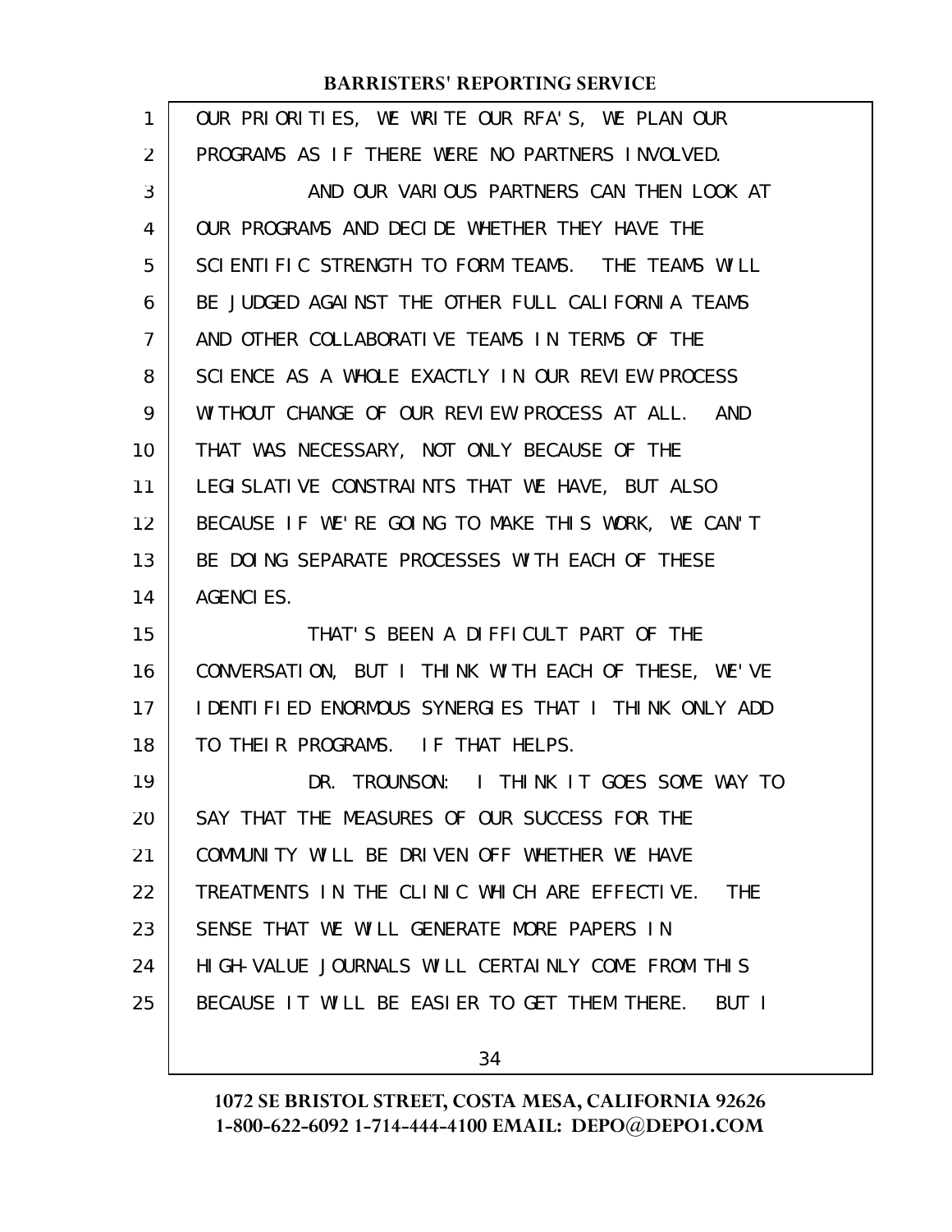OUR PRIORITIES, WE WRITE OUR RFA'S, WE PLAN OUR PROGRAMS AS IF THERE WERE NO PARTNERS INVOLVED.

AND OUR VARIOUS PARTNERS CAN THEN LOOK AT OUR PROGRAMS AND DECIDE WHETHER THEY HAVE THE SCIENTIFIC STRENGTH TO FORM TEAMS. THE TEAMS WILL BE JUDGED AGAINST THE OTHER FULL CALIFORNIA TEAMS AND OTHER COLLABORATIVE TEAMS IN TERMS OF THE SCIENCE AS A WHOLE EXACTLY IN OUR REVIEW PROCESS WITHOUT CHANGE OF OUR REVIEW PROCESS AT ALL. AND THAT WAS NECESSARY, NOT ONLY BECAUSE OF THE LEGISLATIVE CONSTRAINTS THAT WE HAVE, BUT ALSO BECAUSE IF WE'RE GOING TO MAKE THIS WORK, WE CAN'T BE DOING SEPARATE PROCESSES WITH EACH OF THESE AGENCIES.

THAT'S BEEN A DIFFICULT PART OF THE CONVERSATION, BUT I THINK WITH EACH OF THESE, WE'VE IDENTIFIED ENORMOUS SYNERGIES THAT I THINK ONLY ADD TO THEIR PROGRAMS. IF THAT HELPS.

DR. TROUNSON: I THINK IT GOES SOME WAY TO SAY THAT THE MEASURES OF OUR SUCCESS FOR THE COMMUNITY WILL BE DRIVEN OFF WHETHER WE HAVE TREATMENTS IN THE CLINIC WHICH ARE EFFECTIVE. THE SENSE THAT WE WILL GENERATE MORE PAPERS IN HIGH-VALUE JOURNALS WILL CERTAINLY COME FROM THIS BECAUSE IT WILL BE EASIER TO GET THEM THERE. BUT I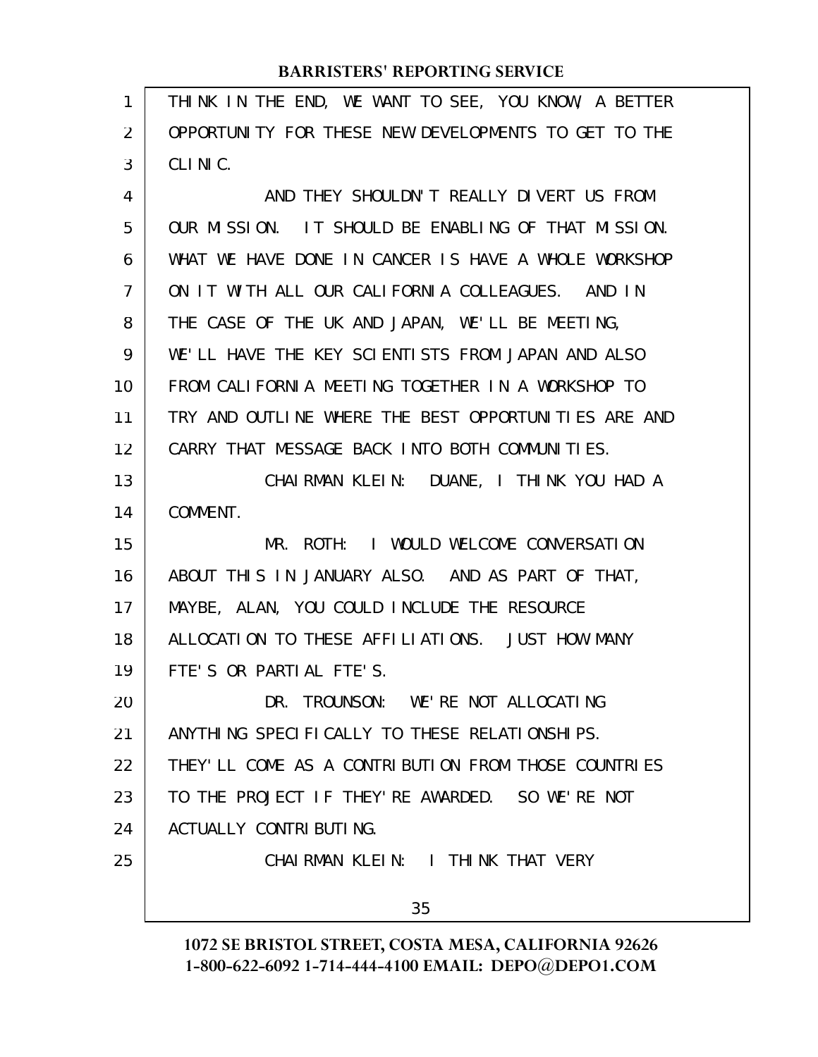THINK IN THE END, WE WANT TO SEE, YOU KNOW, A BETTER OPPORTUNITY FOR THESE NEW DEVELOPMENTS TO GET TO THE CLINIC.

AND THEY SHOULDN'T REALLY DIVERT US FROM OUR MISSION. IT SHOULD BE ENABLING OF THAT MISSION. WHAT WE HAVE DONE IN CANCER IS HAVE A WHOLE WORKSHOP ON IT WITH ALL OUR CALIFORNIA COLLEAGUES. AND IN THE CASE OF THE UK AND JAPAN, WE'LL BE MEETING, WE'LL HAVE THE KEY SCIENTISTS FROM JAPAN AND ALSO FROM CALIFORNIA MEETING TOGETHER IN A WORKSHOP TO TRY AND OUTLINE WHERE THE BEST OPPORTUNITIES ARE AND CARRY THAT MESSAGE BACK INTO BOTH COMMUNITIES.

CHAIRMAN KLEIN: DUANE, I THINK YOU HAD A COMMENT.

MR. ROTH: I WOULD WELCOME CONVERSATION ABOUT THIS IN JANUARY ALSO. AND AS PART OF THAT, MAYBE, ALAN, YOU COULD INCLUDE THE RESOURCE ALLOCATION TO THESE AFFILIATIONS. JUST HOW MANY FTE'S OR PARTIAL FTE'S.

DR. TROUNSON: WE'RE NOT ALLOCATING ANYTHING SPECIFICALLY TO THESE RELATIONSHIPS. THEY'LL COME AS A CONTRIBUTION FROM THOSE COUNTRIES TO THE PROJECT IF THEY'RE AWARDED. SO WE'RE NOT ACTUALLY CONTRIBUTING.

CHAIRMAN KLEIN: I THINK THAT VERY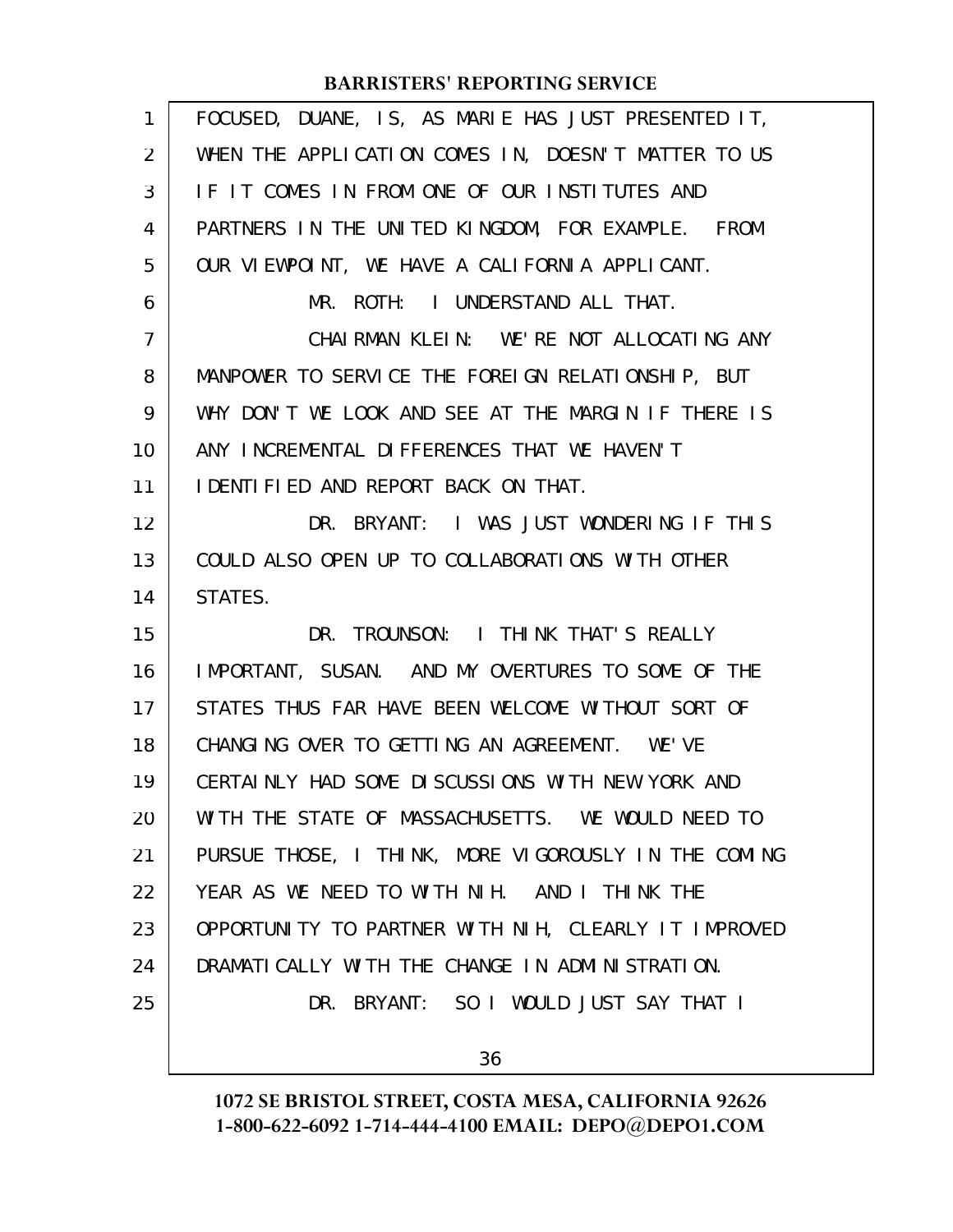FOCUSED, DUANE, IS, AS MARIE HAS JUST PRESENTED IT, WHEN THE APPLICATION COMES IN, DOESN'T MATTER TO US IF IT COMES IN FROM ONE OF OUR INSTITUTES AND PARTNERS IN THE UNITED KINGDOM, FOR EXAMPLE. FROM OUR VIEWPOINT, WE HAVE A CALIFORNIA APPLICANT.

MR. ROTH: I UNDERSTAND ALL THAT.

CHAIRMAN KLEIN: WE'RE NOT ALLOCATING ANY MANPOWER TO SERVICE THE FOREIGN RELATIONSHIP, BUT WHY DON'T WE LOOK AND SEE AT THE MARGIN IF THERE IS ANY INCREMENTAL DIFFERENCES THAT WE HAVEN'T IDENTIFIED AND REPORT BACK ON THAT.

DR. BRYANT: I WAS JUST WONDERING IF THIS COULD ALSO OPEN UP TO COLLABORATIONS WITH OTHER STATES.

DR. TROUNSON: I THINK THAT'S REALLY IMPORTANT, SUSAN. AND MY OVERTURES TO SOME OF THE STATES THUS FAR HAVE BEEN WELCOME WITHOUT SORT OF CHANGING OVER TO GETTING AN AGREEMENT. WE'VE CERTAINLY HAD SOME DISCUSSIONS WITH NEW YORK AND WITH THE STATE OF MASSACHUSETTS. WE WOULD NEED TO PURSUE THOSE, I THINK, MORE VIGOROUSLY IN THE COMING YEAR AS WE NEED TO WITH NIH. AND I THINK THE OPPORTUNITY TO PARTNER WITH NIH, CLEARLY IT IMPROVED DRAMATICALLY WITH THE CHANGE IN ADMINISTRATION.

DR. BRYANT: SO I WOULD JUST SAY THAT I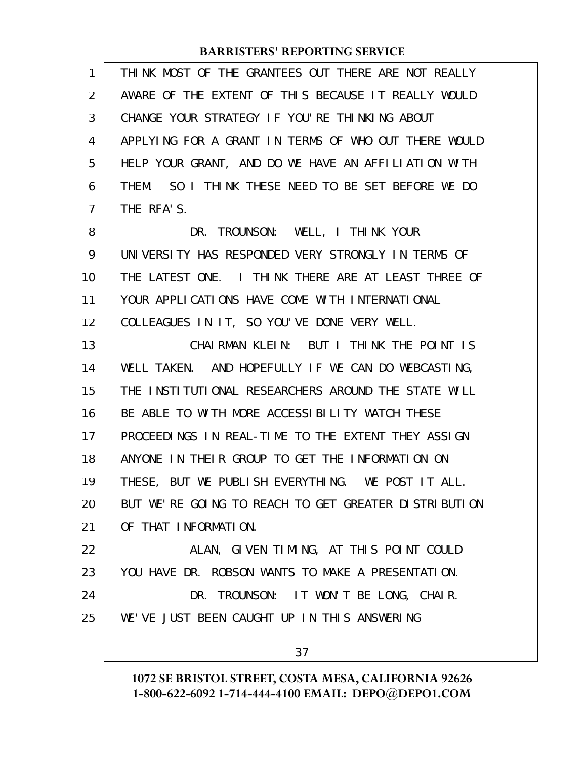THINK MOST OF THE GRANTEES OUT THERE ARE NOT REALLY AWARE OF THE EXTENT OF THIS BECAUSE IT REALLY WOULD CHANGE YOUR STRATEGY IF YOU'RE THINKING ABOUT APPLYING FOR A GRANT IN TERMS OF WHO OUT THERE WOULD HELP YOUR GRANT, AND DO WE HAVE AN AFFILIATION WITH THEM. SO I THINK THESE NEED TO BE SET BEFORE WE DO THE RFA'S.

DR. TROUNSON: WELL, I THINK YOUR UNIVERSITY HAS RESPONDED VERY STRONGLY IN TERMS OF THE LATEST ONE. I THINK THERE ARE AT LEAST THREE OF YOUR APPLICATIONS HAVE COME WITH INTERNATIONAL COLLEAGUES IN IT, SO YOU'VE DONE VERY WELL.

CHAIRMAN KLEIN: BUT I THINK THE POINT IS WELL TAKEN. AND HOPEFULLY IF WE CAN DO WEBCASTING, THE INSTITUTIONAL RESEARCHERS AROUND THE STATE WILL BE ABLE TO WITH MORE ACCESSIBILITY WATCH THESE PROCEEDINGS IN REAL-TIME TO THE EXTENT THEY ASSIGN ANYONE IN THEIR GROUP TO GET THE INFORMATION ON THESE, BUT WE PUBLISH EVERYTHING. WE POST IT ALL. BUT WE'RE GOING TO REACH TO GET GREATER DISTRIBUTION OF THAT INFORMATION.

ALAN, GIVEN TIMING, AT THIS POINT COULD YOU HAVE DR. ROBSON WANTS TO MAKE A PRESENTATION.

DR. TROUNSON: IT WON'T BE LONG, CHAIR. WE'VE JUST BEEN CAUGHT UP IN THIS ANSWERING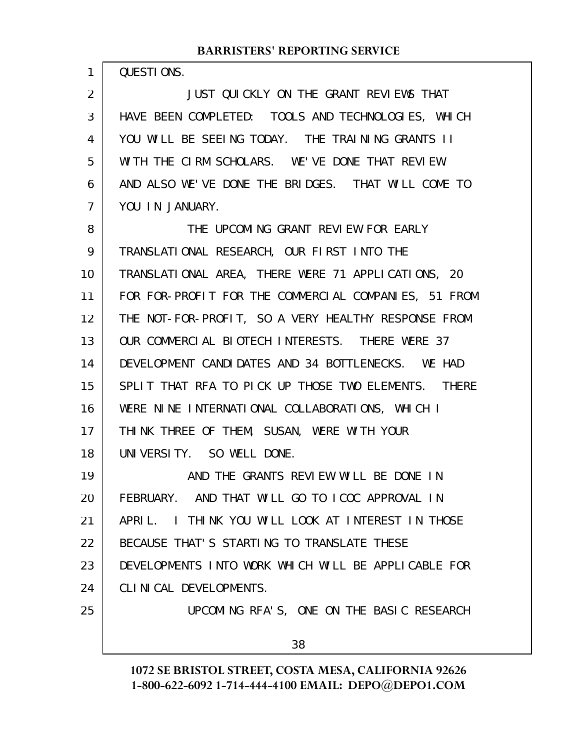QUESTIONS.

JUST QUICKLY ON THE GRANT REVIEWS THAT HAVE BEEN COMPLETED: TOOLS AND TECHNOLOGIES, WHICH YOU WILL BE SEEING TODAY. THE TRAINING GRANTS II WITH THE CIRM SCHOLARS. WE'VE DONE THAT REVIEW AND ALSO WE'VE DONE THE BRIDGES. THAT WILL COME TO YOU IN JANUARY.

THE UPCOMING GRANT REVIEW FOR EARLY TRANSLATIONAL RESEARCH, OUR FIRST INTO THE TRANSLATIONAL AREA, THERE WERE 71 APPLICATIONS, 20 FOR FOR-PROFIT FOR THE COMMERCIAL COMPANIES, 51 FROM THE NOT-FOR-PROFIT, SO A VERY HEALTHY RESPONSE FROM OUR COMMERCIAL BIOTECH INTERESTS. THERE WERE 37 DEVELOPMENT CANDIDATES AND 34 BOTTLENECKS. WE HAD SPLIT THAT RFA TO PICK UP THOSE TWO ELEMENTS. THERE WERE NINE INTERNATIONAL COLLABORATIONS, WHICH I THINK THREE OF THEM, SUSAN, WERE WITH YOUR UNIVERSITY. SO WELL DONE.

AND THE GRANTS REVIEW WILL BE DONE IN FEBRUARY. AND THAT WILL GO TO ICOC APPROVAL IN APRIL. I THINK YOU WILL LOOK AT INTEREST IN THOSE BECAUSE THAT'S STARTING TO TRANSLATE THESE DEVELOPMENTS INTO WORK WHICH WILL BE APPLICABLE FOR CLINICAL DEVELOPMENTS.

UPCOMING RFA'S, ONE ON THE BASIC RESEARCH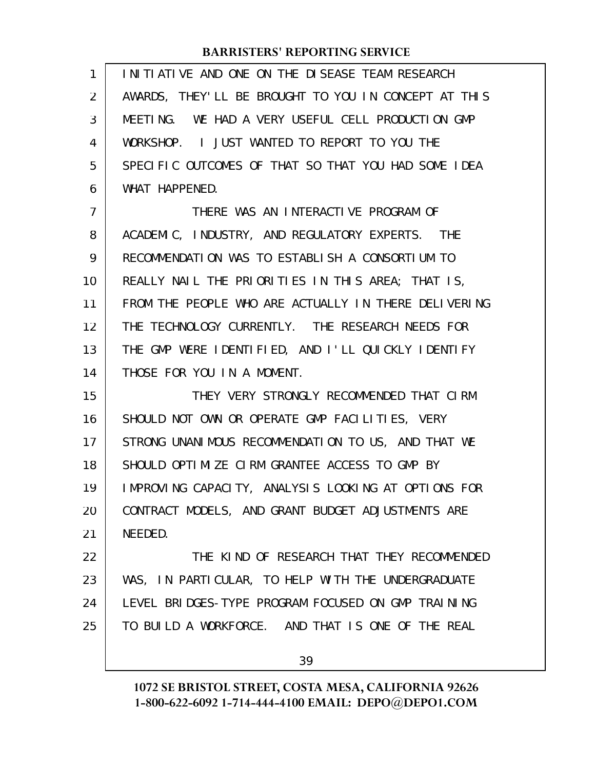INITIATIVE AND ONE ON THE DISEASE TEAM RESEARCH AWARDS, THEY'LL BE BROUGHT TO YOU IN CONCEPT AT THIS MEETING. WE HAD A VERY USEFUL CELL PRODUCTION GMP WORKSHOP. I JUST WANTED TO REPORT TO YOU THE SPECIFIC OUTCOMES OF THAT SO THAT YOU HAD SOME IDEA WHAT HAPPENED.

THERE WAS AN INTERACTIVE PROGRAM OF ACADEMIC, INDUSTRY, AND REGULATORY EXPERTS. THE RECOMMENDATION WAS TO ESTABLISH A CONSORTIUM TO REALLY NAIL THE PRIORITIES IN THIS AREA; THAT IS, FROM THE PEOPLE WHO ARE ACTUALLY IN THERE DELIVERING THE TECHNOLOGY CURRENTLY. THE RESEARCH NEEDS FOR THE GMP WERE IDENTIFIED, AND I'LL QUICKLY IDENTIFY THOSE FOR YOU IN A MOMENT.

THEY VERY STRONGLY RECOMMENDED THAT CIRM SHOULD NOT OWN OR OPERATE GMP FACILITIES, VERY STRONG UNANIMOUS RECOMMENDATION TO US, AND THAT WE SHOULD OPTIMIZE CIRM GRANTEE ACCESS TO GMP BY IMPROVING CAPACITY, ANALYSIS LOOKING AT OPTIONS FOR CONTRACT MODELS, AND GRANT BUDGET ADJUSTMENTS ARE NEEDED.

THE KIND OF RESEARCH THAT THEY RECOMMENDED WAS, IN PARTICULAR, TO HELP WITH THE UNDERGRADUATE LEVEL BRIDGES-TYPE PROGRAM FOCUSED ON GMP TRAINING TO BUILD A WORKFORCE. AND THAT IS ONE OF THE REAL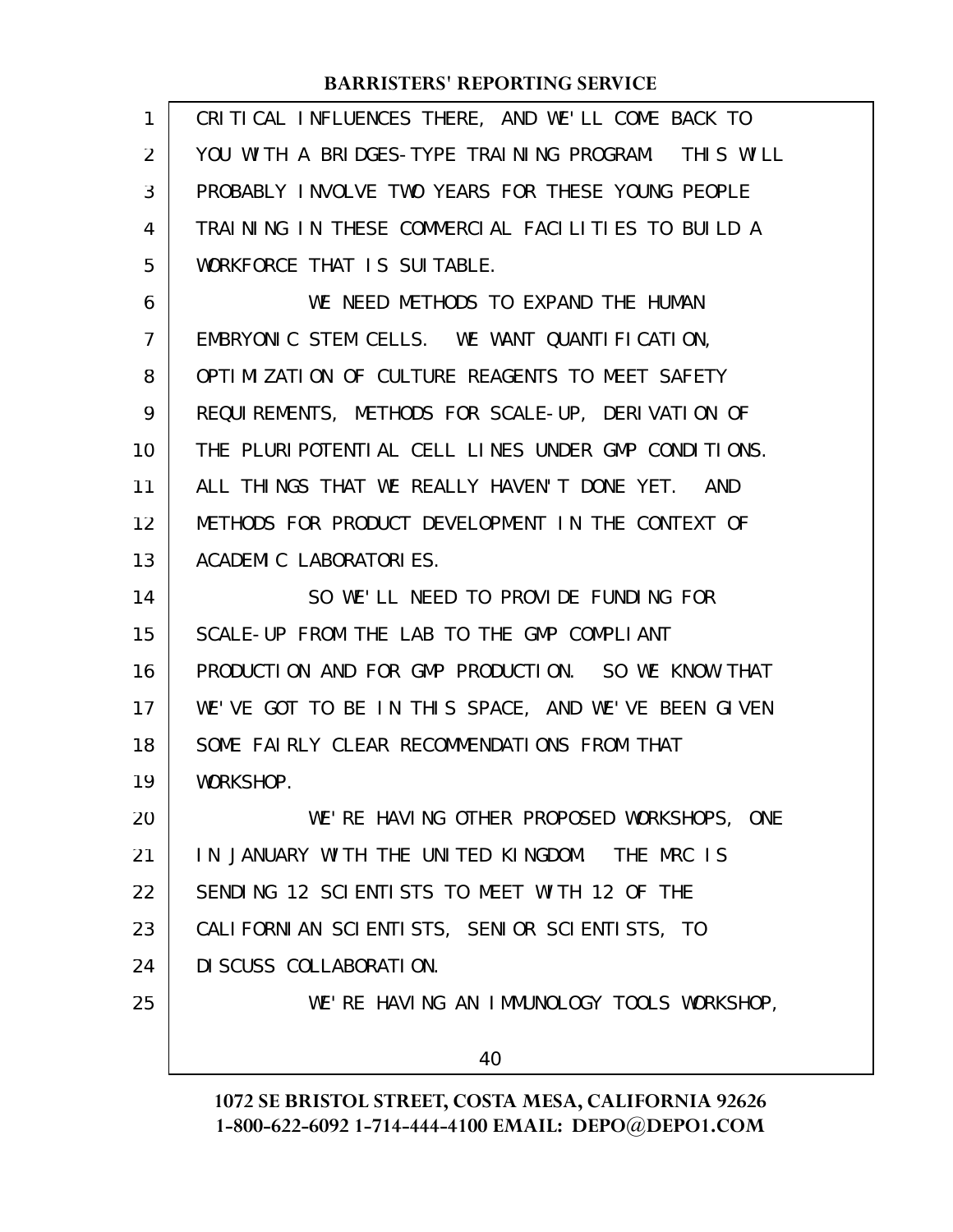CRITICAL INFLUENCES THERE, AND WE'LL COME BACK TO YOU WITH A BRIDGES-TYPE TRAINING PROGRAM. THIS WILL PROBABLY INVOLVE TWO YEARS FOR THESE YOUNG PEOPLE TRAINING IN THESE COMMERCIAL FACILITIES TO BUILD A WORKFORCE THAT IS SUITABLE.

WE NEED METHODS TO EXPAND THE HUMAN EMBRYONIC STEM CELLS. WE WANT QUANTIFICATION, OPTIMIZATION OF CULTURE REAGENTS TO MEET SAFETY REQUIREMENTS, METHODS FOR SCALE-UP, DERIVATION OF THE PLURIPOTENTIAL CELL LINES UNDER GMP CONDITIONS. ALL THINGS THAT WE REALLY HAVEN'T DONE YET. AND METHODS FOR PRODUCT DEVELOPMENT IN THE CONTEXT OF ACADEMIC LABORATORIES.

SO WE'LL NEED TO PROVIDE FUNDING FOR SCALE-UP FROM THE LAB TO THE GMP COMPLIANT PRODUCTION AND FOR GMP PRODUCTION. SO WE KNOW THAT WE'VE GOT TO BE IN THIS SPACE, AND WE'VE BEEN GIVEN SOME FAIRLY CLEAR RECOMMENDATIONS FROM THAT WORKSHOP.

WE'RE HAVING OTHER PROPOSED WORKSHOPS, ONE IN JANUARY WITH THE UNITED KINGDOM. THE MRC IS SENDING 12 SCIENTISTS TO MEET WITH 12 OF THE CALIFORNIAN SCIENTISTS, SENIOR SCIENTISTS, TO DISCUSS COLLABORATION.

WE'RE HAVING AN IMMUNOLOGY TOOLS WORKSHOP,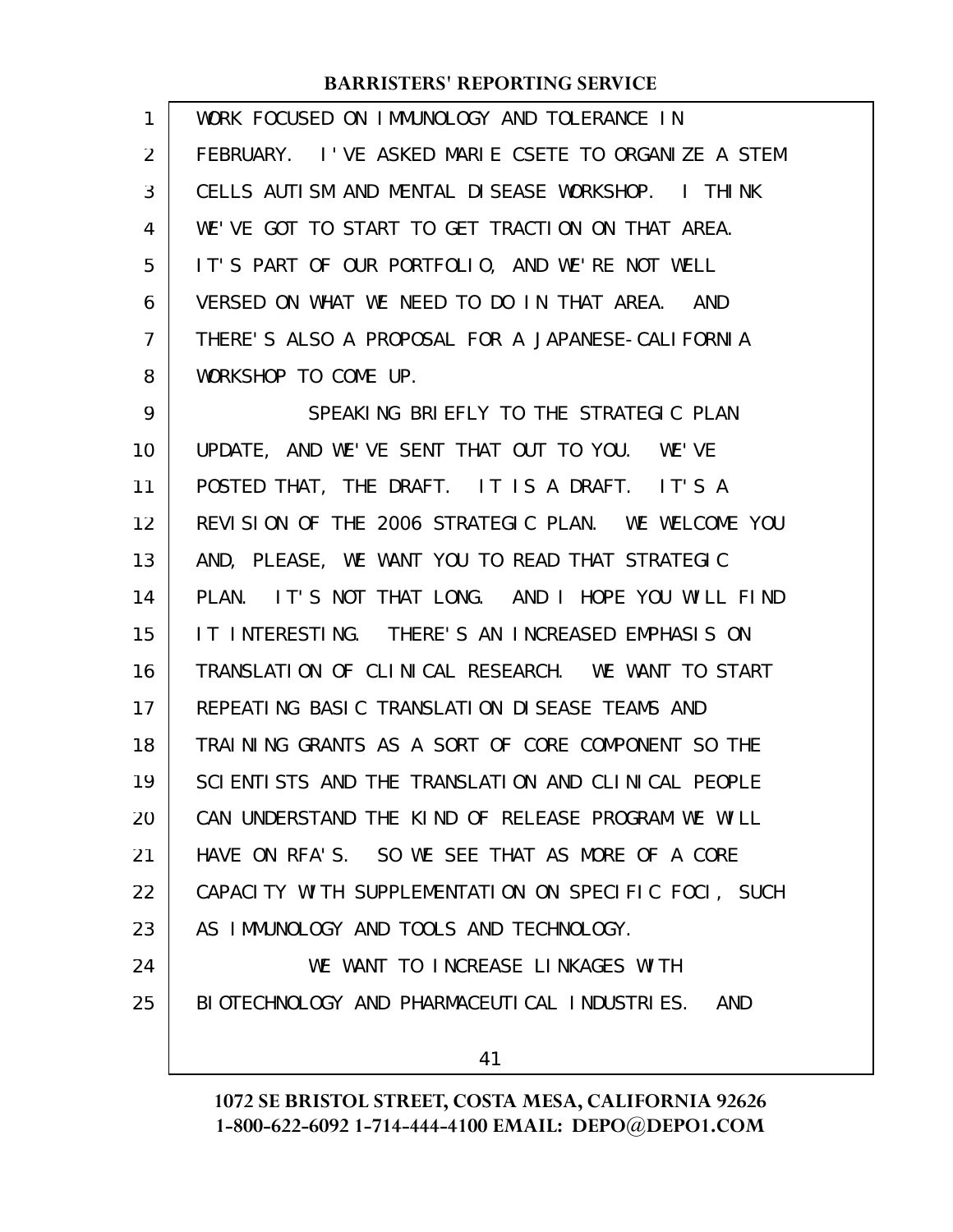WORK FOCUSED ON IMMUNOLOGY AND TOLERANCE IN FEBRUARY. I'VE ASKED MARIE CSETE TO ORGANIZE A STEM CELLS AUTISM AND MENTAL DISEASE WORKSHOP. I THINK WE'VE GOT TO START TO GET TRACTION ON THAT AREA. IT'S PART OF OUR PORTFOLIO, AND WE'RE NOT WELL VERSED ON WHAT WE NEED TO DO IN THAT AREA. AND THERE'S ALSO A PROPOSAL FOR A JAPANESE-CALIFORNIA WORKSHOP TO COME UP.

SPEAKING BRIEFLY TO THE STRATEGIC PLAN UPDATE, AND WE'VE SENT THAT OUT TO YOU. WE'VE POSTED THAT, THE DRAFT. IT IS A DRAFT. IT'S A REVISION OF THE 2006 STRATEGIC PLAN. WE WELCOME YOU AND, PLEASE, WE WANT YOU TO READ THAT STRATEGIC PLAN. IT'S NOT THAT LONG. AND I HOPE YOU WILL FIND IT INTERESTING. THERE'S AN INCREASED EMPHASIS ON TRANSLATION OF CLINICAL RESEARCH. WE WANT TO START REPEATING BASIC TRANSLATION DISEASE TEAMS AND TRAINING GRANTS AS A SORT OF CORE COMPONENT SO THE SCIENTISTS AND THE TRANSLATION AND CLINICAL PEOPLE CAN UNDERSTAND THE KIND OF RELEASE PROGRAM WE WILL HAVE ON RFA'S. SO WE SEE THAT AS MORE OF A CORE CAPACITY WITH SUPPLEMENTATION ON SPECIFIC FOCI, SUCH AS IMMUNOLOGY AND TOOLS AND TECHNOLOGY.

WE WANT TO INCREASE LINKAGES WITH BIOTECHNOLOGY AND PHARMACEUTICAL INDUSTRIES. AND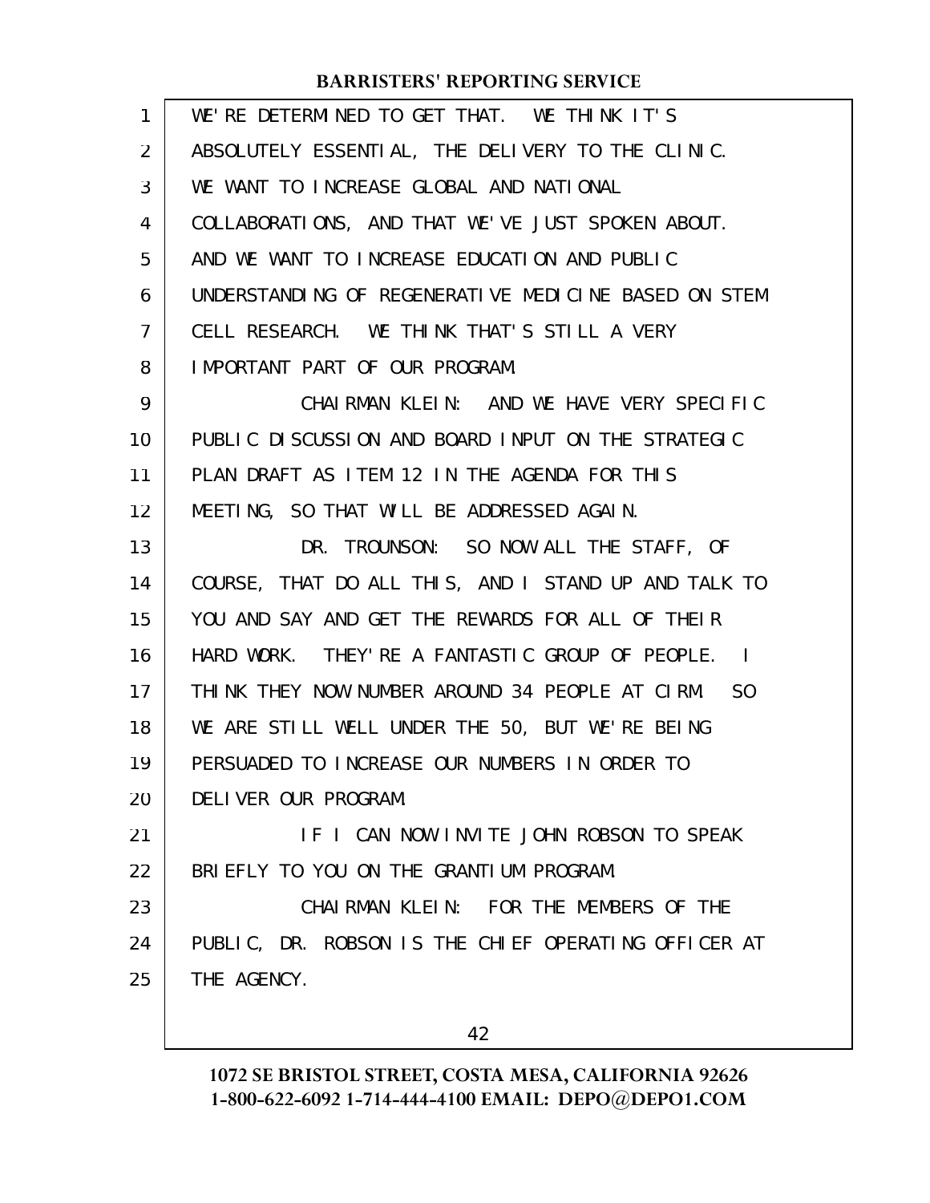WE'RE DETERMINED TO GET THAT. WE THINK IT'S ABSOLUTELY ESSENTIAL, THE DELIVERY TO THE CLINIC. WE WANT TO INCREASE GLOBAL AND NATIONAL COLLABORATIONS, AND THAT WE'VE JUST SPOKEN ABOUT. AND WE WANT TO INCREASE EDUCATION AND PUBLIC UNDERSTANDING OF REGENERATIVE MEDICINE BASED ON STEM CELL RESEARCH. WE THINK THAT'S STILL A VERY IMPORTANT PART OF OUR PROGRAM.

CHAIRMAN KLEIN: AND WE HAVE VERY SPECIFIC PUBLIC DISCUSSION AND BOARD INPUT ON THE STRATEGIC PLAN DRAFT AS ITEM 12 IN THE AGENDA FOR THIS MEETING, SO THAT WILL BE ADDRESSED AGAIN.

DR. TROUNSON: SO NOW ALL THE STAFF, OF COURSE, THAT DO ALL THIS, AND I STAND UP AND TALK TO YOU AND SAY AND GET THE REWARDS FOR ALL OF THEIR HARD WORK. THEY'RE A FANTASTIC GROUP OF PEOPLE. I THINK THEY NOW NUMBER AROUND 34 PEOPLE AT CIRM. SO WE ARE STILL WELL UNDER THE 50, BUT WE'RE BEING PERSUADED TO INCREASE OUR NUMBERS IN ORDER TO DELIVER OUR PROGRAM.

IF I CAN NOW INVITE JOHN ROBSON TO SPEAK BRIEFLY TO YOU ON THE GRANTIUM PROGRAM.

CHAIRMAN KLEIN: FOR THE MEMBERS OF THE PUBLIC, DR. ROBSON IS THE CHIEF OPERATING OFFICER AT THE AGENCY.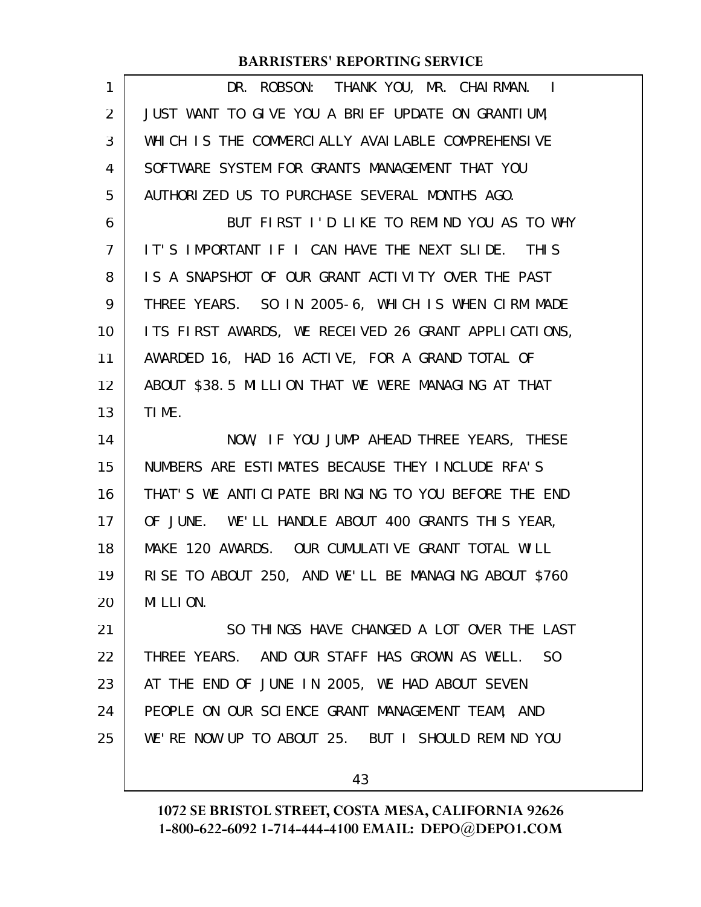DR. ROBSON: THANK YOU, MR. CHAIRMAN. I JUST WANT TO GIVE YOU A BRIEF UPDATE ON GRANTIUM, WHICH IS THE COMMERCIALLY AVAILABLE COMPREHENSIVE SOFTWARE SYSTEM FOR GRANTS MANAGEMENT THAT YOU AUTHORIZED US TO PURCHASE SEVERAL MONTHS AGO.

BUT FIRST I'D LIKE TO REMIND YOU AS TO WHY IT'S IMPORTANT IF I CAN HAVE THE NEXT SLIDE. THIS IS A SNAPSHOT OF OUR GRANT ACTIVITY OVER THE PAST THREE YEARS. SO IN 2005-6, WHICH IS WHEN CIRM MADE ITS FIRST AWARDS, WE RECEIVED 26 GRANT APPLICATIONS, AWARDED 16, HAD 16 ACTIVE, FOR A GRAND TOTAL OF ABOUT $38.5 MILLION THAT WE WERE MANAGING AT THAT TIME.

NOW, IF YOU JUMP AHEAD THREE YEARS, THESE NUMBERS ARE ESTIMATES BECAUSE THEY INCLUDE RFA'S THAT'S WE ANTICIPATE BRINGING TO YOU BEFORE THE END OF JUNE. WE'LL HANDLE ABOUT 400 GRANTS THIS YEAR, MAKE 120 AWARDS. OUR CUMULATIVE GRANT TOTAL WILL RISE TO ABOUT 250, AND WE'LL BE MANAGING ABOUT $760 MILLION.

SO THINGS HAVE CHANGED A LOT OVER THE LAST THREE YEARS. AND OUR STAFF HAS GROWN AS WELL. SO AT THE END OF JUNE IN 2005, WE HAD ABOUT SEVEN PEOPLE ON OUR SCIENCE GRANT MANAGEMENT TEAM, AND WE'RE NOW UP TO ABOUT 25. BUT I SHOULD REMIND YOU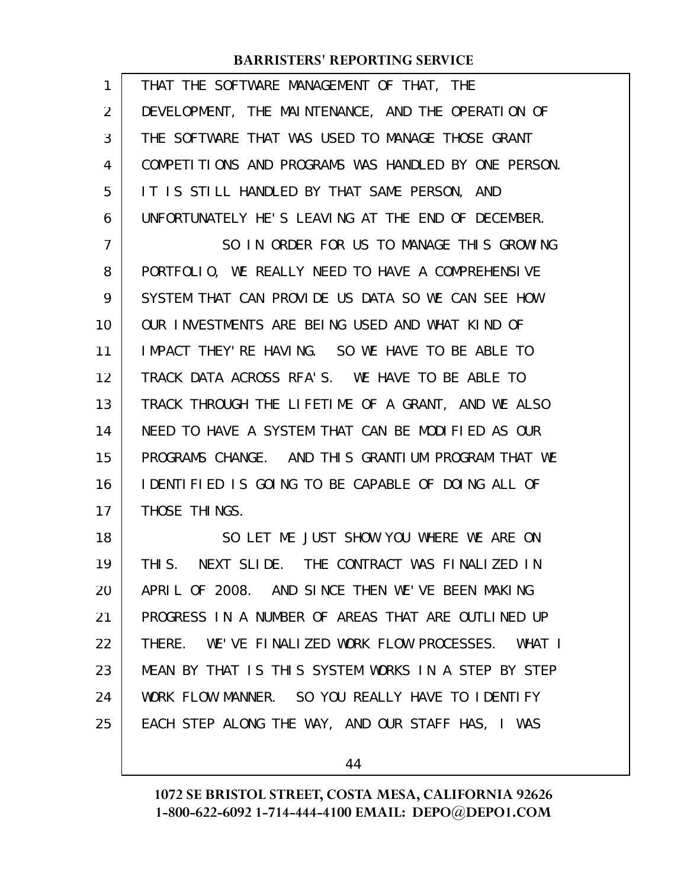THAT THE SOFTWARE MANAGEMENT OF THAT, THE DEVELOPMENT, THE MAINTENANCE, AND THE OPERATION OF THE SOFTWARE THAT WAS USED TO MANAGE THOSE GRANT COMPETITIONS AND PROGRAMS WAS HANDLED BY ONE PERSON. IT IS STILL HANDLED BY THAT SAME PERSON, AND UNFORTUNATELY HE'S LEAVING AT THE END OF DECEMBER.

SO IN ORDER FOR US TO MANAGE THIS GROWING PORTFOLIO, WE REALLY NEED TO HAVE A COMPREHENSIVE SYSTEM THAT CAN PROVIDE US DATA SO WE CAN SEE HOW OUR INVESTMENTS ARE BEING USED AND WHAT KIND OF IMPACT THEY'RE HAVING. SO WE HAVE TO BE ABLE TO TRACK DATA ACROSS RFA'S. WE HAVE TO BE ABLE TO TRACK THROUGH THE LIFETIME OF A GRANT, AND WE ALSO NEED TO HAVE A SYSTEM THAT CAN BE MODIFIED AS OUR PROGRAMS CHANGE. AND THIS GRANTIUM PROGRAM THAT WE IDENTIFIED IS GOING TO BE CAPABLE OF DOING ALL OF THOSE THINGS.

SO LET ME JUST SHOW YOU WHERE WE ARE ON THIS. NEXT SLIDE. THE CONTRACT WAS FINALIZED IN APRIL OF 2008. AND SINCE THEN WE'VE BEEN MAKING PROGRESS IN A NUMBER OF AREAS THAT ARE OUTLINED UP THERE. WE'VE FINALIZED WORK FLOW PROCESSES. WHAT I MEAN BY THAT IS THIS SYSTEM WORKS IN A STEP BY STEP WORK FLOW MANNER. SO YOU REALLY HAVE TO IDENTIFY EACH STEP ALONG THE WAY, AND OUR STAFF HAS, I WAS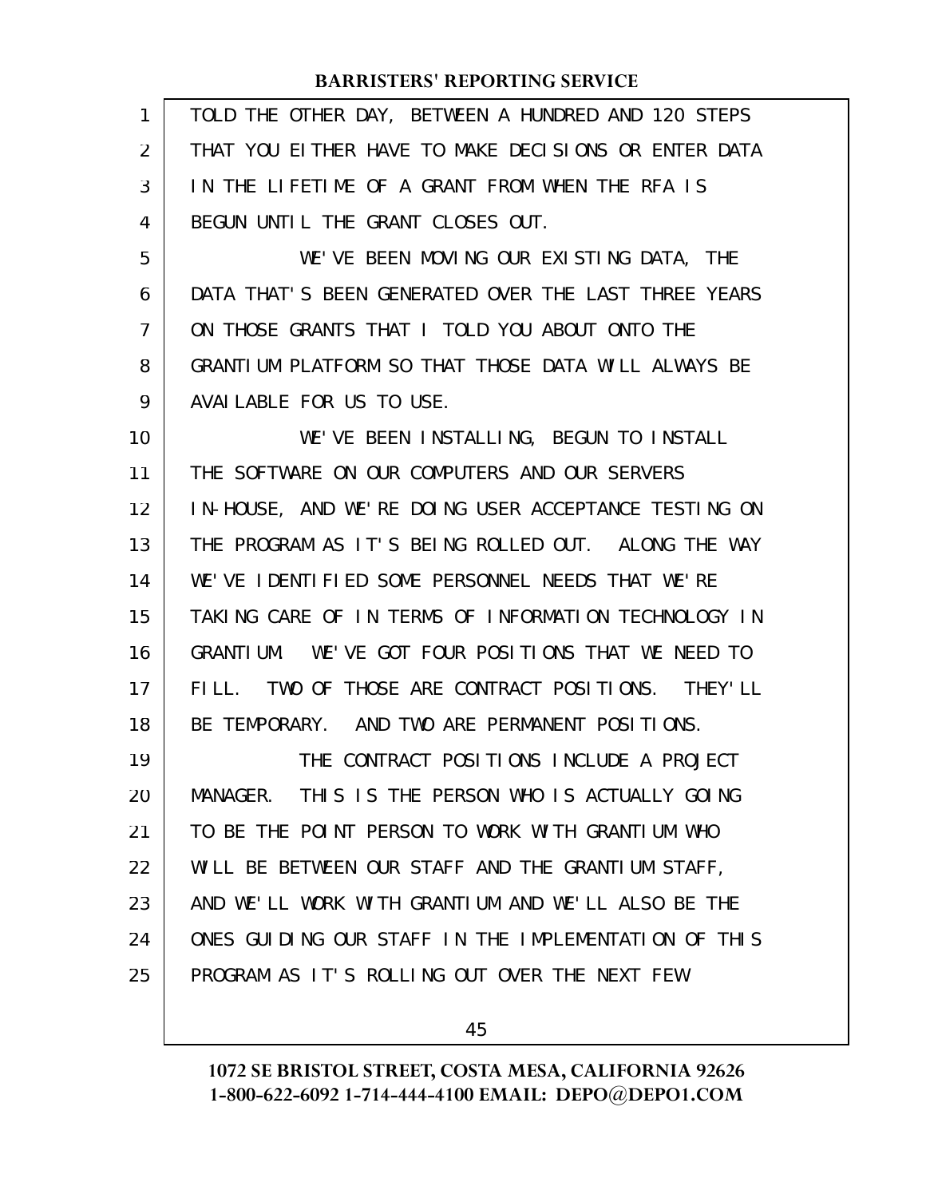TOLD THE OTHER DAY, BETWEEN A HUNDRED AND 120 STEPS THAT YOU EITHER HAVE TO MAKE DECISIONS OR ENTER DATA IN THE LIFETIME OF A GRANT FROM WHEN THE RFA IS BEGUN UNTIL THE GRANT CLOSES OUT.

WE'VE BEEN MOVING OUR EXISTING DATA, THE DATA THAT'S BEEN GENERATED OVER THE LAST THREE YEARS ON THOSE GRANTS THAT I TOLD YOU ABOUT ONTO THE GRANTIUM PLATFORM SO THAT THOSE DATA WILL ALWAYS BE AVAILABLE FOR US TO USE.

WE'VE BEEN INSTALLING, BEGUN TO INSTALL THE SOFTWARE ON OUR COMPUTERS AND OUR SERVERS IN-HOUSE, AND WE'RE DOING USER ACCEPTANCE TESTING ON THE PROGRAM AS IT'S BEING ROLLED OUT. ALONG THE WAY WE'VE IDENTIFIED SOME PERSONNEL NEEDS THAT WE'RE TAKING CARE OF IN TERMS OF INFORMATION TECHNOLOGY IN GRANTIUM. WE'VE GOT FOUR POSITIONS THAT WE NEED TO FILL. TWO OF THOSE ARE CONTRACT POSITIONS. THEY'LL BE TEMPORARY. AND TWO ARE PERMANENT POSITIONS.

THE CONTRACT POSITIONS INCLUDE A PROJECT MANAGER. THIS IS THE PERSON WHO IS ACTUALLY GOING TO BE THE POINT PERSON TO WORK WITH GRANTIUM WHO WILL BE BETWEEN OUR STAFF AND THE GRANTIUM STAFF, AND WE'LL WORK WITH GRANTIUM AND WE'LL ALSO BE THE ONES GUIDING OUR STAFF IN THE IMPLEMENTATION OF THIS PROGRAM AS IT'S ROLLING OUT OVER THE NEXT FEW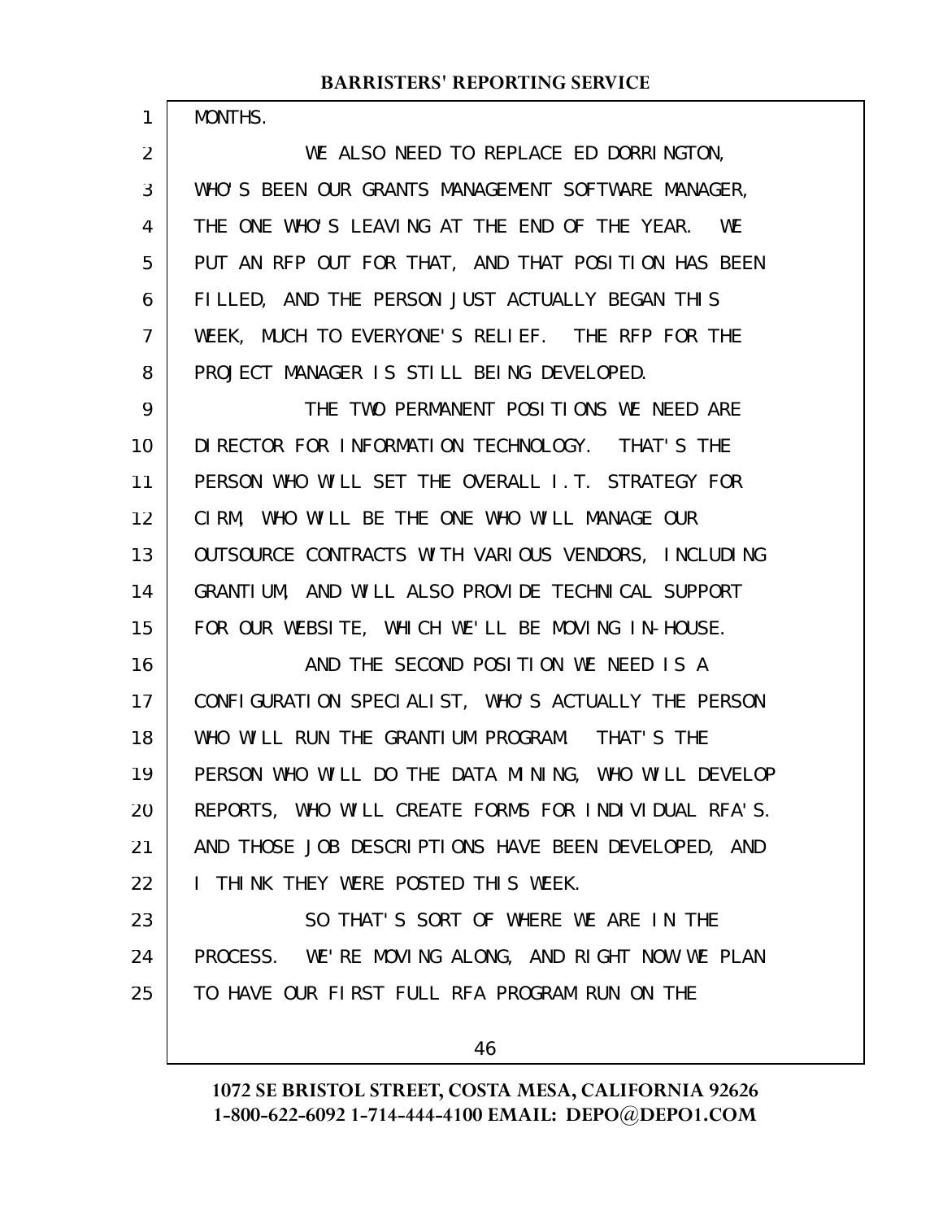MONTHS.

WE ALSO NEED TO REPLACE ED DORRINGTON, WHO'S BEEN OUR GRANTS MANAGEMENT SOFTWARE MANAGER, THE ONE WHO'S LEAVING AT THE END OF THE YEAR. WE PUT AN RFP OUT FOR THAT, AND THAT POSITION HAS BEEN FILLED, AND THE PERSON JUST ACTUALLY BEGAN THIS WEEK, MUCH TO EVERYONE'S RELIEF. THE RFP FOR THE PROJECT MANAGER IS STILL BEING DEVELOPED.

THE TWO PERMANENT POSITIONS WE NEED ARE DIRECTOR FOR INFORMATION TECHNOLOGY. THAT'S THE PERSON WHO WILL SET THE OVERALL I.T. STRATEGY FOR CIRM, WHO WILL BE THE ONE WHO WILL MANAGE OUR OUTSOURCE CONTRACTS WITH VARIOUS VENDORS, INCLUDING GRANTIUM, AND WILL ALSO PROVIDE TECHNICAL SUPPORT FOR OUR WEBSITE, WHICH WE'LL BE MOVING IN-HOUSE.

AND THE SECOND POSITION WE NEED IS A CONFIGURATION SPECIALIST, WHO'S ACTUALLY THE PERSON WHO WILL RUN THE GRANTIUM PROGRAM. THAT'S THE PERSON WHO WILL DO THE DATA MINING, WHO WILL DEVELOP REPORTS, WHO WILL CREATE FORMS FOR INDIVIDUAL RFA'S. AND THOSE JOB DESCRIPTIONS HAVE BEEN DEVELOPED, AND I THINK THEY WERE POSTED THIS WEEK.

SO THAT'S SORT OF WHERE WE ARE IN THE PROCESS. WE'RE MOVING ALONG, AND RIGHT NOW WE PLAN TO HAVE OUR FIRST FULL RFA PROGRAM RUN ON THE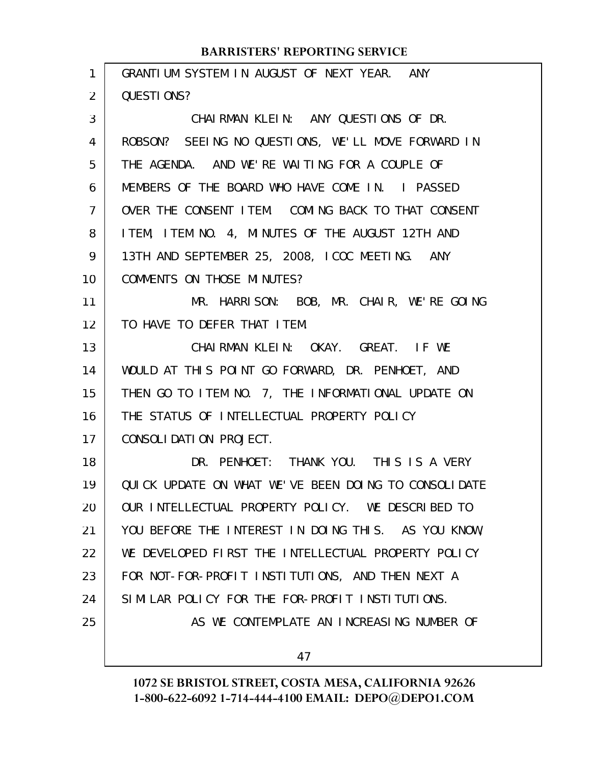GRANTIUM SYSTEM IN AUGUST OF NEXT YEAR. ANY QUESTIONS?

CHAIRMAN KLEIN: ANY QUESTIONS OF DR. ROBSON? SEEING NO QUESTIONS, WE'LL MOVE FORWARD IN THE AGENDA. AND WE'RE WAITING FOR A COUPLE OF MEMBERS OF THE BOARD WHO HAVE COME IN. I PASSED OVER THE CONSENT ITEM. COMING BACK TO THAT CONSENT ITEM, ITEM NO. 4, MINUTES OF THE AUGUST 12TH AND 13TH AND SEPTEMBER 25, 2008, ICOC MEETING. ANY COMMENTS ON THOSE MINUTES?

MR. HARRISON: BOB, MR. CHAIR, WE'RE GOING TO HAVE TO DEFER THAT ITEM.

CHAIRMAN KLEIN: OKAY. GREAT. IF WE WOULD AT THIS POINT GO FORWARD, DR. PENHOET, AND THEN GO TO ITEM NO. 7, THE INFORMATIONAL UPDATE ON THE STATUS OF INTELLECTUAL PROPERTY POLICY CONSOLIDATION PROJECT.

DR. PENHOET: THANK YOU. THIS IS A VERY QUICK UPDATE ON WHAT WE'VE BEEN DOING TO CONSOLIDATE OUR INTELLECTUAL PROPERTY POLICY. WE DESCRIBED TO YOU BEFORE THE INTEREST IN DOING THIS. AS YOU KNOW, WE DEVELOPED FIRST THE INTELLECTUAL PROPERTY POLICY FOR NOT-FOR-PROFIT INSTITUTIONS, AND THEN NEXT A SIMILAR POLICY FOR THE FOR-PROFIT INSTITUTIONS.

AS WE CONTEMPLATE AN INCREASING NUMBER OF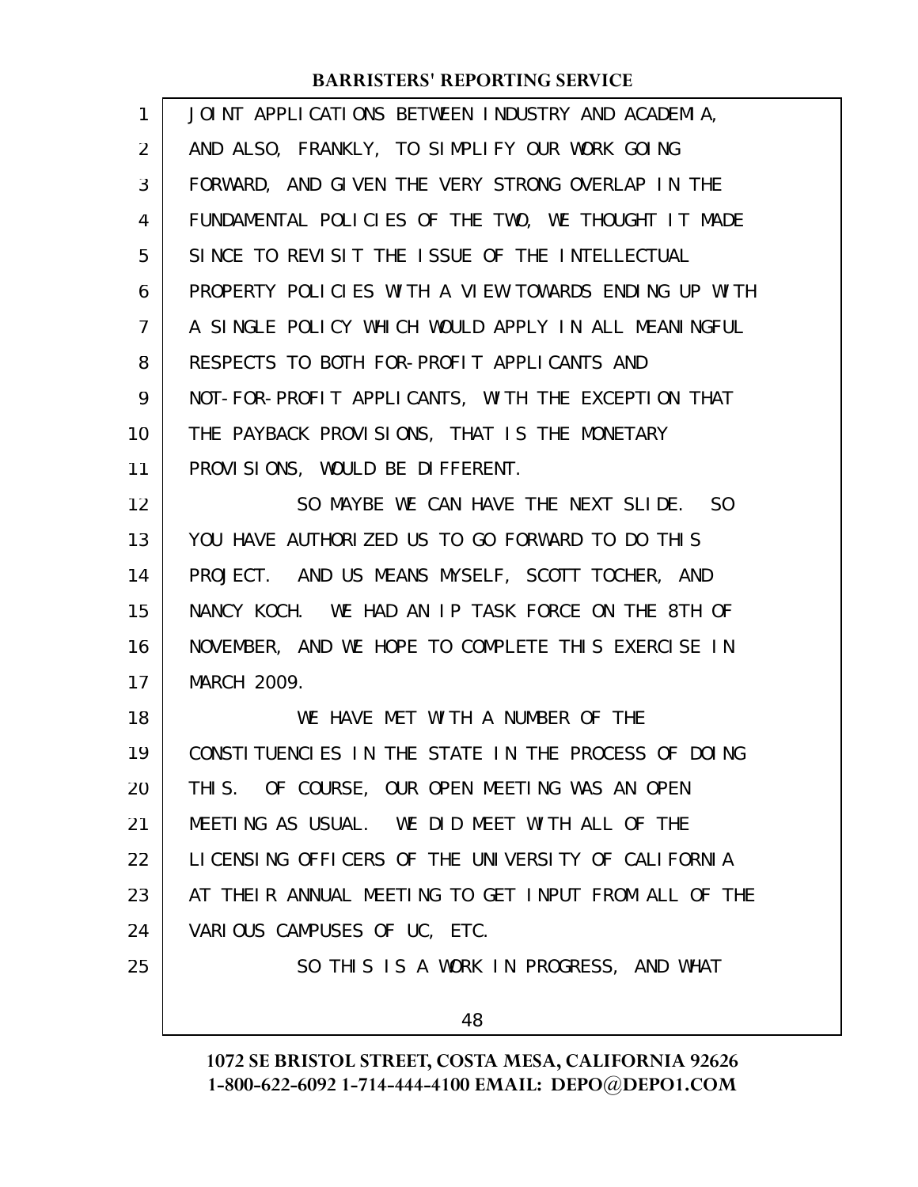JOINT APPLICATIONS BETWEEN INDUSTRY AND ACADEMIA, AND ALSO, FRANKLY, TO SIMPLIFY OUR WORK GOING FORWARD, AND GIVEN THE VERY STRONG OVERLAP IN THE FUNDAMENTAL POLICIES OF THE TWO, WE THOUGHT IT MADE SINCE TO REVISIT THE ISSUE OF THE INTELLECTUAL PROPERTY POLICIES WITH A VIEW TOWARDS ENDING UP WITH A SINGLE POLICY WHICH WOULD APPLY IN ALL MEANINGFUL RESPECTS TO BOTH FOR-PROFIT APPLICANTS AND NOT-FOR-PROFIT APPLICANTS, WITH THE EXCEPTION THAT THE PAYBACK PROVISIONS, THAT IS THE MONETARY PROVISIONS, WOULD BE DIFFERENT.

SO MAYBE WE CAN HAVE THE NEXT SLIDE. SO YOU HAVE AUTHORIZED US TO GO FORWARD TO DO THIS PROJECT. AND US MEANS MYSELF, SCOTT TOCHER, AND NANCY KOCH. WE HAD AN IP TASK FORCE ON THE 8TH OF NOVEMBER, AND WE HOPE TO COMPLETE THIS EXERCISE IN MARCH 2009.

WE HAVE MET WITH A NUMBER OF THE CONSTITUENCIES IN THE STATE IN THE PROCESS OF DOING THIS. OF COURSE, OUR OPEN MEETING WAS AN OPEN MEETING AS USUAL. WE DID MEET WITH ALL OF THE LICENSING OFFICERS OF THE UNIVERSITY OF CALIFORNIA AT THEIR ANNUAL MEETING TO GET INPUT FROM ALL OF THE VARIOUS CAMPUSES OF UC, ETC.

SO THIS IS A WORK IN PROGRESS, AND WHAT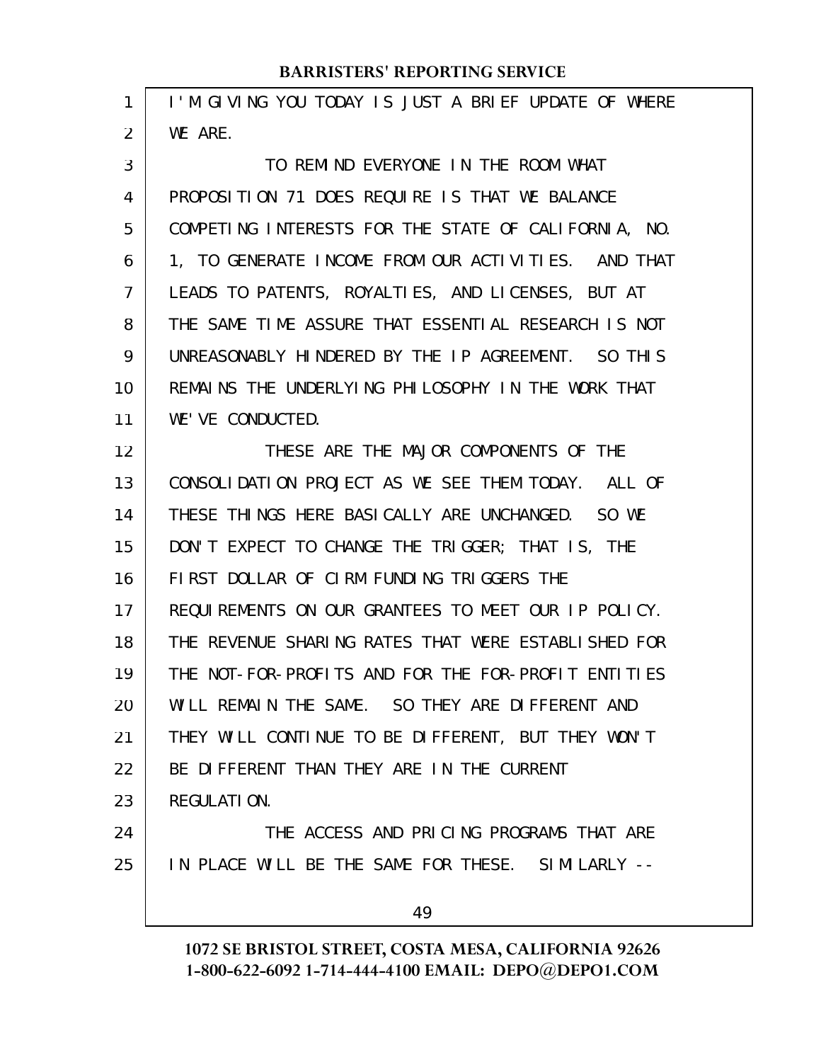I'M GIVING YOU TODAY IS JUST A BRIEF UPDATE OF WHERE WE ARE.

TO REMIND EVERYONE IN THE ROOM WHAT PROPOSITION 71 DOES REQUIRE IS THAT WE BALANCE COMPETING INTERESTS FOR THE STATE OF CALIFORNIA, NO. 1, TO GENERATE INCOME FROM OUR ACTIVITIES. AND THAT LEADS TO PATENTS, ROYALTIES, AND LICENSES, BUT AT THE SAME TIME ASSURE THAT ESSENTIAL RESEARCH IS NOT UNREASONABLY HINDERED BY THE IP AGREEMENT. SO THIS REMAINS THE UNDERLYING PHILOSOPHY IN THE WORK THAT WE'VE CONDUCTED.

THESE ARE THE MAJOR COMPONENTS OF THE CONSOLIDATION PROJECT AS WE SEE THEM TODAY. ALL OF THESE THINGS HERE BASICALLY ARE UNCHANGED. SO WE DON'T EXPECT TO CHANGE THE TRIGGER; THAT IS, THE FIRST DOLLAR OF CIRM FUNDING TRIGGERS THE REQUIREMENTS ON OUR GRANTEES TO MEET OUR IP POLICY. THE REVENUE SHARING RATES THAT WERE ESTABLISHED FOR THE NOT-FOR-PROFITS AND FOR THE FOR-PROFIT ENTITIES WILL REMAIN THE SAME. SO THEY ARE DIFFERENT AND THEY WILL CONTINUE TO BE DIFFERENT, BUT THEY WON'T BE DIFFERENT THAN THEY ARE IN THE CURRENT REGULATION.

THE ACCESS AND PRICING PROGRAMS THAT ARE IN PLACE WILL BE THE SAME FOR THESE. SIMILARLY --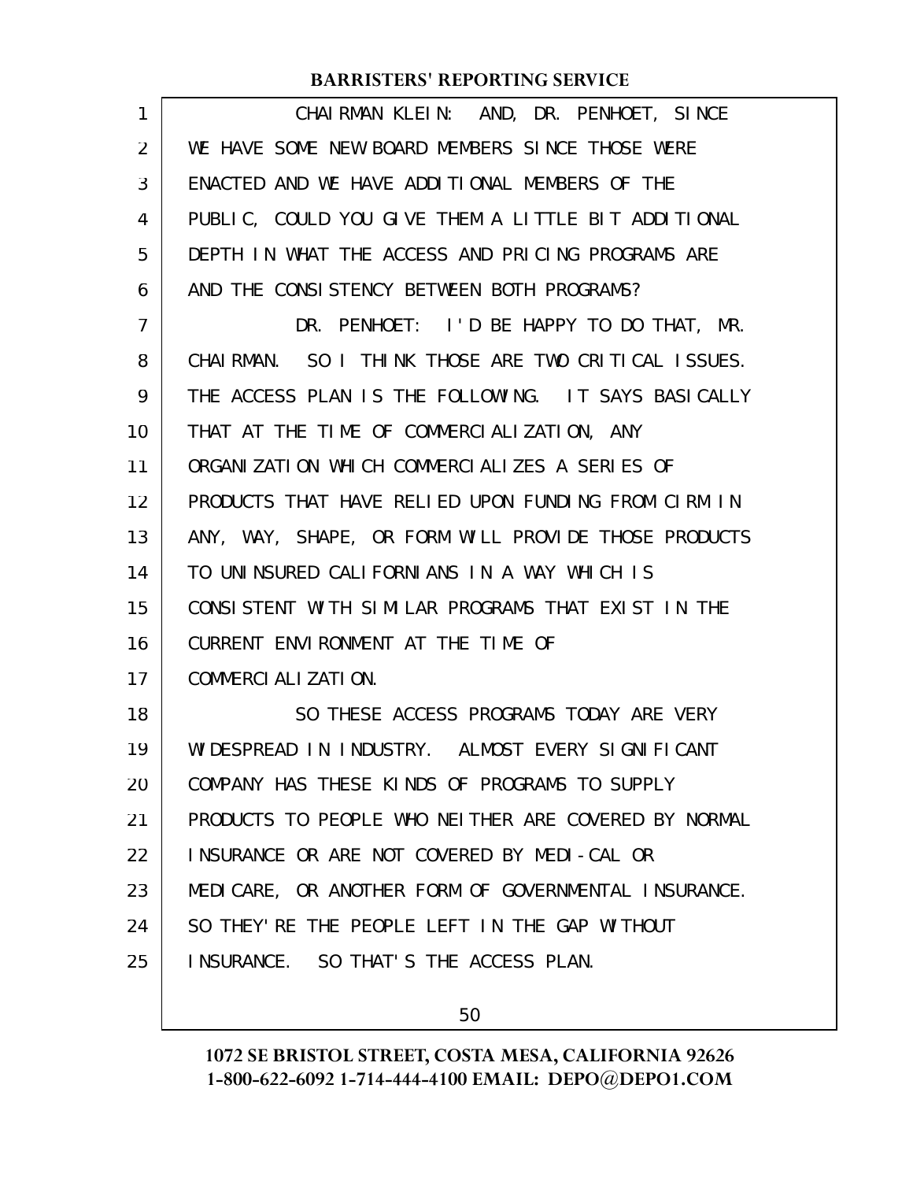CHAIRMAN KLEIN: AND, DR. PENHOET, SINCE WE HAVE SOME NEW BOARD MEMBERS SINCE THOSE WERE ENACTED AND WE HAVE ADDITIONAL MEMBERS OF THE PUBLIC, COULD YOU GIVE THEM A LITTLE BIT ADDITIONAL DEPTH IN WHAT THE ACCESS AND PRICING PROGRAMS ARE AND THE CONSISTENCY BETWEEN BOTH PROGRAMS?

DR. PENHOET: I'D BE HAPPY TO DO THAT, MR. CHAIRMAN. SO I THINK THOSE ARE TWO CRITICAL ISSUES. THE ACCESS PLAN IS THE FOLLOWING. IT SAYS BASICALLY THAT AT THE TIME OF COMMERCIALIZATION, ANY ORGANIZATION WHICH COMMERCIALIZES A SERIES OF PRODUCTS THAT HAVE RELIED UPON FUNDING FROM CIRM IN ANY, WAY, SHAPE, OR FORM WILL PROVIDE THOSE PRODUCTS TO UNINSURED CALIFORNIANS IN A WAY WHICH IS CONSISTENT WITH SIMILAR PROGRAMS THAT EXIST IN THE CURRENT ENVIRONMENT AT THE TIME OF COMMERCIALIZATION.

SO THESE ACCESS PROGRAMS TODAY ARE VERY WIDESPREAD IN INDUSTRY. ALMOST EVERY SIGNIFICANT COMPANY HAS THESE KINDS OF PROGRAMS TO SUPPLY PRODUCTS TO PEOPLE WHO NEITHER ARE COVERED BY NORMAL INSURANCE OR ARE NOT COVERED BY MEDI-CAL OR MEDICARE, OR ANOTHER FORM OF GOVERNMENTAL INSURANCE. SO THEY'RE THE PEOPLE LEFT IN THE GAP WITHOUT INSURANCE. SO THAT'S THE ACCESS PLAN.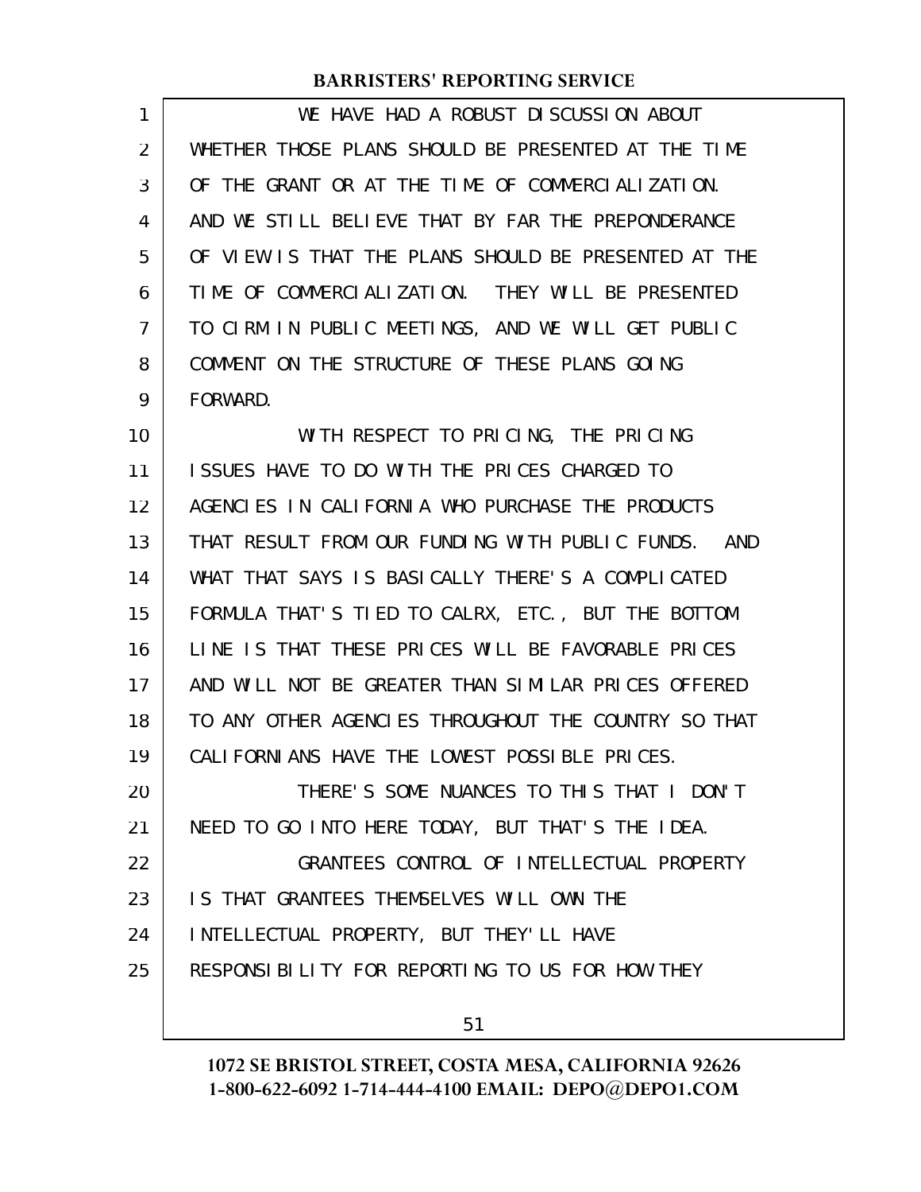WE HAVE HAD A ROBUST DISCUSSION ABOUT WHETHER THOSE PLANS SHOULD BE PRESENTED AT THE TIME OF THE GRANT OR AT THE TIME OF COMMERCIALIZATION. AND WE STILL BELIEVE THAT BY FAR THE PREPONDERANCE OF VIEW IS THAT THE PLANS SHOULD BE PRESENTED AT THE TIME OF COMMERCIALIZATION. THEY WILL BE PRESENTED TO CIRM IN PUBLIC MEETINGS, AND WE WILL GET PUBLIC COMMENT ON THE STRUCTURE OF THESE PLANS GOING FORWARD.

WITH RESPECT TO PRICING, THE PRICING ISSUES HAVE TO DO WITH THE PRICES CHARGED TO AGENCIES IN CALIFORNIA WHO PURCHASE THE PRODUCTS THAT RESULT FROM OUR FUNDING WITH PUBLIC FUNDS. AND WHAT THAT SAYS IS BASICALLY THERE'S A COMPLICATED FORMULA THAT'S TIED TO CALRX, ETC., BUT THE BOTTOM LINE IS THAT THESE PRICES WILL BE FAVORABLE PRICES AND WILL NOT BE GREATER THAN SIMILAR PRICES OFFERED TO ANY OTHER AGENCIES THROUGHOUT THE COUNTRY SO THAT CALIFORNIANS HAVE THE LOWEST POSSIBLE PRICES.

THERE'S SOME NUANCES TO THIS THAT I DON'T NEED TO GO INTO HERE TODAY, BUT THAT'S THE IDEA.

GRANTEES CONTROL OF INTELLECTUAL PROPERTY IS THAT GRANTEES THEMSELVES WILL OWN THE INTELLECTUAL PROPERTY, BUT THEY'LL HAVE RESPONSIBILITY FOR REPORTING TO US FOR HOW THEY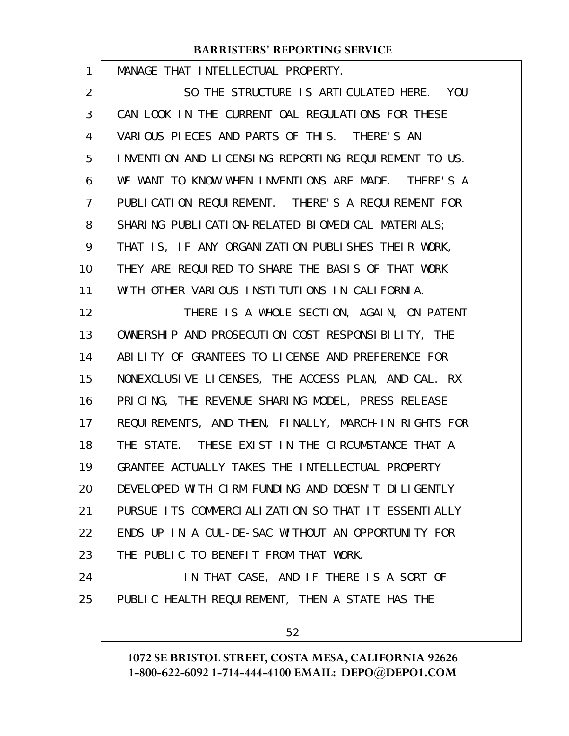MANAGE THAT INTELLECTUAL PROPERTY.

SO THE STRUCTURE IS ARTICULATED HERE. YOU CAN LOOK IN THE CURRENT OAL REGULATIONS FOR THESE VARIOUS PIECES AND PARTS OF THIS. THERE'S AN INVENTION AND LICENSING REPORTING REQUIREMENT TO US. WE WANT TO KNOW WHEN INVENTIONS ARE MADE. THERE'S A PUBLICATION REQUIREMENT. THERE'S A REQUIREMENT FOR SHARING PUBLICATION-RELATED BIOMEDICAL MATERIALS; THAT IS, IF ANY ORGANIZATION PUBLISHES THEIR WORK, THEY ARE REQUIRED TO SHARE THE BASIS OF THAT WORK WITH OTHER VARIOUS INSTITUTIONS IN CALIFORNIA.

THERE IS A WHOLE SECTION, AGAIN, ON PATENT OWNERSHIP AND PROSECUTION COST RESPONSIBILITY, THE ABILITY OF GRANTEES TO LICENSE AND PREFERENCE FOR NONEXCLUSIVE LICENSES, THE ACCESS PLAN, AND CAL. RX PRICING, THE REVENUE SHARING MODEL, PRESS RELEASE REQUIREMENTS, AND THEN, FINALLY, MARCH-IN RIGHTS FOR THE STATE. THESE EXIST IN THE CIRCUMSTANCE THAT A GRANTEE ACTUALLY TAKES THE INTELLECTUAL PROPERTY DEVELOPED WITH CIRM FUNDING AND DOESN'T DILIGENTLY PURSUE ITS COMMERCIALIZATION SO THAT IT ESSENTIALLY ENDS UP IN A CUL-DE-SAC WITHOUT AN OPPORTUNITY FOR THE PUBLIC TO BENEFIT FROM THAT WORK.

IN THAT CASE, AND IF THERE IS A SORT OF PUBLIC HEALTH REQUIREMENT, THEN A STATE HAS THE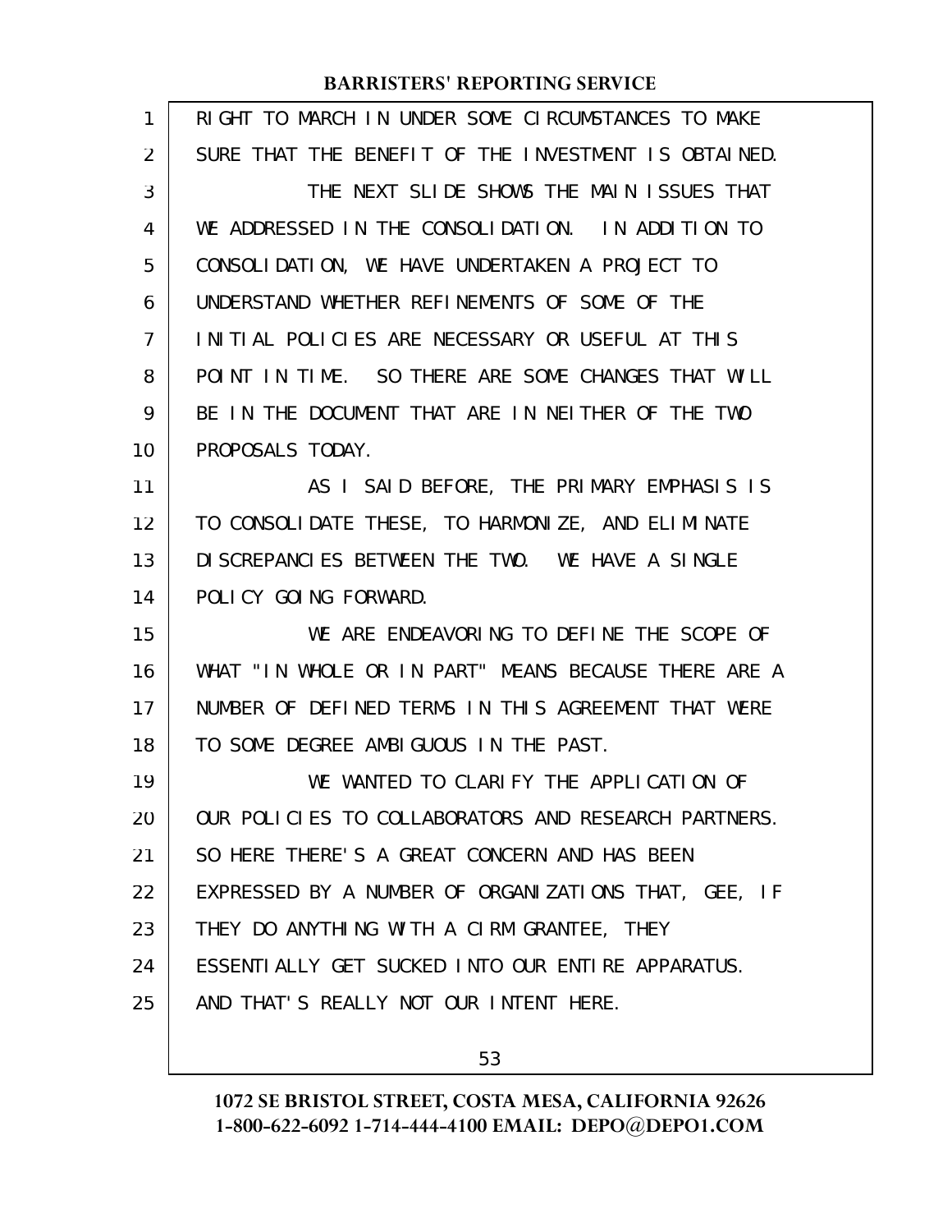RIGHT TO MARCH IN UNDER SOME CIRCUMSTANCES TO MAKE SURE THAT THE BENEFIT OF THE INVESTMENT IS OBTAINED.

THE NEXT SLIDE SHOWS THE MAIN ISSUES THAT WE ADDRESSED IN THE CONSOLIDATION. IN ADDITION TO CONSOLIDATION, WE HAVE UNDERTAKEN A PROJECT TO UNDERSTAND WHETHER REFINEMENTS OF SOME OF THE INITIAL POLICIES ARE NECESSARY OR USEFUL AT THIS POINT IN TIME. SO THERE ARE SOME CHANGES THAT WILL BE IN THE DOCUMENT THAT ARE IN NEITHER OF THE TWO PROPOSALS TODAY.

AS I SAID BEFORE, THE PRIMARY EMPHASIS IS TO CONSOLIDATE THESE, TO HARMONIZE, AND ELIMINATE DISCREPANCIES BETWEEN THE TWO. WE HAVE A SINGLE POLICY GOING FORWARD.

WE ARE ENDEAVORING TO DEFINE THE SCOPE OF WHAT "IN WHOLE OR IN PART" MEANS BECAUSE THERE ARE A NUMBER OF DEFINED TERMS IN THIS AGREEMENT THAT WERE TO SOME DEGREE AMBIGUOUS IN THE PAST.

WE WANTED TO CLARIFY THE APPLICATION OF OUR POLICIES TO COLLABORATORS AND RESEARCH PARTNERS. SO HERE THERE'S A GREAT CONCERN AND HAS BEEN EXPRESSED BY A NUMBER OF ORGANIZATIONS THAT, GEE, IF THEY DO ANYTHING WITH A CIRM GRANTEE, THEY ESSENTIALLY GET SUCKED INTO OUR ENTIRE APPARATUS. AND THAT'S REALLY NOT OUR INTENT HERE.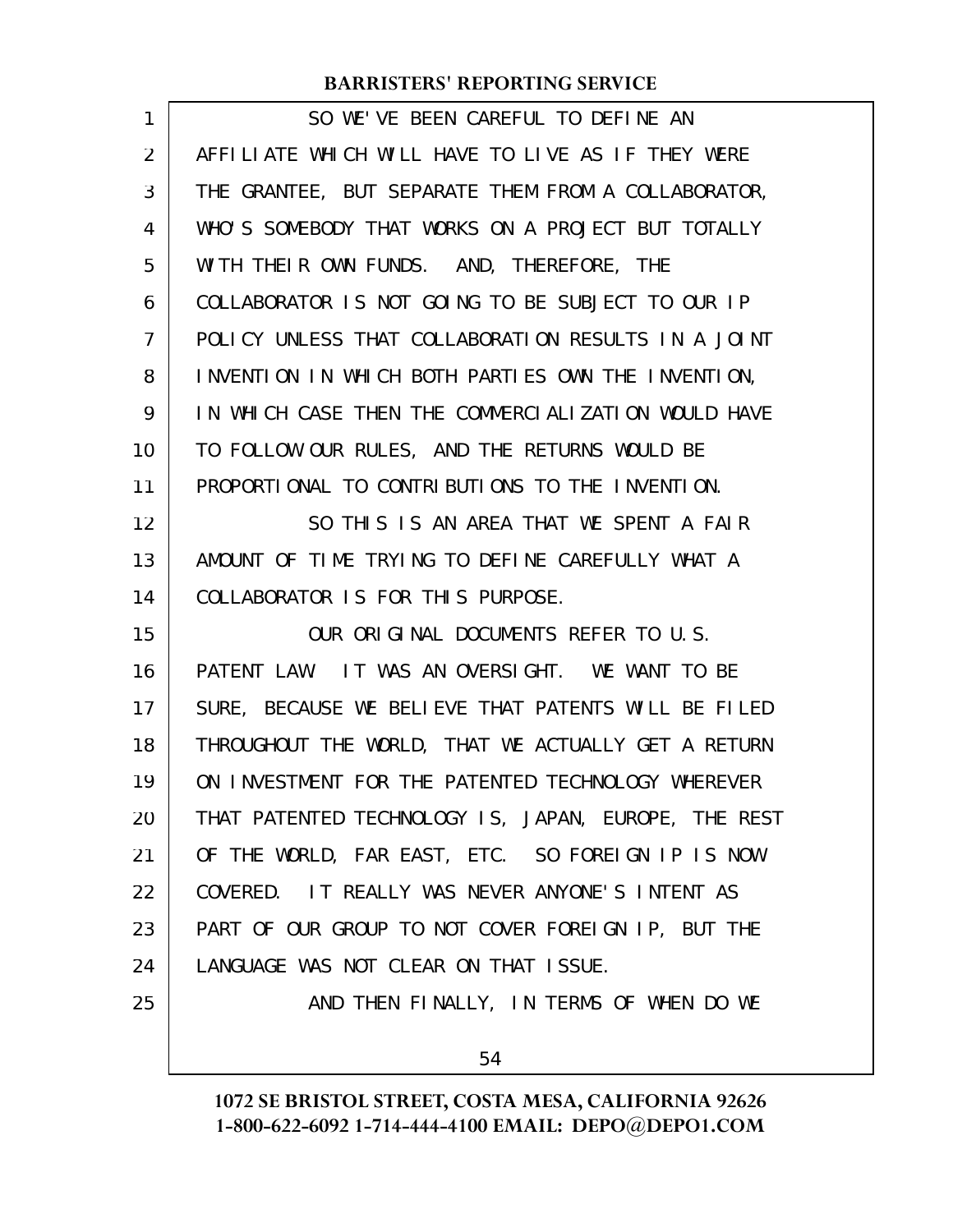SO WE'VE BEEN CAREFUL TO DEFINE AN AFFILIATE WHICH WILL HAVE TO LIVE AS IF THEY WERE THE GRANTEE, BUT SEPARATE THEM FROM A COLLABORATOR, WHO'S SOMEBODY THAT WORKS ON A PROJECT BUT TOTALLY WITH THEIR OWN FUNDS. AND, THEREFORE, THE COLLABORATOR IS NOT GOING TO BE SUBJECT TO OUR IP POLICY UNLESS THAT COLLABORATION RESULTS IN A JOINT INVENTION IN WHICH BOTH PARTIES OWN THE INVENTION, IN WHICH CASE THEN THE COMMERCIALIZATION WOULD HAVE TO FOLLOW OUR RULES, AND THE RETURNS WOULD BE PROPORTIONAL TO CONTRIBUTIONS TO THE INVENTION.

SO THIS IS AN AREA THAT WE SPENT A FAIR AMOUNT OF TIME TRYING TO DEFINE CAREFULLY WHAT A COLLABORATOR IS FOR THIS PURPOSE.

OUR ORIGINAL DOCUMENTS REFER TO U.S. PATENT LAW. IT WAS AN OVERSIGHT. WE WANT TO BE SURE, BECAUSE WE BELIEVE THAT PATENTS WILL BE FILED THROUGHOUT THE WORLD, THAT WE ACTUALLY GET A RETURN ON INVESTMENT FOR THE PATENTED TECHNOLOGY WHEREVER THAT PATENTED TECHNOLOGY IS, JAPAN, EUROPE, THE REST OF THE WORLD, FAR EAST, ETC. SO FOREIGN IP IS NOW COVERED. IT REALLY WAS NEVER ANYONE'S INTENT AS PART OF OUR GROUP TO NOT COVER FOREIGN IP, BUT THE LANGUAGE WAS NOT CLEAR ON THAT ISSUE.

AND THEN FINALLY, IN TERMS OF WHEN DO WE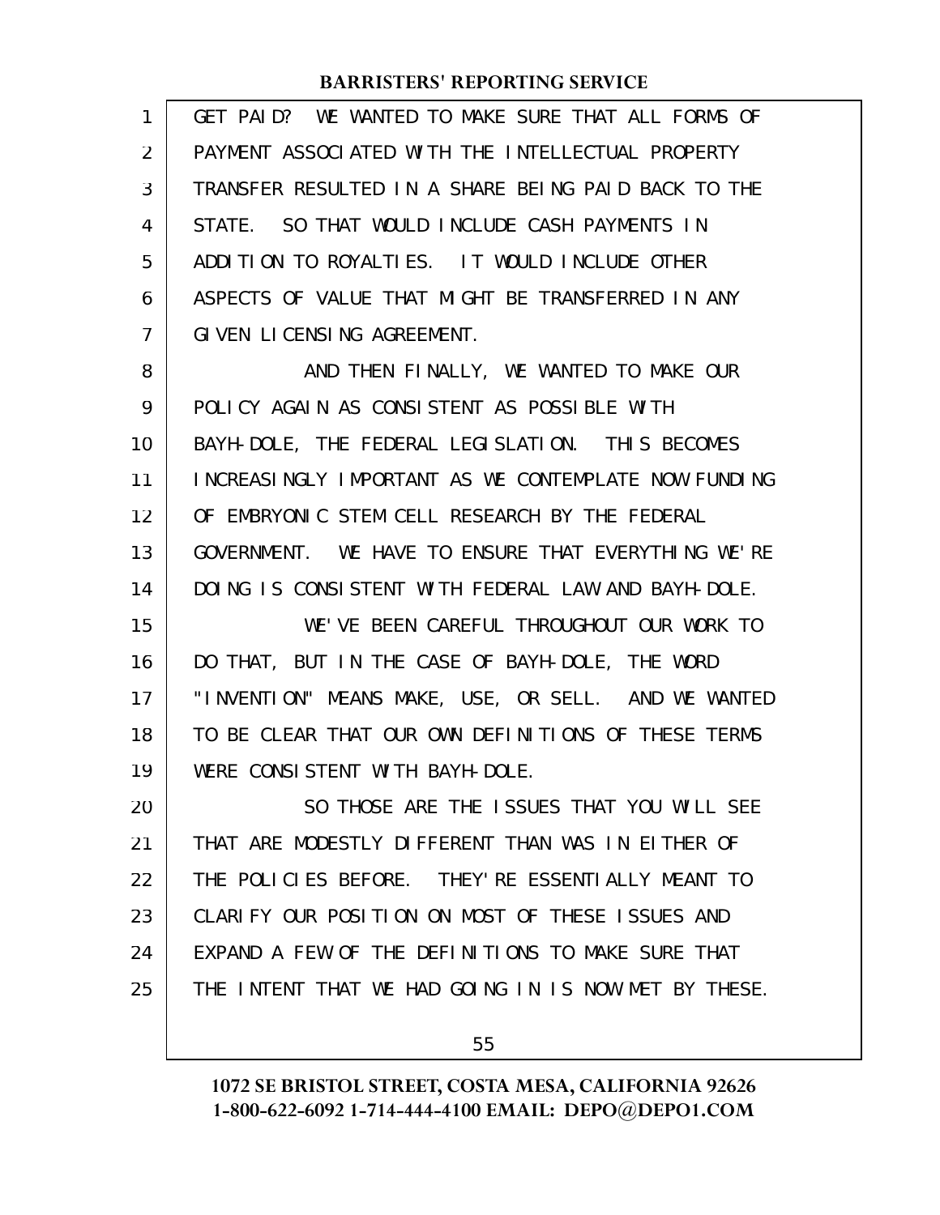GET PAID? WE WANTED TO MAKE SURE THAT ALL FORMS OF PAYMENT ASSOCIATED WITH THE INTELLECTUAL PROPERTY TRANSFER RESULTED IN A SHARE BEING PAID BACK TO THE STATE. SO THAT WOULD INCLUDE CASH PAYMENTS IN ADDITION TO ROYALTIES. IT WOULD INCLUDE OTHER ASPECTS OF VALUE THAT MIGHT BE TRANSFERRED IN ANY GIVEN LICENSING AGREEMENT.

AND THEN FINALLY, WE WANTED TO MAKE OUR POLICY AGAIN AS CONSISTENT AS POSSIBLE WITH BAYH-DOLE, THE FEDERAL LEGISLATION. THIS BECOMES INCREASINGLY IMPORTANT AS WE CONTEMPLATE NOW FUNDING OF EMBRYONIC STEM CELL RESEARCH BY THE FEDERAL GOVERNMENT. WE HAVE TO ENSURE THAT EVERYTHING WE'RE DOING IS CONSISTENT WITH FEDERAL LAW AND BAYH-DOLE.

WE'VE BEEN CAREFUL THROUGHOUT OUR WORK TO DO THAT, BUT IN THE CASE OF BAYH-DOLE, THE WORD "INVENTION" MEANS MAKE, USE, OR SELL. AND WE WANTED TO BE CLEAR THAT OUR OWN DEFINITIONS OF THESE TERMS WERE CONSISTENT WITH BAYH-DOLE.

SO THOSE ARE THE ISSUES THAT YOU WILL SEE THAT ARE MODESTLY DIFFERENT THAN WAS IN EITHER OF THE POLICIES BEFORE. THEY'RE ESSENTIALLY MEANT TO CLARIFY OUR POSITION ON MOST OF THESE ISSUES AND EXPAND A FEW OF THE DEFINITIONS TO MAKE SURE THAT THE INTENT THAT WE HAD GOING IN IS NOW MET BY THESE.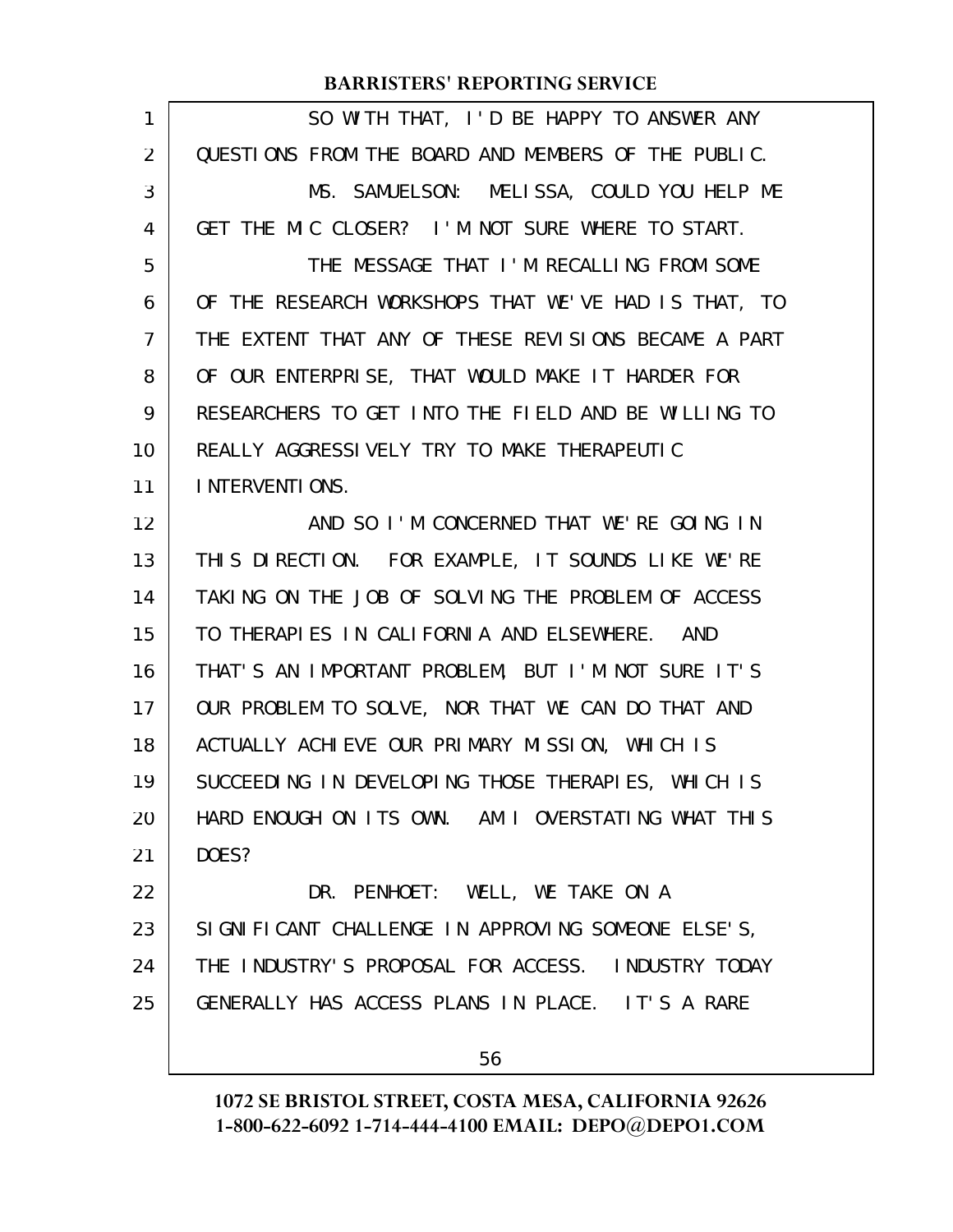SO WITH THAT, I'D BE HAPPY TO ANSWER ANY QUESTIONS FROM THE BOARD AND MEMBERS OF THE PUBLIC.

MS. SAMUELSON: MELISSA, COULD YOU HELP ME GET THE MIC CLOSER? I'M NOT SURE WHERE TO START.

THE MESSAGE THAT I'M RECALLING FROM SOME OF THE RESEARCH WORKSHOPS THAT WE'VE HAD IS THAT, TO THE EXTENT THAT ANY OF THESE REVISIONS BECAME A PART OF OUR ENTERPRISE, THAT WOULD MAKE IT HARDER FOR RESEARCHERS TO GET INTO THE FIELD AND BE WILLING TO REALLY AGGRESSIVELY TRY TO MAKE THERAPEUTIC INTERVENTIONS.

AND SO I'M CONCERNED THAT WE'RE GOING IN THIS DIRECTION. FOR EXAMPLE, IT SOUNDS LIKE WE'RE TAKING ON THE JOB OF SOLVING THE PROBLEM OF ACCESS TO THERAPIES IN CALIFORNIA AND ELSEWHERE. AND THAT'S AN IMPORTANT PROBLEM, BUT I'M NOT SURE IT'S OUR PROBLEM TO SOLVE, NOR THAT WE CAN DO THAT AND ACTUALLY ACHIEVE OUR PRIMARY MISSION, WHICH IS SUCCEEDING IN DEVELOPING THOSE THERAPIES, WHICH IS HARD ENOUGH ON ITS OWN. AM I OVERSTATING WHAT THIS DOES?

DR. PENHOET: WELL, WE TAKE ON A SIGNIFICANT CHALLENGE IN APPROVING SOMEONE ELSE'S, THE INDUSTRY'S PROPOSAL FOR ACCESS. INDUSTRY TODAY GENERALLY HAS ACCESS PLANS IN PLACE. IT'S A RARE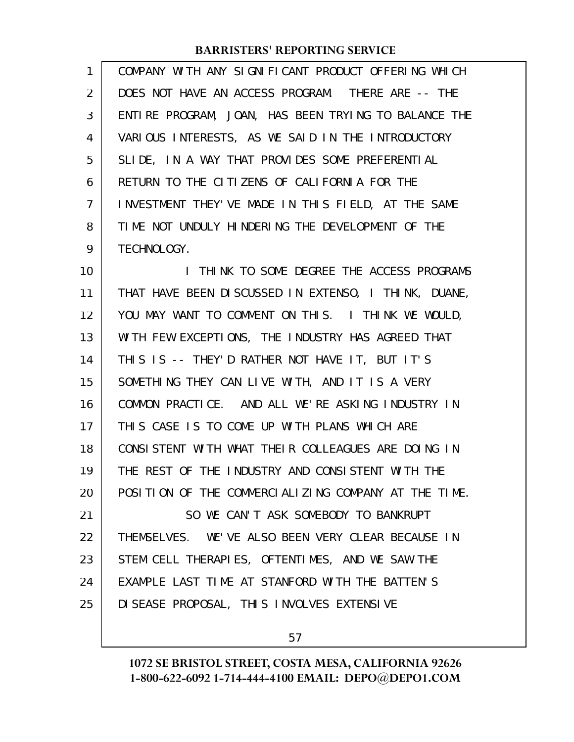COMPANY WITH ANY SIGNIFICANT PRODUCT OFFERING WHICH DOES NOT HAVE AN ACCESS PROGRAM. THERE ARE -- THE ENTIRE PROGRAM, JOAN, HAS BEEN TRYING TO BALANCE THE VARIOUS INTERESTS, AS WE SAID IN THE INTRODUCTORY SLIDE, IN A WAY THAT PROVIDES SOME PREFERENTIAL RETURN TO THE CITIZENS OF CALIFORNIA FOR THE INVESTMENT THEY'VE MADE IN THIS FIELD, AT THE SAME TIME NOT UNDULY HINDERING THE DEVELOPMENT OF THE TECHNOLOGY.

I THINK TO SOME DEGREE THE ACCESS PROGRAMS THAT HAVE BEEN DISCUSSED IN EXTENSO, I THINK, DUANE, YOU MAY WANT TO COMMENT ON THIS. I THINK WE WOULD, WITH FEW EXCEPTIONS, THE INDUSTRY HAS AGREED THAT THIS IS -- THEY'D RATHER NOT HAVE IT, BUT IT'S SOMETHING THEY CAN LIVE WITH, AND IT IS A VERY COMMON PRACTICE. AND ALL WE'RE ASKING INDUSTRY IN THIS CASE IS TO COME UP WITH PLANS WHICH ARE CONSISTENT WITH WHAT THEIR COLLEAGUES ARE DOING IN THE REST OF THE INDUSTRY AND CONSISTENT WITH THE POSITION OF THE COMMERCIALIZING COMPANY AT THE TIME.

SO WE CAN'T ASK SOMEBODY TO BANKRUPT THEMSELVES. WE'VE ALSO BEEN VERY CLEAR BECAUSE IN STEM CELL THERAPIES, OFTENTIMES, AND WE SAW THE EXAMPLE LAST TIME AT STANFORD WITH THE BATTEN'S DISEASE PROPOSAL, THIS INVOLVES EXTENSIVE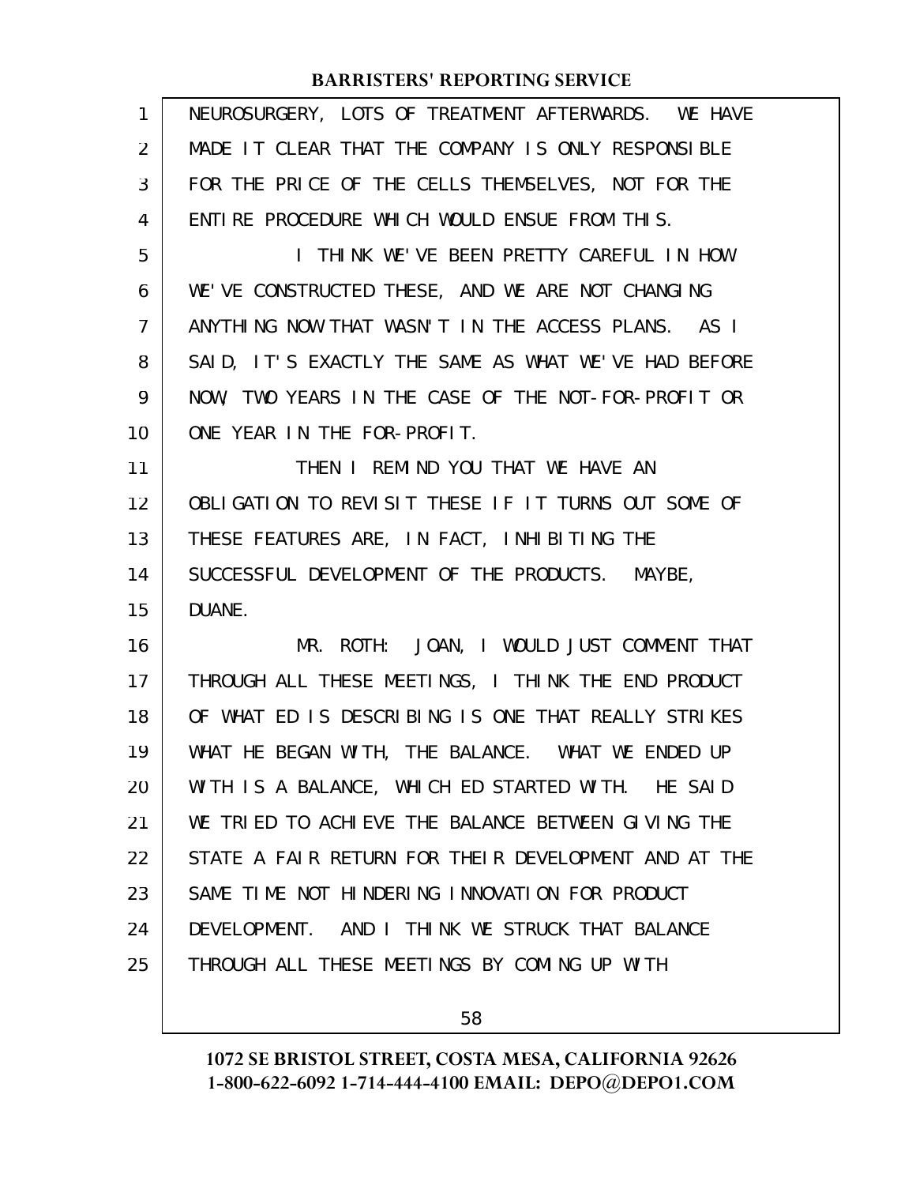NEUROSURGERY, LOTS OF TREATMENT AFTERWARDS. WE HAVE MADE IT CLEAR THAT THE COMPANY IS ONLY RESPONSIBLE FOR THE PRICE OF THE CELLS THEMSELVES, NOT FOR THE ENTIRE PROCEDURE WHICH WOULD ENSUE FROM THIS.

I THINK WE'VE BEEN PRETTY CAREFUL IN HOW WE'VE CONSTRUCTED THESE, AND WE ARE NOT CHANGING ANYTHING NOW THAT WASN'T IN THE ACCESS PLANS. AS I SAID, IT'S EXACTLY THE SAME AS WHAT WE'VE HAD BEFORE NOW, TWO YEARS IN THE CASE OF THE NOT-FOR-PROFIT OR ONE YEAR IN THE FOR-PROFIT.

THEN I REMIND YOU THAT WE HAVE AN OBLIGATION TO REVISIT THESE IF IT TURNS OUT SOME OF THESE FEATURES ARE, IN FACT, INHIBITING THE SUCCESSFUL DEVELOPMENT OF THE PRODUCTS. MAYBE, DUANE.

MR. ROTH: JOAN, I WOULD JUST COMMENT THAT THROUGH ALL THESE MEETINGS, I THINK THE END PRODUCT OF WHAT ED IS DESCRIBING IS ONE THAT REALLY STRIKES WHAT HE BEGAN WITH, THE BALANCE. WHAT WE ENDED UP WITH IS A BALANCE, WHICH ED STARTED WITH. HE SAID WE TRIED TO ACHIEVE THE BALANCE BETWEEN GIVING THE STATE A FAIR RETURN FOR THEIR DEVELOPMENT AND AT THE SAME TIME NOT HINDERING INNOVATION FOR PRODUCT DEVELOPMENT. AND I THINK WE STRUCK THAT BALANCE THROUGH ALL THESE MEETINGS BY COMING UP WITH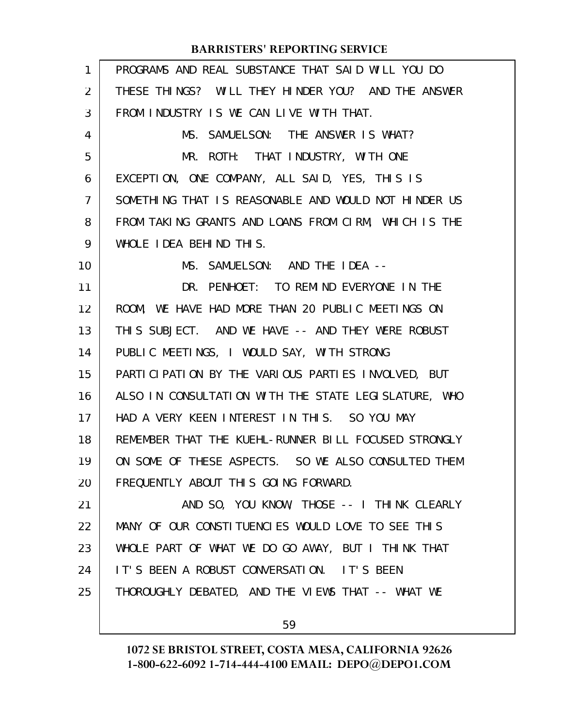PROGRAMS AND REAL SUBSTANCE THAT SAID WILL YOU DO THESE THINGS? WILL THEY HINDER YOU? AND THE ANSWER FROM INDUSTRY IS WE CAN LIVE WITH THAT.

MS. SAMUELSON: THE ANSWER IS WHAT?

MR. ROTH: THAT INDUSTRY, WITH ONE EXCEPTION, ONE COMPANY, ALL SAID, YES, THIS IS SOMETHING THAT IS REASONABLE AND WOULD NOT HINDER US FROM TAKING GRANTS AND LOANS FROM CIRM, WHICH IS THE WHOLE IDEA BEHIND THIS.

MS. SAMUELSON: AND THE IDEA --

DR. PENHOET: TO REMIND EVERYONE IN THE ROOM, WE HAVE HAD MORE THAN 20 PUBLIC MEETINGS ON THIS SUBJECT. AND WE HAVE -- AND THEY WERE ROBUST PUBLIC MEETINGS, I WOULD SAY, WITH STRONG PARTICIPATION BY THE VARIOUS PARTIES INVOLVED, BUT ALSO IN CONSULTATION WITH THE STATE LEGISLATURE, WHO HAD A VERY KEEN INTEREST IN THIS. SO YOU MAY REMEMBER THAT THE KUEHL-RUNNER BILL FOCUSED STRONGLY ON SOME OF THESE ASPECTS. SO WE ALSO CONSULTED THEM FREQUENTLY ABOUT THIS GOING FORWARD.

AND SO, YOU KNOW, THOSE -- I THINK CLEARLY MANY OF OUR CONSTITUENCIES WOULD LOVE TO SEE THIS WHOLE PART OF WHAT WE DO GO AWAY, BUT I THINK THAT IT'S BEEN A ROBUST CONVERSATION. IT'S BEEN THOROUGHLY DEBATED, AND THE VIEWS THAT -- WHAT WE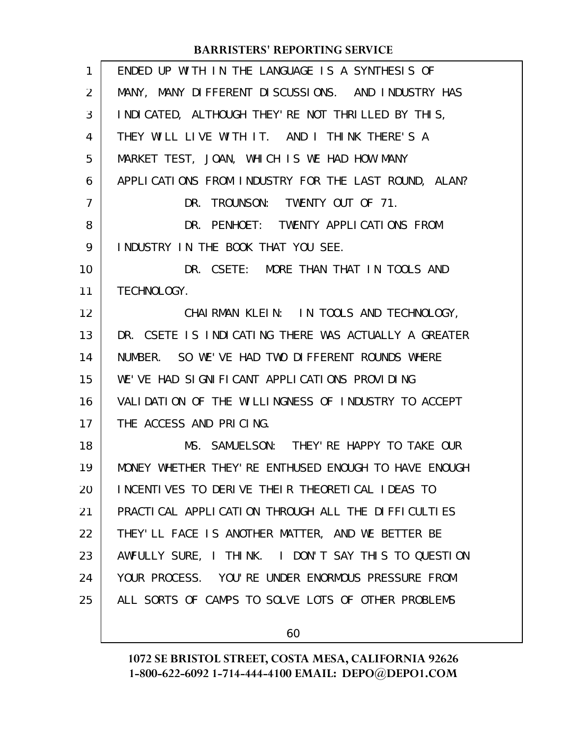ENDED UP WITH IN THE LANGUAGE IS A SYNTHESIS OF MANY, MANY DIFFERENT DISCUSSIONS. AND INDUSTRY HAS INDICATED, ALTHOUGH THEY'RE NOT THRILLED BY THIS, THEY WILL LIVE WITH IT. AND I THINK THERE'S A MARKET TEST, JOAN, WHICH IS WE HAD HOW MANY APPLICATIONS FROM INDUSTRY FOR THE LAST ROUND, ALAN?

DR. TROUNSON: TWENTY OUT OF 71.

DR. PENHOET: TWENTY APPLICATIONS FROM INDUSTRY IN THE BOOK THAT YOU SEE.

DR. CSETE: MORE THAN THAT IN TOOLS AND TECHNOLOGY.

CHAIRMAN KLEIN: IN TOOLS AND TECHNOLOGY, DR. CSETE IS INDICATING THERE WAS ACTUALLY A GREATER NUMBER. SO WE'VE HAD TWO DIFFERENT ROUNDS WHERE WE'VE HAD SIGNIFICANT APPLICATIONS PROVIDING VALIDATION OF THE WILLINGNESS OF INDUSTRY TO ACCEPT THE ACCESS AND PRICING.

MS. SAMUELSON: THEY'RE HAPPY TO TAKE OUR MONEY WHETHER THEY'RE ENTHUSED ENOUGH TO HAVE ENOUGH INCENTIVES TO DERIVE THEIR THEORETICAL IDEAS TO PRACTICAL APPLICATION THROUGH ALL THE DIFFICULTIES THEY'LL FACE IS ANOTHER MATTER, AND WE BETTER BE AWFULLY SURE, I THINK. I DON'T SAY THIS TO QUESTION YOUR PROCESS. YOU'RE UNDER ENORMOUS PRESSURE FROM ALL SORTS OF CAMPS TO SOLVE LOTS OF OTHER PROBLEMS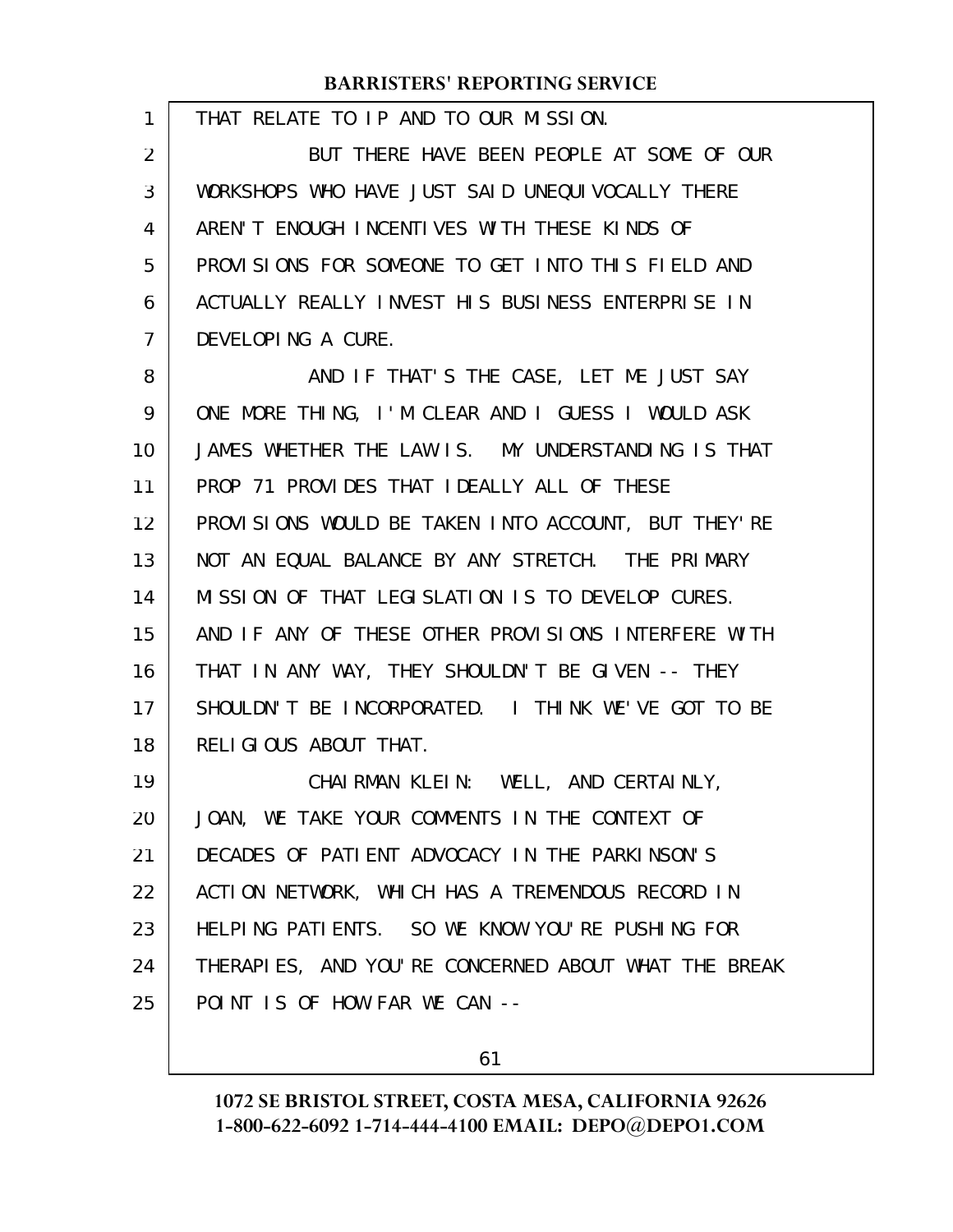THAT RELATE TO IP AND TO OUR MISSION.

BUT THERE HAVE BEEN PEOPLE AT SOME OF OUR WORKSHOPS WHO HAVE JUST SAID UNEQUIVOCALLY THERE AREN'T ENOUGH INCENTIVES WITH THESE KINDS OF PROVISIONS FOR SOMEONE TO GET INTO THIS FIELD AND ACTUALLY REALLY INVEST HIS BUSINESS ENTERPRISE IN DEVELOPING A CURE.

AND IF THAT'S THE CASE, LET ME JUST SAY ONE MORE THING, I'M CLEAR AND I GUESS I WOULD ASK JAMES WHETHER THE LAW IS. MY UNDERSTANDING IS THAT PROP 71 PROVIDES THAT IDEALLY ALL OF THESE PROVISIONS WOULD BE TAKEN INTO ACCOUNT, BUT THEY'RE NOT AN EQUAL BALANCE BY ANY STRETCH. THE PRIMARY MISSION OF THAT LEGISLATION IS TO DEVELOP CURES. AND IF ANY OF THESE OTHER PROVISIONS INTERFERE WITH THAT IN ANY WAY, THEY SHOULDN'T BE GIVEN -- THEY SHOULDN'T BE INCORPORATED. I THINK WE'VE GOT TO BE RELIGIOUS ABOUT THAT.

CHAIRMAN KLEIN: WELL, AND CERTAINLY, JOAN, WE TAKE YOUR COMMENTS IN THE CONTEXT OF DECADES OF PATIENT ADVOCACY IN THE PARKINSON'S ACTION NETWORK, WHICH HAS A TREMENDOUS RECORD IN HELPING PATIENTS. SO WE KNOW YOU'RE PUSHING FOR THERAPIES, AND YOU'RE CONCERNED ABOUT WHAT THE BREAK POINT IS OF HOW FAR WE CAN --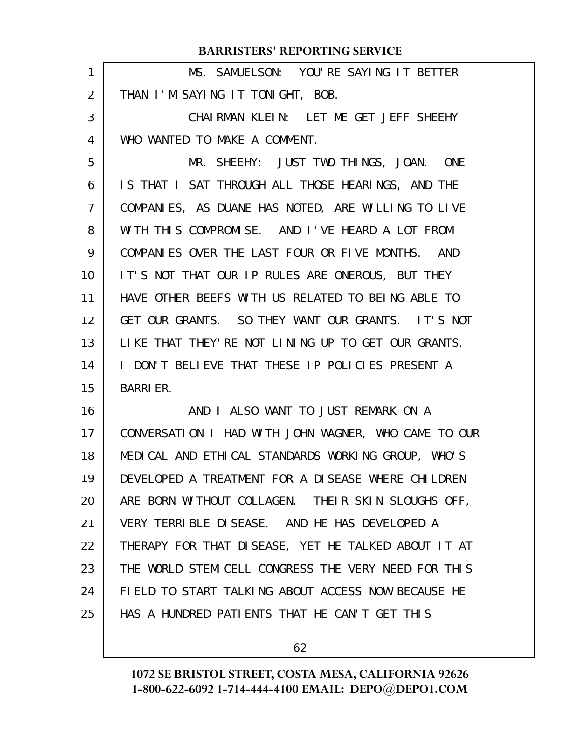MS. SAMUELSON: YOU'RE SAYING IT BETTER THAN I'M SAYING IT TONIGHT, BOB.

CHAIRMAN KLEIN: LET ME GET JEFF SHEEHY WHO WANTED TO MAKE A COMMENT.

MR. SHEEHY: JUST TWO THINGS, JOAN. ONE IS THAT I SAT THROUGH ALL THOSE HEARINGS, AND THE COMPANIES, AS DUANE HAS NOTED, ARE WILLING TO LIVE WITH THIS COMPROMISE. AND I'VE HEARD A LOT FROM COMPANIES OVER THE LAST FOUR OR FIVE MONTHS. AND IT'S NOT THAT OUR IP RULES ARE ONEROUS, BUT THEY HAVE OTHER BEEFS WITH US RELATED TO BEING ABLE TO GET OUR GRANTS. SO THEY WANT OUR GRANTS. IT'S NOT LIKE THAT THEY'RE NOT LINING UP TO GET OUR GRANTS. I DON'T BELIEVE THAT THESE IP POLICIES PRESENT A BARRIER.

AND I ALSO WANT TO JUST REMARK ON A CONVERSATION I HAD WITH JOHN WAGNER, WHO CAME TO OUR MEDICAL AND ETHICAL STANDARDS WORKING GROUP, WHO'S DEVELOPED A TREATMENT FOR A DISEASE WHERE CHILDREN ARE BORN WITHOUT COLLAGEN. THEIR SKIN SLOUGHS OFF, VERY TERRIBLE DISEASE. AND HE HAS DEVELOPED A THERAPY FOR THAT DISEASE, YET HE TALKED ABOUT IT AT THE WORLD STEM CELL CONGRESS THE VERY NEED FOR THIS FIELD TO START TALKING ABOUT ACCESS NOW BECAUSE HE HAS A HUNDRED PATIENTS THAT HE CAN'T GET THIS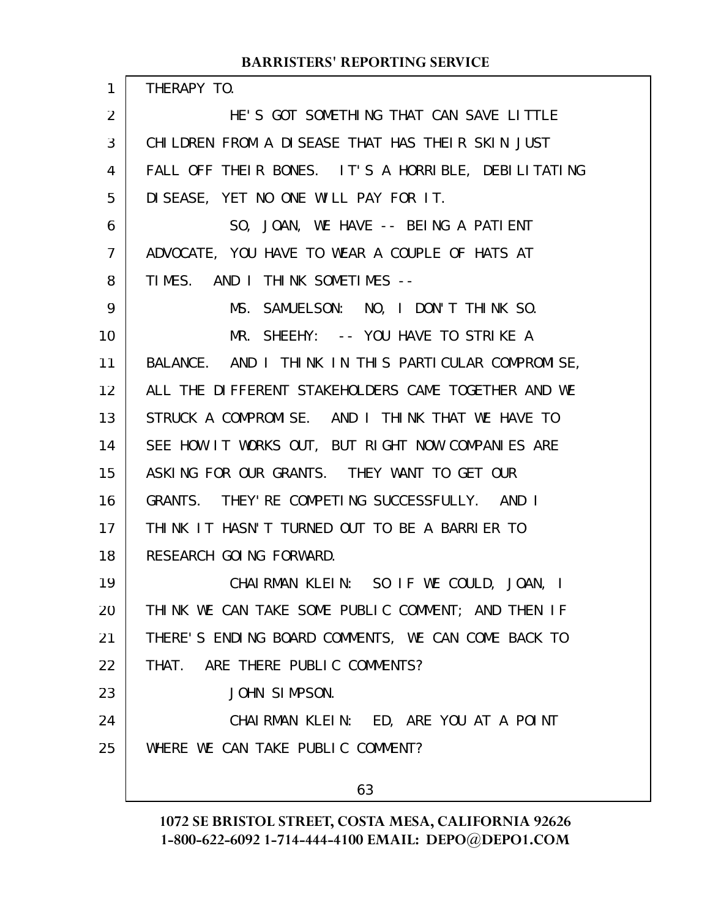THERAPY TO.

HE'S GOT SOMETHING THAT CAN SAVE LITTLE CHILDREN FROM A DISEASE THAT HAS THEIR SKIN JUST FALL OFF THEIR BONES. IT'S A HORRIBLE, DEBILITATING DISEASE, YET NO ONE WILL PAY FOR IT.

SO, JOAN, WE HAVE -- BEING A PATIENT ADVOCATE, YOU HAVE TO WEAR A COUPLE OF HATS AT TIMES. AND I THINK SOMETIMES --

MS. SAMUELSON: NO, I DON'T THINK SO.

MR. SHEEHY: -- YOU HAVE TO STRIKE A BALANCE. AND I THINK IN THIS PARTICULAR COMPROMISE, ALL THE DIFFERENT STAKEHOLDERS CAME TOGETHER AND WE STRUCK A COMPROMISE. AND I THINK THAT WE HAVE TO SEE HOW IT WORKS OUT, BUT RIGHT NOW COMPANIES ARE ASKING FOR OUR GRANTS. THEY WANT TO GET OUR GRANTS. THEY'RE COMPETING SUCCESSFULLY. AND I THINK IT HASN'T TURNED OUT TO BE A BARRIER TO RESEARCH GOING FORWARD.

CHAIRMAN KLEIN: SO IF WE COULD, JOAN, I THINK WE CAN TAKE SOME PUBLIC COMMENT; AND THEN IF THERE'S ENDING BOARD COMMENTS, WE CAN COME BACK TO THAT. ARE THERE PUBLIC COMMENTS?

JOHN SIMPSON.

CHAIRMAN KLEIN: ED, ARE YOU AT A POINT WHERE WE CAN TAKE PUBLIC COMMENT?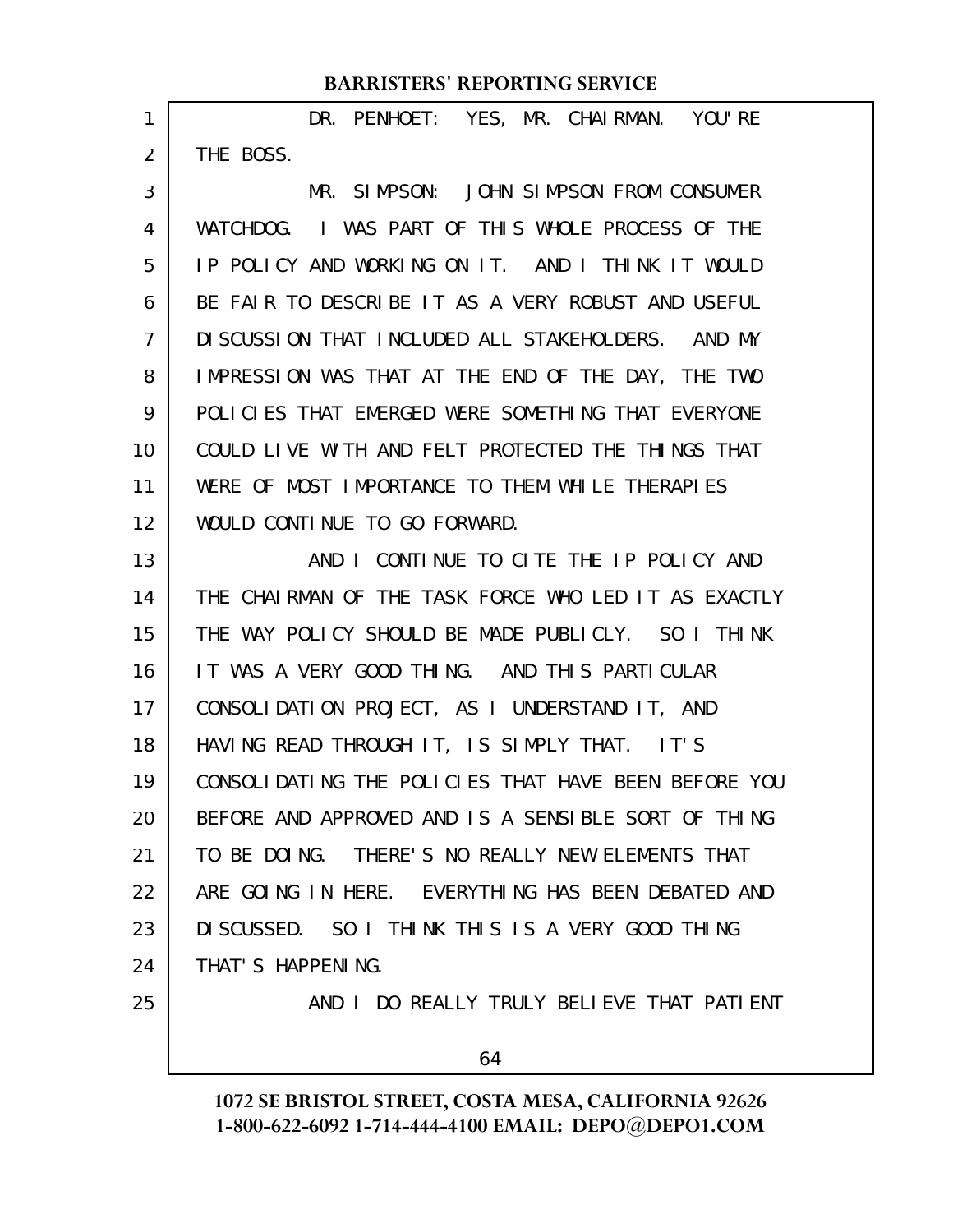DR. PENHOET: YES, MR. CHAIRMAN. YOU'RE THE BOSS.

MR. SIMPSON: JOHN SIMPSON FROM CONSUMER WATCHDOG. I WAS PART OF THIS WHOLE PROCESS OF THE IP POLICY AND WORKING ON IT. AND I THINK IT WOULD BE FAIR TO DESCRIBE IT AS A VERY ROBUST AND USEFUL DISCUSSION THAT INCLUDED ALL STAKEHOLDERS. AND MY IMPRESSION WAS THAT AT THE END OF THE DAY, THE TWO POLICIES THAT EMERGED WERE SOMETHING THAT EVERYONE COULD LIVE WITH AND FELT PROTECTED THE THINGS THAT WERE OF MOST IMPORTANCE TO THEM WHILE THERAPIES WOULD CONTINUE TO GO FORWARD.

AND I CONTINUE TO CITE THE IP POLICY AND THE CHAIRMAN OF THE TASK FORCE WHO LED IT AS EXACTLY THE WAY POLICY SHOULD BE MADE PUBLICLY. SO I THINK IT WAS A VERY GOOD THING. AND THIS PARTICULAR CONSOLIDATION PROJECT, AS I UNDERSTAND IT, AND HAVING READ THROUGH IT, IS SIMPLY THAT. IT'S CONSOLIDATING THE POLICIES THAT HAVE BEEN BEFORE YOU BEFORE AND APPROVED AND IS A SENSIBLE SORT OF THING TO BE DOING. THERE'S NO REALLY NEW ELEMENTS THAT ARE GOING IN HERE. EVERYTHING HAS BEEN DEBATED AND DISCUSSED. SO I THINK THIS IS A VERY GOOD THING THAT'S HAPPENING.

AND I DO REALLY TRULY BELIEVE THAT PATIENT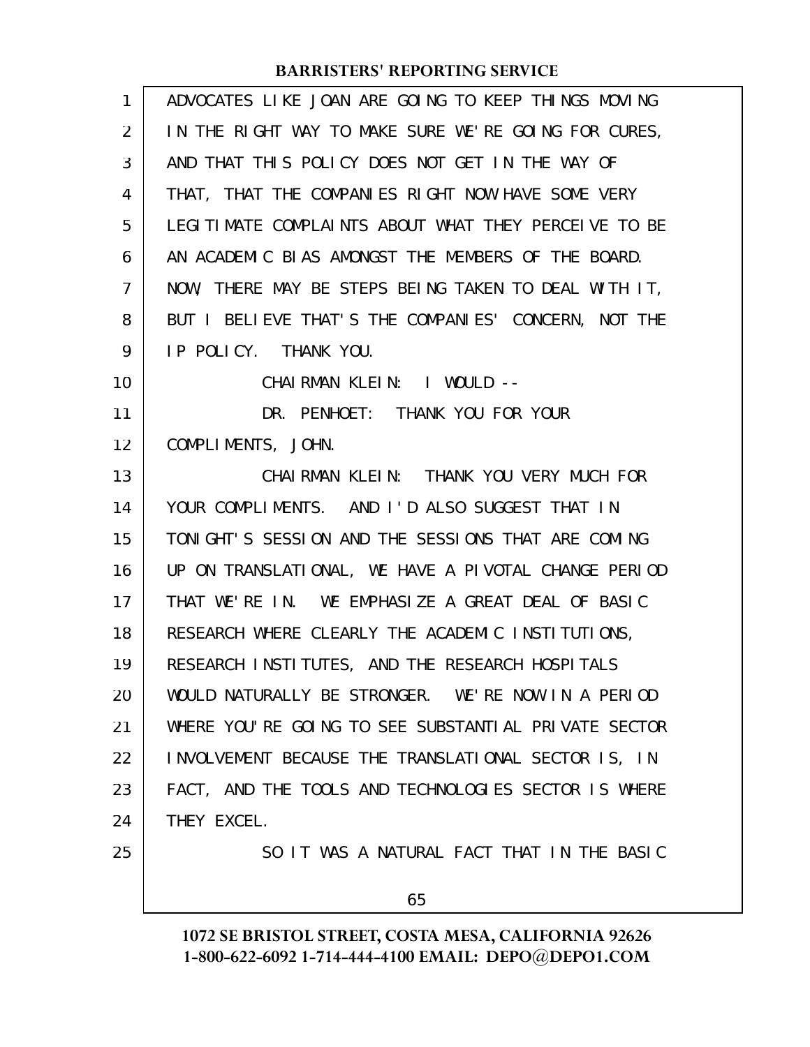ADVOCATES LIKE JOAN ARE GOING TO KEEP THINGS MOVING IN THE RIGHT WAY TO MAKE SURE WE'RE GOING FOR CURES, AND THAT THIS POLICY DOES NOT GET IN THE WAY OF THAT, THAT THE COMPANIES RIGHT NOW HAVE SOME VERY LEGITIMATE COMPLAINTS ABOUT WHAT THEY PERCEIVE TO BE AN ACADEMIC BIAS AMONGST THE MEMBERS OF THE BOARD. NOW, THERE MAY BE STEPS BEING TAKEN TO DEAL WITH IT, BUT I BELIEVE THAT'S THE COMPANIES' CONCERN, NOT THE IP POLICY. THANK YOU.

CHAIRMAN KLEIN: I WOULD --

DR. PENHOET: THANK YOU FOR YOUR COMPLIMENTS, JOHN.

CHAIRMAN KLEIN: THANK YOU VERY MUCH FOR YOUR COMPLIMENTS. AND I'D ALSO SUGGEST THAT IN TONIGHT'S SESSION AND THE SESSIONS THAT ARE COMING UP ON TRANSLATIONAL, WE HAVE A PIVOTAL CHANGE PERIOD THAT WE'RE IN. WE EMPHASIZE A GREAT DEAL OF BASIC RESEARCH WHERE CLEARLY THE ACADEMIC INSTITUTIONS, RESEARCH INSTITUTES, AND THE RESEARCH HOSPITALS WOULD NATURALLY BE STRONGER. WE'RE NOW IN A PERIOD WHERE YOU'RE GOING TO SEE SUBSTANTIAL PRIVATE SECTOR INVOLVEMENT BECAUSE THE TRANSLATIONAL SECTOR IS, IN FACT, AND THE TOOLS AND TECHNOLOGIES SECTOR IS WHERE THEY EXCEL.

SO IT WAS A NATURAL FACT THAT IN THE BASIC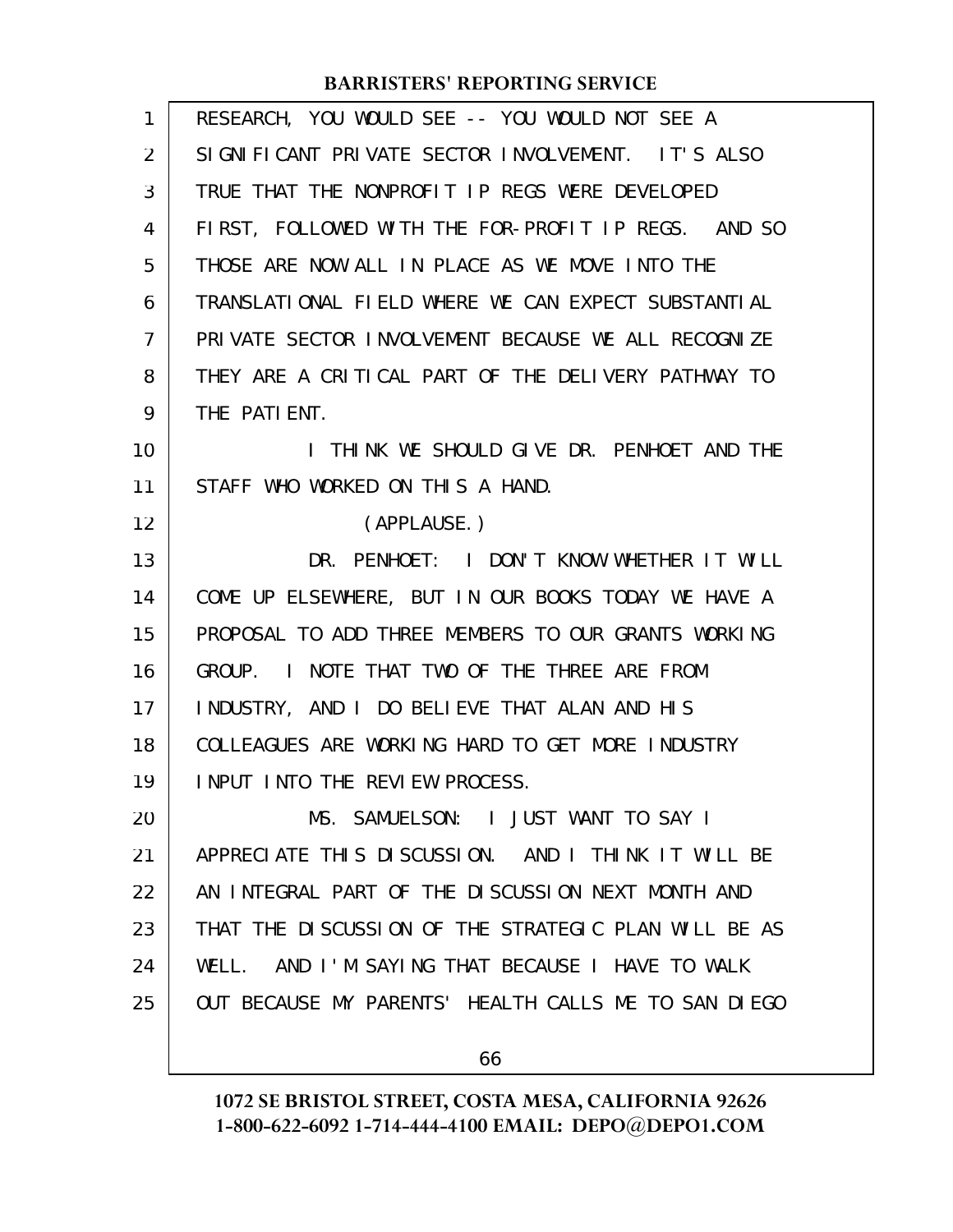RESEARCH, YOU WOULD SEE -- YOU WOULD NOT SEE A SIGNIFICANT PRIVATE SECTOR INVOLVEMENT. IT'S ALSO TRUE THAT THE NONPROFIT IP REGS WERE DEVELOPED FIRST, FOLLOWED WITH THE FOR-PROFIT IP REGS. AND SO THOSE ARE NOW ALL IN PLACE AS WE MOVE INTO THE TRANSLATIONAL FIELD WHERE WE CAN EXPECT SUBSTANTIAL PRIVATE SECTOR INVOLVEMENT BECAUSE WE ALL RECOGNIZE THEY ARE A CRITICAL PART OF THE DELIVERY PATHWAY TO THE PATIENT.

I THINK WE SHOULD GIVE DR. PENHOET AND THE STAFF WHO WORKED ON THIS A HAND.

(APPLAUSE.)

DR. PENHOET: I DON'T KNOW WHETHER IT WILL COME UP ELSEWHERE, BUT IN OUR BOOKS TODAY WE HAVE A PROPOSAL TO ADD THREE MEMBERS TO OUR GRANTS WORKING GROUP. I NOTE THAT TWO OF THE THREE ARE FROM INDUSTRY, AND I DO BELIEVE THAT ALAN AND HIS COLLEAGUES ARE WORKING HARD TO GET MORE INDUSTRY INPUT INTO THE REVIEW PROCESS.

MS. SAMUELSON: I JUST WANT TO SAY I APPRECIATE THIS DISCUSSION. AND I THINK IT WILL BE AN INTEGRAL PART OF THE DISCUSSION NEXT MONTH AND THAT THE DISCUSSION OF THE STRATEGIC PLAN WILL BE AS WELL. AND I'M SAYING THAT BECAUSE I HAVE TO WALK OUT BECAUSE MY PARENTS' HEALTH CALLS ME TO SAN DIEGO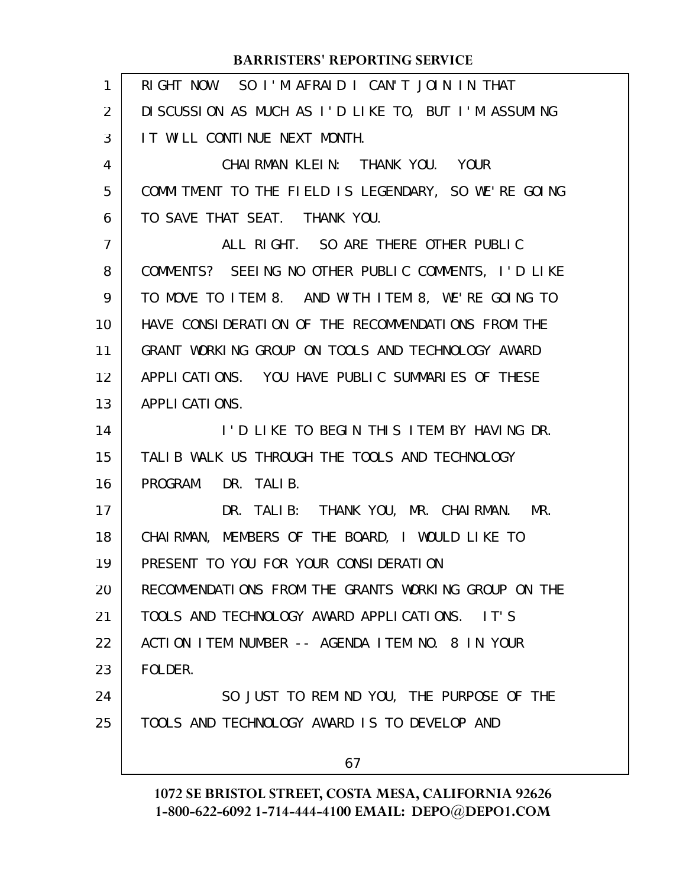RIGHT NOW. SO I'M AFRAID I CAN'T JOIN IN THAT DISCUSSION AS MUCH AS I'D LIKE TO, BUT I'M ASSUMING IT WILL CONTINUE NEXT MONTH.

CHAIRMAN KLEIN: THANK YOU. YOUR COMMITMENT TO THE FIELD IS LEGENDARY, SO WE'RE GOING TO SAVE THAT SEAT. THANK YOU.

ALL RIGHT. SO ARE THERE OTHER PUBLIC COMMENTS? SEEING NO OTHER PUBLIC COMMENTS, I'D LIKE TO MOVE TO ITEM 8. AND WITH ITEM 8, WE'RE GOING TO HAVE CONSIDERATION OF THE RECOMMENDATIONS FROM THE GRANT WORKING GROUP ON TOOLS AND TECHNOLOGY AWARD APPLICATIONS. YOU HAVE PUBLIC SUMMARIES OF THESE APPLICATIONS.

I'D LIKE TO BEGIN THIS ITEM BY HAVING DR. TALIB WALK US THROUGH THE TOOLS AND TECHNOLOGY PROGRAM. DR. TALIB.

DR. TALIB: THANK YOU, MR. CHAIRMAN. MR. CHAIRMAN, MEMBERS OF THE BOARD, I WOULD LIKE TO PRESENT TO YOU FOR YOUR CONSIDERATION RECOMMENDATIONS FROM THE GRANTS WORKING GROUP ON THE TOOLS AND TECHNOLOGY AWARD APPLICATIONS. IT'S ACTION ITEM NUMBER -- AGENDA ITEM NO. 8 IN YOUR FOLDER.

SO JUST TO REMIND YOU, THE PURPOSE OF THE TOOLS AND TECHNOLOGY AWARD IS TO DEVELOP AND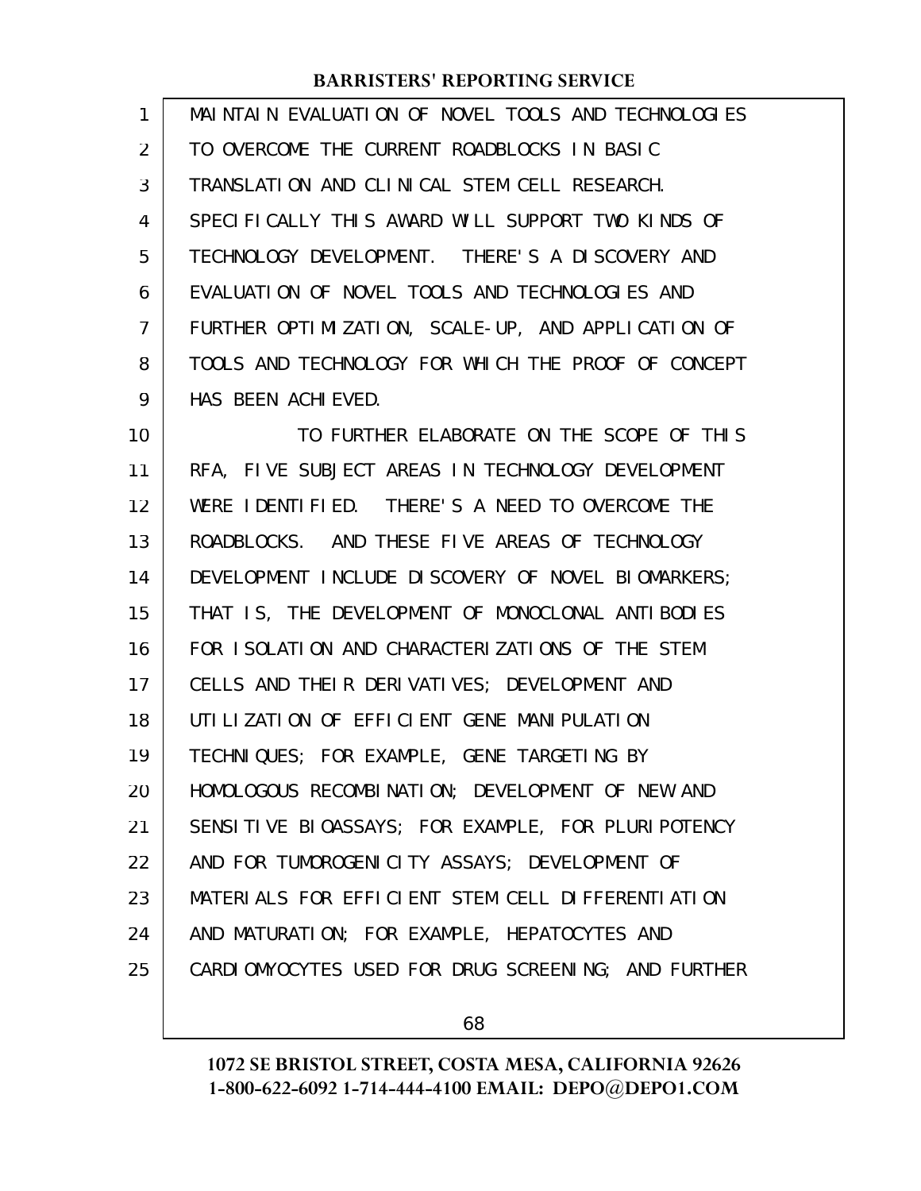MAINTAIN EVALUATION OF NOVEL TOOLS AND TECHNOLOGIES TO OVERCOME THE CURRENT ROADBLOCKS IN BASIC TRANSLATION AND CLINICAL STEM CELL RESEARCH. SPECIFICALLY THIS AWARD WILL SUPPORT TWO KINDS OF TECHNOLOGY DEVELOPMENT. THERE'S A DISCOVERY AND EVALUATION OF NOVEL TOOLS AND TECHNOLOGIES AND FURTHER OPTIMIZATION, SCALE-UP, AND APPLICATION OF TOOLS AND TECHNOLOGY FOR WHICH THE PROOF OF CONCEPT HAS BEEN ACHIEVED.

TO FURTHER ELABORATE ON THE SCOPE OF THIS RFA, FIVE SUBJECT AREAS IN TECHNOLOGY DEVELOPMENT WERE IDENTIFIED. THERE'S A NEED TO OVERCOME THE ROADBLOCKS. AND THESE FIVE AREAS OF TECHNOLOGY DEVELOPMENT INCLUDE DISCOVERY OF NOVEL BIOMARKERS; THAT IS, THE DEVELOPMENT OF MONOCLONAL ANTIBODIES FOR ISOLATION AND CHARACTERIZATIONS OF THE STEM CELLS AND THEIR DERIVATIVES; DEVELOPMENT AND UTILIZATION OF EFFICIENT GENE MANIPULATION TECHNIQUES; FOR EXAMPLE, GENE TARGETING BY HOMOLOGOUS RECOMBINATION; DEVELOPMENT OF NEW AND SENSITIVE BIOASSAYS; FOR EXAMPLE, FOR PLURIPOTENCY AND FOR TUMOROGENICITY ASSAYS; DEVELOPMENT OF MATERIALS FOR EFFICIENT STEM CELL DIFFERENTIATION AND MATURATION; FOR EXAMPLE, HEPATOCYTES AND CARDIOMYOCYTES USED FOR DRUG SCREENING; AND FURTHER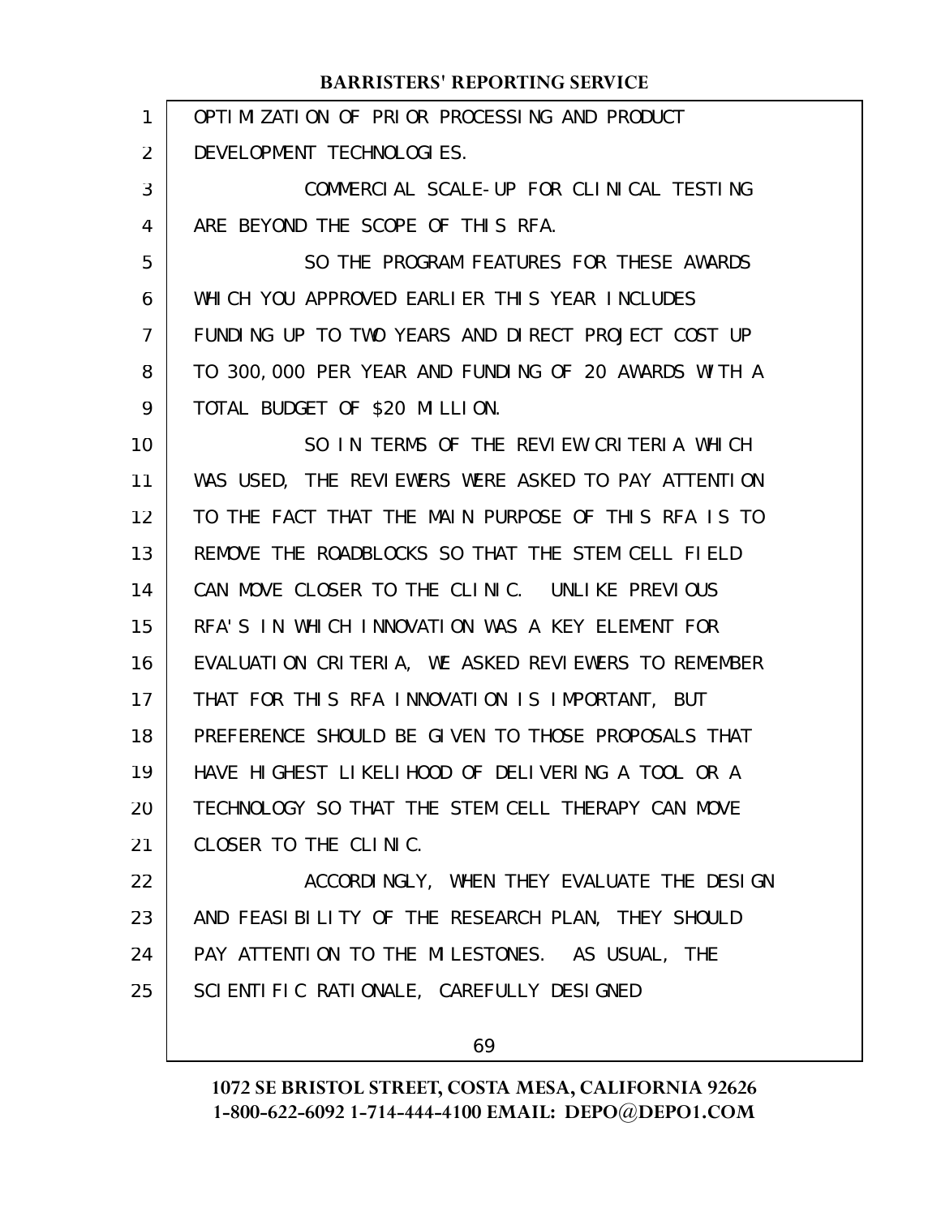OPTIMIZATION OF PRIOR PROCESSING AND PRODUCT DEVELOPMENT TECHNOLOGIES.

COMMERCIAL SCALE-UP FOR CLINICAL TESTING ARE BEYOND THE SCOPE OF THIS RFA.

SO THE PROGRAM FEATURES FOR THESE AWARDS WHICH YOU APPROVED EARLIER THIS YEAR INCLUDES FUNDING UP TO TWO YEARS AND DIRECT PROJECT COST UP TO 300,000 PER YEAR AND FUNDING OF 20 AWARDS WITH A TOTAL BUDGET OF $20 MILLION.

SO IN TERMS OF THE REVIEW CRITERIA WHICH WAS USED, THE REVIEWERS WERE ASKED TO PAY ATTENTION TO THE FACT THAT THE MAIN PURPOSE OF THIS RFA IS TO REMOVE THE ROADBLOCKS SO THAT THE STEM CELL FIELD CAN MOVE CLOSER TO THE CLINIC. UNLIKE PREVIOUS RFA'S IN WHICH INNOVATION WAS A KEY ELEMENT FOR EVALUATION CRITERIA, WE ASKED REVIEWERS TO REMEMBER THAT FOR THIS RFA INNOVATION IS IMPORTANT, BUT PREFERENCE SHOULD BE GIVEN TO THOSE PROPOSALS THAT HAVE HIGHEST LIKELIHOOD OF DELIVERING A TOOL OR A TECHNOLOGY SO THAT THE STEM CELL THERAPY CAN MOVE CLOSER TO THE CLINIC.

ACCORDINGLY, WHEN THEY EVALUATE THE DESIGN AND FEASIBILITY OF THE RESEARCH PLAN, THEY SHOULD PAY ATTENTION TO THE MILESTONES. AS USUAL, THE SCIENTIFIC RATIONALE, CAREFULLY DESIGNED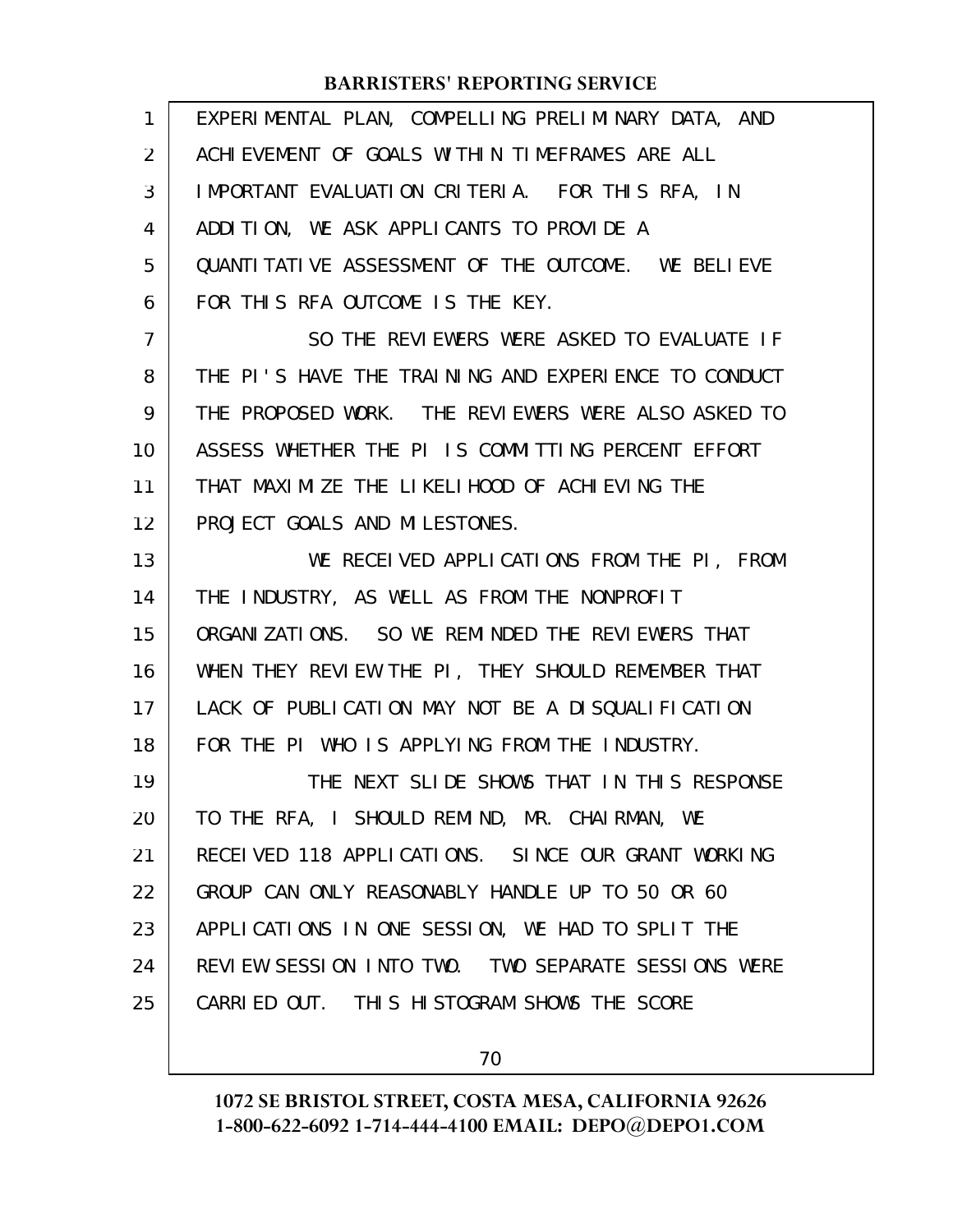EXPERIMENTAL PLAN, COMPELLING PRELIMINARY DATA, AND ACHIEVEMENT OF GOALS WITHIN TIMEFRAMES ARE ALL IMPORTANT EVALUATION CRITERIA. FOR THIS RFA, IN ADDITION, WE ASK APPLICANTS TO PROVIDE A QUANTITATIVE ASSESSMENT OF THE OUTCOME. WE BELIEVE FOR THIS RFA OUTCOME IS THE KEY.

SO THE REVIEWERS WERE ASKED TO EVALUATE IF THE PI'S HAVE THE TRAINING AND EXPERIENCE TO CONDUCT THE PROPOSED WORK. THE REVIEWERS WERE ALSO ASKED TO ASSESS WHETHER THE PI IS COMMITTING PERCENT EFFORT THAT MAXIMIZE THE LIKELIHOOD OF ACHIEVING THE PROJECT GOALS AND MILESTONES.

WE RECEIVED APPLICATIONS FROM THE PI, FROM THE INDUSTRY, AS WELL AS FROM THE NONPROFIT ORGANIZATIONS. SO WE REMINDED THE REVIEWERS THAT WHEN THEY REVIEW THE PI, THEY SHOULD REMEMBER THAT LACK OF PUBLICATION MAY NOT BE A DISQUALIFICATION FOR THE PI WHO IS APPLYING FROM THE INDUSTRY.

THE NEXT SLIDE SHOWS THAT IN THIS RESPONSE TO THE RFA, I SHOULD REMIND, MR. CHAIRMAN, WE RECEIVED 118 APPLICATIONS. SINCE OUR GRANT WORKING GROUP CAN ONLY REASONABLY HANDLE UP TO 50 OR 60 APPLICATIONS IN ONE SESSION, WE HAD TO SPLIT THE REVIEW SESSION INTO TWO. TWO SEPARATE SESSIONS WERE CARRIED OUT. THIS HISTOGRAM SHOWS THE SCORE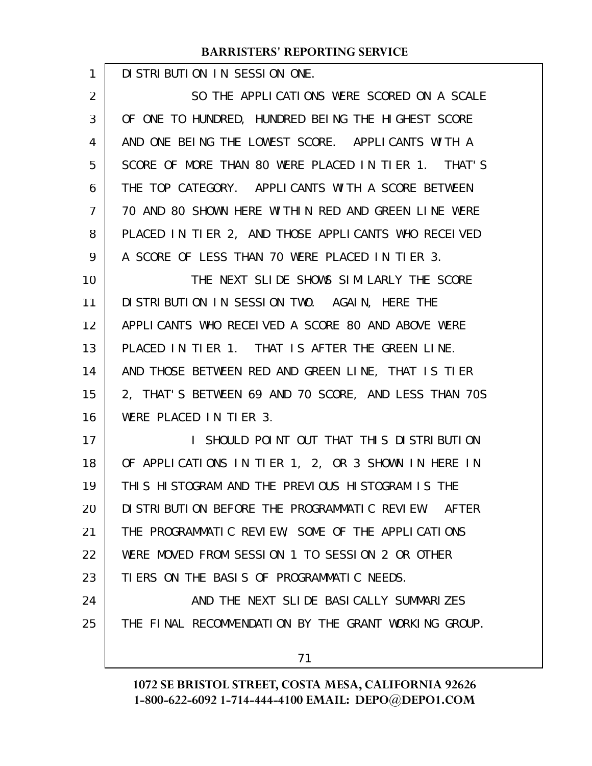DISTRIBUTION IN SESSION ONE.

SO THE APPLICATIONS WERE SCORED ON A SCALE OF ONE TO HUNDRED, HUNDRED BEING THE HIGHEST SCORE AND ONE BEING THE LOWEST SCORE. APPLICANTS WITH A SCORE OF MORE THAN 80 WERE PLACED IN TIER 1. THAT'S THE TOP CATEGORY. APPLICANTS WITH A SCORE BETWEEN 70 AND 80 SHOWN HERE WITHIN RED AND GREEN LINE WERE PLACED IN TIER 2, AND THOSE APPLICANTS WHO RECEIVED A SCORE OF LESS THAN 70 WERE PLACED IN TIER 3.

THE NEXT SLIDE SHOWS SIMILARLY THE SCORE DISTRIBUTION IN SESSION TWO. AGAIN, HERE THE APPLICANTS WHO RECEIVED A SCORE 80 AND ABOVE WERE PLACED IN TIER 1. THAT IS AFTER THE GREEN LINE. AND THOSE BETWEEN RED AND GREEN LINE, THAT IS TIER 2, THAT'S BETWEEN 69 AND 70 SCORE, AND LESS THAN 70S WERE PLACED IN TIER 3.

I SHOULD POINT OUT THAT THIS DISTRIBUTION OF APPLICATIONS IN TIER 1, 2, OR 3 SHOWN IN HERE IN THIS HISTOGRAM AND THE PREVIOUS HISTOGRAM IS THE DISTRIBUTION BEFORE THE PROGRAMMATIC REVIEW. AFTER THE PROGRAMMATIC REVIEW, SOME OF THE APPLICATIONS WERE MOVED FROM SESSION 1 TO SESSION 2 OR OTHER TIERS ON THE BASIS OF PROGRAMMATIC NEEDS.

AND THE NEXT SLIDE BASICALLY SUMMARIZES THE FINAL RECOMMENDATION BY THE GRANT WORKING GROUP.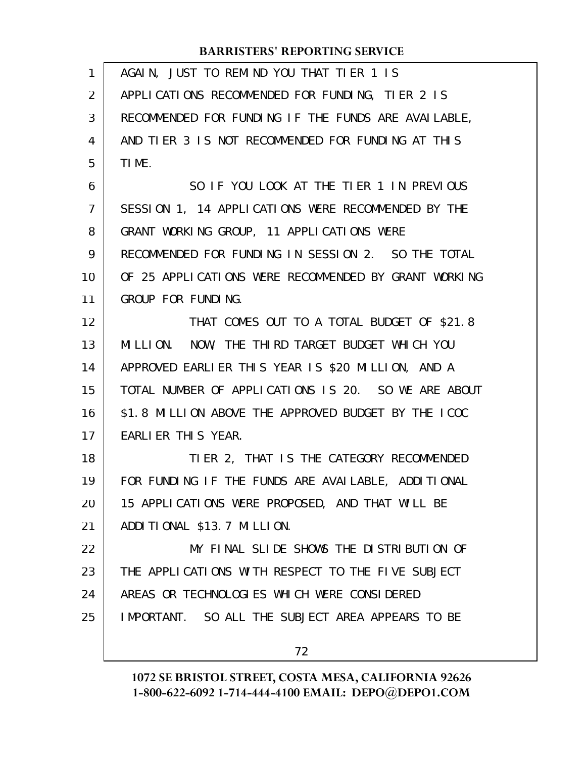AGAIN, JUST TO REMIND YOU THAT TIER 1 IS APPLICATIONS RECOMMENDED FOR FUNDING, TIER 2 IS RECOMMENDED FOR FUNDING IF THE FUNDS ARE AVAILABLE, AND TIER 3 IS NOT RECOMMENDED FOR FUNDING AT THIS TIME.

SO IF YOU LOOK AT THE TIER 1 IN PREVIOUS SESSION 1, 14 APPLICATIONS WERE RECOMMENDED BY THE GRANT WORKING GROUP, 11 APPLICATIONS WERE RECOMMENDED FOR FUNDING IN SESSION 2. SO THE TOTAL OF 25 APPLICATIONS WERE RECOMMENDED BY GRANT WORKING GROUP FOR FUNDING.

THAT COMES OUT TO A TOTAL BUDGET OF $21.8 MILLION. NOW, THE THIRD TARGET BUDGET WHICH YOU APPROVED EARLIER THIS YEAR IS $20 MILLION, AND A TOTAL NUMBER OF APPLICATIONS IS 20. SO WE ARE ABOUT $1.8 MILLION ABOVE THE APPROVED BUDGET BY THE ICOC EARLIER THIS YEAR.

TIER 2, THAT IS THE CATEGORY RECOMMENDED FOR FUNDING IF THE FUNDS ARE AVAILABLE, ADDITIONAL 15 APPLICATIONS WERE PROPOSED, AND THAT WILL BE ADDITIONAL $13.7 MILLION.

MY FINAL SLIDE SHOWS THE DISTRIBUTION OF THE APPLICATIONS WITH RESPECT TO THE FIVE SUBJECT AREAS OR TECHNOLOGIES WHICH WERE CONSIDERED IMPORTANT. SO ALL THE SUBJECT AREA APPEARS TO BE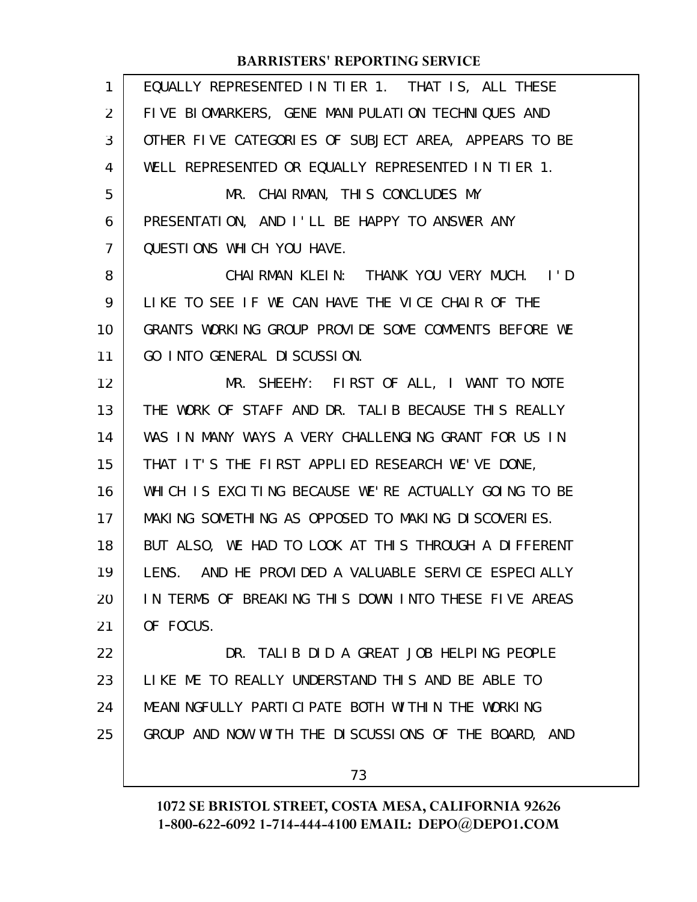EQUALLY REPRESENTED IN TIER 1. THAT IS, ALL THESE FIVE BIOMARKERS, GENE MANIPULATION TECHNIQUES AND OTHER FIVE CATEGORIES OF SUBJECT AREA, APPEARS TO BE WELL REPRESENTED OR EQUALLY REPRESENTED IN TIER 1.

MR. CHAIRMAN, THIS CONCLUDES MY PRESENTATION, AND I'LL BE HAPPY TO ANSWER ANY QUESTIONS WHICH YOU HAVE.

CHAIRMAN KLEIN: THANK YOU VERY MUCH. I'D LIKE TO SEE IF WE CAN HAVE THE VICE CHAIR OF THE GRANTS WORKING GROUP PROVIDE SOME COMMENTS BEFORE WE GO INTO GENERAL DISCUSSION.

MR. SHEEHY: FIRST OF ALL, I WANT TO NOTE THE WORK OF STAFF AND DR. TALIB BECAUSE THIS REALLY WAS IN MANY WAYS A VERY CHALLENGING GRANT FOR US IN THAT IT'S THE FIRST APPLIED RESEARCH WE'VE DONE, WHICH IS EXCITING BECAUSE WE'RE ACTUALLY GOING TO BE MAKING SOMETHING AS OPPOSED TO MAKING DISCOVERIES. BUT ALSO, WE HAD TO LOOK AT THIS THROUGH A DIFFERENT LENS. AND HE PROVIDED A VALUABLE SERVICE ESPECIALLY IN TERMS OF BREAKING THIS DOWN INTO THESE FIVE AREAS OF FOCUS.

DR. TALIB DID A GREAT JOB HELPING PEOPLE LIKE ME TO REALLY UNDERSTAND THIS AND BE ABLE TO MEANINGFULLY PARTICIPATE BOTH WITHIN THE WORKING GROUP AND NOW WITH THE DISCUSSIONS OF THE BOARD, AND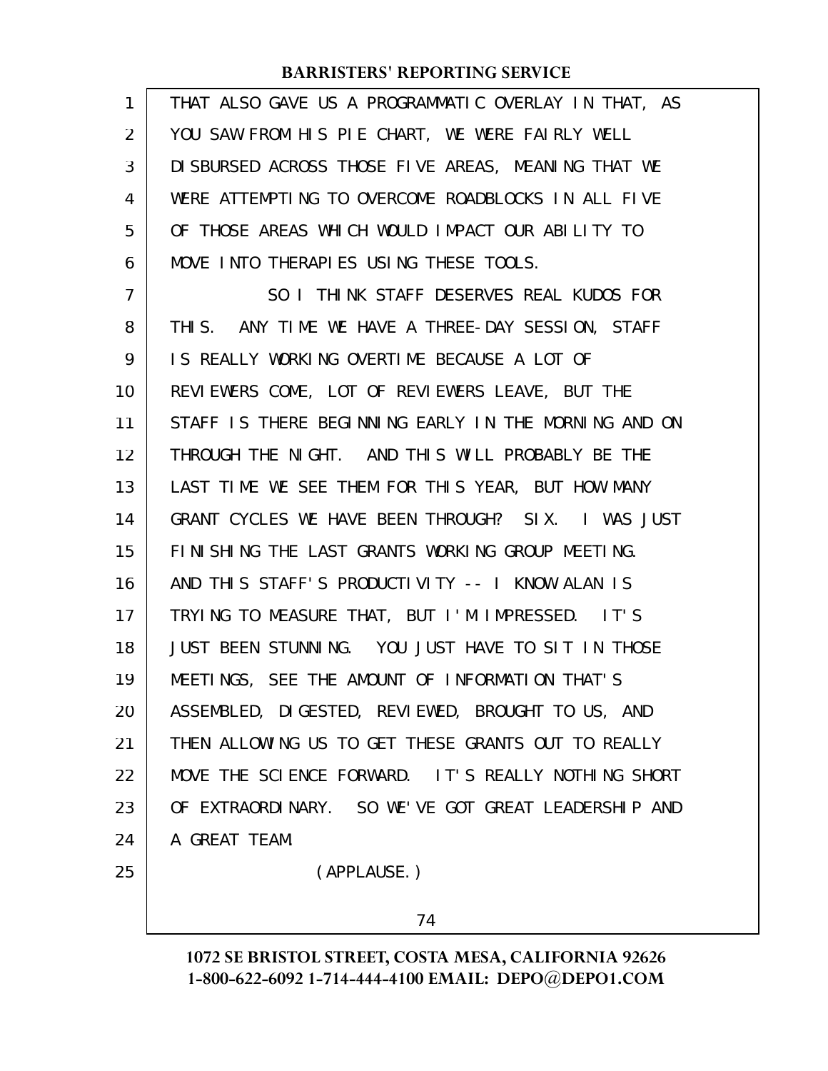THAT ALSO GAVE US A PROGRAMMATIC OVERLAY IN THAT, AS YOU SAW FROM HIS PIE CHART, WE WERE FAIRLY WELL DISBURSED ACROSS THOSE FIVE AREAS, MEANING THAT WE WERE ATTEMPTING TO OVERCOME ROADBLOCKS IN ALL FIVE OF THOSE AREAS WHICH WOULD IMPACT OUR ABILITY TO MOVE INTO THERAPIES USING THESE TOOLS.

SO I THINK STAFF DESERVES REAL KUDOS FOR THIS. ANY TIME WE HAVE A THREE-DAY SESSION, STAFF IS REALLY WORKING OVERTIME BECAUSE A LOT OF REVIEWERS COME, LOT OF REVIEWERS LEAVE, BUT THE STAFF IS THERE BEGINNING EARLY IN THE MORNING AND ON THROUGH THE NIGHT. AND THIS WILL PROBABLY BE THE LAST TIME WE SEE THEM FOR THIS YEAR, BUT HOW MANY GRANT CYCLES WE HAVE BEEN THROUGH? SIX. I WAS JUST FINISHING THE LAST GRANTS WORKING GROUP MEETING. AND THIS STAFF'S PRODUCTIVITY -- I KNOW ALAN IS TRYING TO MEASURE THAT, BUT I'M IMPRESSED. IT'S JUST BEEN STUNNING. YOU JUST HAVE TO SIT IN THOSE MEETINGS, SEE THE AMOUNT OF INFORMATION THAT'S ASSEMBLED, DIGESTED, REVIEWED, BROUGHT TO US, AND THEN ALLOWING US TO GET THESE GRANTS OUT TO REALLY MOVE THE SCIENCE FORWARD. IT'S REALLY NOTHING SHORT OF EXTRAORDINARY. SO WE'VE GOT GREAT LEADERSHIP AND A GREAT TEAM.

(APPLAUSE.)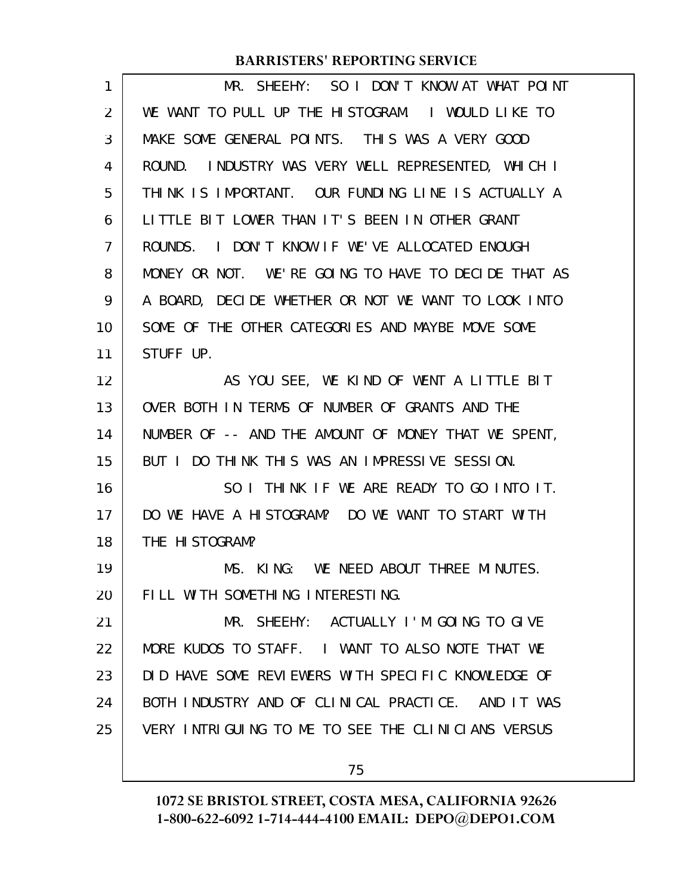MR. SHEEHY: SO I DON'T KNOW AT WHAT POINT WE WANT TO PULL UP THE HISTOGRAM. I WOULD LIKE TO MAKE SOME GENERAL POINTS. THIS WAS A VERY GOOD ROUND. INDUSTRY WAS VERY WELL REPRESENTED, WHICH I THINK IS IMPORTANT. OUR FUNDING LINE IS ACTUALLY A LITTLE BIT LOWER THAN IT'S BEEN IN OTHER GRANT ROUNDS. I DON'T KNOW IF WE'VE ALLOCATED ENOUGH MONEY OR NOT. WE'RE GOING TO HAVE TO DECIDE THAT AS A BOARD, DECIDE WHETHER OR NOT WE WANT TO LOOK INTO SOME OF THE OTHER CATEGORIES AND MAYBE MOVE SOME STUFF UP.

AS YOU SEE, WE KIND OF WENT A LITTLE BIT OVER BOTH IN TERMS OF NUMBER OF GRANTS AND THE NUMBER OF -- AND THE AMOUNT OF MONEY THAT WE SPENT, BUT I DO THINK THIS WAS AN IMPRESSIVE SESSION.

SO I THINK IF WE ARE READY TO GO INTO IT. DO WE HAVE A HISTOGRAM? DO WE WANT TO START WITH THE HISTOGRAM?

MS. KING: WE NEED ABOUT THREE MINUTES. FILL WITH SOMETHING INTERESTING.

MR. SHEEHY: ACTUALLY I'M GOING TO GIVE MORE KUDOS TO STAFF. I WANT TO ALSO NOTE THAT WE DID HAVE SOME REVIEWERS WITH SPECIFIC KNOWLEDGE OF BOTH INDUSTRY AND OF CLINICAL PRACTICE. AND IT WAS VERY INTRIGUING TO ME TO SEE THE CLINICIANS VERSUS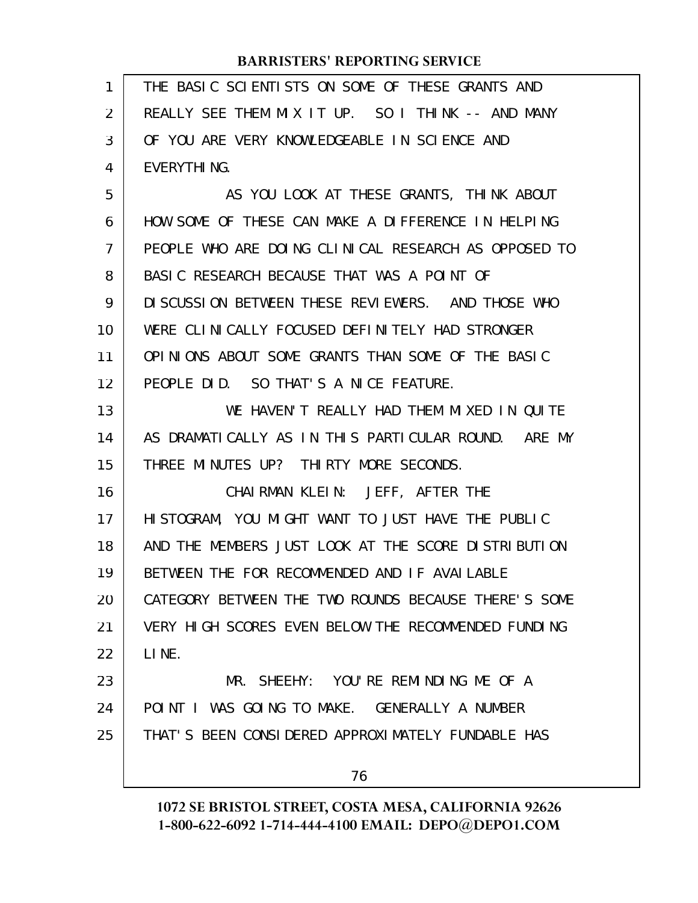THE BASIC SCIENTISTS ON SOME OF THESE GRANTS AND REALLY SEE THEM MIX IT UP. SO I THINK -- AND MANY OF YOU ARE VERY KNOWLEDGEABLE IN SCIENCE AND EVERYTHING.

AS YOU LOOK AT THESE GRANTS, THINK ABOUT HOW SOME OF THESE CAN MAKE A DIFFERENCE IN HELPING PEOPLE WHO ARE DOING CLINICAL RESEARCH AS OPPOSED TO BASIC RESEARCH BECAUSE THAT WAS A POINT OF DISCUSSION BETWEEN THESE REVIEWERS. AND THOSE WHO WERE CLINICALLY FOCUSED DEFINITELY HAD STRONGER OPINIONS ABOUT SOME GRANTS THAN SOME OF THE BASIC PEOPLE DID. SO THAT'S A NICE FEATURE.

WE HAVEN'T REALLY HAD THEM MIXED IN QUITE AS DRAMATICALLY AS IN THIS PARTICULAR ROUND. ARE MY THREE MINUTES UP? THIRTY MORE SECONDS.

CHAIRMAN KLEIN: JEFF, AFTER THE HISTOGRAM, YOU MIGHT WANT TO JUST HAVE THE PUBLIC AND THE MEMBERS JUST LOOK AT THE SCORE DISTRIBUTION BETWEEN THE FOR RECOMMENDED AND IF AVAILABLE CATEGORY BETWEEN THE TWO ROUNDS BECAUSE THERE'S SOME VERY HIGH SCORES EVEN BELOW THE RECOMMENDED FUNDING LINE.

MR. SHEEHY: YOU'RE REMINDING ME OF A POINT I WAS GOING TO MAKE. GENERALLY A NUMBER THAT'S BEEN CONSIDERED APPROXIMATELY FUNDABLE HAS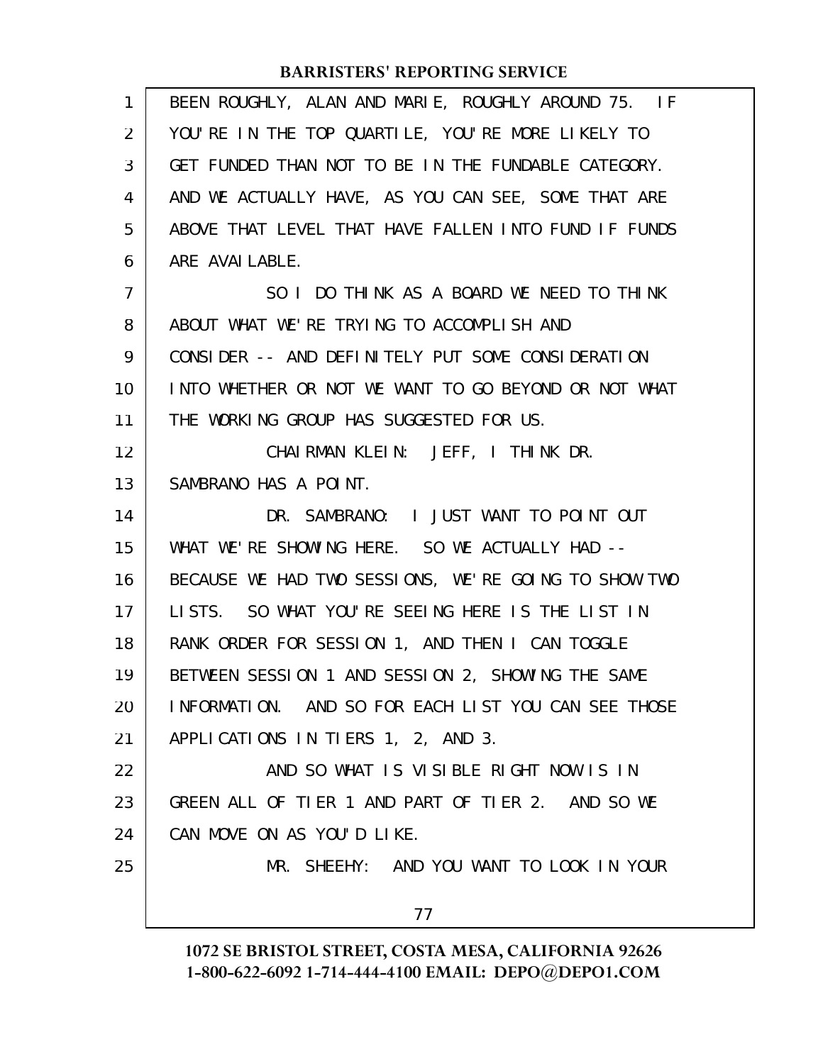BEEN ROUGHLY, ALAN AND MARIE, ROUGHLY AROUND 75. IF YOU'RE IN THE TOP QUARTILE, YOU'RE MORE LIKELY TO GET FUNDED THAN NOT TO BE IN THE FUNDABLE CATEGORY. AND WE ACTUALLY HAVE, AS YOU CAN SEE, SOME THAT ARE ABOVE THAT LEVEL THAT HAVE FALLEN INTO FUND IF FUNDS ARE AVAILABLE.

SO I DO THINK AS A BOARD WE NEED TO THINK ABOUT WHAT WE'RE TRYING TO ACCOMPLISH AND CONSIDER -- AND DEFINITELY PUT SOME CONSIDERATION INTO WHETHER OR NOT WE WANT TO GO BEYOND OR NOT WHAT THE WORKING GROUP HAS SUGGESTED FOR US.

CHAIRMAN KLEIN: JEFF, I THINK DR. SAMBRANO HAS A POINT.

DR. SAMBRANO: I JUST WANT TO POINT OUT WHAT WE'RE SHOWING HERE. SO WE ACTUALLY HAD -- BECAUSE WE HAD TWO SESSIONS, WE'RE GOING TO SHOW TWO LISTS. SO WHAT YOU'RE SEEING HERE IS THE LIST IN RANK ORDER FOR SESSION 1, AND THEN I CAN TOGGLE BETWEEN SESSION 1 AND SESSION 2, SHOWING THE SAME INFORMATION. AND SO FOR EACH LIST YOU CAN SEE THOSE APPLICATIONS IN TIERS 1, 2, AND 3.

AND SO WHAT IS VISIBLE RIGHT NOW IS IN GREEN ALL OF TIER 1 AND PART OF TIER 2. AND SO WE CAN MOVE ON AS YOU'D LIKE.

MR. SHEEHY: AND YOU WANT TO LOOK IN YOUR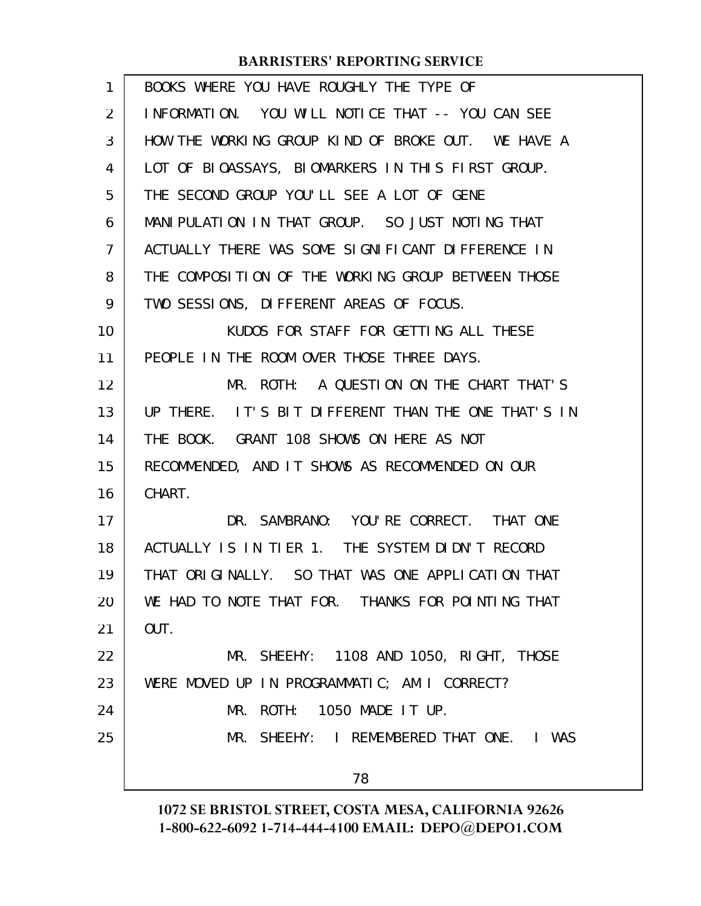BOOKS WHERE YOU HAVE ROUGHLY THE TYPE OF INFORMATION. YOU WILL NOTICE THAT -- YOU CAN SEE HOW THE WORKING GROUP KIND OF BROKE OUT. WE HAVE A LOT OF BIOASSAYS, BIOMARKERS IN THIS FIRST GROUP. THE SECOND GROUP YOU'LL SEE A LOT OF GENE MANIPULATION IN THAT GROUP. SO JUST NOTING THAT ACTUALLY THERE WAS SOME SIGNIFICANT DIFFERENCE IN THE COMPOSITION OF THE WORKING GROUP BETWEEN THOSE TWO SESSIONS, DIFFERENT AREAS OF FOCUS.

KUDOS FOR STAFF FOR GETTING ALL THESE PEOPLE IN THE ROOM OVER THOSE THREE DAYS.

MR. ROTH: A QUESTION ON THE CHART THAT'S UP THERE. IT'S BIT DIFFERENT THAN THE ONE THAT'S IN THE BOOK. GRANT 108 SHOWS ON HERE AS NOT RECOMMENDED, AND IT SHOWS AS RECOMMENDED ON OUR CHART.

DR. SAMBRANO: YOU'RE CORRECT. THAT ONE ACTUALLY IS IN TIER 1. THE SYSTEM DIDN'T RECORD THAT ORIGINALLY. SO THAT WAS ONE APPLICATION THAT WE HAD TO NOTE THAT FOR. THANKS FOR POINTING THAT OUT.

MR. SHEEHY: 1108 AND 1050, RIGHT, THOSE WERE MOVED UP IN PROGRAMMATIC; AM I CORRECT?

MR. ROTH: 1050 MADE IT UP.

MR. SHEEHY: I REMEMBERED THAT ONE. I WAS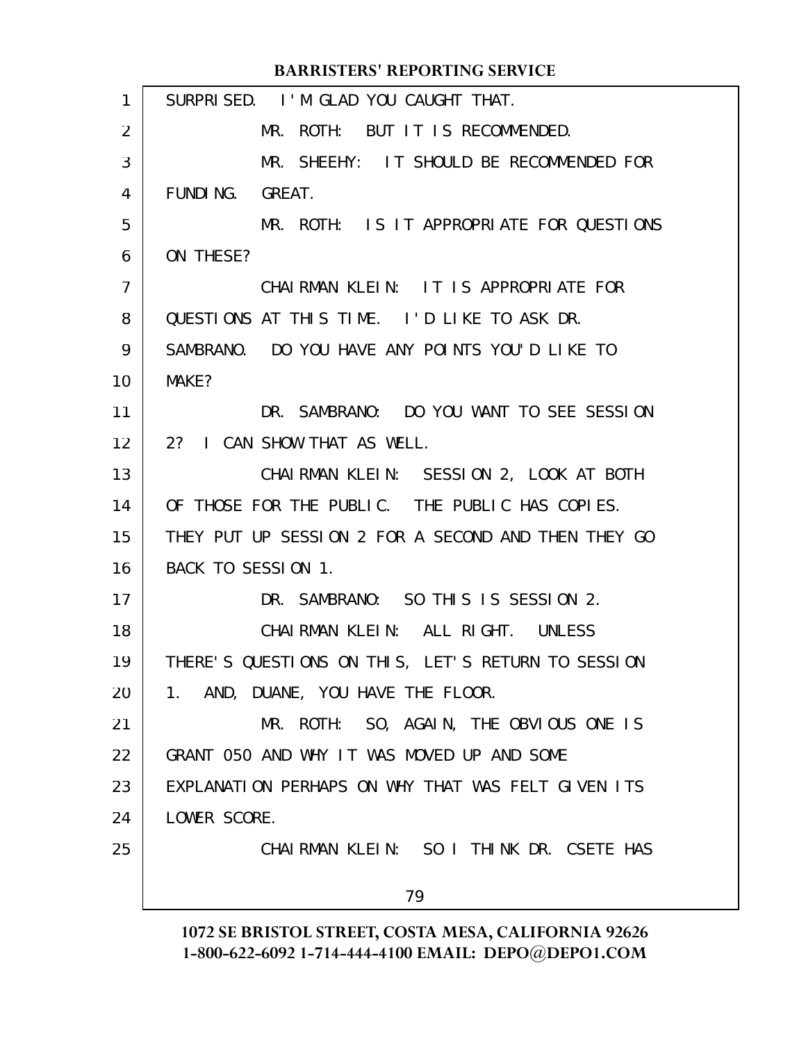SURPRISED. I'M GLAD YOU CAUGHT THAT.

MR. ROTH: BUT IT IS RECOMMENDED.

MR. SHEEHY: IT SHOULD BE RECOMMENDED FOR FUNDING. GREAT.

MR. ROTH: IS IT APPROPRIATE FOR QUESTIONS ON THESE?

CHAIRMAN KLEIN: IT IS APPROPRIATE FOR QUESTIONS AT THIS TIME. I'D LIKE TO ASK DR. SAMBRANO. DO YOU HAVE ANY POINTS YOU'D LIKE TO MAKE?

DR. SAMBRANO: DO YOU WANT TO SEE SESSION 2? I CAN SHOW THAT AS WELL.

CHAIRMAN KLEIN: SESSION 2, LOOK AT BOTH OF THOSE FOR THE PUBLIC. THE PUBLIC HAS COPIES. THEY PUT UP SESSION 2 FOR A SECOND AND THEN THEY GO BACK TO SESSION 1.

DR. SAMBRANO: SO THIS IS SESSION 2.

CHAIRMAN KLEIN: ALL RIGHT. UNLESS THERE'S QUESTIONS ON THIS, LET'S RETURN TO SESSION 1. AND, DUANE, YOU HAVE THE FLOOR.

MR. ROTH: SO, AGAIN, THE OBVIOUS ONE IS GRANT 050 AND WHY IT WAS MOVED UP AND SOME EXPLANATION PERHAPS ON WHY THAT WAS FELT GIVEN ITS LOWER SCORE.

CHAIRMAN KLEIN: SO I THINK DR. CSETE HAS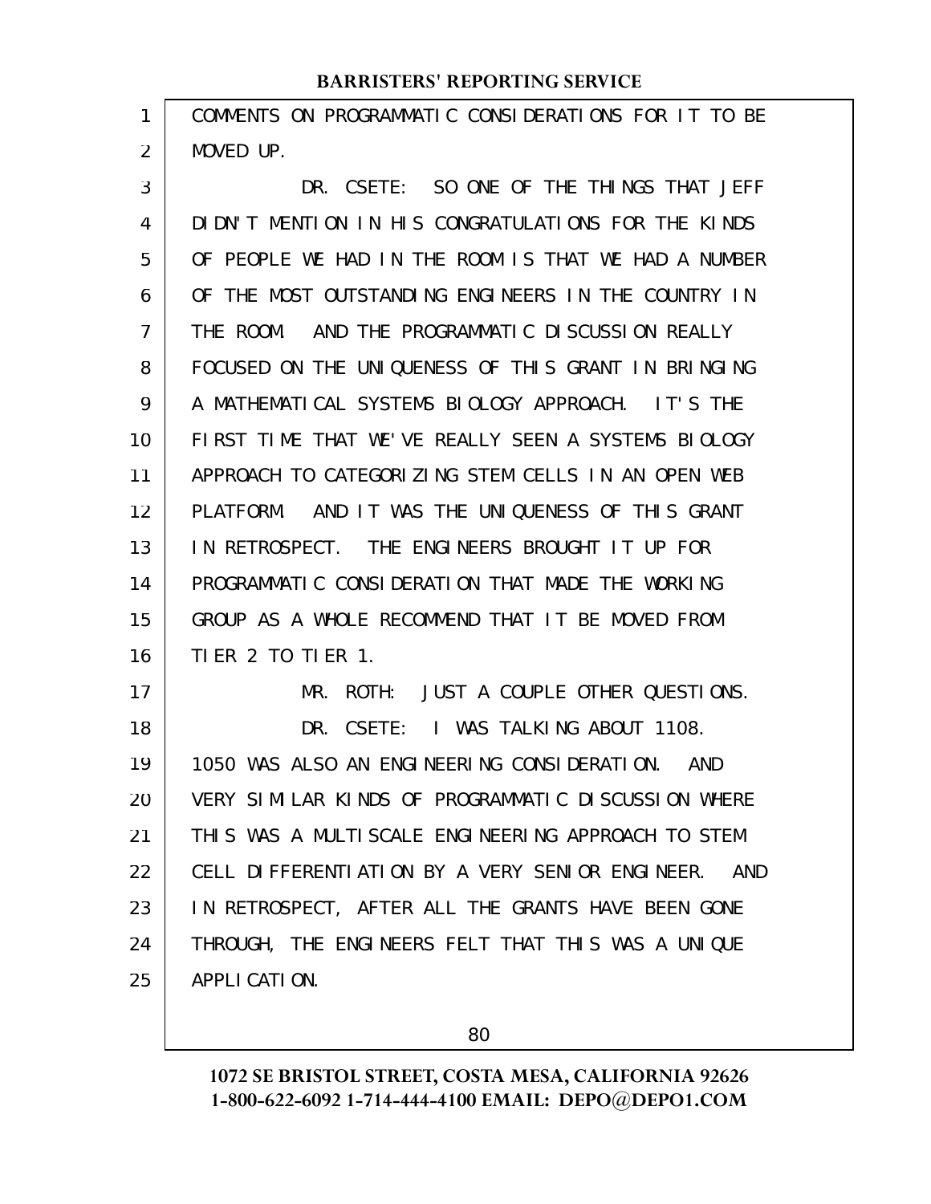COMMENTS ON PROGRAMMATIC CONSIDERATIONS FOR IT TO BE MOVED UP.

DR. CSETE: SO ONE OF THE THINGS THAT JEFF DIDN'T MENTION IN HIS CONGRATULATIONS FOR THE KINDS OF PEOPLE WE HAD IN THE ROOM IS THAT WE HAD A NUMBER OF THE MOST OUTSTANDING ENGINEERS IN THE COUNTRY IN THE ROOM. AND THE PROGRAMMATIC DISCUSSION REALLY FOCUSED ON THE UNIQUENESS OF THIS GRANT IN BRINGING A MATHEMATICAL SYSTEMS BIOLOGY APPROACH. IT'S THE FIRST TIME THAT WE'VE REALLY SEEN A SYSTEMS BIOLOGY APPROACH TO CATEGORIZING STEM CELLS IN AN OPEN WEB PLATFORM. AND IT WAS THE UNIQUENESS OF THIS GRANT IN RETROSPECT. THE ENGINEERS BROUGHT IT UP FOR PROGRAMMATIC CONSIDERATION THAT MADE THE WORKING GROUP AS A WHOLE RECOMMEND THAT IT BE MOVED FROM TIER 2 TO TIER 1.

MR. ROTH: JUST A COUPLE OTHER QUESTIONS.

DR. CSETE: I WAS TALKING ABOUT 1108. 1050 WAS ALSO AN ENGINEERING CONSIDERATION. AND VERY SIMILAR KINDS OF PROGRAMMATIC DISCUSSION WHERE THIS WAS A MULTISCALE ENGINEERING APPROACH TO STEM CELL DIFFERENTIATION BY A VERY SENIOR ENGINEER. AND IN RETROSPECT, AFTER ALL THE GRANTS HAVE BEEN GONE THROUGH, THE ENGINEERS FELT THAT THIS WAS A UNIQUE APPLICATION.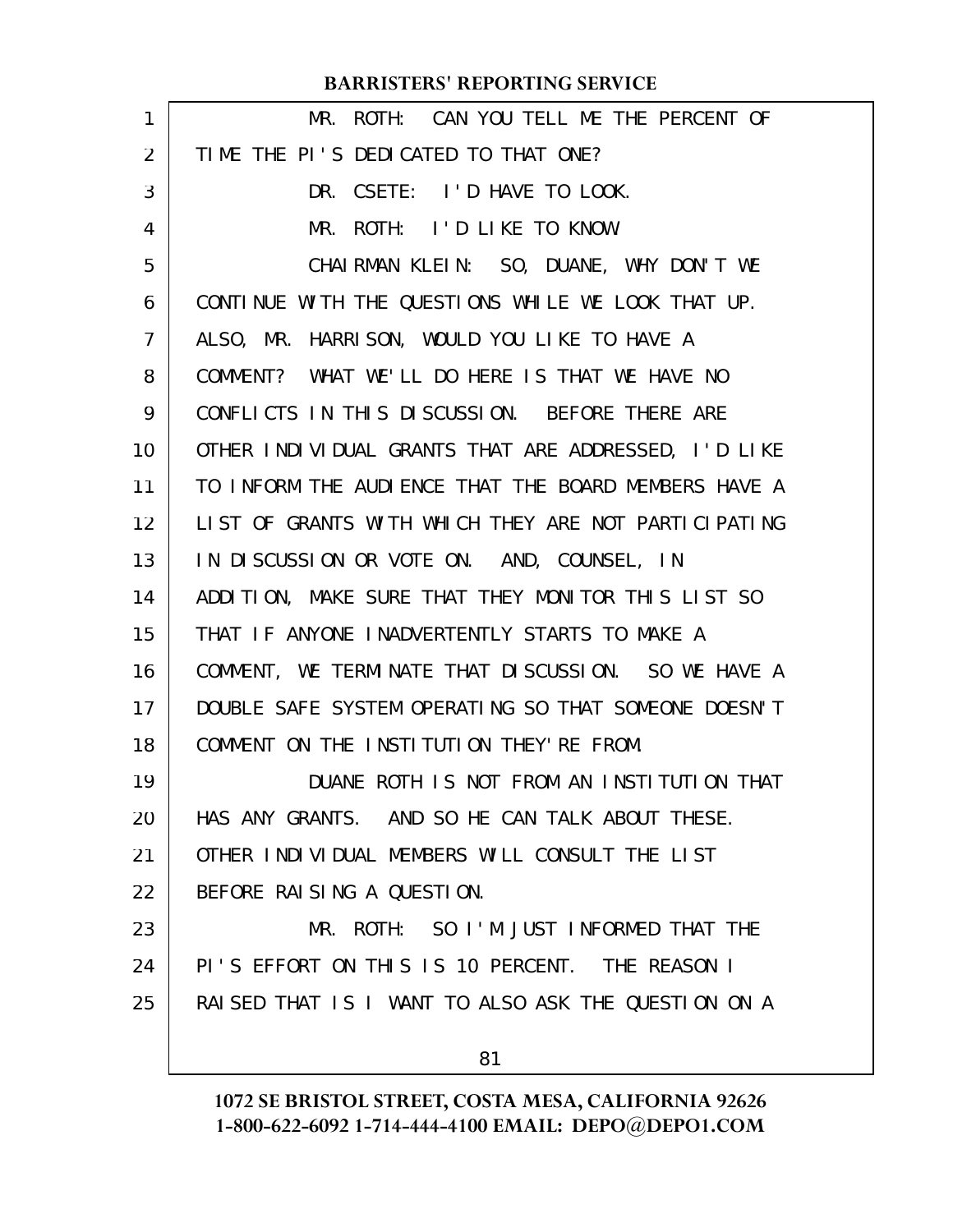MR. ROTH: CAN YOU TELL ME THE PERCENT OF TIME THE PI'S DEDICATED TO THAT ONE?

DR. CSETE: I'D HAVE TO LOOK.

MR. ROTH: I'D LIKE TO KNOW.

CHAIRMAN KLEIN: SO, DUANE, WHY DON'T WE CONTINUE WITH THE QUESTIONS WHILE WE LOOK THAT UP. ALSO, MR. HARRISON, WOULD YOU LIKE TO HAVE A COMMENT? WHAT WE'LL DO HERE IS THAT WE HAVE NO CONFLICTS IN THIS DISCUSSION. BEFORE THERE ARE OTHER INDIVIDUAL GRANTS THAT ARE ADDRESSED, I'D LIKE TO INFORM THE AUDIENCE THAT THE BOARD MEMBERS HAVE A LIST OF GRANTS WITH WHICH THEY ARE NOT PARTICIPATING IN DISCUSSION OR VOTE ON. AND, COUNSEL, IN ADDITION, MAKE SURE THAT THEY MONITOR THIS LIST SO THAT IF ANYONE INADVERTENTLY STARTS TO MAKE A COMMENT, WE TERMINATE THAT DISCUSSION. SO WE HAVE A DOUBLE SAFE SYSTEM OPERATING SO THAT SOMEONE DOESN'T COMMENT ON THE INSTITUTION THEY'RE FROM.

DUANE ROTH IS NOT FROM AN INSTITUTION THAT HAS ANY GRANTS. AND SO HE CAN TALK ABOUT THESE. OTHER INDIVIDUAL MEMBERS WILL CONSULT THE LIST BEFORE RAISING A QUESTION.

MR. ROTH: SO I'M JUST INFORMED THAT THE PI'S EFFORT ON THIS IS 10 PERCENT. THE REASON I RAISED THAT IS I WANT TO ALSO ASK THE QUESTION ON A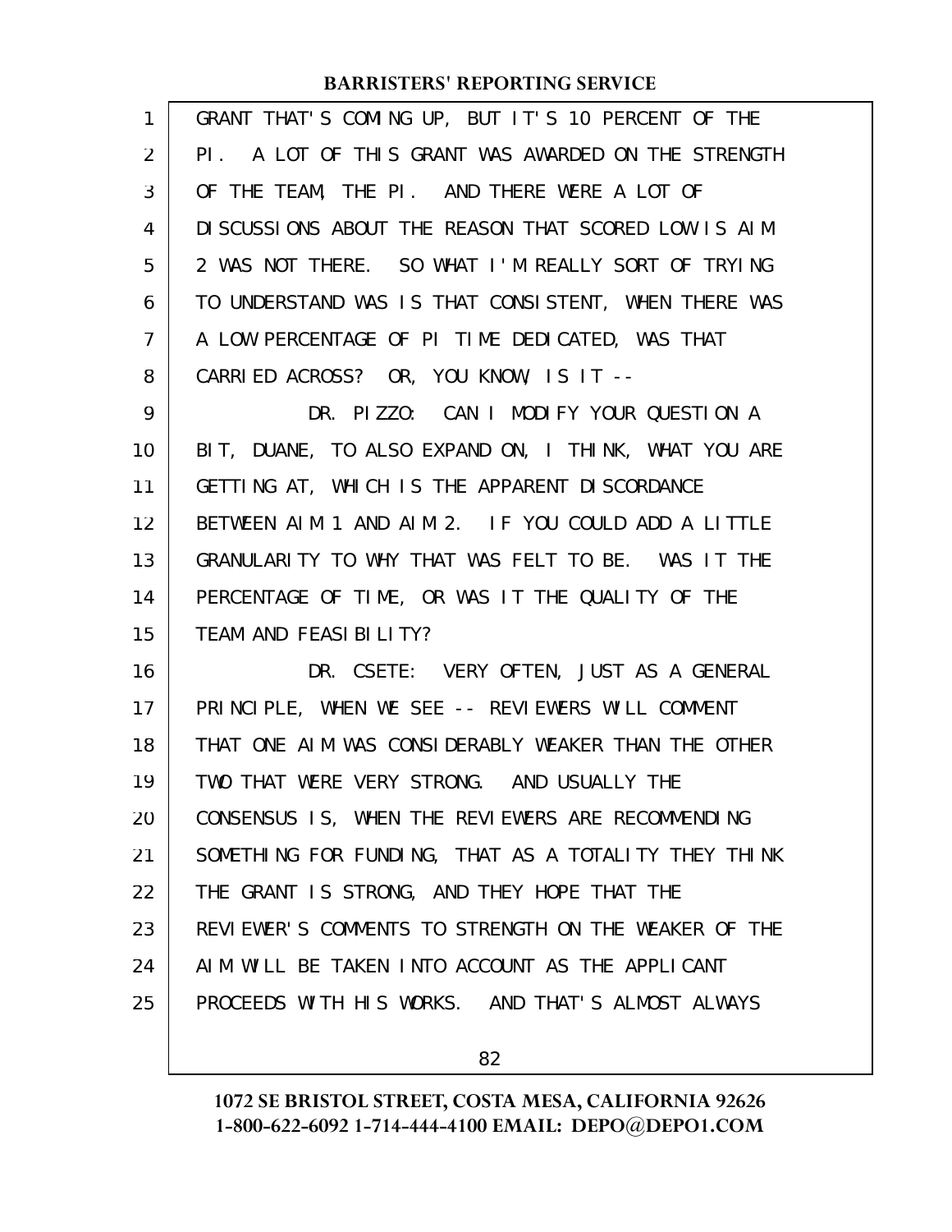GRANT THAT'S COMING UP, BUT IT'S 10 PERCENT OF THE PI. A LOT OF THIS GRANT WAS AWARDED ON THE STRENGTH OF THE TEAM, THE PI. AND THERE WERE A LOT OF DISCUSSIONS ABOUT THE REASON THAT SCORED LOW IS AIM 2 WAS NOT THERE. SO WHAT I'M REALLY SORT OF TRYING TO UNDERSTAND WAS IS THAT CONSISTENT, WHEN THERE WAS A LOW PERCENTAGE OF PI TIME DEDICATED, WAS THAT CARRIED ACROSS? OR, YOU KNOW, IS IT --

DR. PIZZO: CAN I MODIFY YOUR QUESTION A BIT, DUANE, TO ALSO EXPAND ON, I THINK, WHAT YOU ARE GETTING AT, WHICH IS THE APPARENT DISCORDANCE BETWEEN AIM 1 AND AIM 2. IF YOU COULD ADD A LITTLE GRANULARITY TO WHY THAT WAS FELT TO BE. WAS IT THE PERCENTAGE OF TIME, OR WAS IT THE QUALITY OF THE TEAM AND FEASIBILITY?

DR. CSETE: VERY OFTEN, JUST AS A GENERAL PRINCIPLE, WHEN WE SEE -- REVIEWERS WILL COMMENT THAT ONE AIM WAS CONSIDERABLY WEAKER THAN THE OTHER TWO THAT WERE VERY STRONG. AND USUALLY THE CONSENSUS IS, WHEN THE REVIEWERS ARE RECOMMENDING SOMETHING FOR FUNDING, THAT AS A TOTALITY THEY THINK THE GRANT IS STRONG, AND THEY HOPE THAT THE REVIEWER'S COMMENTS TO STRENGTH ON THE WEAKER OF THE AIM WILL BE TAKEN INTO ACCOUNT AS THE APPLICANT PROCEEDS WITH HIS WORKS. AND THAT'S ALMOST ALWAYS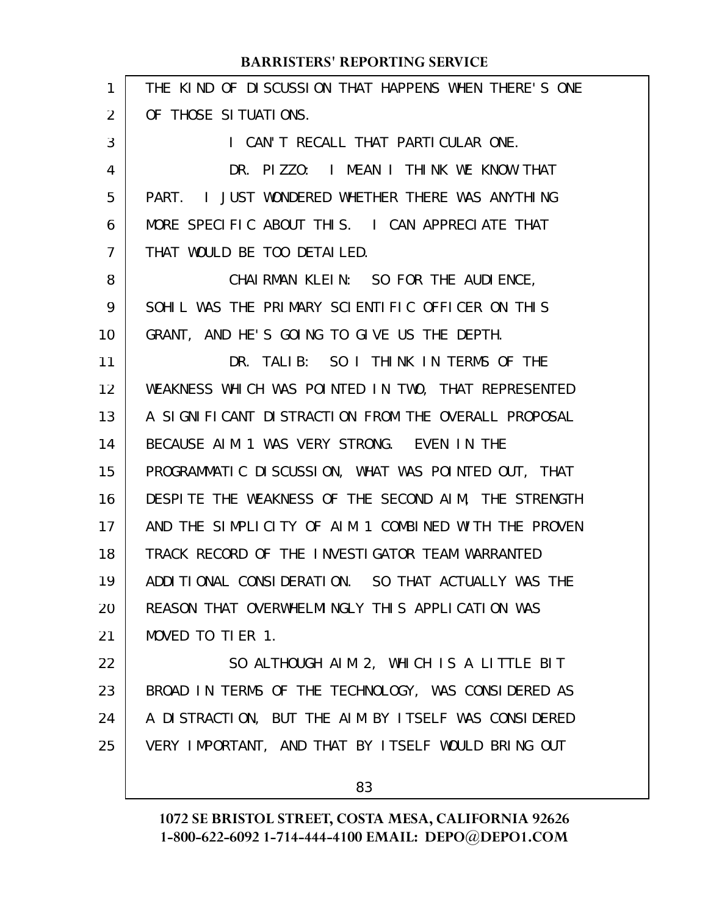THE KIND OF DISCUSSION THAT HAPPENS WHEN THERE'S ONE OF THOSE SITUATIONS.

I CAN'T RECALL THAT PARTICULAR ONE.

DR. PIZZO: I MEAN I THINK WE KNOW THAT PART. I JUST WONDERED WHETHER THERE WAS ANYTHING MORE SPECIFIC ABOUT THIS. I CAN APPRECIATE THAT THAT WOULD BE TOO DETAILED.

CHAIRMAN KLEIN: SO FOR THE AUDIENCE, SOHIL WAS THE PRIMARY SCIENTIFIC OFFICER ON THIS GRANT, AND HE'S GOING TO GIVE US THE DEPTH.

DR. TALIB: SO I THINK IN TERMS OF THE WEAKNESS WHICH WAS POINTED IN TWO, THAT REPRESENTED A SIGNIFICANT DISTRACTION FROM THE OVERALL PROPOSAL BECAUSE AIM 1 WAS VERY STRONG. EVEN IN THE PROGRAMMATIC DISCUSSION, WHAT WAS POINTED OUT, THAT DESPITE THE WEAKNESS OF THE SECOND AIM, THE STRENGTH AND THE SIMPLICITY OF AIM 1 COMBINED WITH THE PROVEN TRACK RECORD OF THE INVESTIGATOR TEAM WARRANTED ADDITIONAL CONSIDERATION. SO THAT ACTUALLY WAS THE REASON THAT OVERWHELMINGLY THIS APPLICATION WAS MOVED TO TIER 1.

SO ALTHOUGH AIM 2, WHICH IS A LITTLE BIT BROAD IN TERMS OF THE TECHNOLOGY, WAS CONSIDERED AS A DISTRACTION, BUT THE AIM BY ITSELF WAS CONSIDERED VERY IMPORTANT, AND THAT BY ITSELF WOULD BRING OUT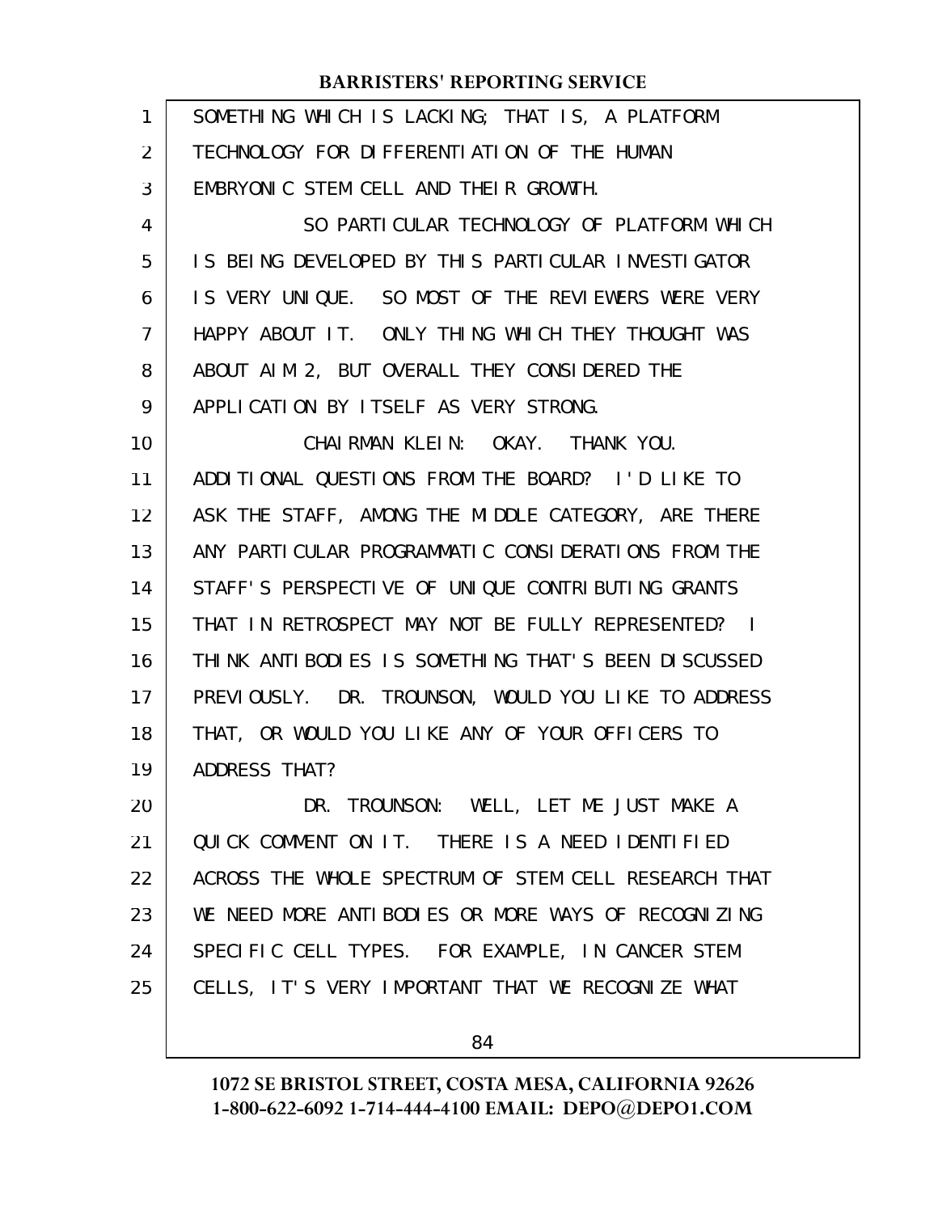SOMETHING WHICH IS LACKING; THAT IS, A PLATFORM TECHNOLOGY FOR DIFFERENTIATION OF THE HUMAN EMBRYONIC STEM CELL AND THEIR GROWTH.

SO PARTICULAR TECHNOLOGY OF PLATFORM WHICH IS BEING DEVELOPED BY THIS PARTICULAR INVESTIGATOR IS VERY UNIQUE. SO MOST OF THE REVIEWERS WERE VERY HAPPY ABOUT IT. ONLY THING WHICH THEY THOUGHT WAS ABOUT AIM 2, BUT OVERALL THEY CONSIDERED THE APPLICATION BY ITSELF AS VERY STRONG.

CHAIRMAN KLEIN: OKAY. THANK YOU. ADDITIONAL QUESTIONS FROM THE BOARD? I'D LIKE TO ASK THE STAFF, AMONG THE MIDDLE CATEGORY, ARE THERE ANY PARTICULAR PROGRAMMATIC CONSIDERATIONS FROM THE STAFF'S PERSPECTIVE OF UNIQUE CONTRIBUTING GRANTS THAT IN RETROSPECT MAY NOT BE FULLY REPRESENTED? I THINK ANTIBODIES IS SOMETHING THAT'S BEEN DISCUSSED PREVIOUSLY. DR. TROUNSON, WOULD YOU LIKE TO ADDRESS THAT, OR WOULD YOU LIKE ANY OF YOUR OFFICERS TO ADDRESS THAT?

DR. TROUNSON: WELL, LET ME JUST MAKE A QUICK COMMENT ON IT. THERE IS A NEED IDENTIFIED ACROSS THE WHOLE SPECTRUM OF STEM CELL RESEARCH THAT WE NEED MORE ANTIBODIES OR MORE WAYS OF RECOGNIZING SPECIFIC CELL TYPES. FOR EXAMPLE, IN CANCER STEM CELLS, IT'S VERY IMPORTANT THAT WE RECOGNIZE WHAT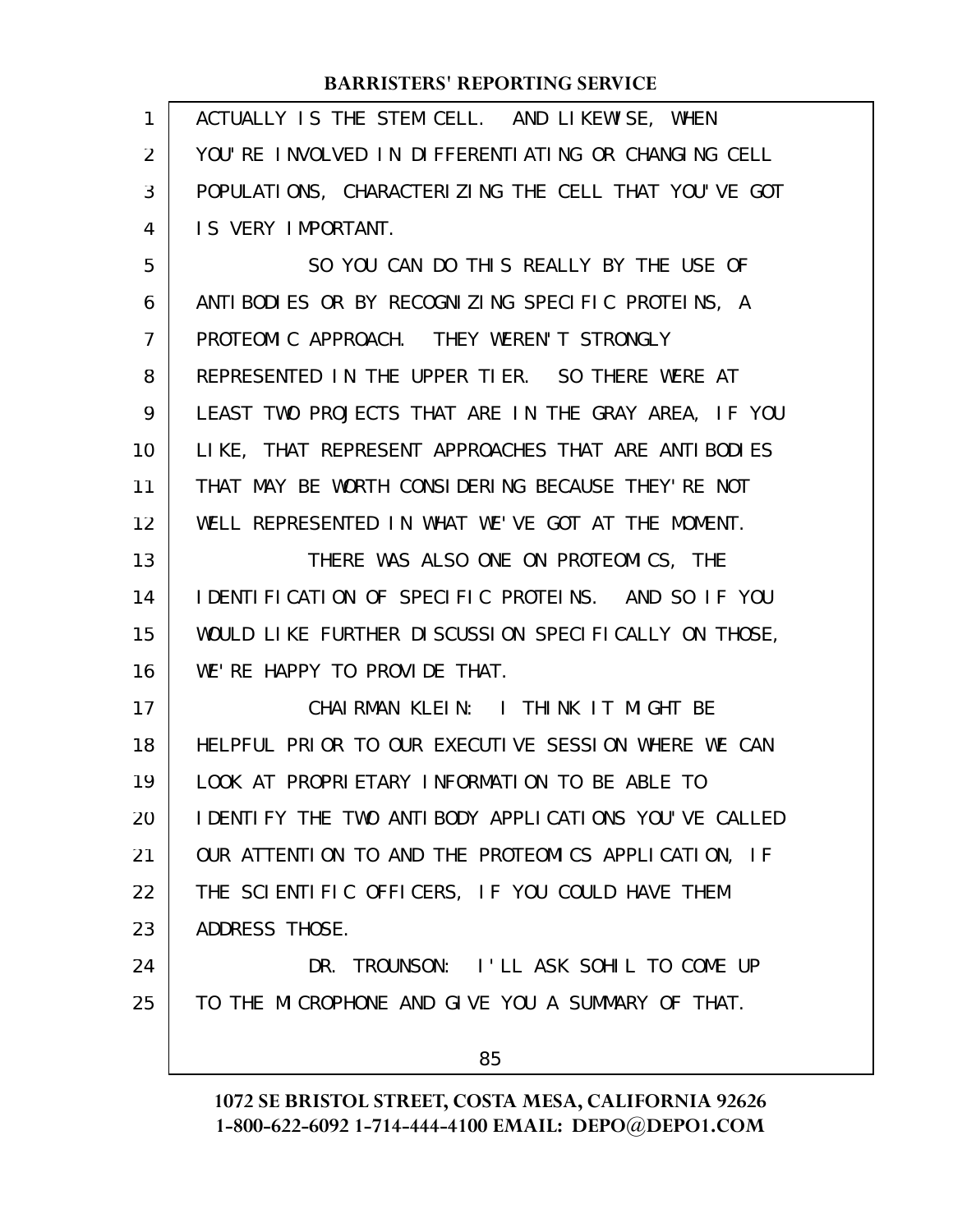ACTUALLY IS THE STEM CELL. AND LIKEWISE, WHEN YOU'RE INVOLVED IN DIFFERENTIATING OR CHANGING CELL POPULATIONS, CHARACTERIZING THE CELL THAT YOU'VE GOT IS VERY IMPORTANT.

SO YOU CAN DO THIS REALLY BY THE USE OF ANTIBODIES OR BY RECOGNIZING SPECIFIC PROTEINS, A PROTEOMIC APPROACH. THEY WEREN'T STRONGLY REPRESENTED IN THE UPPER TIER. SO THERE WERE AT LEAST TWO PROJECTS THAT ARE IN THE GRAY AREA, IF YOU LIKE, THAT REPRESENT APPROACHES THAT ARE ANTIBODIES THAT MAY BE WORTH CONSIDERING BECAUSE THEY'RE NOT WELL REPRESENTED IN WHAT WE'VE GOT AT THE MOMENT.

THERE WAS ALSO ONE ON PROTEOMICS, THE IDENTIFICATION OF SPECIFIC PROTEINS. AND SO IF YOU WOULD LIKE FURTHER DISCUSSION SPECIFICALLY ON THOSE, WE'RE HAPPY TO PROVIDE THAT.

CHAIRMAN KLEIN: I THINK IT MIGHT BE HELPFUL PRIOR TO OUR EXECUTIVE SESSION WHERE WE CAN LOOK AT PROPRIETARY INFORMATION TO BE ABLE TO IDENTIFY THE TWO ANTIBODY APPLICATIONS YOU'VE CALLED OUR ATTENTION TO AND THE PROTEOMICS APPLICATION, IF THE SCIENTIFIC OFFICERS, IF YOU COULD HAVE THEM ADDRESS THOSE.

DR. TROUNSON: I'LL ASK SOHIL TO COME UP TO THE MICROPHONE AND GIVE YOU A SUMMARY OF THAT.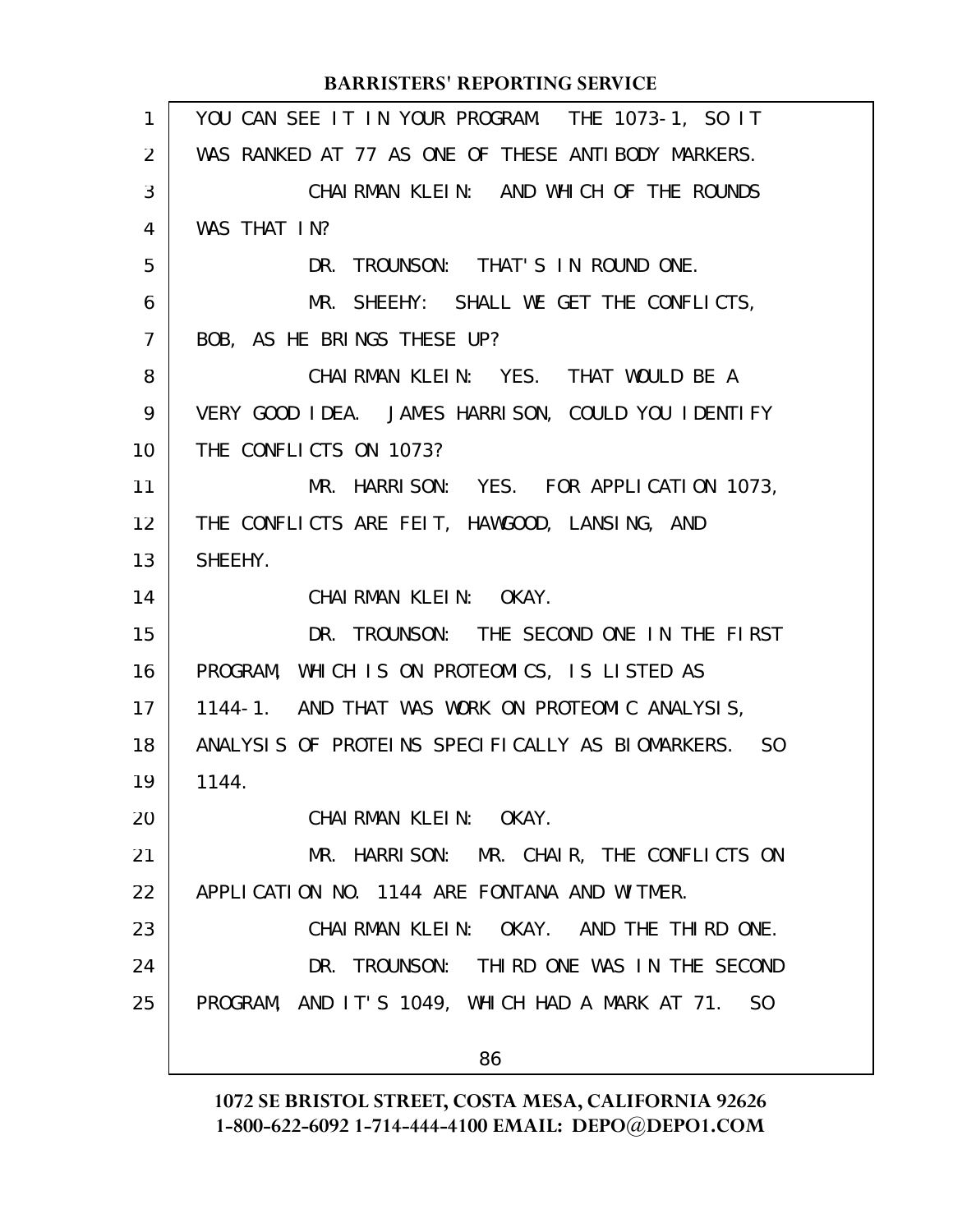YOU CAN SEE IT IN YOUR PROGRAM. THE 1073-1, SO IT WAS RANKED AT 77 AS ONE OF THESE ANTIBODY MARKERS.

CHAIRMAN KLEIN: AND WHICH OF THE ROUNDS WAS THAT IN?

DR. TROUNSON: THAT'S IN ROUND ONE.

MR. SHEEHY: SHALL WE GET THE CONFLICTS, BOB, AS HE BRINGS THESE UP?

CHAIRMAN KLEIN: YES. THAT WOULD BE A VERY GOOD IDEA. JAMES HARRISON, COULD YOU IDENTIFY THE CONFLICTS ON 1073?

MR. HARRISON: YES. FOR APPLICATION 1073, THE CONFLICTS ARE FEIT, HAWGOOD, LANSING, AND SHEEHY.

CHAIRMAN KLEIN: OKAY.

DR. TROUNSON: THE SECOND ONE IN THE FIRST PROGRAM, WHICH IS ON PROTEOMICS, IS LISTED AS 1144-1. AND THAT WAS WORK ON PROTEOMIC ANALYSIS, ANALYSIS OF PROTEINS SPECIFICALLY AS BIOMARKERS. SO 1144.

CHAIRMAN KLEIN: OKAY.

MR. HARRISON: MR. CHAIR, THE CONFLICTS ON APPLICATION NO. 1144 ARE FONTANA AND WITMER.

CHAIRMAN KLEIN: OKAY. AND THE THIRD ONE.

DR. TROUNSON: THIRD ONE WAS IN THE SECOND PROGRAM, AND IT'S 1049, WHICH HAD A MARK AT 71. SO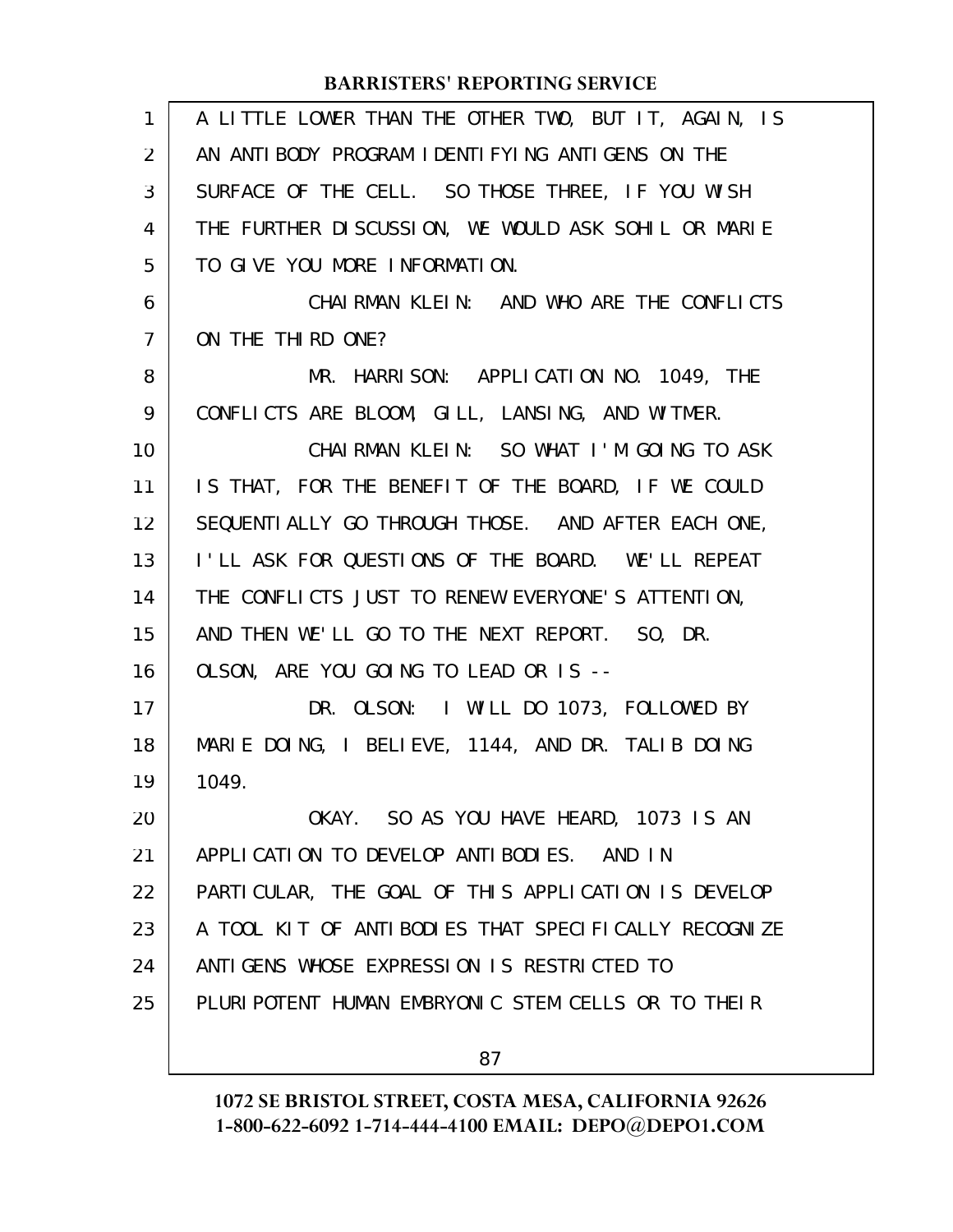A LITTLE LOWER THAN THE OTHER TWO, BUT IT, AGAIN, IS AN ANTIBODY PROGRAM IDENTIFYING ANTIGENS ON THE SURFACE OF THE CELL. SO THOSE THREE, IF YOU WISH THE FURTHER DISCUSSION, WE WOULD ASK SOHIL OR MARIE TO GIVE YOU MORE INFORMATION.

CHAIRMAN KLEIN: AND WHO ARE THE CONFLICTS ON THE THIRD ONE?

MR. HARRISON: APPLICATION NO. 1049, THE CONFLICTS ARE BLOOM, GILL, LANSING, AND WITMER.

CHAIRMAN KLEIN: SO WHAT I'M GOING TO ASK IS THAT, FOR THE BENEFIT OF THE BOARD, IF WE COULD SEQUENTIALLY GO THROUGH THOSE. AND AFTER EACH ONE, I'LL ASK FOR QUESTIONS OF THE BOARD. WE'LL REPEAT THE CONFLICTS JUST TO RENEW EVERYONE'S ATTENTION, AND THEN WE'LL GO TO THE NEXT REPORT. SO, DR. OLSON, ARE YOU GOING TO LEAD OR IS --

DR. OLSON: I WILL DO 1073, FOLLOWED BY MARIE DOING, I BELIEVE, 1144, AND DR. TALIB DOING 1049.

OKAY. SO AS YOU HAVE HEARD, 1073 IS AN APPLICATION TO DEVELOP ANTIBODIES. AND IN PARTICULAR, THE GOAL OF THIS APPLICATION IS DEVELOP A TOOL KIT OF ANTIBODIES THAT SPECIFICALLY RECOGNIZE ANTIGENS WHOSE EXPRESSION IS RESTRICTED TO PLURIPOTENT HUMAN EMBRYONIC STEM CELLS OR TO THEIR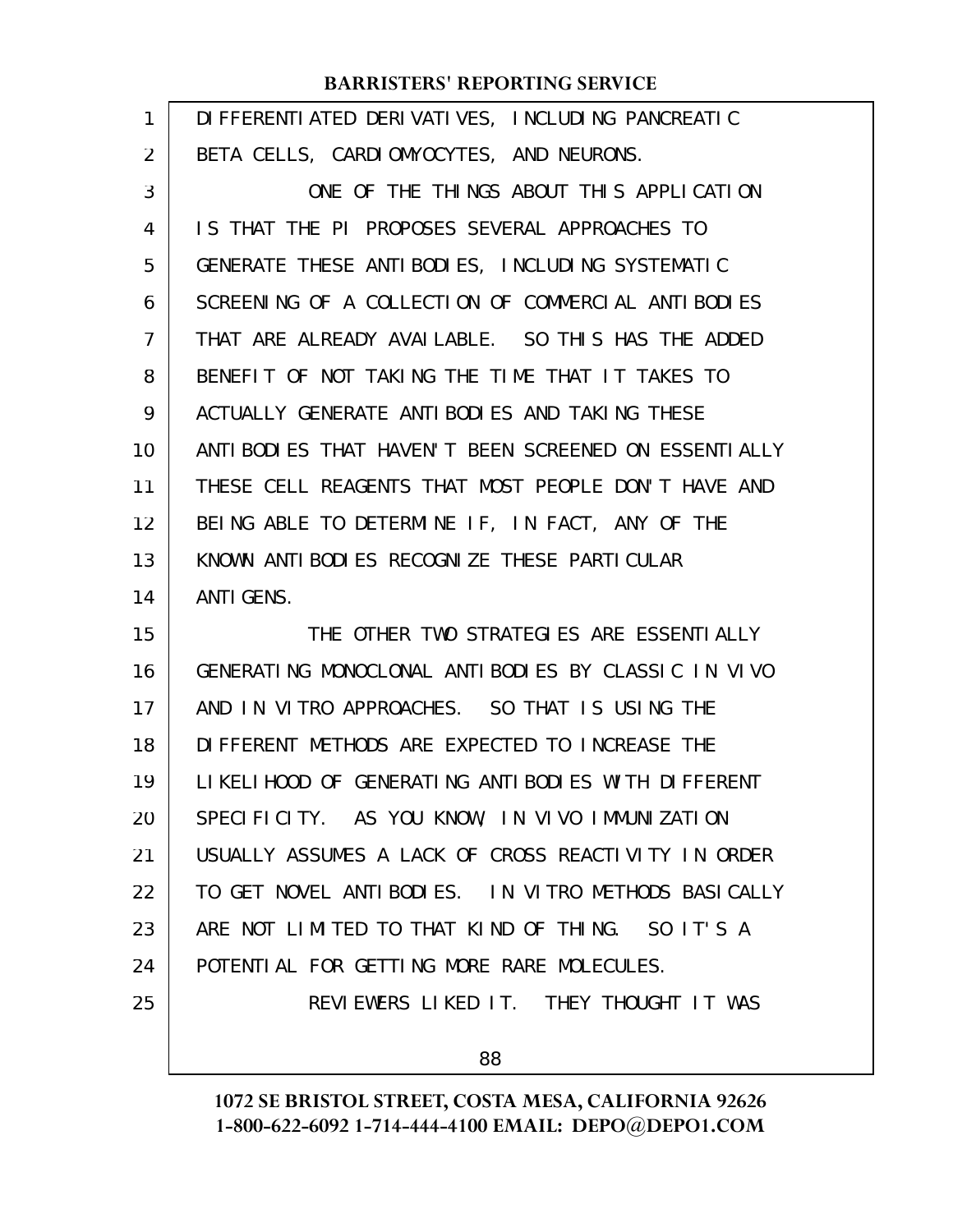DIFFERENTIATED DERIVATIVES, INCLUDING PANCREATIC BETA CELLS, CARDIOMYOCYTES, AND NEURONS.

ONE OF THE THINGS ABOUT THIS APPLICATION IS THAT THE PI PROPOSES SEVERAL APPROACHES TO GENERATE THESE ANTIBODIES, INCLUDING SYSTEMATIC SCREENING OF A COLLECTION OF COMMERCIAL ANTIBODIES THAT ARE ALREADY AVAILABLE. SO THIS HAS THE ADDED BENEFIT OF NOT TAKING THE TIME THAT IT TAKES TO ACTUALLY GENERATE ANTIBODIES AND TAKING THESE ANTIBODIES THAT HAVEN'T BEEN SCREENED ON ESSENTIALLY THESE CELL REAGENTS THAT MOST PEOPLE DON'T HAVE AND BEING ABLE TO DETERMINE IF, IN FACT, ANY OF THE KNOWN ANTIBODIES RECOGNIZE THESE PARTICULAR ANTIGENS.

THE OTHER TWO STRATEGIES ARE ESSENTIALLY GENERATING MONOCLONAL ANTIBODIES BY CLASSIC IN VIVO AND IN VITRO APPROACHES. SO THAT IS USING THE DIFFERENT METHODS ARE EXPECTED TO INCREASE THE LIKELIHOOD OF GENERATING ANTIBODIES WITH DIFFERENT SPECIFICITY. AS YOU KNOW, IN VIVO IMMUNIZATION USUALLY ASSUMES A LACK OF CROSS REACTIVITY IN ORDER TO GET NOVEL ANTIBODIES. IN VITRO METHODS BASICALLY ARE NOT LIMITED TO THAT KIND OF THING. SO IT'S A POTENTIAL FOR GETTING MORE RARE MOLECULES.

REVIEWERS LIKED IT. THEY THOUGHT IT WAS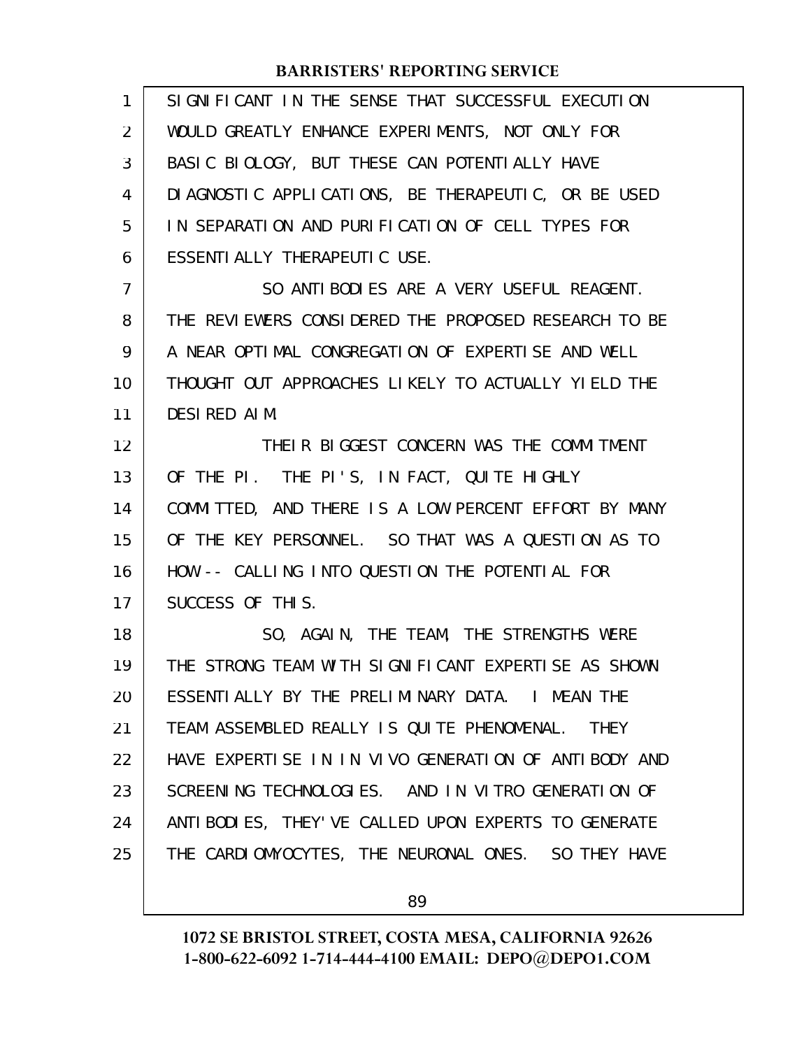SIGNIFICANT IN THE SENSE THAT SUCCESSFUL EXECUTION WOULD GREATLY ENHANCE EXPERIMENTS, NOT ONLY FOR BASIC BIOLOGY, BUT THESE CAN POTENTIALLY HAVE DIAGNOSTIC APPLICATIONS, BE THERAPEUTIC, OR BE USED IN SEPARATION AND PURIFICATION OF CELL TYPES FOR ESSENTIALLY THERAPEUTIC USE.

SO ANTIBODIES ARE A VERY USEFUL REAGENT. THE REVIEWERS CONSIDERED THE PROPOSED RESEARCH TO BE A NEAR OPTIMAL CONGREGATION OF EXPERTISE AND WELL THOUGHT OUT APPROACHES LIKELY TO ACTUALLY YIELD THE DESIRED AIM.

THEIR BIGGEST CONCERN WAS THE COMMITMENT OF THE PI. THE PI'S, IN FACT, QUITE HIGHLY COMMITTED, AND THERE IS A LOW PERCENT EFFORT BY MANY OF THE KEY PERSONNEL. SO THAT WAS A QUESTION AS TO HOW -- CALLING INTO QUESTION THE POTENTIAL FOR SUCCESS OF THIS.

SO, AGAIN, THE TEAM, THE STRENGTHS WERE THE STRONG TEAM WITH SIGNIFICANT EXPERTISE AS SHOWN ESSENTIALLY BY THE PRELIMINARY DATA. I MEAN THE TEAM ASSEMBLED REALLY IS QUITE PHENOMENAL. THEY HAVE EXPERTISE IN IN VIVO GENERATION OF ANTIBODY AND SCREENING TECHNOLOGIES. AND IN VITRO GENERATION OF ANTIBODIES, THEY'VE CALLED UPON EXPERTS TO GENERATE THE CARDIOMYOCYTES, THE NEURONAL ONES. SO THEY HAVE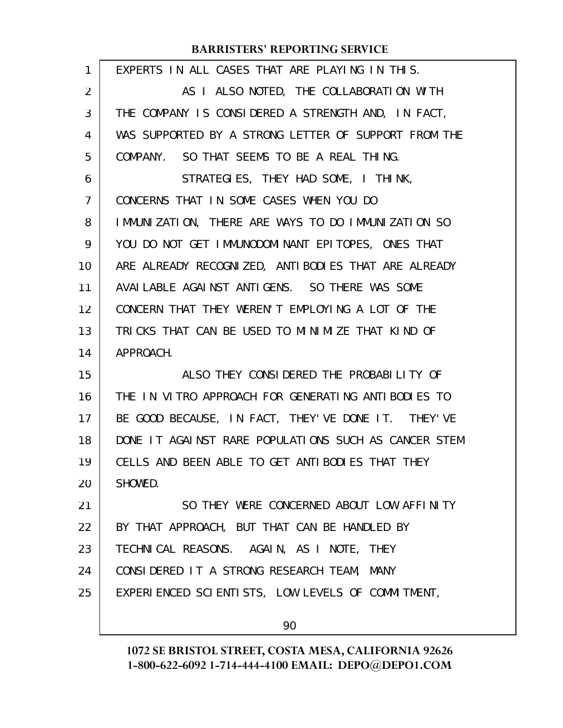EXPERTS IN ALL CASES THAT ARE PLAYING IN THIS.

AS I ALSO NOTED, THE COLLABORATION WITH THE COMPANY IS CONSIDERED A STRENGTH AND, IN FACT, WAS SUPPORTED BY A STRONG LETTER OF SUPPORT FROM THE COMPANY. SO THAT SEEMS TO BE A REAL THING.

STRATEGIES, THEY HAD SOME, I THINK, CONCERNS THAT IN SOME CASES WHEN YOU DO IMMUNIZATION, THERE ARE WAYS TO DO IMMUNIZATION SO YOU DO NOT GET IMMUNODOMINANT EPITOPES, ONES THAT ARE ALREADY RECOGNIZED, ANTIBODIES THAT ARE ALREADY AVAILABLE AGAINST ANTIGENS. SO THERE WAS SOME CONCERN THAT THEY WEREN'T EMPLOYING A LOT OF THE TRICKS THAT CAN BE USED TO MINIMIZE THAT KIND OF APPROACH.

ALSO THEY CONSIDERED THE PROBABILITY OF THE IN VITRO APPROACH FOR GENERATING ANTIBODIES TO BE GOOD BECAUSE, IN FACT, THEY'VE DONE IT. THEY'VE DONE IT AGAINST RARE POPULATIONS SUCH AS CANCER STEM CELLS AND BEEN ABLE TO GET ANTIBODIES THAT THEY SHOWED.

SO THEY WERE CONCERNED ABOUT LOW AFFINITY BY THAT APPROACH, BUT THAT CAN BE HANDLED BY TECHNICAL REASONS. AGAIN, AS I NOTE, THEY CONSIDERED IT A STRONG RESEARCH TEAM, MANY EXPERIENCED SCIENTISTS, LOW LEVELS OF COMMITMENT,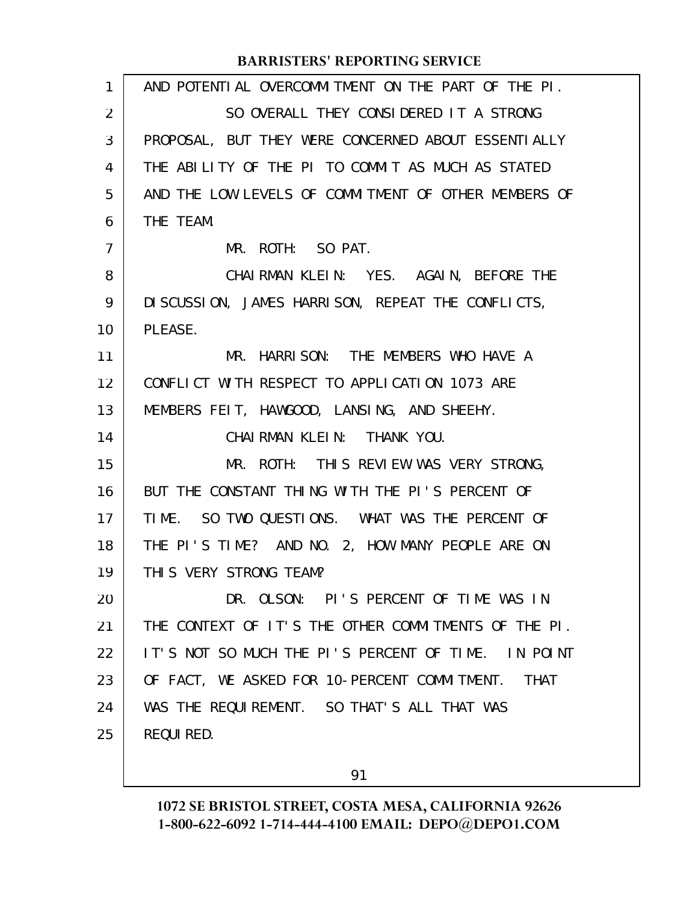AND POTENTIAL OVERCOMMITMENT ON THE PART OF THE PI.

SO OVERALL THEY CONSIDERED IT A STRONG PROPOSAL, BUT THEY WERE CONCERNED ABOUT ESSENTIALLY THE ABILITY OF THE PI TO COMMIT AS MUCH AS STATED AND THE LOW LEVELS OF COMMITMENT OF OTHER MEMBERS OF THE TEAM.

MR. ROTH: SO PAT.

CHAIRMAN KLEIN: YES. AGAIN, BEFORE THE DISCUSSION, JAMES HARRISON, REPEAT THE CONFLICTS, PLEASE.

MR. HARRISON: THE MEMBERS WHO HAVE A CONFLICT WITH RESPECT TO APPLICATION 1073 ARE MEMBERS FEIT, HAWGOOD, LANSING, AND SHEEHY.

CHAIRMAN KLEIN: THANK YOU.

MR. ROTH: THIS REVIEW WAS VERY STRONG, BUT THE CONSTANT THING WITH THE PI'S PERCENT OF TIME. SO TWO QUESTIONS. WHAT WAS THE PERCENT OF THE PI'S TIME? AND NO. 2, HOW MANY PEOPLE ARE ON THIS VERY STRONG TEAM?

DR. OLSON: PI'S PERCENT OF TIME WAS IN THE CONTEXT OF IT'S THE OTHER COMMITMENTS OF THE PI. IT'S NOT SO MUCH THE PI'S PERCENT OF TIME. IN POINT OF FACT, WE ASKED FOR 10-PERCENT COMMITMENT. THAT WAS THE REQUIREMENT. SO THAT'S ALL THAT WAS REQUIRED.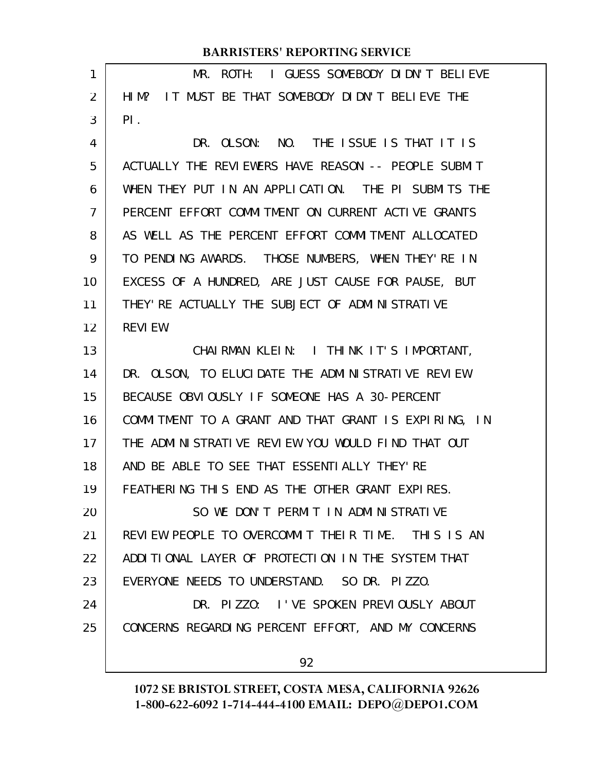MR. ROTH: I GUESS SOMEBODY DIDN'T BELIEVE HIM? IT MUST BE THAT SOMEBODY DIDN'T BELIEVE THE PI.

DR. OLSON: NO. THE ISSUE IS THAT IT IS ACTUALLY THE REVIEWERS HAVE REASON -- PEOPLE SUBMIT WHEN THEY PUT IN AN APPLICATION. THE PI SUBMITS THE PERCENT EFFORT COMMITMENT ON CURRENT ACTIVE GRANTS AS WELL AS THE PERCENT EFFORT COMMITMENT ALLOCATED TO PENDING AWARDS. THOSE NUMBERS, WHEN THEY'RE IN EXCESS OF A HUNDRED, ARE JUST CAUSE FOR PAUSE, BUT THEY'RE ACTUALLY THE SUBJECT OF ADMINISTRATIVE REVIEW.

CHAIRMAN KLEIN: I THINK IT'S IMPORTANT, DR. OLSON, TO ELUCIDATE THE ADMINISTRATIVE REVIEW BECAUSE OBVIOUSLY IF SOMEONE HAS A 30-PERCENT COMMITMENT TO A GRANT AND THAT GRANT IS EXPIRING, IN THE ADMINISTRATIVE REVIEW YOU WOULD FIND THAT OUT AND BE ABLE TO SEE THAT ESSENTIALLY THEY'RE FEATHERING THIS END AS THE OTHER GRANT EXPIRES.

SO WE DON'T PERMIT IN ADMINISTRATIVE REVIEW PEOPLE TO OVERCOMMIT THEIR TIME. THIS IS AN ADDITIONAL LAYER OF PROTECTION IN THE SYSTEM THAT EVERYONE NEEDS TO UNDERSTAND. SO DR. PIZZO.

DR. PIZZO: I'VE SPOKEN PREVIOUSLY ABOUT CONCERNS REGARDING PERCENT EFFORT, AND MY CONCERNS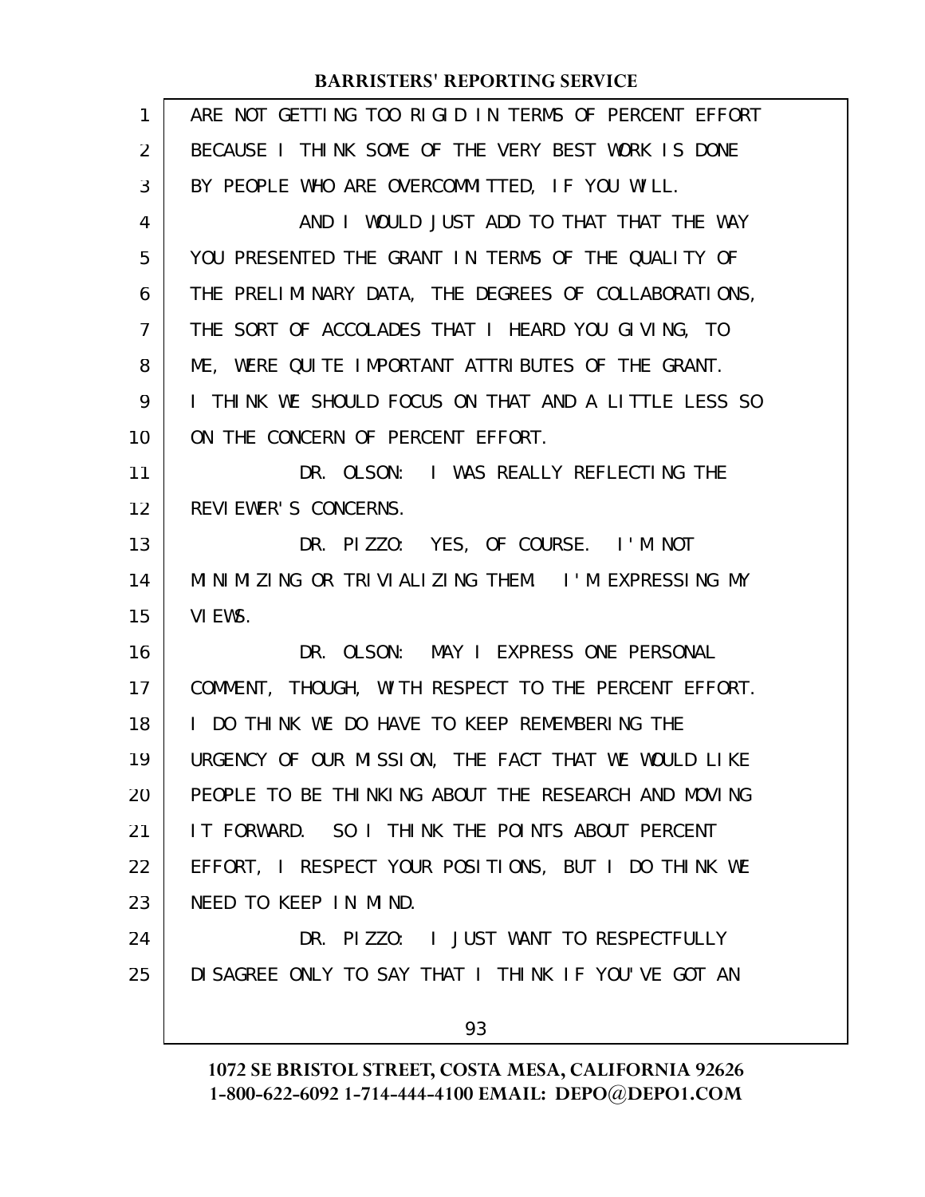ARE NOT GETTING TOO RIGID IN TERMS OF PERCENT EFFORT BECAUSE I THINK SOME OF THE VERY BEST WORK IS DONE BY PEOPLE WHO ARE OVERCOMMITTED, IF YOU WILL.

AND I WOULD JUST ADD TO THAT THAT THE WAY YOU PRESENTED THE GRANT IN TERMS OF THE QUALITY OF THE PRELIMINARY DATA, THE DEGREES OF COLLABORATIONS, THE SORT OF ACCOLADES THAT I HEARD YOU GIVING, TO ME, WERE QUITE IMPORTANT ATTRIBUTES OF THE GRANT. I THINK WE SHOULD FOCUS ON THAT AND A LITTLE LESS SO ON THE CONCERN OF PERCENT EFFORT.

DR. OLSON: I WAS REALLY REFLECTING THE REVIEWER'S CONCERNS.

DR. PIZZO: YES, OF COURSE. I'M NOT MINIMIZING OR TRIVIALIZING THEM. I'M EXPRESSING MY VIEWS.

DR. OLSON: MAY I EXPRESS ONE PERSONAL COMMENT, THOUGH, WITH RESPECT TO THE PERCENT EFFORT. I DO THINK WE DO HAVE TO KEEP REMEMBERING THE URGENCY OF OUR MISSION, THE FACT THAT WE WOULD LIKE PEOPLE TO BE THINKING ABOUT THE RESEARCH AND MOVING IT FORWARD. SO I THINK THE POINTS ABOUT PERCENT EFFORT, I RESPECT YOUR POSITIONS, BUT I DO THINK WE NEED TO KEEP IN MIND.

DR. PIZZO: I JUST WANT TO RESPECTFULLY DISAGREE ONLY TO SAY THAT I THINK IF YOU'VE GOT AN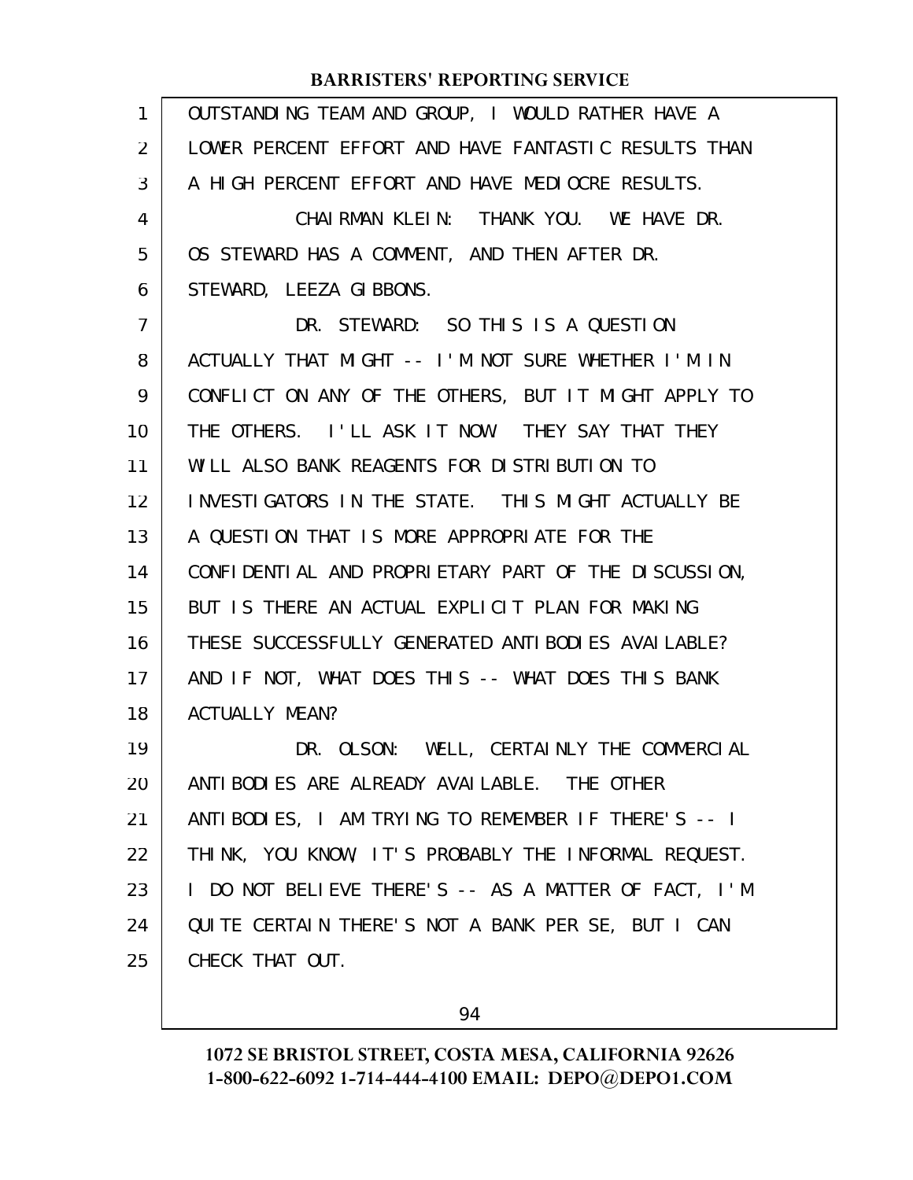OUTSTANDING TEAM AND GROUP, I WOULD RATHER HAVE A LOWER PERCENT EFFORT AND HAVE FANTASTIC RESULTS THAN A HIGH PERCENT EFFORT AND HAVE MEDIOCRE RESULTS.

CHAIRMAN KLEIN: THANK YOU. WE HAVE DR. OS STEWARD HAS A COMMENT, AND THEN AFTER DR. STEWARD, LEEZA GIBBONS.

DR. STEWARD: SO THIS IS A QUESTION ACTUALLY THAT MIGHT -- I'M NOT SURE WHETHER I'M IN CONFLICT ON ANY OF THE OTHERS, BUT IT MIGHT APPLY TO THE OTHERS. I'LL ASK IT NOW. THEY SAY THAT THEY WILL ALSO BANK REAGENTS FOR DISTRIBUTION TO INVESTIGATORS IN THE STATE. THIS MIGHT ACTUALLY BE A QUESTION THAT IS MORE APPROPRIATE FOR THE CONFIDENTIAL AND PROPRIETARY PART OF THE DISCUSSION, BUT IS THERE AN ACTUAL EXPLICIT PLAN FOR MAKING THESE SUCCESSFULLY GENERATED ANTIBODIES AVAILABLE? AND IF NOT, WHAT DOES THIS -- WHAT DOES THIS BANK ACTUALLY MEAN?

DR. OLSON: WELL, CERTAINLY THE COMMERCIAL ANTIBODIES ARE ALREADY AVAILABLE. THE OTHER ANTIBODIES, I AM TRYING TO REMEMBER IF THERE'S -- I THINK, YOU KNOW, IT'S PROBABLY THE INFORMAL REQUEST. I DO NOT BELIEVE THERE'S -- AS A MATTER OF FACT, I'M QUITE CERTAIN THERE'S NOT A BANK PER SE, BUT I CAN CHECK THAT OUT.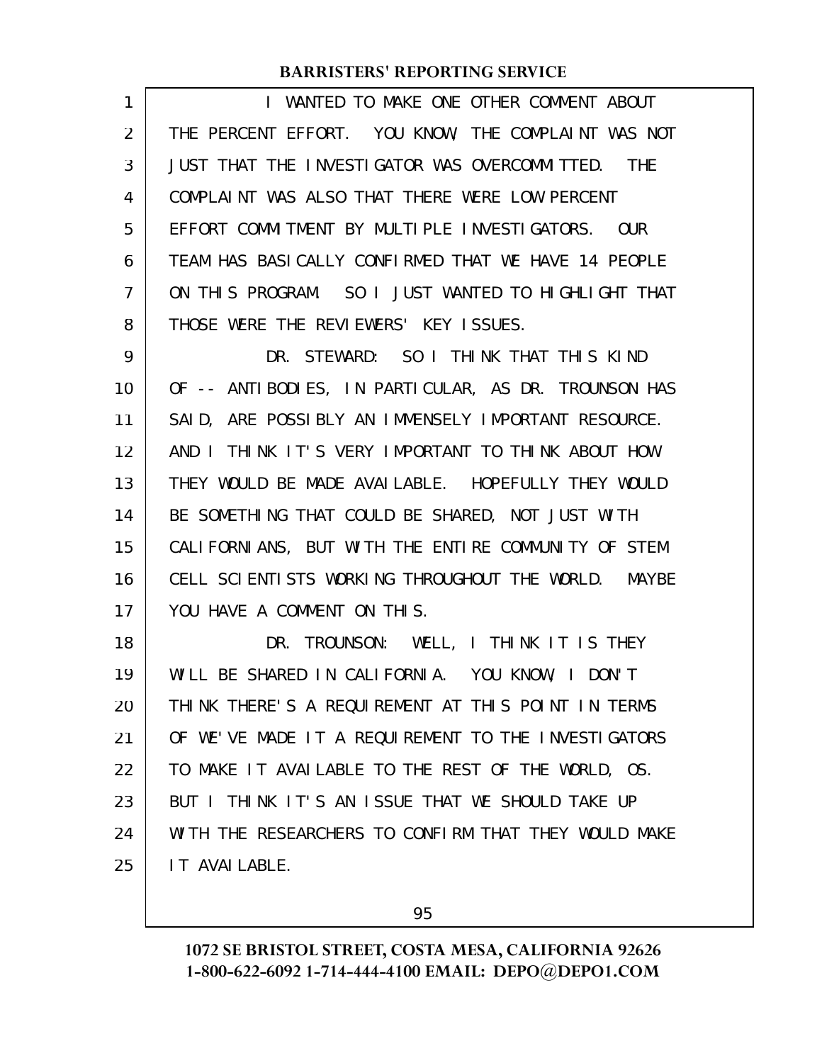I WANTED TO MAKE ONE OTHER COMMENT ABOUT THE PERCENT EFFORT. YOU KNOW, THE COMPLAINT WAS NOT JUST THAT THE INVESTIGATOR WAS OVERCOMMITTED. THE COMPLAINT WAS ALSO THAT THERE WERE LOW PERCENT EFFORT COMMITMENT BY MULTIPLE INVESTIGATORS. OUR TEAM HAS BASICALLY CONFIRMED THAT WE HAVE 14 PEOPLE ON THIS PROGRAM. SO I JUST WANTED TO HIGHLIGHT THAT THOSE WERE THE REVIEWERS' KEY ISSUES.

DR. STEWARD: SO I THINK THAT THIS KIND OF -- ANTIBODIES, IN PARTICULAR, AS DR. TROUNSON HAS SAID, ARE POSSIBLY AN IMMENSELY IMPORTANT RESOURCE. AND I THINK IT'S VERY IMPORTANT TO THINK ABOUT HOW THEY WOULD BE MADE AVAILABLE. HOPEFULLY THEY WOULD BE SOMETHING THAT COULD BE SHARED, NOT JUST WITH CALIFORNIANS, BUT WITH THE ENTIRE COMMUNITY OF STEM CELL SCIENTISTS WORKING THROUGHOUT THE WORLD. MAYBE YOU HAVE A COMMENT ON THIS.

DR. TROUNSON: WELL, I THINK IT IS THEY WILL BE SHARED IN CALIFORNIA. YOU KNOW, I DON'T THINK THERE'S A REQUIREMENT AT THIS POINT IN TERMS OF WE'VE MADE IT A REQUIREMENT TO THE INVESTIGATORS TO MAKE IT AVAILABLE TO THE REST OF THE WORLD, OS. BUT I THINK IT'S AN ISSUE THAT WE SHOULD TAKE UP WITH THE RESEARCHERS TO CONFIRM THAT THEY WOULD MAKE IT AVAILABLE.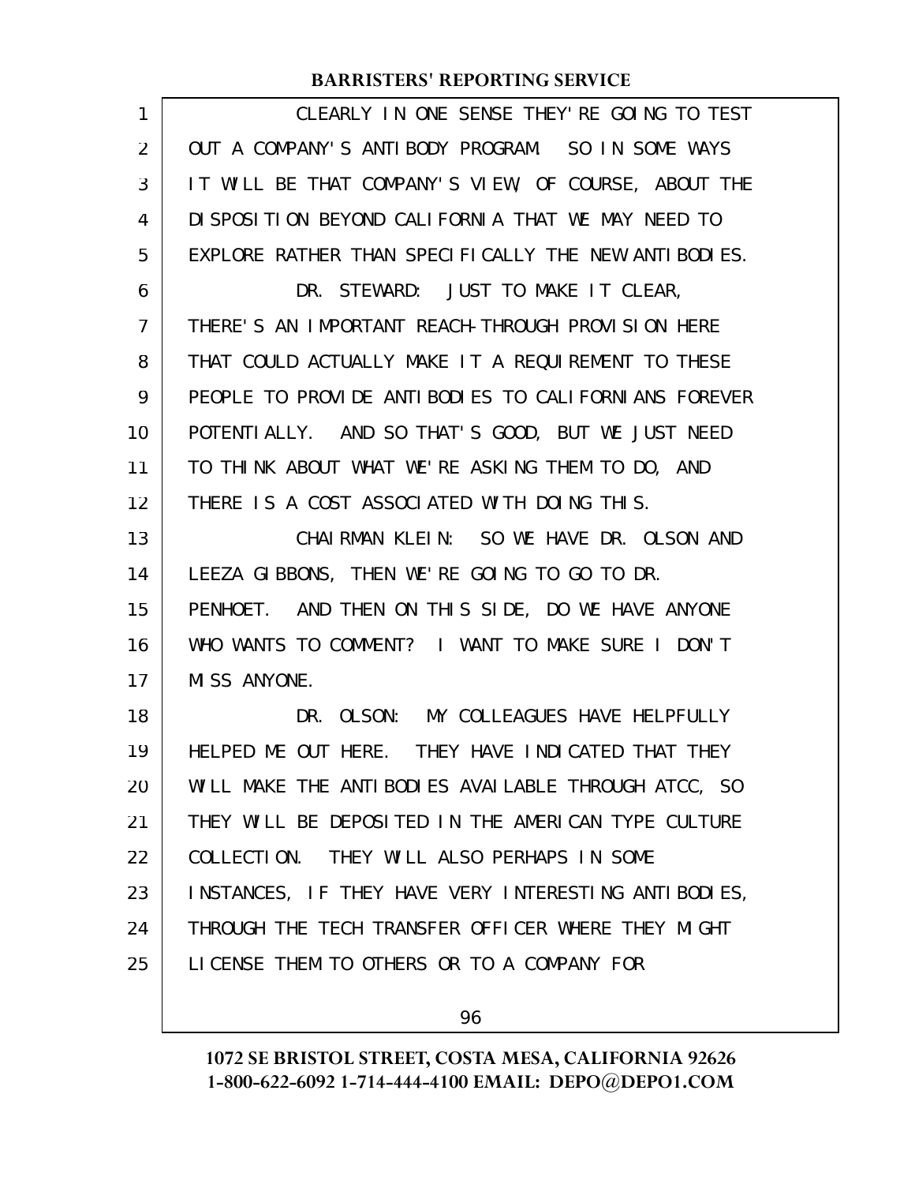CLEARLY IN ONE SENSE THEY'RE GOING TO TEST OUT A COMPANY'S ANTIBODY PROGRAM. SO IN SOME WAYS IT WILL BE THAT COMPANY'S VIEW, OF COURSE, ABOUT THE DISPOSITION BEYOND CALIFORNIA THAT WE MAY NEED TO EXPLORE RATHER THAN SPECIFICALLY THE NEW ANTIBODIES.

DR. STEWARD: JUST TO MAKE IT CLEAR, THERE'S AN IMPORTANT REACH-THROUGH PROVISION HERE THAT COULD ACTUALLY MAKE IT A REQUIREMENT TO THESE PEOPLE TO PROVIDE ANTIBODIES TO CALIFORNIANS FOREVER POTENTIALLY. AND SO THAT'S GOOD, BUT WE JUST NEED TO THINK ABOUT WHAT WE'RE ASKING THEM TO DO, AND THERE IS A COST ASSOCIATED WITH DOING THIS.

CHAIRMAN KLEIN: SO WE HAVE DR. OLSON AND LEEZA GIBBONS, THEN WE'RE GOING TO GO TO DR. PENHOET. AND THEN ON THIS SIDE, DO WE HAVE ANYONE WHO WANTS TO COMMENT? I WANT TO MAKE SURE I DON'T MISS ANYONE.

DR. OLSON: MY COLLEAGUES HAVE HELPFULLY HELPED ME OUT HERE. THEY HAVE INDICATED THAT THEY WILL MAKE THE ANTIBODIES AVAILABLE THROUGH ATCC, SO THEY WILL BE DEPOSITED IN THE AMERICAN TYPE CULTURE COLLECTION. THEY WILL ALSO PERHAPS IN SOME INSTANCES, IF THEY HAVE VERY INTERESTING ANTIBODIES, THROUGH THE TECH TRANSFER OFFICER WHERE THEY MIGHT LICENSE THEM TO OTHERS OR TO A COMPANY FOR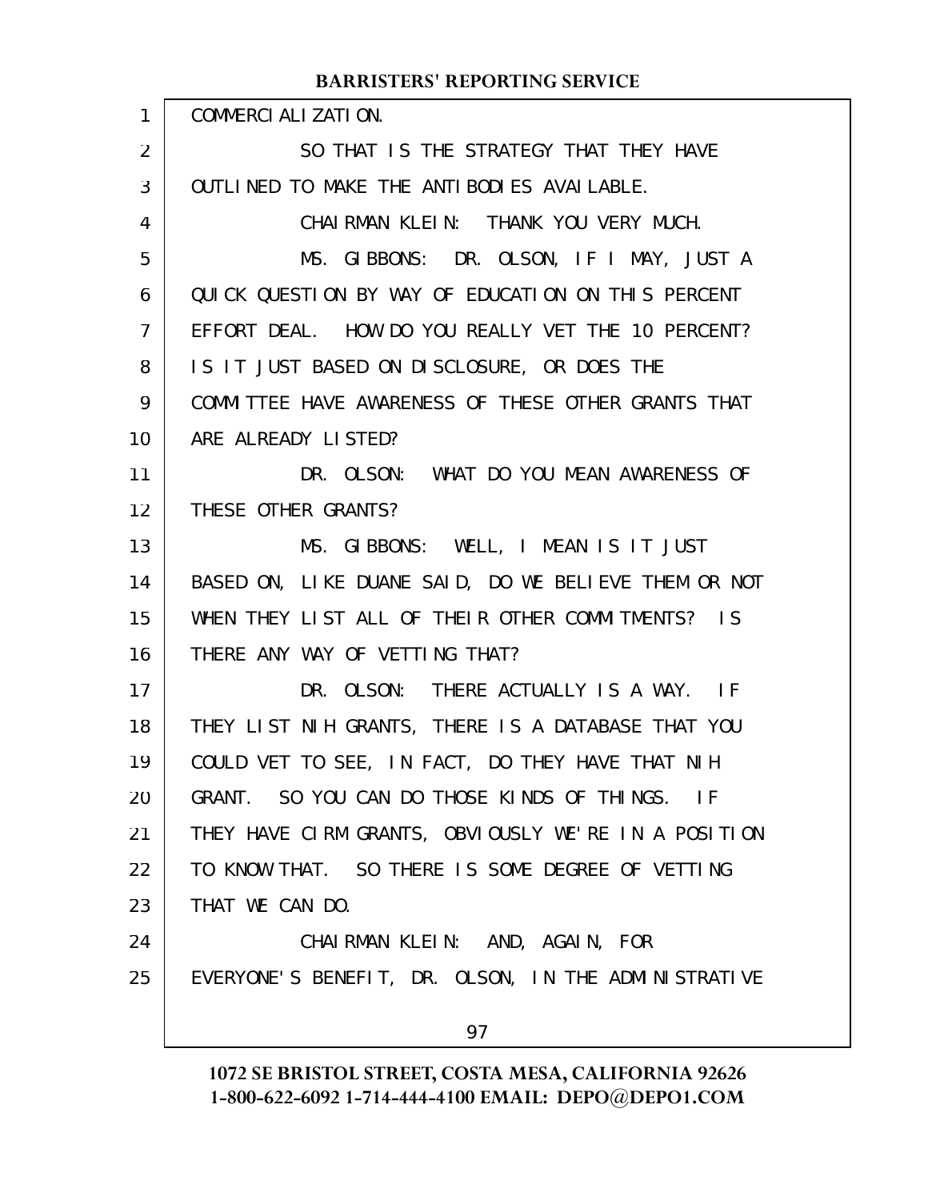COMMERCIALIZATION.

SO THAT IS THE STRATEGY THAT THEY HAVE OUTLINED TO MAKE THE ANTIBODIES AVAILABLE.

CHAIRMAN KLEIN: THANK YOU VERY MUCH.

MS. GIBBONS: DR. OLSON, IF I MAY, JUST A QUICK QUESTION BY WAY OF EDUCATION ON THIS PERCENT EFFORT DEAL. HOW DO YOU REALLY VET THE 10 PERCENT? IS IT JUST BASED ON DISCLOSURE, OR DOES THE COMMITTEE HAVE AWARENESS OF THESE OTHER GRANTS THAT ARE ALREADY LISTED?

DR. OLSON: WHAT DO YOU MEAN AWARENESS OF THESE OTHER GRANTS?

MS. GIBBONS: WELL, I MEAN IS IT JUST BASED ON, LIKE DUANE SAID, DO WE BELIEVE THEM OR NOT WHEN THEY LIST ALL OF THEIR OTHER COMMITMENTS? IS THERE ANY WAY OF VETTING THAT?

DR. OLSON: THERE ACTUALLY IS A WAY. IF THEY LIST NIH GRANTS, THERE IS A DATABASE THAT YOU COULD VET TO SEE, IN FACT, DO THEY HAVE THAT NIH GRANT. SO YOU CAN DO THOSE KINDS OF THINGS. IF THEY HAVE CIRM GRANTS, OBVIOUSLY WE'RE IN A POSITION TO KNOW THAT. SO THERE IS SOME DEGREE OF VETTING THAT WE CAN DO.

CHAIRMAN KLEIN: AND, AGAIN, FOR EVERYONE'S BENEFIT, DR. OLSON, IN THE ADMINISTRATIVE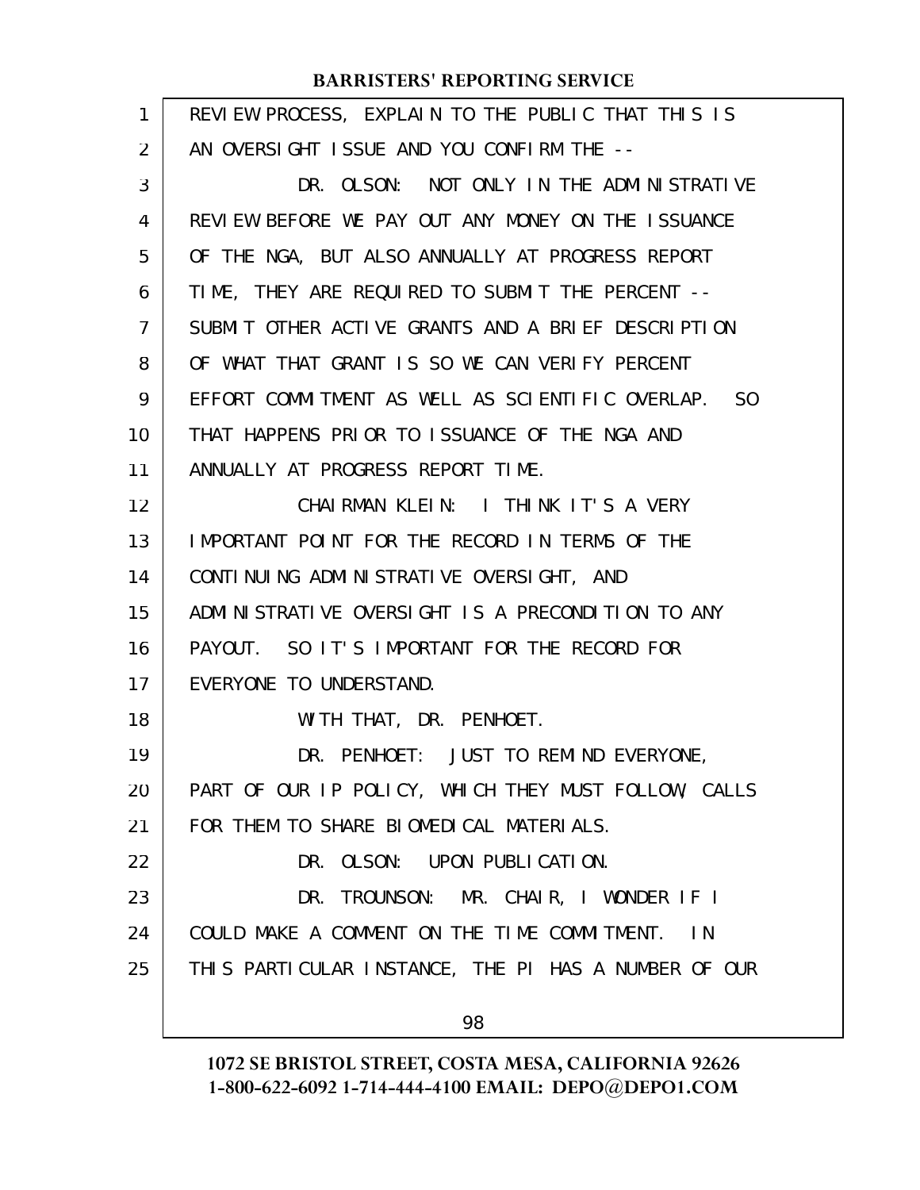REVIEW PROCESS, EXPLAIN TO THE PUBLIC THAT THIS IS AN OVERSIGHT ISSUE AND YOU CONFIRM THE --

DR. OLSON: NOT ONLY IN THE ADMINISTRATIVE REVIEW BEFORE WE PAY OUT ANY MONEY ON THE ISSUANCE OF THE NGA, BUT ALSO ANNUALLY AT PROGRESS REPORT TIME, THEY ARE REQUIRED TO SUBMIT THE PERCENT -- SUBMIT OTHER ACTIVE GRANTS AND A BRIEF DESCRIPTION OF WHAT THAT GRANT IS SO WE CAN VERIFY PERCENT EFFORT COMMITMENT AS WELL AS SCIENTIFIC OVERLAP. SO THAT HAPPENS PRIOR TO ISSUANCE OF THE NGA AND ANNUALLY AT PROGRESS REPORT TIME.

CHAIRMAN KLEIN: I THINK IT'S A VERY IMPORTANT POINT FOR THE RECORD IN TERMS OF THE CONTINUING ADMINISTRATIVE OVERSIGHT, AND ADMINISTRATIVE OVERSIGHT IS A PRECONDITION TO ANY PAYOUT. SO IT'S IMPORTANT FOR THE RECORD FOR EVERYONE TO UNDERSTAND.

WITH THAT, DR. PENHOET.

DR. PENHOET: JUST TO REMIND EVERYONE, PART OF OUR IP POLICY, WHICH THEY MUST FOLLOW, CALLS FOR THEM TO SHARE BIOMEDICAL MATERIALS.

DR. OLSON: UPON PUBLICATION.

DR. TROUNSON: MR. CHAIR, I WONDER IF I COULD MAKE A COMMENT ON THE TIME COMMITMENT. IN THIS PARTICULAR INSTANCE, THE PI HAS A NUMBER OF OUR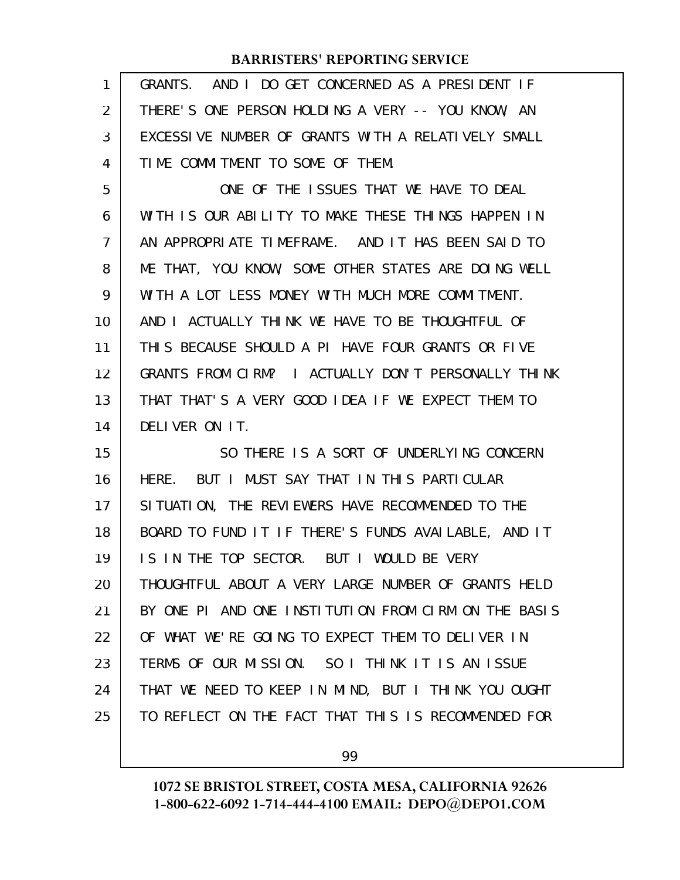GRANTS. AND I DO GET CONCERNED AS A PRESIDENT IF THERE'S ONE PERSON HOLDING A VERY -- YOU KNOW, AN EXCESSIVE NUMBER OF GRANTS WITH A RELATIVELY SMALL TIME COMMITMENT TO SOME OF THEM.

ONE OF THE ISSUES THAT WE HAVE TO DEAL WITH IS OUR ABILITY TO MAKE THESE THINGS HAPPEN IN AN APPROPRIATE TIMEFRAME. AND IT HAS BEEN SAID TO ME THAT, YOU KNOW, SOME OTHER STATES ARE DOING WELL WITH A LOT LESS MONEY WITH MUCH MORE COMMITMENT. AND I ACTUALLY THINK WE HAVE TO BE THOUGHTFUL OF THIS BECAUSE SHOULD A PI HAVE FOUR GRANTS OR FIVE GRANTS FROM CIRM? I ACTUALLY DON'T PERSONALLY THINK THAT THAT'S A VERY GOOD IDEA IF WE EXPECT THEM TO DELIVER ON IT.

SO THERE IS A SORT OF UNDERLYING CONCERN HERE. BUT I MUST SAY THAT IN THIS PARTICULAR SITUATION, THE REVIEWERS HAVE RECOMMENDED TO THE BOARD TO FUND IT IF THERE'S FUNDS AVAILABLE, AND IT IS IN THE TOP SECTOR. BUT I WOULD BE VERY THOUGHTFUL ABOUT A VERY LARGE NUMBER OF GRANTS HELD BY ONE PI AND ONE INSTITUTION FROM CIRM ON THE BASIS OF WHAT WE'RE GOING TO EXPECT THEM TO DELIVER IN TERMS OF OUR MISSION. SO I THINK IT IS AN ISSUE THAT WE NEED TO KEEP IN MIND, BUT I THINK YOU OUGHT TO REFLECT ON THE FACT THAT THIS IS RECOMMENDED FOR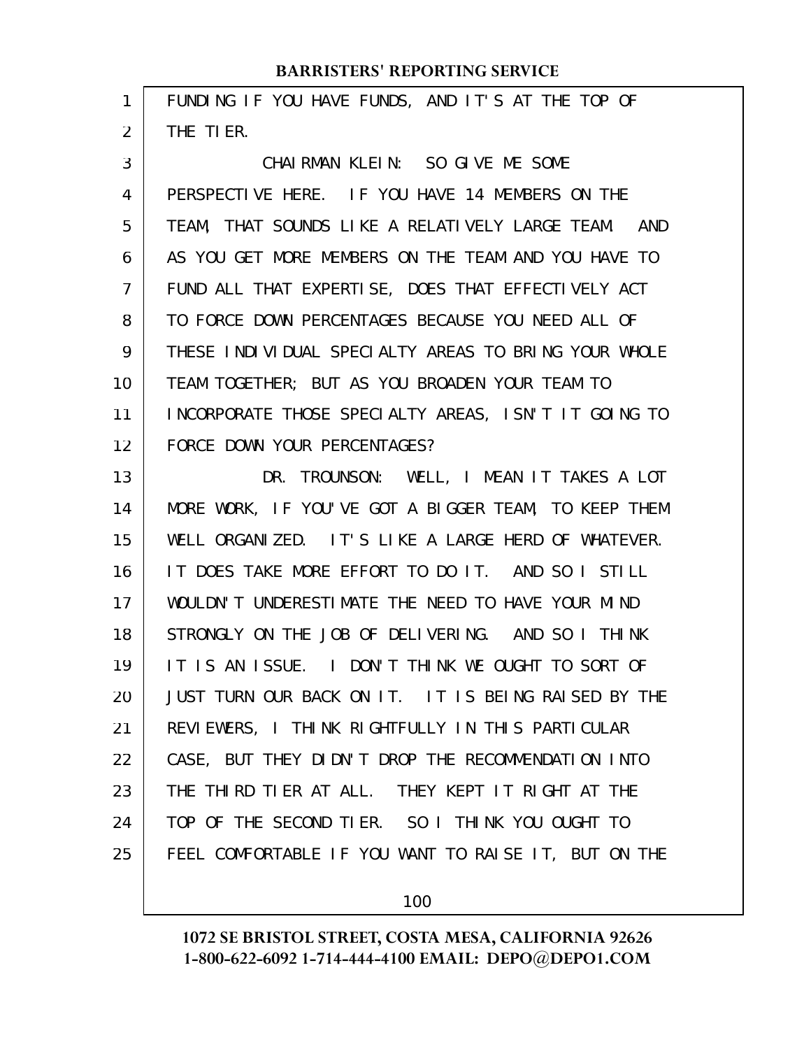FUNDING IF YOU HAVE FUNDS, AND IT'S AT THE TOP OF THE TIER.

CHAIRMAN KLEIN: SO GIVE ME SOME PERSPECTIVE HERE. IF YOU HAVE 14 MEMBERS ON THE TEAM, THAT SOUNDS LIKE A RELATIVELY LARGE TEAM. AND AS YOU GET MORE MEMBERS ON THE TEAM AND YOU HAVE TO FUND ALL THAT EXPERTISE, DOES THAT EFFECTIVELY ACT TO FORCE DOWN PERCENTAGES BECAUSE YOU NEED ALL OF THESE INDIVIDUAL SPECIALTY AREAS TO BRING YOUR WHOLE TEAM TOGETHER; BUT AS YOU BROADEN YOUR TEAM TO INCORPORATE THOSE SPECIALTY AREAS, ISN'T IT GOING TO FORCE DOWN YOUR PERCENTAGES?

DR. TROUNSON: WELL, I MEAN IT TAKES A LOT MORE WORK, IF YOU'VE GOT A BIGGER TEAM, TO KEEP THEM WELL ORGANIZED. IT'S LIKE A LARGE HERD OF WHATEVER. IT DOES TAKE MORE EFFORT TO DO IT. AND SO I STILL WOULDN'T UNDERESTIMATE THE NEED TO HAVE YOUR MIND STRONGLY ON THE JOB OF DELIVERING. AND SO I THINK IT IS AN ISSUE. I DON'T THINK WE OUGHT TO SORT OF JUST TURN OUR BACK ON IT. IT IS BEING RAISED BY THE REVIEWERS, I THINK RIGHTFULLY IN THIS PARTICULAR CASE, BUT THEY DIDN'T DROP THE RECOMMENDATION INTO THE THIRD TIER AT ALL. THEY KEPT IT RIGHT AT THE TOP OF THE SECOND TIER. SO I THINK YOU OUGHT TO FEEL COMFORTABLE IF YOU WANT TO RAISE IT, BUT ON THE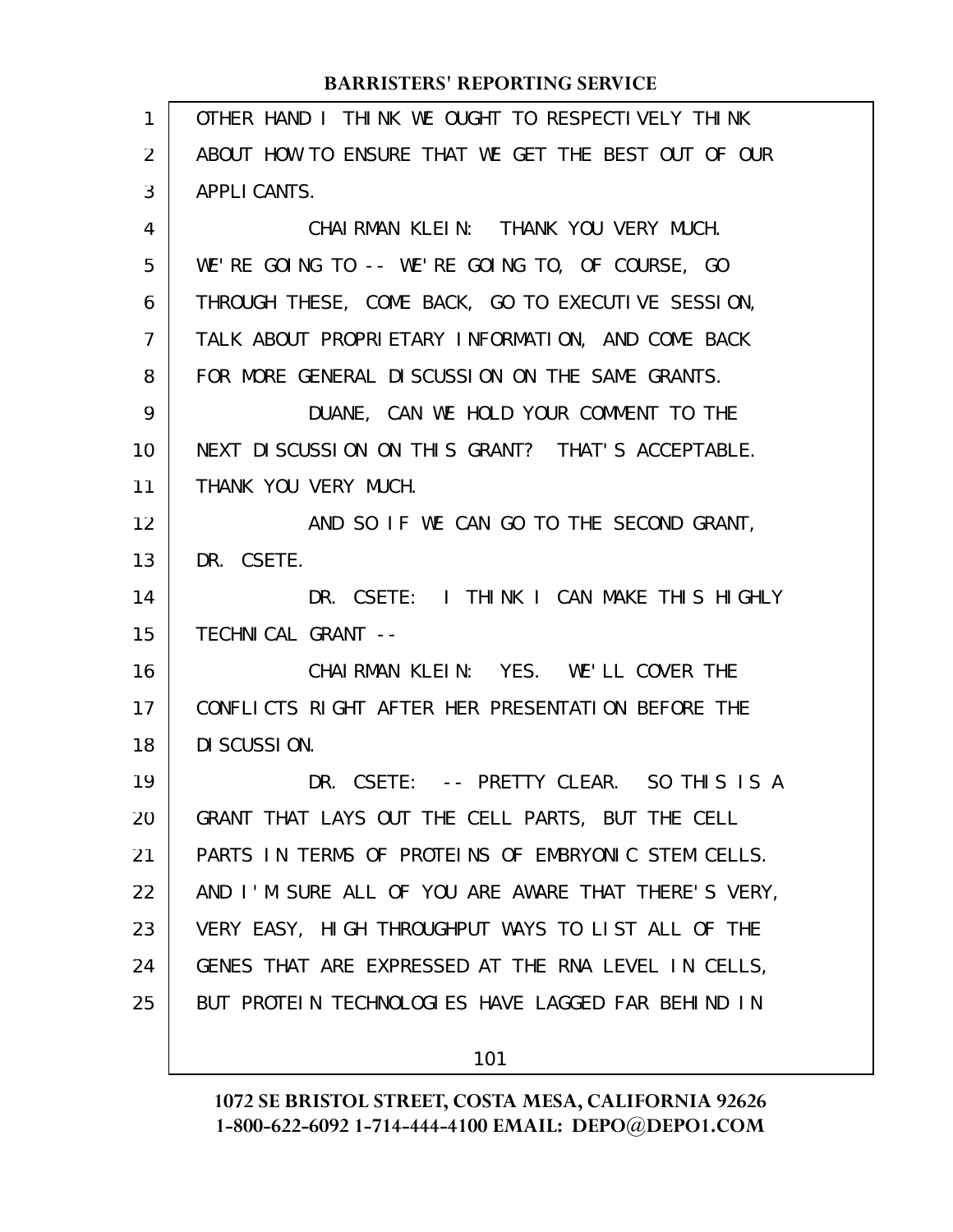OTHER HAND I THINK WE OUGHT TO RESPECTIVELY THINK ABOUT HOW TO ENSURE THAT WE GET THE BEST OUT OF OUR APPLICANTS.

CHAIRMAN KLEIN: THANK YOU VERY MUCH. WE'RE GOING TO -- WE'RE GOING TO, OF COURSE, GO THROUGH THESE, COME BACK, GO TO EXECUTIVE SESSION, TALK ABOUT PROPRIETARY INFORMATION, AND COME BACK FOR MORE GENERAL DISCUSSION ON THE SAME GRANTS.

DUANE, CAN WE HOLD YOUR COMMENT TO THE NEXT DISCUSSION ON THIS GRANT? THAT'S ACCEPTABLE. THANK YOU VERY MUCH.

AND SO IF WE CAN GO TO THE SECOND GRANT, DR. CSETE.

DR. CSETE: I THINK I CAN MAKE THIS HIGHLY TECHNICAL GRANT --

CHAIRMAN KLEIN: YES. WE'LL COVER THE CONFLICTS RIGHT AFTER HER PRESENTATION BEFORE THE DISCUSSION.

DR. CSETE: -- PRETTY CLEAR. SO THIS IS A GRANT THAT LAYS OUT THE CELL PARTS, BUT THE CELL PARTS IN TERMS OF PROTEINS OF EMBRYONIC STEM CELLS. AND I'M SURE ALL OF YOU ARE AWARE THAT THERE'S VERY, VERY EASY, HIGH THROUGHPUT WAYS TO LIST ALL OF THE GENES THAT ARE EXPRESSED AT THE RNA LEVEL IN CELLS, BUT PROTEIN TECHNOLOGIES HAVE LAGGED FAR BEHIND IN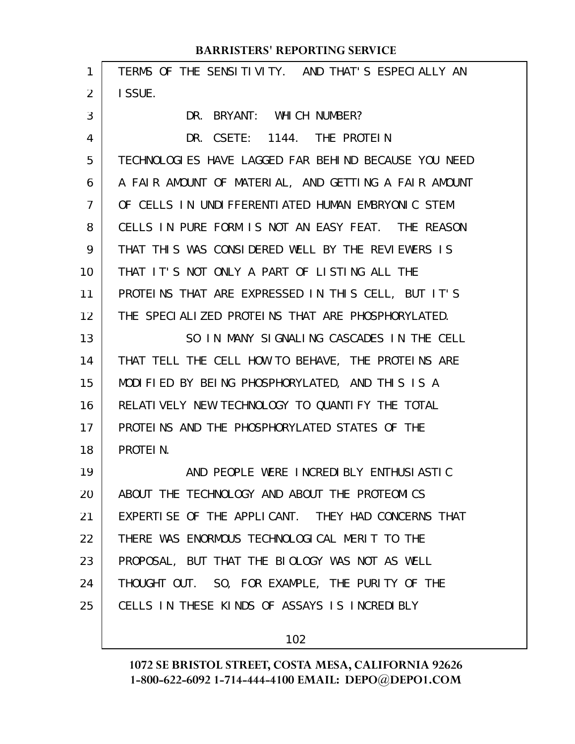TERMS OF THE SENSITIVITY. AND THAT'S ESPECIALLY AN ISSUE.

DR. BRYANT: WHICH NUMBER?

DR. CSETE: 1144. THE PROTEIN TECHNOLOGIES HAVE LAGGED FAR BEHIND BECAUSE YOU NEED A FAIR AMOUNT OF MATERIAL, AND GETTING A FAIR AMOUNT OF CELLS IN UNDIFFERENTIATED HUMAN EMBRYONIC STEM CELLS IN PURE FORM IS NOT AN EASY FEAT. THE REASON THAT THIS WAS CONSIDERED WELL BY THE REVIEWERS IS THAT IT'S NOT ONLY A PART OF LISTING ALL THE PROTEINS THAT ARE EXPRESSED IN THIS CELL, BUT IT'S THE SPECIALIZED PROTEINS THAT ARE PHOSPHORYLATED.

SO IN MANY SIGNALING CASCADES IN THE CELL THAT TELL THE CELL HOW TO BEHAVE, THE PROTEINS ARE MODIFIED BY BEING PHOSPHORYLATED, AND THIS IS A RELATIVELY NEW TECHNOLOGY TO QUANTIFY THE TOTAL PROTEINS AND THE PHOSPHORYLATED STATES OF THE PROTEIN.

AND PEOPLE WERE INCREDIBLY ENTHUSIASTIC ABOUT THE TECHNOLOGY AND ABOUT THE PROTEOMICS EXPERTISE OF THE APPLICANT. THEY HAD CONCERNS THAT THERE WAS ENORMOUS TECHNOLOGICAL MERIT TO THE PROPOSAL, BUT THAT THE BIOLOGY WAS NOT AS WELL THOUGHT OUT. SO, FOR EXAMPLE, THE PURITY OF THE CELLS IN THESE KINDS OF ASSAYS IS INCREDIBLY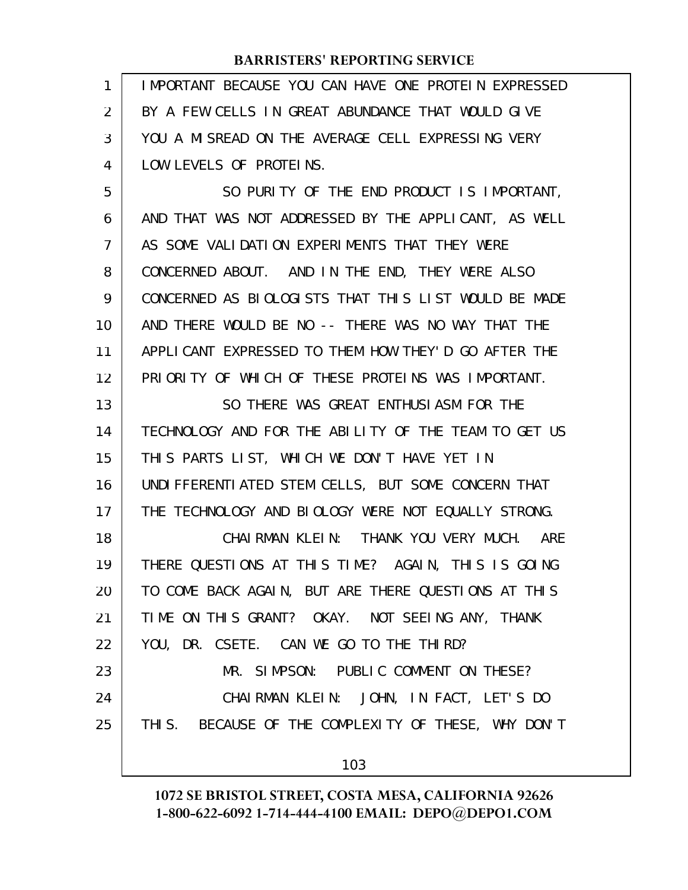IMPORTANT BECAUSE YOU CAN HAVE ONE PROTEIN EXPRESSED BY A FEW CELLS IN GREAT ABUNDANCE THAT WOULD GIVE YOU A MISREAD ON THE AVERAGE CELL EXPRESSING VERY LOW LEVELS OF PROTEINS.

SO PURITY OF THE END PRODUCT IS IMPORTANT, AND THAT WAS NOT ADDRESSED BY THE APPLICANT, AS WELL AS SOME VALIDATION EXPERIMENTS THAT THEY WERE CONCERNED ABOUT. AND IN THE END, THEY WERE ALSO CONCERNED AS BIOLOGISTS THAT THIS LIST WOULD BE MADE AND THERE WOULD BE NO -- THERE WAS NO WAY THAT THE APPLICANT EXPRESSED TO THEM HOW THEY'D GO AFTER THE PRIORITY OF WHICH OF THESE PROTEINS WAS IMPORTANT.

SO THERE WAS GREAT ENTHUSIASM FOR THE TECHNOLOGY AND FOR THE ABILITY OF THE TEAM TO GET US THIS PARTS LIST, WHICH WE DON'T HAVE YET IN UNDIFFERENTIATED STEM CELLS, BUT SOME CONCERN THAT THE TECHNOLOGY AND BIOLOGY WERE NOT EQUALLY STRONG.

CHAIRMAN KLEIN: THANK YOU VERY MUCH. ARE THERE QUESTIONS AT THIS TIME? AGAIN, THIS IS GOING TO COME BACK AGAIN, BUT ARE THERE QUESTIONS AT THIS TIME ON THIS GRANT? OKAY. NOT SEEING ANY, THANK YOU, DR. CSETE. CAN WE GO TO THE THIRD?

MR. SIMPSON: PUBLIC COMMENT ON THESE?

CHAIRMAN KLEIN: JOHN, IN FACT, LET'S DO THIS. BECAUSE OF THE COMPLEXITY OF THESE, WHY DON'T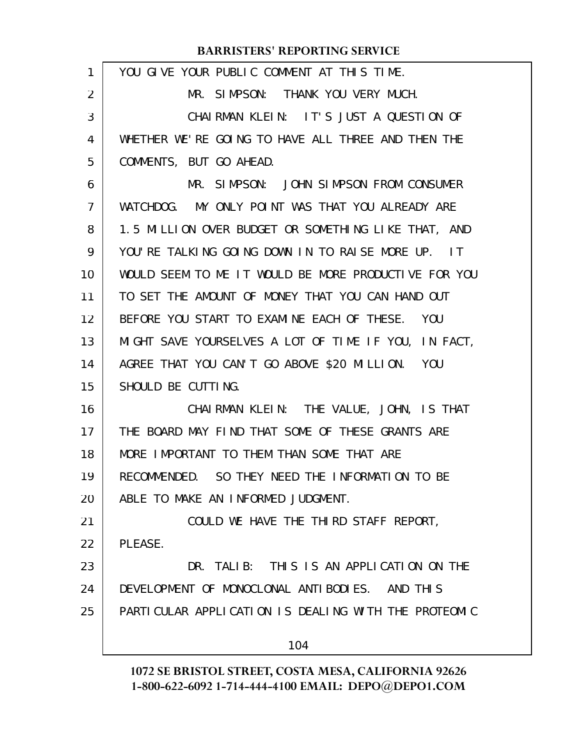YOU GIVE YOUR PUBLIC COMMENT AT THIS TIME.

MR. SIMPSON: THANK YOU VERY MUCH.

CHAIRMAN KLEIN: IT'S JUST A QUESTION OF WHETHER WE'RE GOING TO HAVE ALL THREE AND THEN THE COMMENTS, BUT GO AHEAD.

MR. SIMPSON: JOHN SIMPSON FROM CONSUMER WATCHDOG. MY ONLY POINT WAS THAT YOU ALREADY ARE 1.5 MILLION OVER BUDGET OR SOMETHING LIKE THAT, AND YOU'RE TALKING GOING DOWN IN TO RAISE MORE UP. IT WOULD SEEM TO ME IT WOULD BE MORE PRODUCTIVE FOR YOU TO SET THE AMOUNT OF MONEY THAT YOU CAN HAND OUT BEFORE YOU START TO EXAMINE EACH OF THESE. YOU MIGHT SAVE YOURSELVES A LOT OF TIME IF YOU, IN FACT, AGREE THAT YOU CAN'T GO ABOVE $20 MILLION. YOU SHOULD BE CUTTING.

CHAIRMAN KLEIN: THE VALUE, JOHN, IS THAT THE BOARD MAY FIND THAT SOME OF THESE GRANTS ARE MORE IMPORTANT TO THEM THAN SOME THAT ARE RECOMMENDED. SO THEY NEED THE INFORMATION TO BE ABLE TO MAKE AN INFORMED JUDGMENT.

COULD WE HAVE THE THIRD STAFF REPORT, PLEASE.

DR. TALIB: THIS IS AN APPLICATION ON THE DEVELOPMENT OF MONOCLONAL ANTIBODIES. AND THIS PARTICULAR APPLICATION IS DEALING WITH THE PROTEOMIC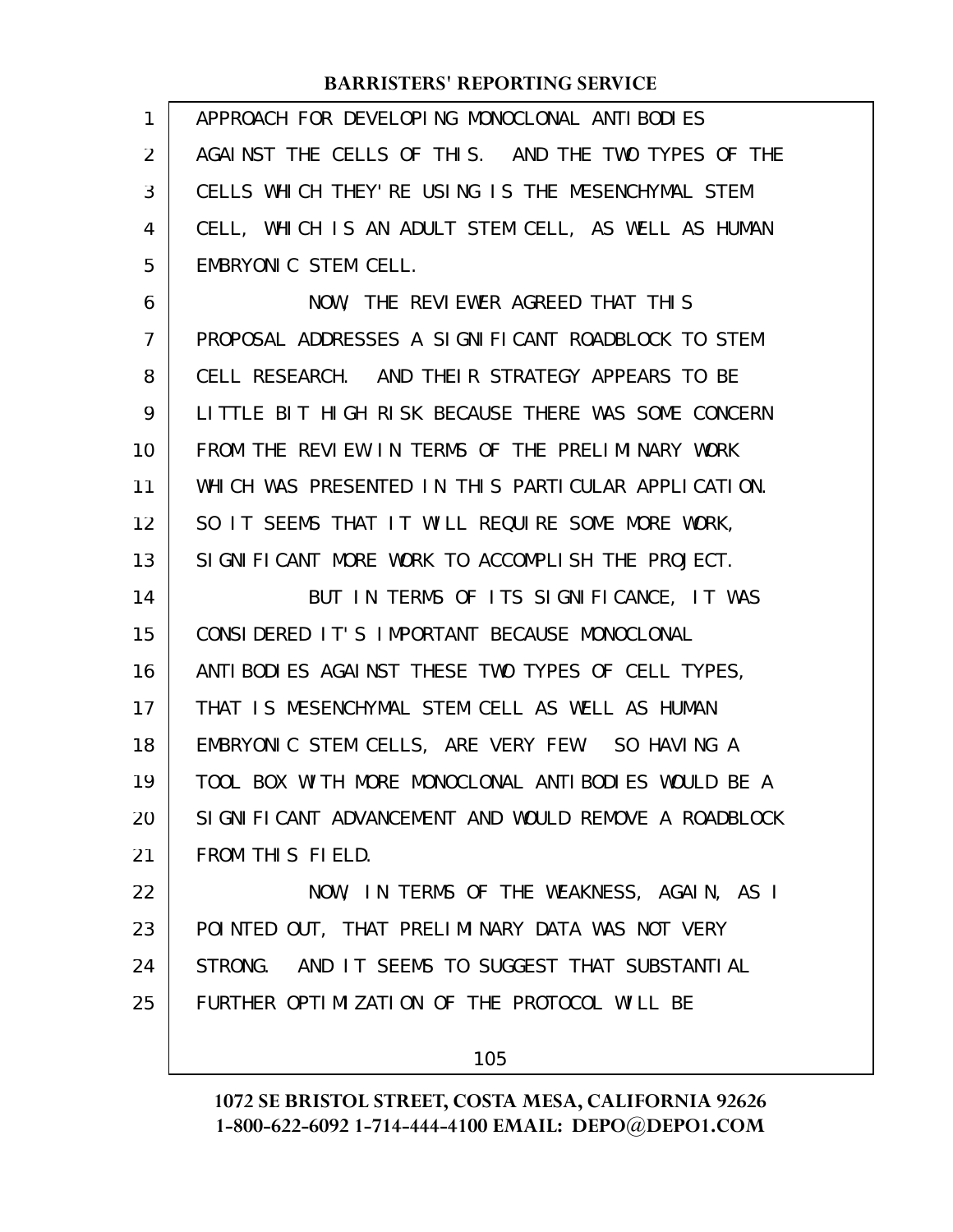APPROACH FOR DEVELOPING MONOCLONAL ANTIBODIES AGAINST THE CELLS OF THIS. AND THE TWO TYPES OF THE CELLS WHICH THEY'RE USING IS THE MESENCHYMAL STEM CELL, WHICH IS AN ADULT STEM CELL, AS WELL AS HUMAN EMBRYONIC STEM CELL.

NOW, THE REVIEWER AGREED THAT THIS PROPOSAL ADDRESSES A SIGNIFICANT ROADBLOCK TO STEM CELL RESEARCH. AND THEIR STRATEGY APPEARS TO BE LITTLE BIT HIGH RISK BECAUSE THERE WAS SOME CONCERN FROM THE REVIEW IN TERMS OF THE PRELIMINARY WORK WHICH WAS PRESENTED IN THIS PARTICULAR APPLICATION. SO IT SEEMS THAT IT WILL REQUIRE SOME MORE WORK, SIGNIFICANT MORE WORK TO ACCOMPLISH THE PROJECT.

BUT IN TERMS OF ITS SIGNIFICANCE, IT WAS CONSIDERED IT'S IMPORTANT BECAUSE MONOCLONAL ANTIBODIES AGAINST THESE TWO TYPES OF CELL TYPES, THAT IS MESENCHYMAL STEM CELL AS WELL AS HUMAN EMBRYONIC STEM CELLS, ARE VERY FEW. SO HAVING A TOOL BOX WITH MORE MONOCLONAL ANTIBODIES WOULD BE A SIGNIFICANT ADVANCEMENT AND WOULD REMOVE A ROADBLOCK FROM THIS FIELD.

NOW, IN TERMS OF THE WEAKNESS, AGAIN, AS I POINTED OUT, THAT PRELIMINARY DATA WAS NOT VERY STRONG. AND IT SEEMS TO SUGGEST THAT SUBSTANTIAL FURTHER OPTIMIZATION OF THE PROTOCOL WILL BE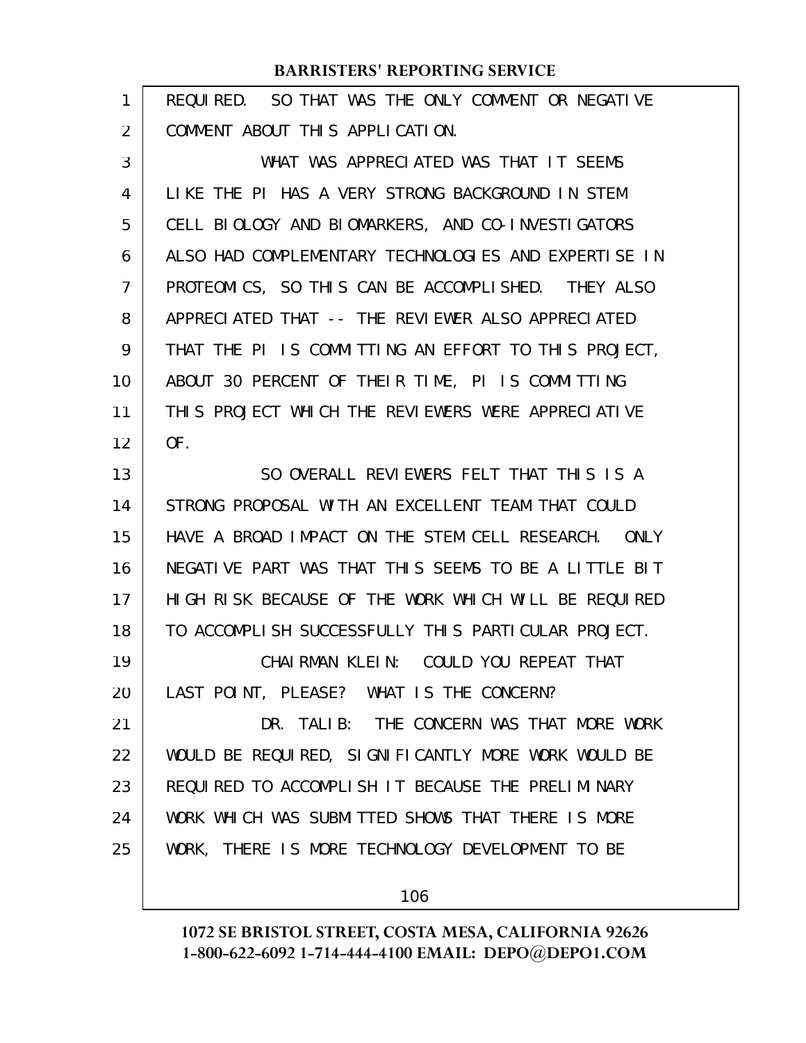REQUIRED. SO THAT WAS THE ONLY COMMENT OR NEGATIVE COMMENT ABOUT THIS APPLICATION.

WHAT WAS APPRECIATED WAS THAT IT SEEMS LIKE THE PI HAS A VERY STRONG BACKGROUND IN STEM CELL BIOLOGY AND BIOMARKERS, AND CO-INVESTIGATORS ALSO HAD COMPLEMENTARY TECHNOLOGIES AND EXPERTISE IN PROTEOMICS, SO THIS CAN BE ACCOMPLISHED. THEY ALSO APPRECIATED THAT -- THE REVIEWER ALSO APPRECIATED THAT THE PI IS COMMITTING AN EFFORT TO THIS PROJECT, ABOUT 30 PERCENT OF THEIR TIME, PI IS COMMITTING THIS PROJECT WHICH THE REVIEWERS WERE APPRECIATIVE OF.

SO OVERALL REVIEWERS FELT THAT THIS IS A STRONG PROPOSAL WITH AN EXCELLENT TEAM THAT COULD HAVE A BROAD IMPACT ON THE STEM CELL RESEARCH. ONLY NEGATIVE PART WAS THAT THIS SEEMS TO BE A LITTLE BIT HIGH RISK BECAUSE OF THE WORK WHICH WILL BE REQUIRED TO ACCOMPLISH SUCCESSFULLY THIS PARTICULAR PROJECT.

CHAIRMAN KLEIN: COULD YOU REPEAT THAT LAST POINT, PLEASE? WHAT IS THE CONCERN?

DR. TALIB: THE CONCERN WAS THAT MORE WORK WOULD BE REQUIRED, SIGNIFICANTLY MORE WORK WOULD BE REQUIRED TO ACCOMPLISH IT BECAUSE THE PRELIMINARY WORK WHICH WAS SUBMITTED SHOWS THAT THERE IS MORE WORK, THERE IS MORE TECHNOLOGY DEVELOPMENT TO BE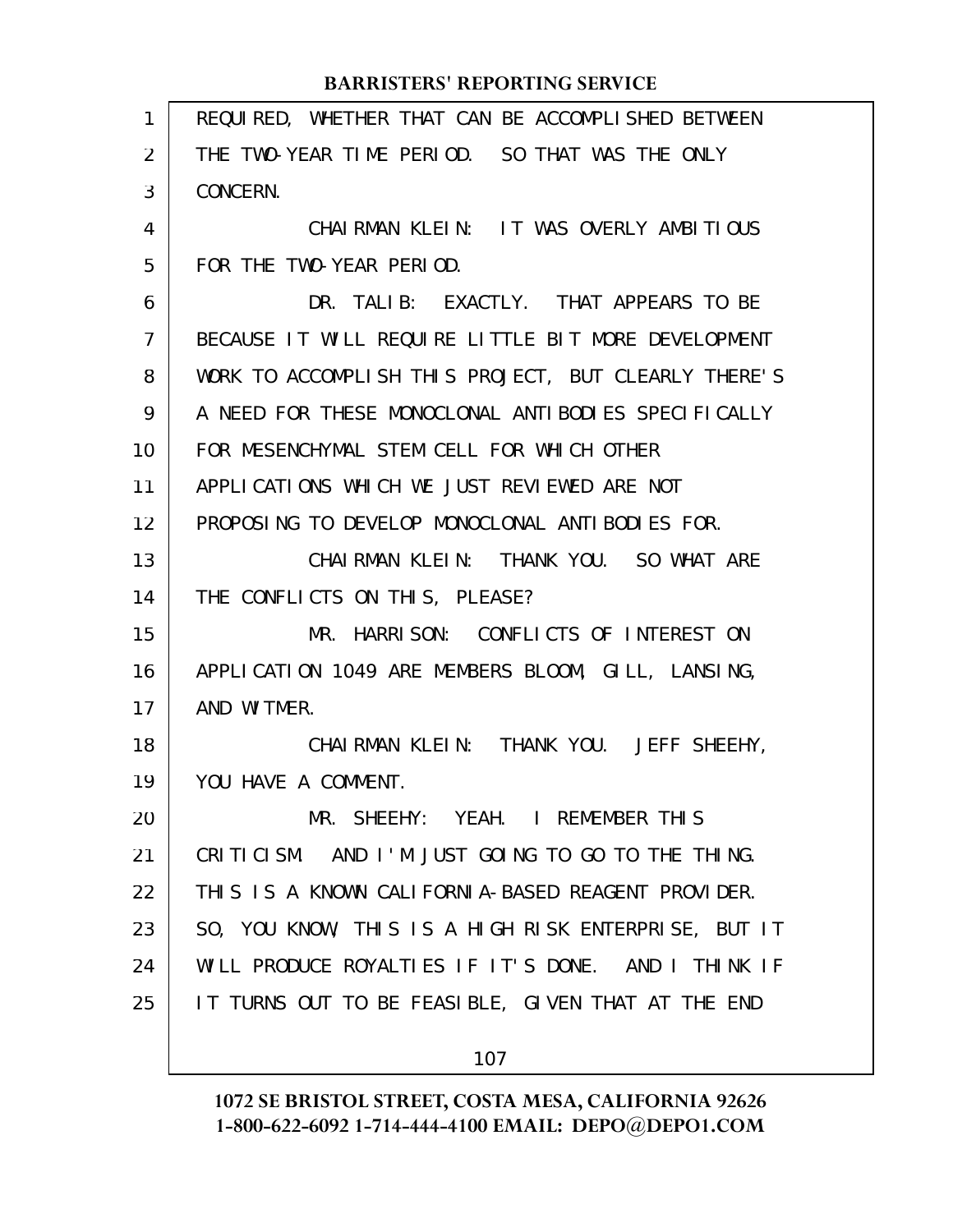REQUIRED, WHETHER THAT CAN BE ACCOMPLISHED BETWEEN THE TWO-YEAR TIME PERIOD. SO THAT WAS THE ONLY CONCERN.

CHAIRMAN KLEIN: IT WAS OVERLY AMBITIOUS FOR THE TWO-YEAR PERIOD.

DR. TALIB: EXACTLY. THAT APPEARS TO BE BECAUSE IT WILL REQUIRE LITTLE BIT MORE DEVELOPMENT WORK TO ACCOMPLISH THIS PROJECT, BUT CLEARLY THERE'S A NEED FOR THESE MONOCLONAL ANTIBODIES SPECIFICALLY FOR MESENCHYMAL STEM CELL FOR WHICH OTHER APPLICATIONS WHICH WE JUST REVIEWED ARE NOT PROPOSING TO DEVELOP MONOCLONAL ANTIBODIES FOR.

CHAIRMAN KLEIN: THANK YOU. SO WHAT ARE THE CONFLICTS ON THIS, PLEASE?

MR. HARRISON: CONFLICTS OF INTEREST ON APPLICATION 1049 ARE MEMBERS BLOOM, GILL, LANSING, AND WITMER.

CHAIRMAN KLEIN: THANK YOU. JEFF SHEEHY, YOU HAVE A COMMENT.

MR. SHEEHY: YEAH. I REMEMBER THIS CRITICISM. AND I'M JUST GOING TO GO TO THE THING. THIS IS A KNOWN CALIFORNIA-BASED REAGENT PROVIDER. SO, YOU KNOW, THIS IS A HIGH RISK ENTERPRISE, BUT IT WILL PRODUCE ROYALTIES IF IT'S DONE. AND I THINK IF IT TURNS OUT TO BE FEASIBLE, GIVEN THAT AT THE END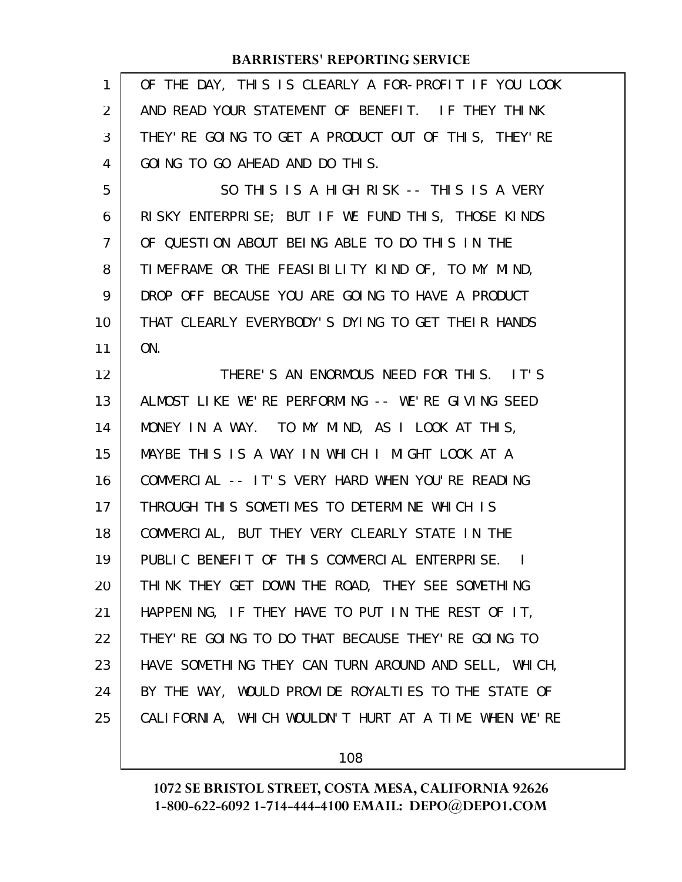OF THE DAY, THIS IS CLEARLY A FOR-PROFIT IF YOU LOOK AND READ YOUR STATEMENT OF BENEFIT. IF THEY THINK THEY'RE GOING TO GET A PRODUCT OUT OF THIS, THEY'RE GOING TO GO AHEAD AND DO THIS.

SO THIS IS A HIGH RISK -- THIS IS A VERY RISKY ENTERPRISE; BUT IF WE FUND THIS, THOSE KINDS OF QUESTION ABOUT BEING ABLE TO DO THIS IN THE TIMEFRAME OR THE FEASIBILITY KIND OF, TO MY MIND, DROP OFF BECAUSE YOU ARE GOING TO HAVE A PRODUCT THAT CLEARLY EVERYBODY'S DYING TO GET THEIR HANDS ON.

THERE'S AN ENORMOUS NEED FOR THIS. IT'S ALMOST LIKE WE'RE PERFORMING -- WE'RE GIVING SEED MONEY IN A WAY. TO MY MIND, AS I LOOK AT THIS, MAYBE THIS IS A WAY IN WHICH I MIGHT LOOK AT A COMMERCIAL -- IT'S VERY HARD WHEN YOU'RE READING THROUGH THIS SOMETIMES TO DETERMINE WHICH IS COMMERCIAL, BUT THEY VERY CLEARLY STATE IN THE PUBLIC BENEFIT OF THIS COMMERCIAL ENTERPRISE. I THINK THEY GET DOWN THE ROAD, THEY SEE SOMETHING HAPPENING, IF THEY HAVE TO PUT IN THE REST OF IT, THEY'RE GOING TO DO THAT BECAUSE THEY'RE GOING TO HAVE SOMETHING THEY CAN TURN AROUND AND SELL, WHICH, BY THE WAY, WOULD PROVIDE ROYALTIES TO THE STATE OF CALIFORNIA, WHICH WOULDN'T HURT AT A TIME WHEN WE'RE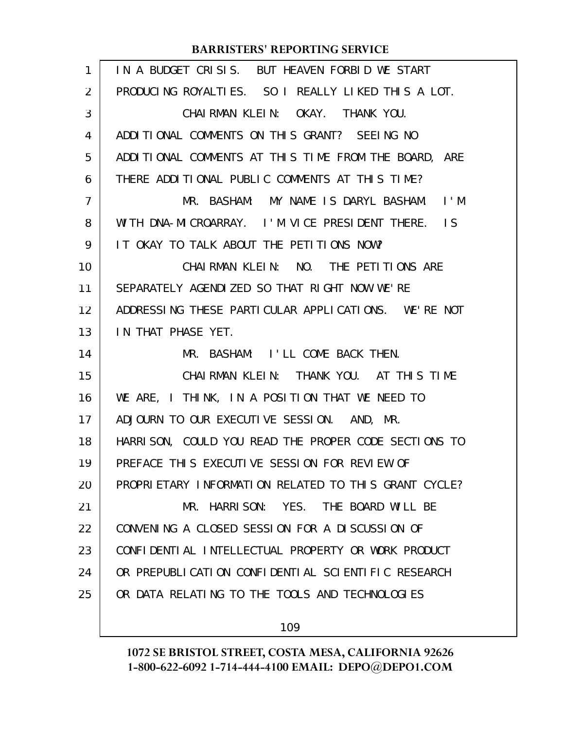IN A BUDGET CRISIS. BUT HEAVEN FORBID WE START PRODUCING ROYALTIES. SO I REALLY LIKED THIS A LOT.

CHAIRMAN KLEIN: OKAY. THANK YOU. ADDITIONAL COMMENTS ON THIS GRANT? SEEING NO ADDITIONAL COMMENTS AT THIS TIME FROM THE BOARD, ARE THERE ADDITIONAL PUBLIC COMMENTS AT THIS TIME?

MR. BASHAM: MY NAME IS DARYL BASHAM. I'M WITH DNA-MICROARRAY. I'M VICE PRESIDENT THERE. IS IT OKAY TO TALK ABOUT THE PETITIONS NOW?

CHAIRMAN KLEIN: NO. THE PETITIONS ARE SEPARATELY AGENDIZED SO THAT RIGHT NOW WE'RE ADDRESSING THESE PARTICULAR APPLICATIONS. WE'RE NOT IN THAT PHASE YET.

MR. BASHAM: I'LL COME BACK THEN.

CHAIRMAN KLEIN: THANK YOU. AT THIS TIME WE ARE, I THINK, IN A POSITION THAT WE NEED TO ADJOURN TO OUR EXECUTIVE SESSION. AND, MR. HARRISON, COULD YOU READ THE PROPER CODE SECTIONS TO PREFACE THIS EXECUTIVE SESSION FOR REVIEW OF PROPRIETARY INFORMATION RELATED TO THIS GRANT CYCLE?

MR. HARRISON: YES. THE BOARD WILL BE CONVENING A CLOSED SESSION FOR A DISCUSSION OF CONFIDENTIAL INTELLECTUAL PROPERTY OR WORK PRODUCT OR PREPUBLICATION CONFIDENTIAL SCIENTIFIC RESEARCH OR DATA RELATING TO THE TOOLS AND TECHNOLOGIES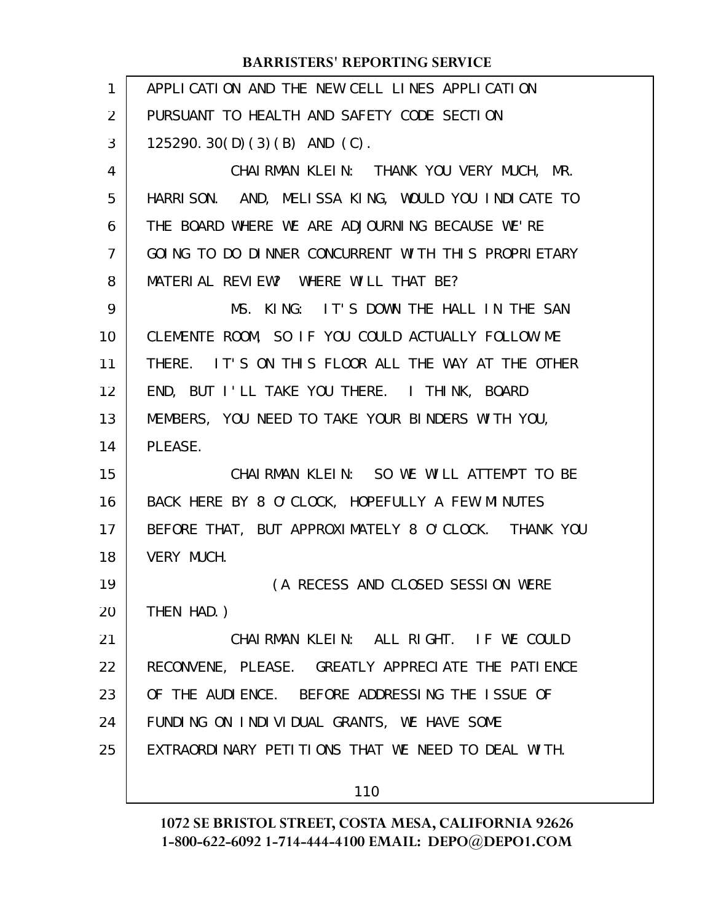APPLICATION AND THE NEW CELL LINES APPLICATION PURSUANT TO HEALTH AND SAFETY CODE SECTION 125290.30(D)(3)(B) AND (C).

CHAIRMAN KLEIN: THANK YOU VERY MUCH, MR. HARRISON. AND, MELISSA KING, WOULD YOU INDICATE TO THE BOARD WHERE WE ARE ADJOURNING BECAUSE WE'RE GOING TO DO DINNER CONCURRENT WITH THIS PROPRIETARY MATERIAL REVIEW? WHERE WILL THAT BE?

MS. KING: IT'S DOWN THE HALL IN THE SAN CLEMENTE ROOM, SO IF YOU COULD ACTUALLY FOLLOW ME THERE. IT'S ON THIS FLOOR ALL THE WAY AT THE OTHER END, BUT I'LL TAKE YOU THERE. I THINK, BOARD MEMBERS, YOU NEED TO TAKE YOUR BINDERS WITH YOU, PLEASE.

CHAIRMAN KLEIN: SO WE WILL ATTEMPT TO BE BACK HERE BY 8 O'CLOCK, HOPEFULLY A FEW MINUTES BEFORE THAT, BUT APPROXIMATELY 8 O'CLOCK. THANK YOU VERY MUCH.

(A RECESS AND CLOSED SESSION WERE THEN HAD.)

CHAIRMAN KLEIN: ALL RIGHT. IF WE COULD RECONVENE, PLEASE. GREATLY APPRECIATE THE PATIENCE OF THE AUDIENCE. BEFORE ADDRESSING THE ISSUE OF FUNDING ON INDIVIDUAL GRANTS, WE HAVE SOME EXTRAORDINARY PETITIONS THAT WE NEED TO DEAL WITH.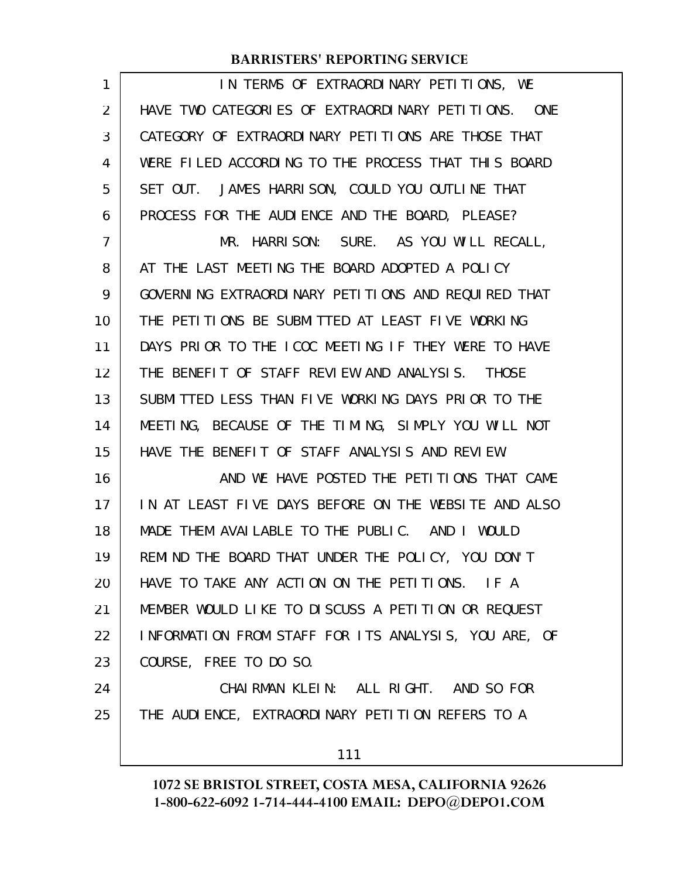IN TERMS OF EXTRAORDINARY PETITIONS, WE HAVE TWO CATEGORIES OF EXTRAORDINARY PETITIONS. ONE CATEGORY OF EXTRAORDINARY PETITIONS ARE THOSE THAT WERE FILED ACCORDING TO THE PROCESS THAT THIS BOARD SET OUT. JAMES HARRISON, COULD YOU OUTLINE THAT PROCESS FOR THE AUDIENCE AND THE BOARD, PLEASE?

MR. HARRISON: SURE. AS YOU WILL RECALL, AT THE LAST MEETING THE BOARD ADOPTED A POLICY GOVERNING EXTRAORDINARY PETITIONS AND REQUIRED THAT THE PETITIONS BE SUBMITTED AT LEAST FIVE WORKING DAYS PRIOR TO THE ICOC MEETING IF THEY WERE TO HAVE THE BENEFIT OF STAFF REVIEW AND ANALYSIS. THOSE SUBMITTED LESS THAN FIVE WORKING DAYS PRIOR TO THE MEETING, BECAUSE OF THE TIMING, SIMPLY YOU WILL NOT HAVE THE BENEFIT OF STAFF ANALYSIS AND REVIEW.

AND WE HAVE POSTED THE PETITIONS THAT CAME IN AT LEAST FIVE DAYS BEFORE ON THE WEBSITE AND ALSO MADE THEM AVAILABLE TO THE PUBLIC. AND I WOULD REMIND THE BOARD THAT UNDER THE POLICY, YOU DON'T HAVE TO TAKE ANY ACTION ON THE PETITIONS. IF A MEMBER WOULD LIKE TO DISCUSS A PETITION OR REQUEST INFORMATION FROM STAFF FOR ITS ANALYSIS, YOU ARE, OF COURSE, FREE TO DO SO.

CHAIRMAN KLEIN: ALL RIGHT. AND SO FOR THE AUDIENCE, EXTRAORDINARY PETITION REFERS TO A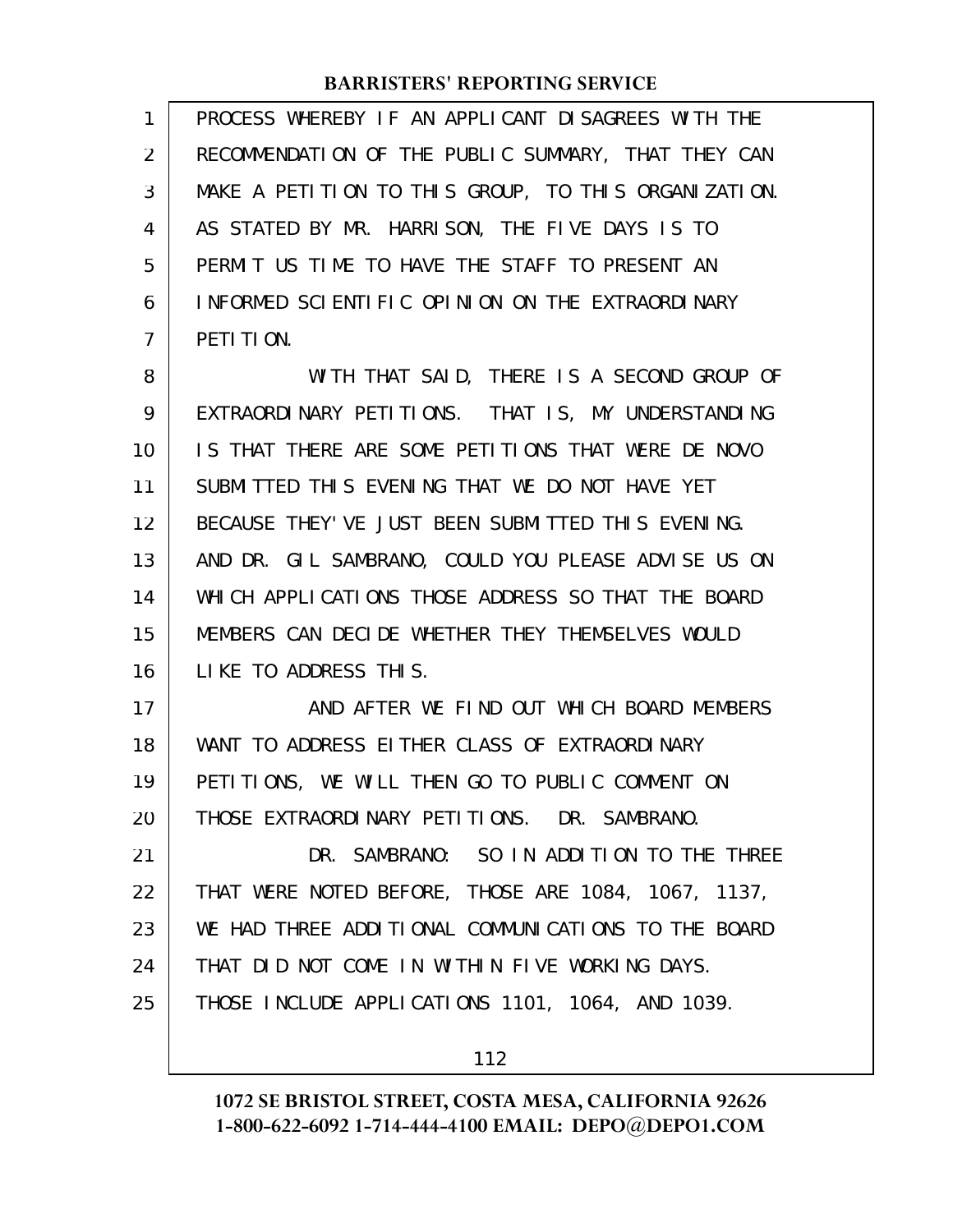PROCESS WHEREBY IF AN APPLICANT DISAGREES WITH THE RECOMMENDATION OF THE PUBLIC SUMMARY, THAT THEY CAN MAKE A PETITION TO THIS GROUP, TO THIS ORGANIZATION. AS STATED BY MR. HARRISON, THE FIVE DAYS IS TO PERMIT US TIME TO HAVE THE STAFF TO PRESENT AN INFORMED SCIENTIFIC OPINION ON THE EXTRAORDINARY PETITION.

WITH THAT SAID, THERE IS A SECOND GROUP OF EXTRAORDINARY PETITIONS. THAT IS, MY UNDERSTANDING IS THAT THERE ARE SOME PETITIONS THAT WERE DE NOVO SUBMITTED THIS EVENING THAT WE DO NOT HAVE YET BECAUSE THEY'VE JUST BEEN SUBMITTED THIS EVENING. AND DR. GIL SAMBRANO, COULD YOU PLEASE ADVISE US ON WHICH APPLICATIONS THOSE ADDRESS SO THAT THE BOARD MEMBERS CAN DECIDE WHETHER THEY THEMSELVES WOULD LIKE TO ADDRESS THIS.

AND AFTER WE FIND OUT WHICH BOARD MEMBERS WANT TO ADDRESS EITHER CLASS OF EXTRAORDINARY PETITIONS, WE WILL THEN GO TO PUBLIC COMMENT ON THOSE EXTRAORDINARY PETITIONS. DR. SAMBRANO.

DR. SAMBRANO: SO IN ADDITION TO THE THREE THAT WERE NOTED BEFORE, THOSE ARE 1084, 1067, 1137, WE HAD THREE ADDITIONAL COMMUNICATIONS TO THE BOARD THAT DID NOT COME IN WITHIN FIVE WORKING DAYS. THOSE INCLUDE APPLICATIONS 1101, 1064, AND 1039.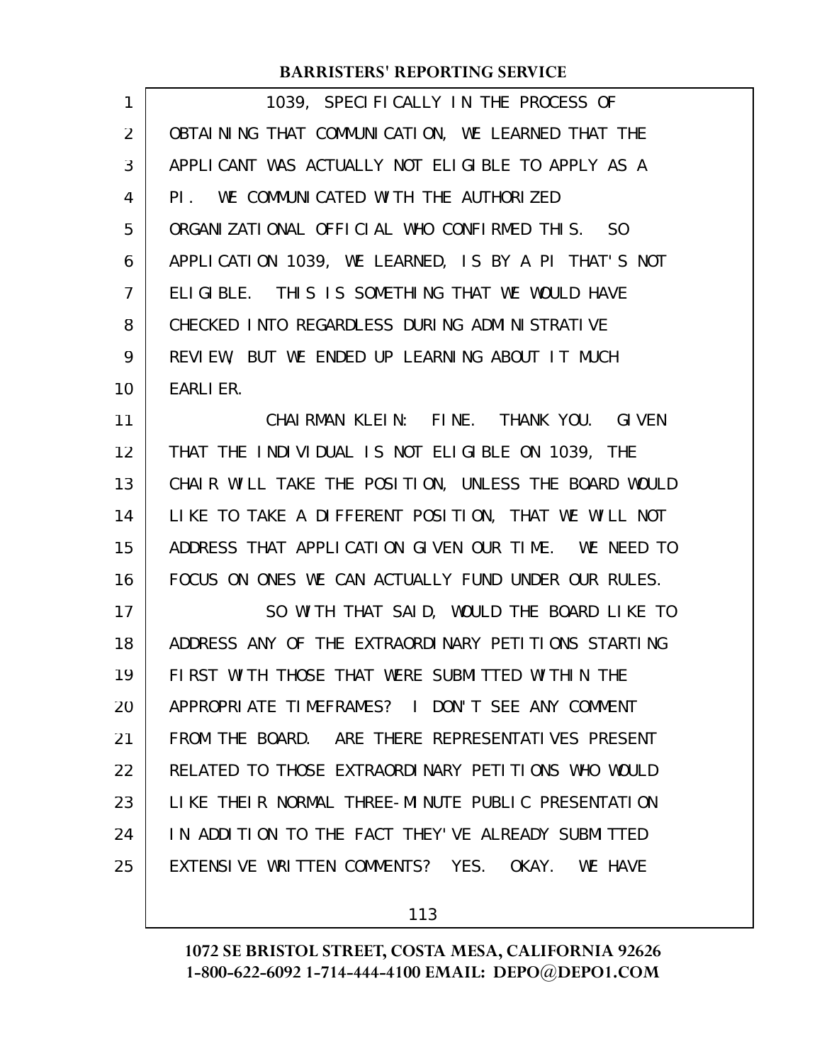1039, SPECIFICALLY IN THE PROCESS OF OBTAINING THAT COMMUNICATION, WE LEARNED THAT THE APPLICANT WAS ACTUALLY NOT ELIGIBLE TO APPLY AS A PI. WE COMMUNICATED WITH THE AUTHORIZED ORGANIZATIONAL OFFICIAL WHO CONFIRMED THIS. SO APPLICATION 1039, WE LEARNED, IS BY A PI THAT'S NOT ELIGIBLE. THIS IS SOMETHING THAT WE WOULD HAVE CHECKED INTO REGARDLESS DURING ADMINISTRATIVE REVIEW, BUT WE ENDED UP LEARNING ABOUT IT MUCH EARLIER.

CHAIRMAN KLEIN: FINE. THANK YOU. GIVEN THAT THE INDIVIDUAL IS NOT ELIGIBLE ON 1039, THE CHAIR WILL TAKE THE POSITION, UNLESS THE BOARD WOULD LIKE TO TAKE A DIFFERENT POSITION, THAT WE WILL NOT ADDRESS THAT APPLICATION GIVEN OUR TIME. WE NEED TO FOCUS ON ONES WE CAN ACTUALLY FUND UNDER OUR RULES.

SO WITH THAT SAID, WOULD THE BOARD LIKE TO ADDRESS ANY OF THE EXTRAORDINARY PETITIONS STARTING FIRST WITH THOSE THAT WERE SUBMITTED WITHIN THE APPROPRIATE TIMEFRAMES? I DON'T SEE ANY COMMENT FROM THE BOARD. ARE THERE REPRESENTATIVES PRESENT RELATED TO THOSE EXTRAORDINARY PETITIONS WHO WOULD LIKE THEIR NORMAL THREE-MINUTE PUBLIC PRESENTATION IN ADDITION TO THE FACT THEY'VE ALREADY SUBMITTED EXTENSIVE WRITTEN COMMENTS? YES. OKAY. WE HAVE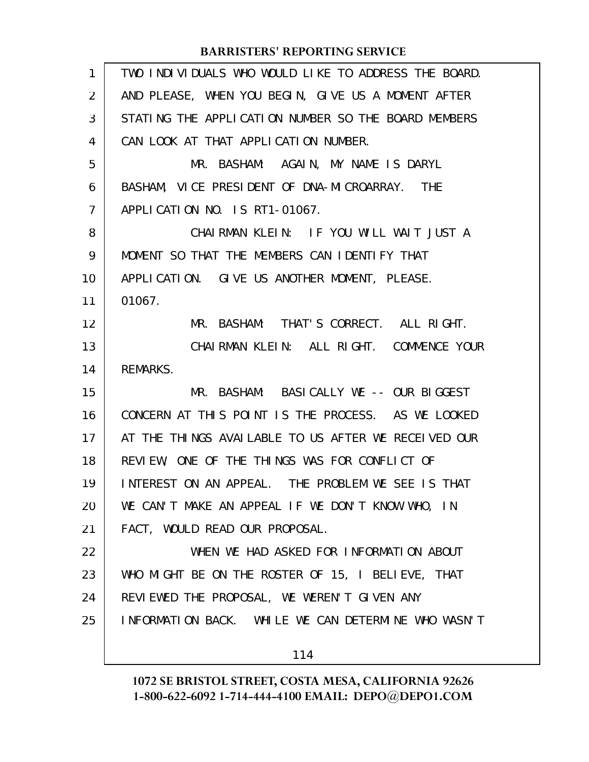TWO INDIVIDUALS WHO WOULD LIKE TO ADDRESS THE BOARD. AND PLEASE, WHEN YOU BEGIN, GIVE US A MOMENT AFTER STATING THE APPLICATION NUMBER SO THE BOARD MEMBERS CAN LOOK AT THAT APPLICATION NUMBER.

MR. BASHAM: AGAIN, MY NAME IS DARYL BASHAM, VICE PRESIDENT OF DNA-MICROARRAY. THE APPLICATION NO. IS RT1-01067.

CHAIRMAN KLEIN: IF YOU WILL WAIT JUST A MOMENT SO THAT THE MEMBERS CAN IDENTIFY THAT APPLICATION. GIVE US ANOTHER MOMENT, PLEASE. 01067.

MR. BASHAM: THAT'S CORRECT. ALL RIGHT.

CHAIRMAN KLEIN: ALL RIGHT. COMMENCE YOUR REMARKS.

MR. BASHAM: BASICALLY WE -- OUR BIGGEST CONCERN AT THIS POINT IS THE PROCESS. AS WE LOOKED AT THE THINGS AVAILABLE TO US AFTER WE RECEIVED OUR REVIEW, ONE OF THE THINGS WAS FOR CONFLICT OF INTEREST ON AN APPEAL. THE PROBLEM WE SEE IS THAT WE CAN'T MAKE AN APPEAL IF WE DON'T KNOW WHO, IN FACT, WOULD READ OUR PROPOSAL.

WHEN WE HAD ASKED FOR INFORMATION ABOUT WHO MIGHT BE ON THE ROSTER OF 15, I BELIEVE, THAT REVIEWED THE PROPOSAL, WE WEREN'T GIVEN ANY INFORMATION BACK. WHILE WE CAN DETERMINE WHO WASN'T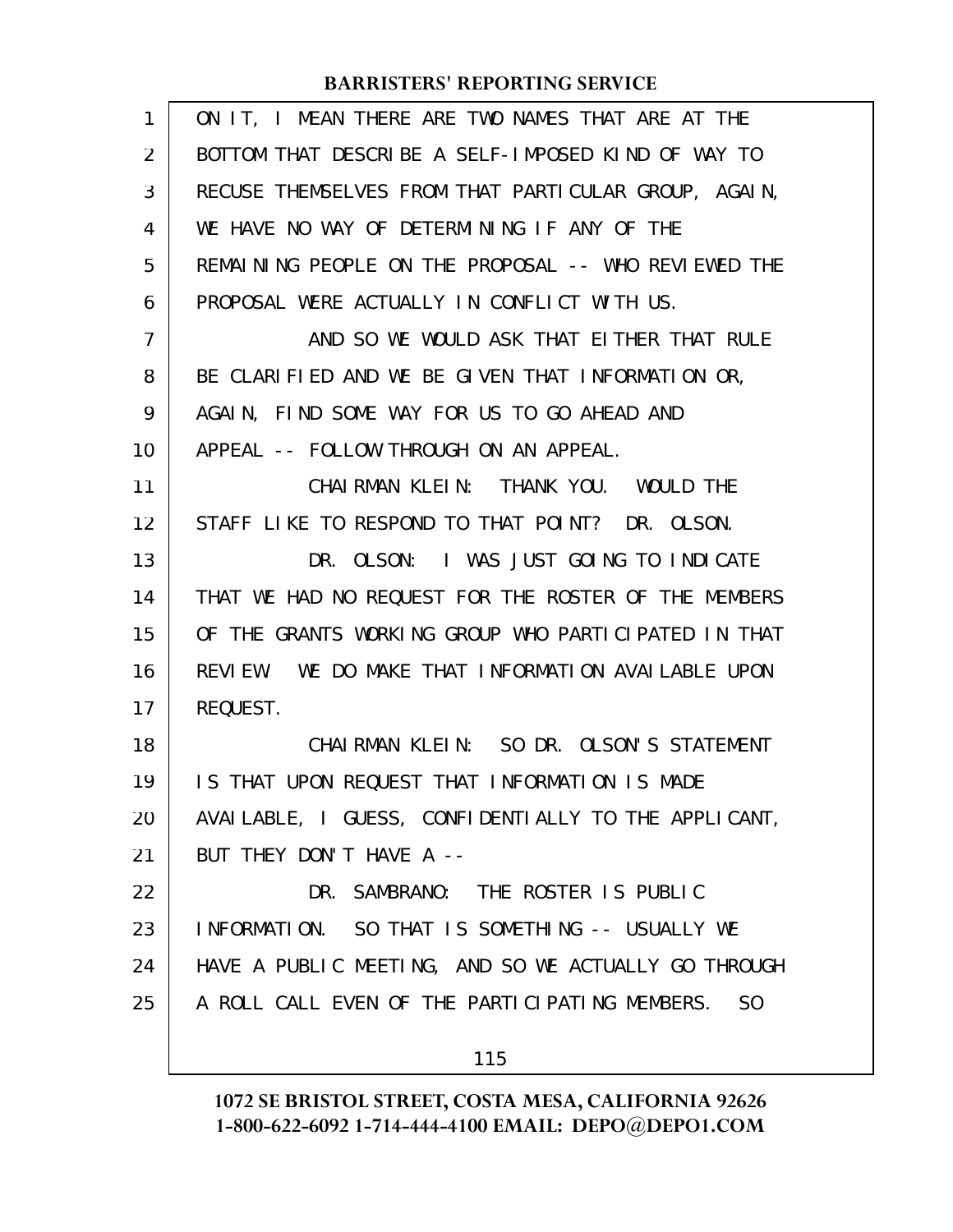ON IT, I MEAN THERE ARE TWO NAMES THAT ARE AT THE BOTTOM THAT DESCRIBE A SELF-IMPOSED KIND OF WAY TO RECUSE THEMSELVES FROM THAT PARTICULAR GROUP, AGAIN, WE HAVE NO WAY OF DETERMINING IF ANY OF THE REMAINING PEOPLE ON THE PROPOSAL -- WHO REVIEWED THE PROPOSAL WERE ACTUALLY IN CONFLICT WITH US.

AND SO WE WOULD ASK THAT EITHER THAT RULE BE CLARIFIED AND WE BE GIVEN THAT INFORMATION OR, AGAIN, FIND SOME WAY FOR US TO GO AHEAD AND APPEAL -- FOLLOW THROUGH ON AN APPEAL.

CHAIRMAN KLEIN: THANK YOU. WOULD THE STAFF LIKE TO RESPOND TO THAT POINT? DR. OLSON.

DR. OLSON: I WAS JUST GOING TO INDICATE THAT WE HAD NO REQUEST FOR THE ROSTER OF THE MEMBERS OF THE GRANTS WORKING GROUP WHO PARTICIPATED IN THAT REVIEW. WE DO MAKE THAT INFORMATION AVAILABLE UPON REQUEST.

CHAIRMAN KLEIN: SO DR. OLSON'S STATEMENT IS THAT UPON REQUEST THAT INFORMATION IS MADE AVAILABLE, I GUESS, CONFIDENTIALLY TO THE APPLICANT, BUT THEY DON'T HAVE A --

DR. SAMBRANO: THE ROSTER IS PUBLIC INFORMATION. SO THAT IS SOMETHING -- USUALLY WE HAVE A PUBLIC MEETING, AND SO WE ACTUALLY GO THROUGH A ROLL CALL EVEN OF THE PARTICIPATING MEMBERS. SO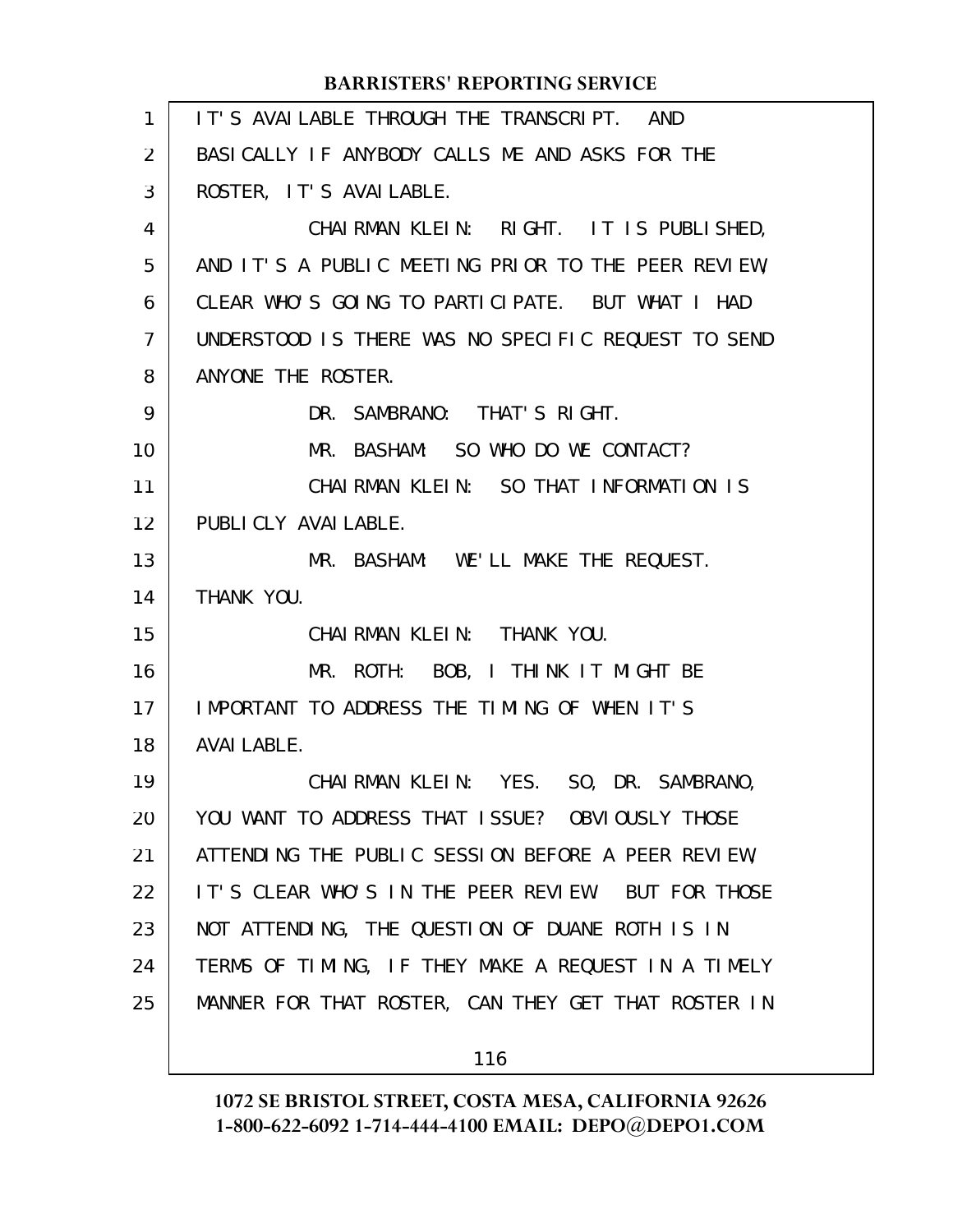IT'S AVAILABLE THROUGH THE TRANSCRIPT. AND BASICALLY IF ANYBODY CALLS ME AND ASKS FOR THE ROSTER, IT'S AVAILABLE.

CHAIRMAN KLEIN: RIGHT. IT IS PUBLISHED, AND IT'S A PUBLIC MEETING PRIOR TO THE PEER REVIEW, CLEAR WHO'S GOING TO PARTICIPATE. BUT WHAT I HAD UNDERSTOOD IS THERE WAS NO SPECIFIC REQUEST TO SEND ANYONE THE ROSTER.

DR. SAMBRANO: THAT'S RIGHT.

MR. BASHAM: SO WHO DO WE CONTACT?

CHAIRMAN KLEIN: SO THAT INFORMATION IS PUBLICLY AVAILABLE.

MR. BASHAM: WE'LL MAKE THE REQUEST. THANK YOU.

CHAIRMAN KLEIN: THANK YOU.

MR. ROTH: BOB, I THINK IT MIGHT BE IMPORTANT TO ADDRESS THE TIMING OF WHEN IT'S AVAILABLE.

CHAIRMAN KLEIN: YES. SO, DR. SAMBRANO, YOU WANT TO ADDRESS THAT ISSUE? OBVIOUSLY THOSE ATTENDING THE PUBLIC SESSION BEFORE A PEER REVIEW, IT'S CLEAR WHO'S IN THE PEER REVIEW. BUT FOR THOSE NOT ATTENDING, THE QUESTION OF DUANE ROTH IS IN TERMS OF TIMING, IF THEY MAKE A REQUEST IN A TIMELY MANNER FOR THAT ROSTER, CAN THEY GET THAT ROSTER IN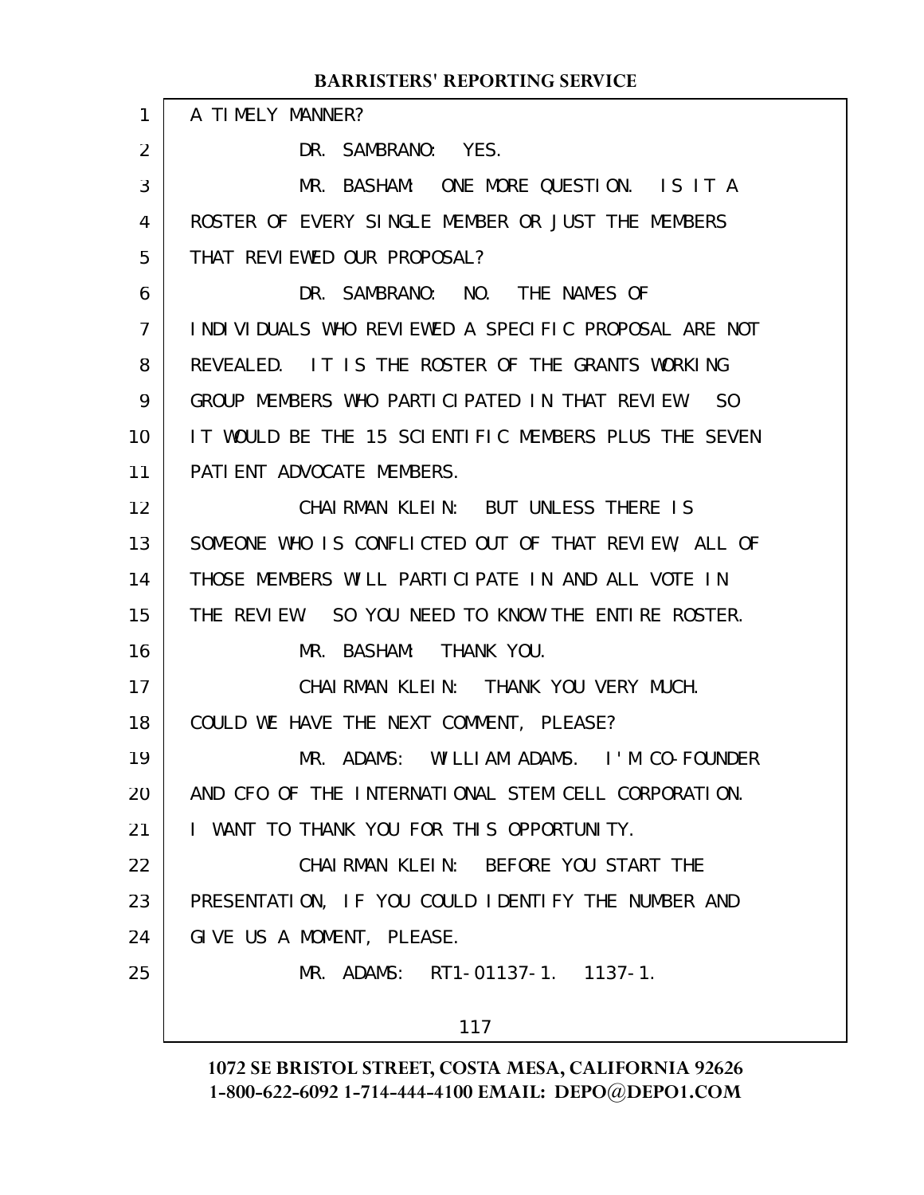A TIMELY MANNER?

DR. SAMBRANO: YES.

MR. BASHAM: ONE MORE QUESTION. IS IT A ROSTER OF EVERY SINGLE MEMBER OR JUST THE MEMBERS THAT REVIEWED OUR PROPOSAL?

DR. SAMBRANO: NO. THE NAMES OF INDIVIDUALS WHO REVIEWED A SPECIFIC PROPOSAL ARE NOT REVEALED. IT IS THE ROSTER OF THE GRANTS WORKING GROUP MEMBERS WHO PARTICIPATED IN THAT REVIEW. SO IT WOULD BE THE 15 SCIENTIFIC MEMBERS PLUS THE SEVEN PATIENT ADVOCATE MEMBERS.

CHAIRMAN KLEIN: BUT UNLESS THERE IS SOMEONE WHO IS CONFLICTED OUT OF THAT REVIEW, ALL OF THOSE MEMBERS WILL PARTICIPATE IN AND ALL VOTE IN THE REVIEW. SO YOU NEED TO KNOW THE ENTIRE ROSTER.

MR. BASHAM: THANK YOU.

CHAIRMAN KLEIN: THANK YOU VERY MUCH. COULD WE HAVE THE NEXT COMMENT, PLEASE?

MR. ADAMS: WILLIAM ADAMS. I'M CO-FOUNDER AND CFO OF THE INTERNATIONAL STEM CELL CORPORATION. I WANT TO THANK YOU FOR THIS OPPORTUNITY.

CHAIRMAN KLEIN: BEFORE YOU START THE PRESENTATION, IF YOU COULD IDENTIFY THE NUMBER AND GIVE US A MOMENT, PLEASE.

MR. ADAMS: RT1-01137-1. 1137-1.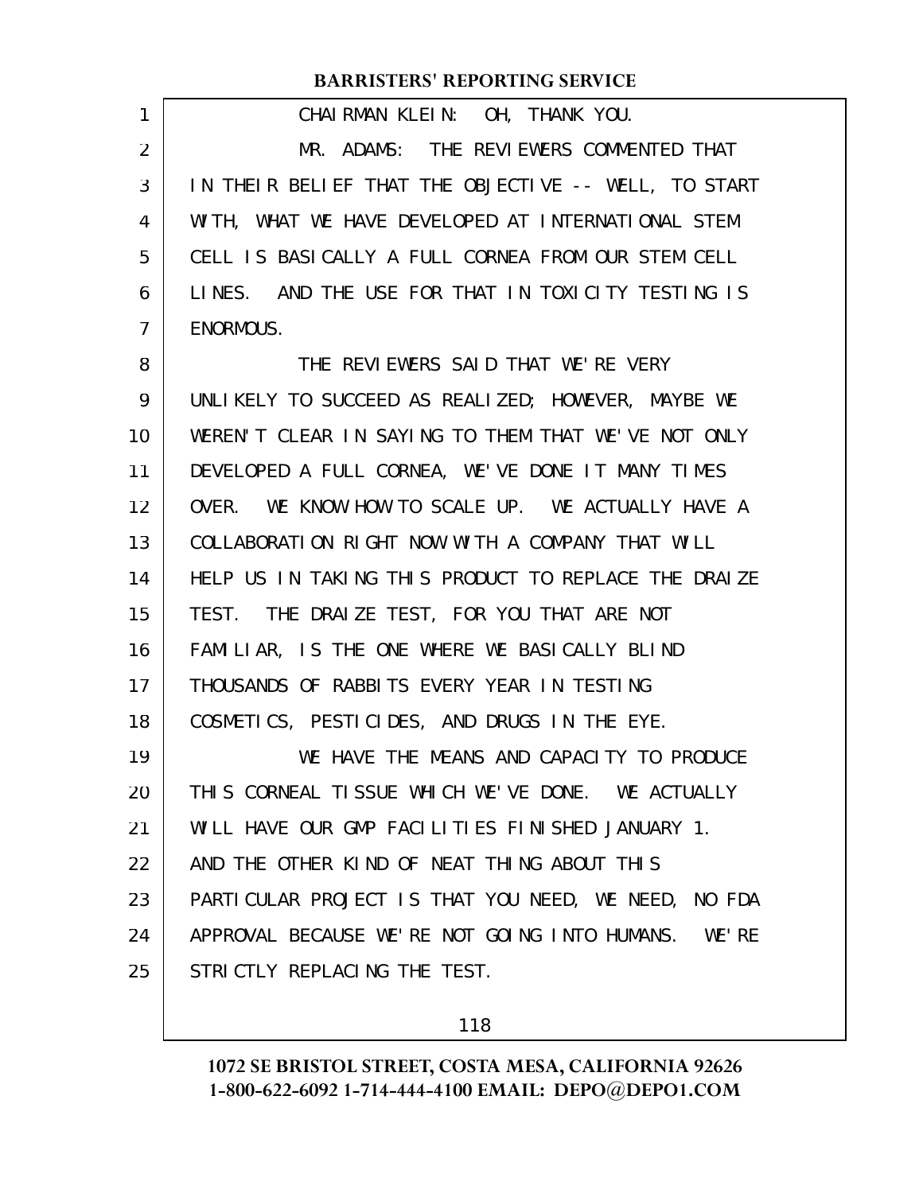CHAIRMAN KLEIN: OH, THANK YOU.

MR. ADAMS: THE REVIEWERS COMMENTED THAT IN THEIR BELIEF THAT THE OBJECTIVE -- WELL, TO START WITH, WHAT WE HAVE DEVELOPED AT INTERNATIONAL STEM CELL IS BASICALLY A FULL CORNEA FROM OUR STEM CELL LINES. AND THE USE FOR THAT IN TOXICITY TESTING IS ENORMOUS.

THE REVIEWERS SAID THAT WE'RE VERY UNLIKELY TO SUCCEED AS REALIZED; HOWEVER, MAYBE WE WEREN'T CLEAR IN SAYING TO THEM THAT WE'VE NOT ONLY DEVELOPED A FULL CORNEA, WE'VE DONE IT MANY TIMES OVER. WE KNOW HOW TO SCALE UP. WE ACTUALLY HAVE A COLLABORATION RIGHT NOW WITH A COMPANY THAT WILL HELP US IN TAKING THIS PRODUCT TO REPLACE THE DRAIZE TEST. THE DRAIZE TEST, FOR YOU THAT ARE NOT FAMILIAR, IS THE ONE WHERE WE BASICALLY BLIND THOUSANDS OF RABBITS EVERY YEAR IN TESTING COSMETICS, PESTICIDES, AND DRUGS IN THE EYE.

WE HAVE THE MEANS AND CAPACITY TO PRODUCE THIS CORNEAL TISSUE WHICH WE'VE DONE. WE ACTUALLY WILL HAVE OUR GMP FACILITIES FINISHED JANUARY 1. AND THE OTHER KIND OF NEAT THING ABOUT THIS PARTICULAR PROJECT IS THAT YOU NEED, WE NEED, NO FDA APPROVAL BECAUSE WE'RE NOT GOING INTO HUMANS. WE'RE STRICTLY REPLACING THE TEST.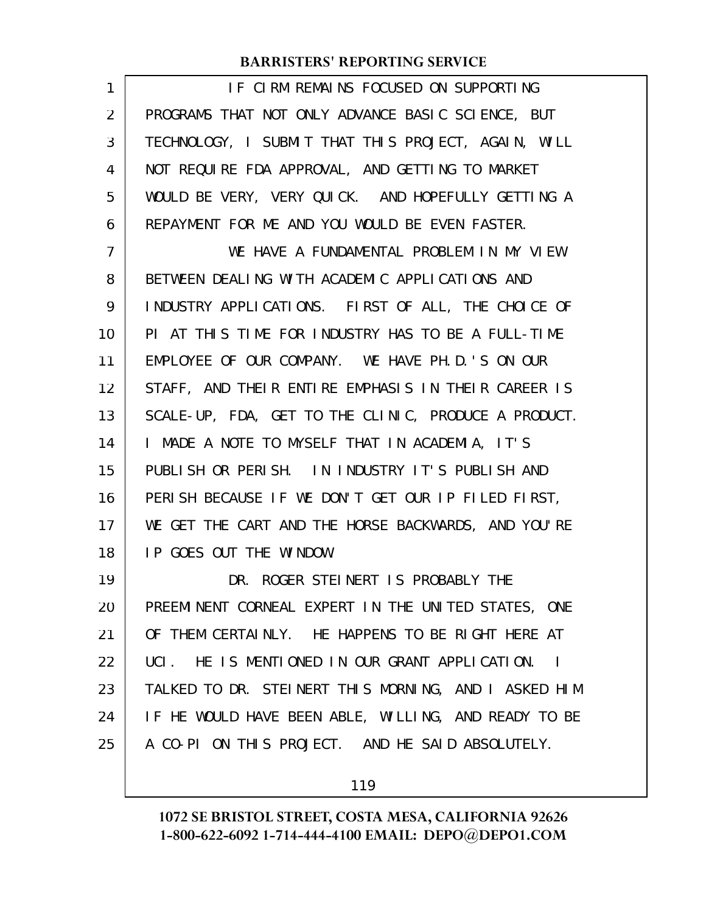IF CIRM REMAINS FOCUSED ON SUPPORTING PROGRAMS THAT NOT ONLY ADVANCE BASIC SCIENCE, BUT TECHNOLOGY, I SUBMIT THAT THIS PROJECT, AGAIN, WILL NOT REQUIRE FDA APPROVAL, AND GETTING TO MARKET WOULD BE VERY, VERY QUICK. AND HOPEFULLY GETTING A REPAYMENT FOR ME AND YOU WOULD BE EVEN FASTER.

WE HAVE A FUNDAMENTAL PROBLEM IN MY VIEW BETWEEN DEALING WITH ACADEMIC APPLICATIONS AND INDUSTRY APPLICATIONS. FIRST OF ALL, THE CHOICE OF PI AT THIS TIME FOR INDUSTRY HAS TO BE A FULL-TIME EMPLOYEE OF OUR COMPANY. WE HAVE PH.D.'S ON OUR STAFF, AND THEIR ENTIRE EMPHASIS IN THEIR CAREER IS SCALE-UP, FDA, GET TO THE CLINIC, PRODUCE A PRODUCT. I MADE A NOTE TO MYSELF THAT IN ACADEMIA, IT'S PUBLISH OR PERISH. IN INDUSTRY IT'S PUBLISH AND PERISH BECAUSE IF WE DON'T GET OUR IP FILED FIRST, WE GET THE CART AND THE HORSE BACKWARDS, AND YOU'RE IP GOES OUT THE WINDOW.

DR. ROGER STEINERT IS PROBABLY THE PREEMINENT CORNEAL EXPERT IN THE UNITED STATES, ONE OF THEM CERTAINLY. HE HAPPENS TO BE RIGHT HERE AT UCI. HE IS MENTIONED IN OUR GRANT APPLICATION. I TALKED TO DR. STEINERT THIS MORNING, AND I ASKED HIM IF HE WOULD HAVE BEEN ABLE, WILLING, AND READY TO BE A CO-PI ON THIS PROJECT. AND HE SAID ABSOLUTELY.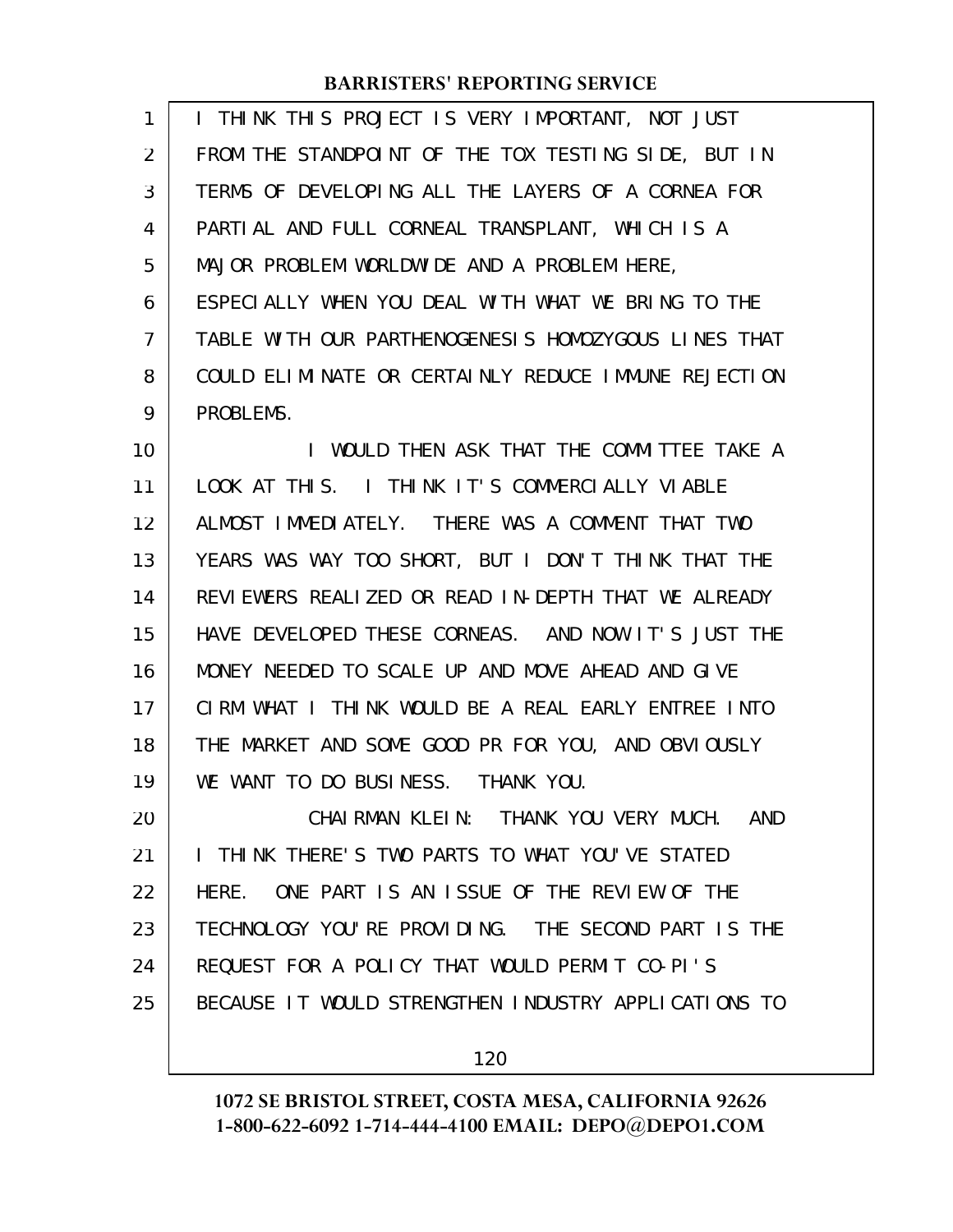I THINK THIS PROJECT IS VERY IMPORTANT, NOT JUST FROM THE STANDPOINT OF THE TOX TESTING SIDE, BUT IN TERMS OF DEVELOPING ALL THE LAYERS OF A CORNEA FOR PARTIAL AND FULL CORNEAL TRANSPLANT, WHICH IS A MAJOR PROBLEM WORLDWIDE AND A PROBLEM HERE, ESPECIALLY WHEN YOU DEAL WITH WHAT WE BRING TO THE TABLE WITH OUR PARTHENOGENESIS HOMOZYGOUS LINES THAT COULD ELIMINATE OR CERTAINLY REDUCE IMMUNE REJECTION PROBLEMS.

I WOULD THEN ASK THAT THE COMMITTEE TAKE A LOOK AT THIS. I THINK IT'S COMMERCIALLY VIABLE ALMOST IMMEDIATELY. THERE WAS A COMMENT THAT TWO YEARS WAS WAY TOO SHORT, BUT I DON'T THINK THAT THE REVIEWERS REALIZED OR READ IN-DEPTH THAT WE ALREADY HAVE DEVELOPED THESE CORNEAS. AND NOW IT'S JUST THE MONEY NEEDED TO SCALE UP AND MOVE AHEAD AND GIVE CIRM WHAT I THINK WOULD BE A REAL EARLY ENTREE INTO THE MARKET AND SOME GOOD PR FOR YOU, AND OBVIOUSLY WE WANT TO DO BUSINESS. THANK YOU.

CHAIRMAN KLEIN: THANK YOU VERY MUCH. AND I THINK THERE'S TWO PARTS TO WHAT YOU'VE STATED HERE. ONE PART IS AN ISSUE OF THE REVIEW OF THE TECHNOLOGY YOU'RE PROVIDING. THE SECOND PART IS THE REQUEST FOR A POLICY THAT WOULD PERMIT CO-PI'S BECAUSE IT WOULD STRENGTHEN INDUSTRY APPLICATIONS TO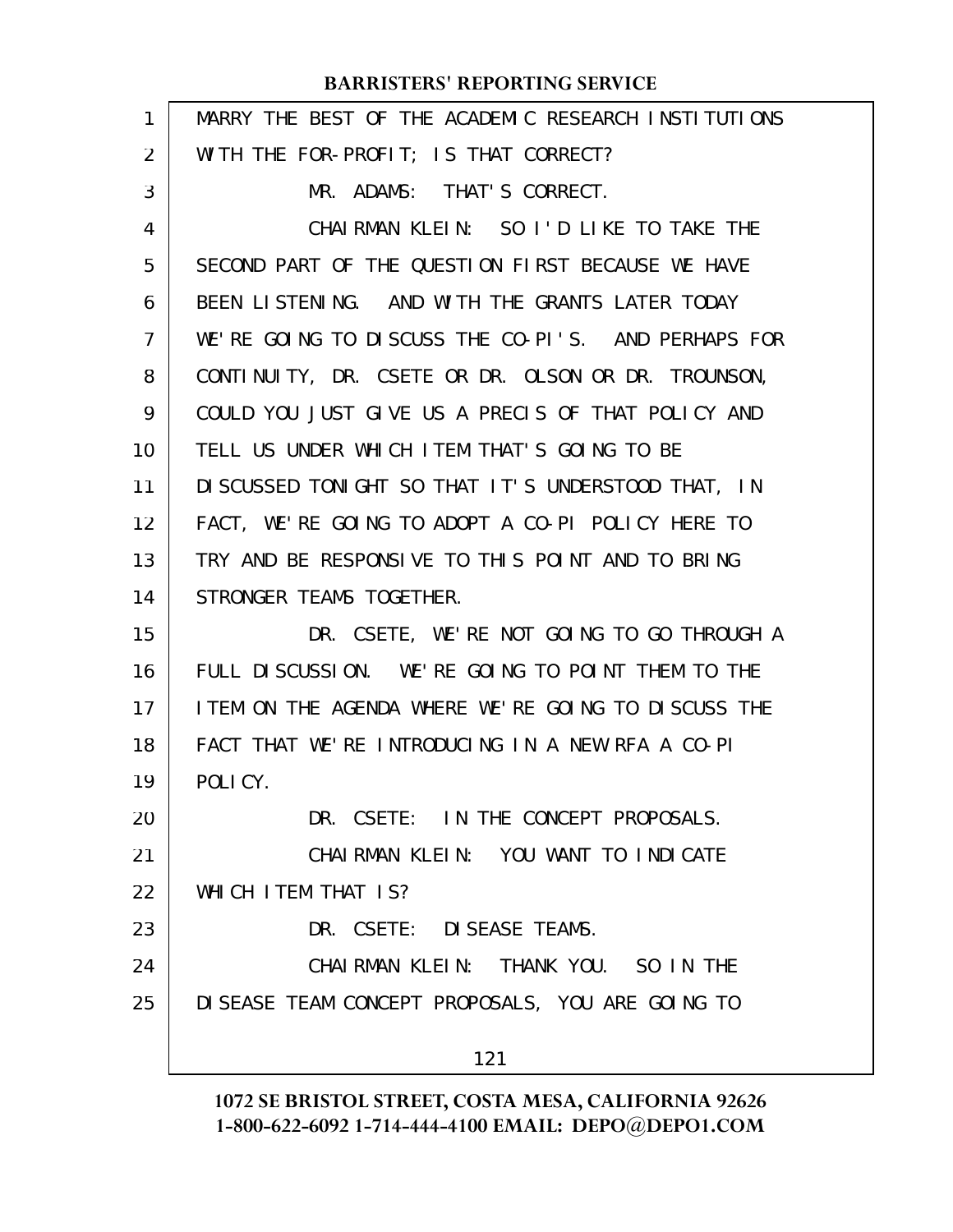MARRY THE BEST OF THE ACADEMIC RESEARCH INSTITUTIONS WITH THE FOR-PROFIT; IS THAT CORRECT?

MR. ADAMS: THAT'S CORRECT.

CHAIRMAN KLEIN: SO I'D LIKE TO TAKE THE SECOND PART OF THE QUESTION FIRST BECAUSE WE HAVE BEEN LISTENING. AND WITH THE GRANTS LATER TODAY WE'RE GOING TO DISCUSS THE CO-PI'S. AND PERHAPS FOR CONTINUITY, DR. CSETE OR DR. OLSON OR DR. TROUNSON, COULD YOU JUST GIVE US A PRECIS OF THAT POLICY AND TELL US UNDER WHICH ITEM THAT'S GOING TO BE DISCUSSED TONIGHT SO THAT IT'S UNDERSTOOD THAT, IN FACT, WE'RE GOING TO ADOPT A CO-PI POLICY HERE TO TRY AND BE RESPONSIVE TO THIS POINT AND TO BRING STRONGER TEAMS TOGETHER.

DR. CSETE, WE'RE NOT GOING TO GO THROUGH A FULL DISCUSSION. WE'RE GOING TO POINT THEM TO THE ITEM ON THE AGENDA WHERE WE'RE GOING TO DISCUSS THE FACT THAT WE'RE INTRODUCING IN A NEW RFA A CO-PI POLICY.

DR. CSETE: IN THE CONCEPT PROPOSALS.

CHAIRMAN KLEIN: YOU WANT TO INDICATE WHICH ITEM THAT IS?

DR. CSETE: DISEASE TEAMS.

CHAIRMAN KLEIN: THANK YOU. SO IN THE DISEASE TEAM CONCEPT PROPOSALS, YOU ARE GOING TO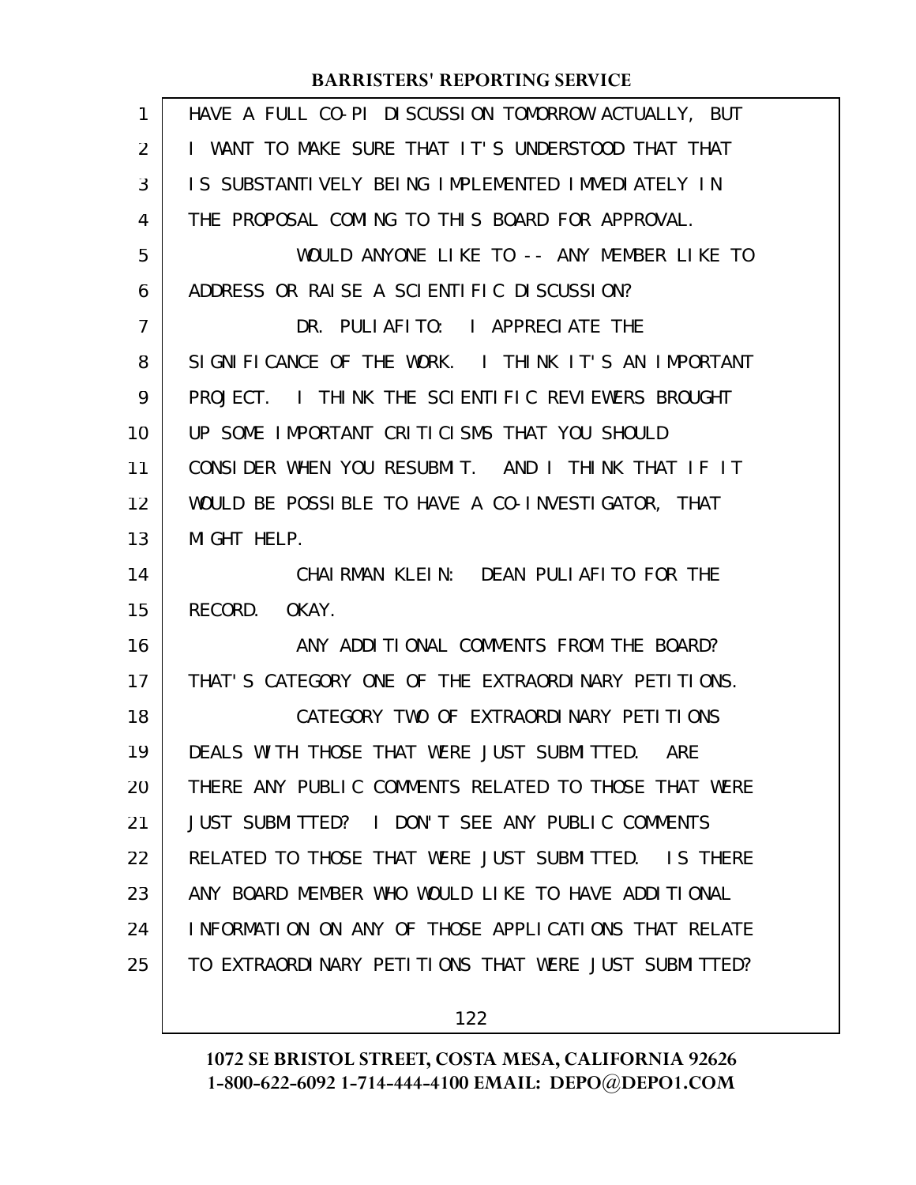HAVE A FULL CO-PI DISCUSSION TOMORROW ACTUALLY, BUT I WANT TO MAKE SURE THAT IT'S UNDERSTOOD THAT THAT IS SUBSTANTIVELY BEING IMPLEMENTED IMMEDIATELY IN THE PROPOSAL COMING TO THIS BOARD FOR APPROVAL.

WOULD ANYONE LIKE TO -- ANY MEMBER LIKE TO ADDRESS OR RAISE A SCIENTIFIC DISCUSSION?

DR. PULIAFITO: I APPRECIATE THE SIGNIFICANCE OF THE WORK. I THINK IT'S AN IMPORTANT PROJECT. I THINK THE SCIENTIFIC REVIEWERS BROUGHT UP SOME IMPORTANT CRITICISMS THAT YOU SHOULD CONSIDER WHEN YOU RESUBMIT. AND I THINK THAT IF IT WOULD BE POSSIBLE TO HAVE A CO-INVESTIGATOR, THAT MIGHT HELP.

CHAIRMAN KLEIN: DEAN PULIAFITO FOR THE RECORD. OKAY.

ANY ADDITIONAL COMMENTS FROM THE BOARD? THAT'S CATEGORY ONE OF THE EXTRAORDINARY PETITIONS.

CATEGORY TWO OF EXTRAORDINARY PETITIONS DEALS WITH THOSE THAT WERE JUST SUBMITTED. ARE THERE ANY PUBLIC COMMENTS RELATED TO THOSE THAT WERE JUST SUBMITTED? I DON'T SEE ANY PUBLIC COMMENTS RELATED TO THOSE THAT WERE JUST SUBMITTED. IS THERE ANY BOARD MEMBER WHO WOULD LIKE TO HAVE ADDITIONAL INFORMATION ON ANY OF THOSE APPLICATIONS THAT RELATE TO EXTRAORDINARY PETITIONS THAT WERE JUST SUBMITTED?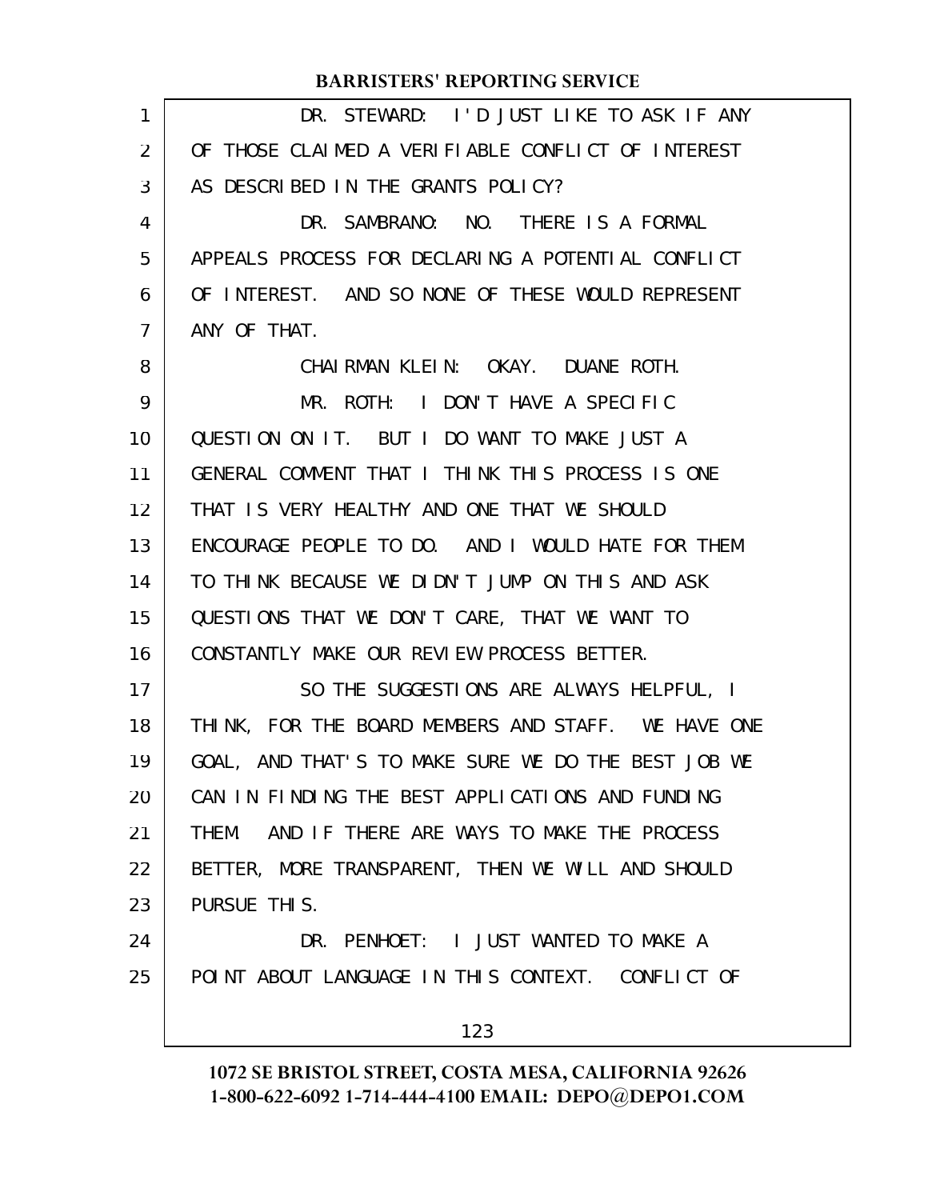DR. STEWARD: I'D JUST LIKE TO ASK IF ANY OF THOSE CLAIMED A VERIFIABLE CONFLICT OF INTEREST AS DESCRIBED IN THE GRANTS POLICY?

DR. SAMBRANO: NO. THERE IS A FORMAL APPEALS PROCESS FOR DECLARING A POTENTIAL CONFLICT OF INTEREST. AND SO NONE OF THESE WOULD REPRESENT ANY OF THAT.

CHAIRMAN KLEIN: OKAY. DUANE ROTH.

MR. ROTH: I DON'T HAVE A SPECIFIC QUESTION ON IT. BUT I DO WANT TO MAKE JUST A GENERAL COMMENT THAT I THINK THIS PROCESS IS ONE THAT IS VERY HEALTHY AND ONE THAT WE SHOULD ENCOURAGE PEOPLE TO DO. AND I WOULD HATE FOR THEM TO THINK BECAUSE WE DIDN'T JUMP ON THIS AND ASK QUESTIONS THAT WE DON'T CARE, THAT WE WANT TO CONSTANTLY MAKE OUR REVIEW PROCESS BETTER.

SO THE SUGGESTIONS ARE ALWAYS HELPFUL, I THINK, FOR THE BOARD MEMBERS AND STAFF. WE HAVE ONE GOAL, AND THAT'S TO MAKE SURE WE DO THE BEST JOB WE CAN IN FINDING THE BEST APPLICATIONS AND FUNDING THEM. AND IF THERE ARE WAYS TO MAKE THE PROCESS BETTER, MORE TRANSPARENT, THEN WE WILL AND SHOULD PURSUE THIS.

DR. PENHOET: I JUST WANTED TO MAKE A POINT ABOUT LANGUAGE IN THIS CONTEXT. CONFLICT OF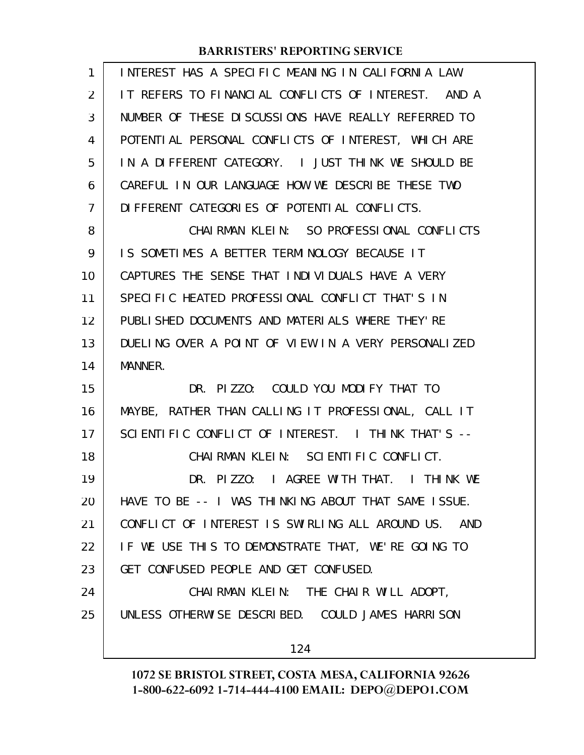INTEREST HAS A SPECIFIC MEANING IN CALIFORNIA LAW. IT REFERS TO FINANCIAL CONFLICTS OF INTEREST. AND A NUMBER OF THESE DISCUSSIONS HAVE REALLY REFERRED TO POTENTIAL PERSONAL CONFLICTS OF INTEREST, WHICH ARE IN A DIFFERENT CATEGORY. I JUST THINK WE SHOULD BE CAREFUL IN OUR LANGUAGE HOW WE DESCRIBE THESE TWO DIFFERENT CATEGORIES OF POTENTIAL CONFLICTS.

CHAIRMAN KLEIN: SO PROFESSIONAL CONFLICTS IS SOMETIMES A BETTER TERMINOLOGY BECAUSE IT CAPTURES THE SENSE THAT INDIVIDUALS HAVE A VERY SPECIFIC HEATED PROFESSIONAL CONFLICT THAT'S IN PUBLISHED DOCUMENTS AND MATERIALS WHERE THEY'RE DUELING OVER A POINT OF VIEW IN A VERY PERSONALIZED MANNER.

DR. PIZZO: COULD YOU MODIFY THAT TO MAYBE, RATHER THAN CALLING IT PROFESSIONAL, CALL IT SCIENTIFIC CONFLICT OF INTEREST. I THINK THAT'S --

CHAIRMAN KLEIN: SCIENTIFIC CONFLICT.

DR. PIZZO: I AGREE WITH THAT. I THINK WE HAVE TO BE -- I WAS THINKING ABOUT THAT SAME ISSUE. CONFLICT OF INTEREST IS SWIRLING ALL AROUND US. AND IF WE USE THIS TO DEMONSTRATE THAT, WE'RE GOING TO GET CONFUSED PEOPLE AND GET CONFUSED.

CHAIRMAN KLEIN: THE CHAIR WILL ADOPT, UNLESS OTHERWISE DESCRIBED. COULD JAMES HARRISON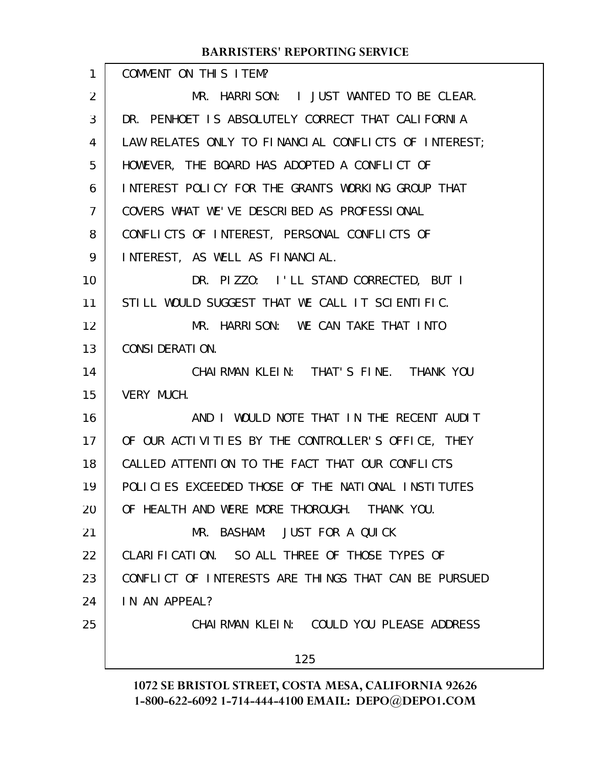COMMENT ON THIS ITEM?

MR. HARRISON: I JUST WANTED TO BE CLEAR. DR. PENHOET IS ABSOLUTELY CORRECT THAT CALIFORNIA LAW RELATES ONLY TO FINANCIAL CONFLICTS OF INTEREST; HOWEVER, THE BOARD HAS ADOPTED A CONFLICT OF INTEREST POLICY FOR THE GRANTS WORKING GROUP THAT COVERS WHAT WE'VE DESCRIBED AS PROFESSIONAL CONFLICTS OF INTEREST, PERSONAL CONFLICTS OF INTEREST, AS WELL AS FINANCIAL.

DR. PIZZO: I'LL STAND CORRECTED, BUT I STILL WOULD SUGGEST THAT WE CALL IT SCIENTIFIC.

MR. HARRISON: WE CAN TAKE THAT INTO CONSIDERATION.

CHAIRMAN KLEIN: THAT'S FINE. THANK YOU VERY MUCH.

AND I WOULD NOTE THAT IN THE RECENT AUDIT OF OUR ACTIVITIES BY THE CONTROLLER'S OFFICE, THEY CALLED ATTENTION TO THE FACT THAT OUR CONFLICTS POLICIES EXCEEDED THOSE OF THE NATIONAL INSTITUTES OF HEALTH AND WERE MORE THOROUGH. THANK YOU.

MR. BASHAM: JUST FOR A QUICK CLARIFICATION. SO ALL THREE OF THOSE TYPES OF CONFLICT OF INTERESTS ARE THINGS THAT CAN BE PURSUED IN AN APPEAL?

CHAIRMAN KLEIN: COULD YOU PLEASE ADDRESS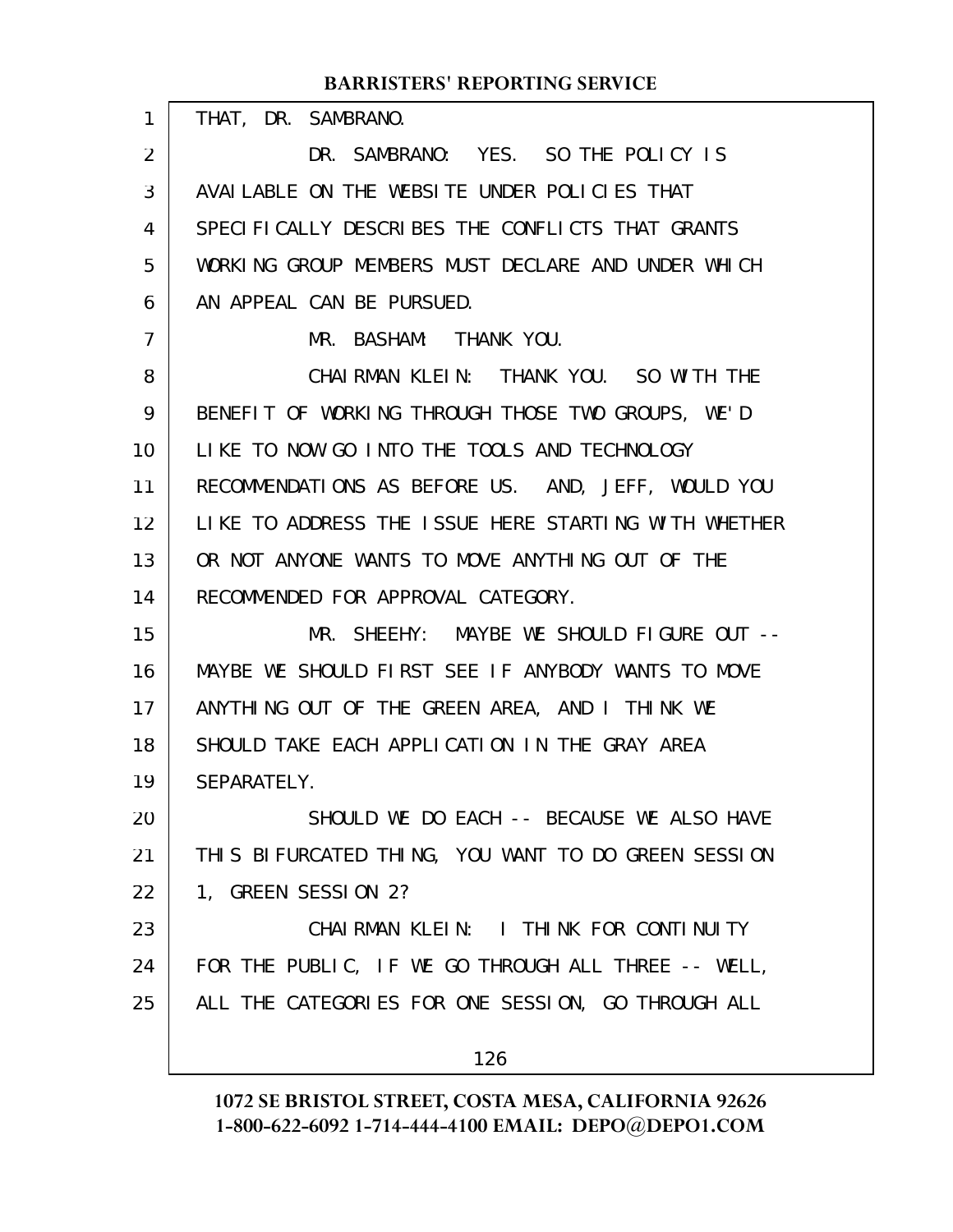THAT, DR. SAMBRANO.

DR. SAMBRANO: YES. SO THE POLICY IS AVAILABLE ON THE WEBSITE UNDER POLICIES THAT SPECIFICALLY DESCRIBES THE CONFLICTS THAT GRANTS WORKING GROUP MEMBERS MUST DECLARE AND UNDER WHICH AN APPEAL CAN BE PURSUED.

MR. BASHAM: THANK YOU.

CHAIRMAN KLEIN: THANK YOU. SO WITH THE BENEFIT OF WORKING THROUGH THOSE TWO GROUPS, WE'D LIKE TO NOW GO INTO THE TOOLS AND TECHNOLOGY RECOMMENDATIONS AS BEFORE US. AND, JEFF, WOULD YOU LIKE TO ADDRESS THE ISSUE HERE STARTING WITH WHETHER OR NOT ANYONE WANTS TO MOVE ANYTHING OUT OF THE RECOMMENDED FOR APPROVAL CATEGORY.

MR. SHEEHY: MAYBE WE SHOULD FIGURE OUT -- MAYBE WE SHOULD FIRST SEE IF ANYBODY WANTS TO MOVE ANYTHING OUT OF THE GREEN AREA, AND I THINK WE SHOULD TAKE EACH APPLICATION IN THE GRAY AREA SEPARATELY.

SHOULD WE DO EACH -- BECAUSE WE ALSO HAVE THIS BIFURCATED THING, YOU WANT TO DO GREEN SESSION 1, GREEN SESSION 2?

CHAIRMAN KLEIN: I THINK FOR CONTINUITY FOR THE PUBLIC, IF WE GO THROUGH ALL THREE -- WELL, ALL THE CATEGORIES FOR ONE SESSION, GO THROUGH ALL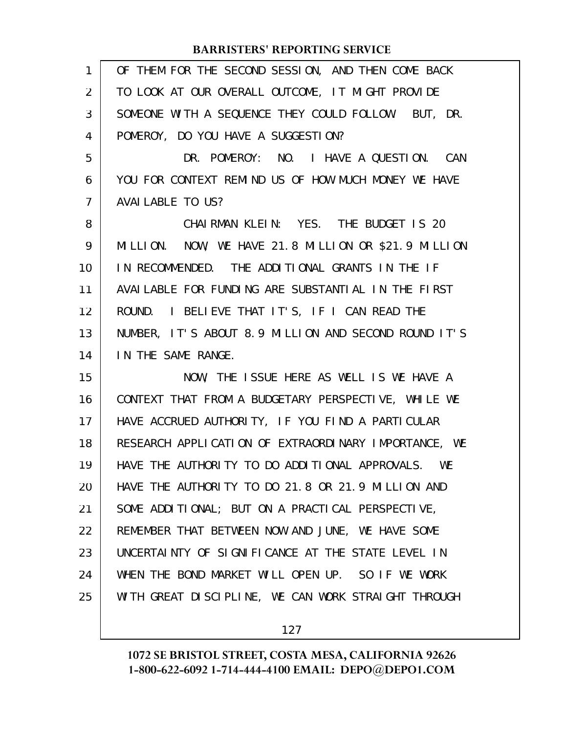OF THEM FOR THE SECOND SESSION, AND THEN COME BACK TO LOOK AT OUR OVERALL OUTCOME, IT MIGHT PROVIDE SOMEONE WITH A SEQUENCE THEY COULD FOLLOW. BUT, DR. POMEROY, DO YOU HAVE A SUGGESTION?

DR. POMEROY: NO. I HAVE A QUESTION. CAN YOU FOR CONTEXT REMIND US OF HOW MUCH MONEY WE HAVE AVAILABLE TO US?

CHAIRMAN KLEIN: YES. THE BUDGET IS 20 MILLION. NOW, WE HAVE 21.8 MILLION OR $21.9 MILLION IN RECOMMENDED. THE ADDITIONAL GRANTS IN THE IF AVAILABLE FOR FUNDING ARE SUBSTANTIAL IN THE FIRST ROUND. I BELIEVE THAT IT'S, IF I CAN READ THE NUMBER, IT'S ABOUT 8.9 MILLION AND SECOND ROUND IT'S IN THE SAME RANGE.

NOW, THE ISSUE HERE AS WELL IS WE HAVE A CONTEXT THAT FROM A BUDGETARY PERSPECTIVE, WHILE WE HAVE ACCRUED AUTHORITY, IF YOU FIND A PARTICULAR RESEARCH APPLICATION OF EXTRAORDINARY IMPORTANCE, WE HAVE THE AUTHORITY TO DO ADDITIONAL APPROVALS. WE HAVE THE AUTHORITY TO DO 21.8 OR 21.9 MILLION AND SOME ADDITIONAL; BUT ON A PRACTICAL PERSPECTIVE, REMEMBER THAT BETWEEN NOW AND JUNE, WE HAVE SOME UNCERTAINTY OF SIGNIFICANCE AT THE STATE LEVEL IN WHEN THE BOND MARKET WILL OPEN UP. SO IF WE WORK WITH GREAT DISCIPLINE, WE CAN WORK STRAIGHT THROUGH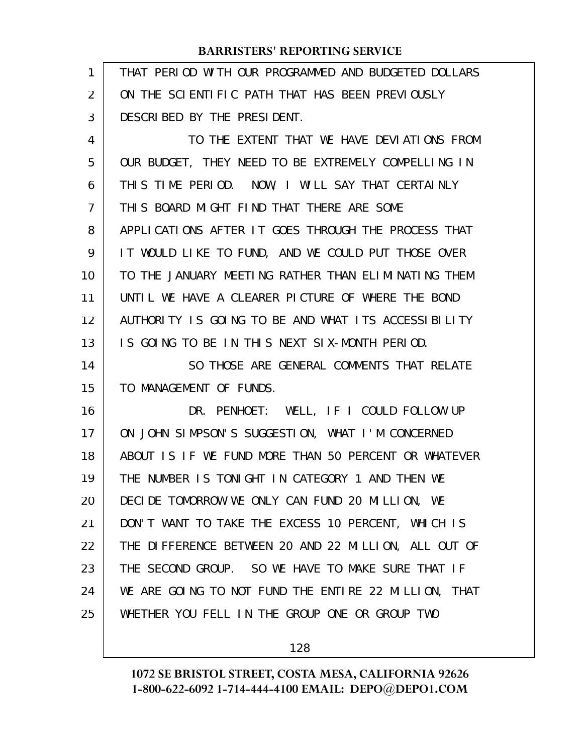THAT PERIOD WITH OUR PROGRAMMED AND BUDGETED DOLLARS ON THE SCIENTIFIC PATH THAT HAS BEEN PREVIOUSLY DESCRIBED BY THE PRESIDENT.

TO THE EXTENT THAT WE HAVE DEVIATIONS FROM OUR BUDGET, THEY NEED TO BE EXTREMELY COMPELLING IN THIS TIME PERIOD. NOW, I WILL SAY THAT CERTAINLY THIS BOARD MIGHT FIND THAT THERE ARE SOME APPLICATIONS AFTER IT GOES THROUGH THE PROCESS THAT IT WOULD LIKE TO FUND, AND WE COULD PUT THOSE OVER TO THE JANUARY MEETING RATHER THAN ELIMINATING THEM UNTIL WE HAVE A CLEARER PICTURE OF WHERE THE BOND AUTHORITY IS GOING TO BE AND WHAT ITS ACCESSIBILITY IS GOING TO BE IN THIS NEXT SIX-MONTH PERIOD.

SO THOSE ARE GENERAL COMMENTS THAT RELATE TO MANAGEMENT OF FUNDS.

DR. PENHOET: WELL, IF I COULD FOLLOW UP ON JOHN SIMPSON'S SUGGESTION, WHAT I'M CONCERNED ABOUT IS IF WE FUND MORE THAN 50 PERCENT OR WHATEVER THE NUMBER IS TONIGHT IN CATEGORY 1 AND THEN WE DECIDE TOMORROW WE ONLY CAN FUND 20 MILLION, WE DON'T WANT TO TAKE THE EXCESS 10 PERCENT, WHICH IS THE DIFFERENCE BETWEEN 20 AND 22 MILLION, ALL OUT OF THE SECOND GROUP. SO WE HAVE TO MAKE SURE THAT IF WE ARE GOING TO NOT FUND THE ENTIRE 22 MILLION, THAT WHETHER YOU FELL IN THE GROUP ONE OR GROUP TWO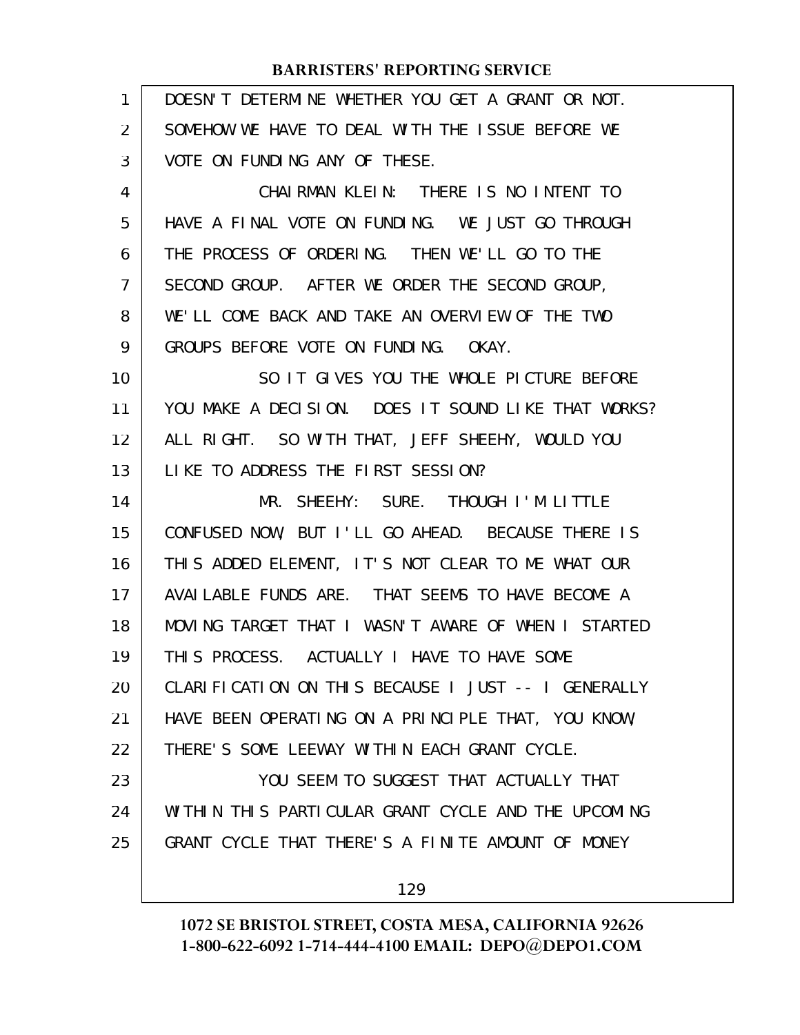DOESN'T DETERMINE WHETHER YOU GET A GRANT OR NOT. SOMEHOW WE HAVE TO DEAL WITH THE ISSUE BEFORE WE VOTE ON FUNDING ANY OF THESE.

CHAIRMAN KLEIN: THERE IS NO INTENT TO HAVE A FINAL VOTE ON FUNDING. WE JUST GO THROUGH THE PROCESS OF ORDERING. THEN WE'LL GO TO THE SECOND GROUP. AFTER WE ORDER THE SECOND GROUP, WE'LL COME BACK AND TAKE AN OVERVIEW OF THE TWO GROUPS BEFORE VOTE ON FUNDING. OKAY.

SO IT GIVES YOU THE WHOLE PICTURE BEFORE YOU MAKE A DECISION. DOES IT SOUND LIKE THAT WORKS? ALL RIGHT. SO WITH THAT, JEFF SHEEHY, WOULD YOU LIKE TO ADDRESS THE FIRST SESSION?

MR. SHEEHY: SURE. THOUGH I'M LITTLE CONFUSED NOW, BUT I'LL GO AHEAD. BECAUSE THERE IS THIS ADDED ELEMENT, IT'S NOT CLEAR TO ME WHAT OUR AVAILABLE FUNDS ARE. THAT SEEMS TO HAVE BECOME A MOVING TARGET THAT I WASN'T AWARE OF WHEN I STARTED THIS PROCESS. ACTUALLY I HAVE TO HAVE SOME CLARIFICATION ON THIS BECAUSE I JUST -- I GENERALLY HAVE BEEN OPERATING ON A PRINCIPLE THAT, YOU KNOW, THERE'S SOME LEEWAY WITHIN EACH GRANT CYCLE.

YOU SEEM TO SUGGEST THAT ACTUALLY THAT WITHIN THIS PARTICULAR GRANT CYCLE AND THE UPCOMING GRANT CYCLE THAT THERE'S A FINITE AMOUNT OF MONEY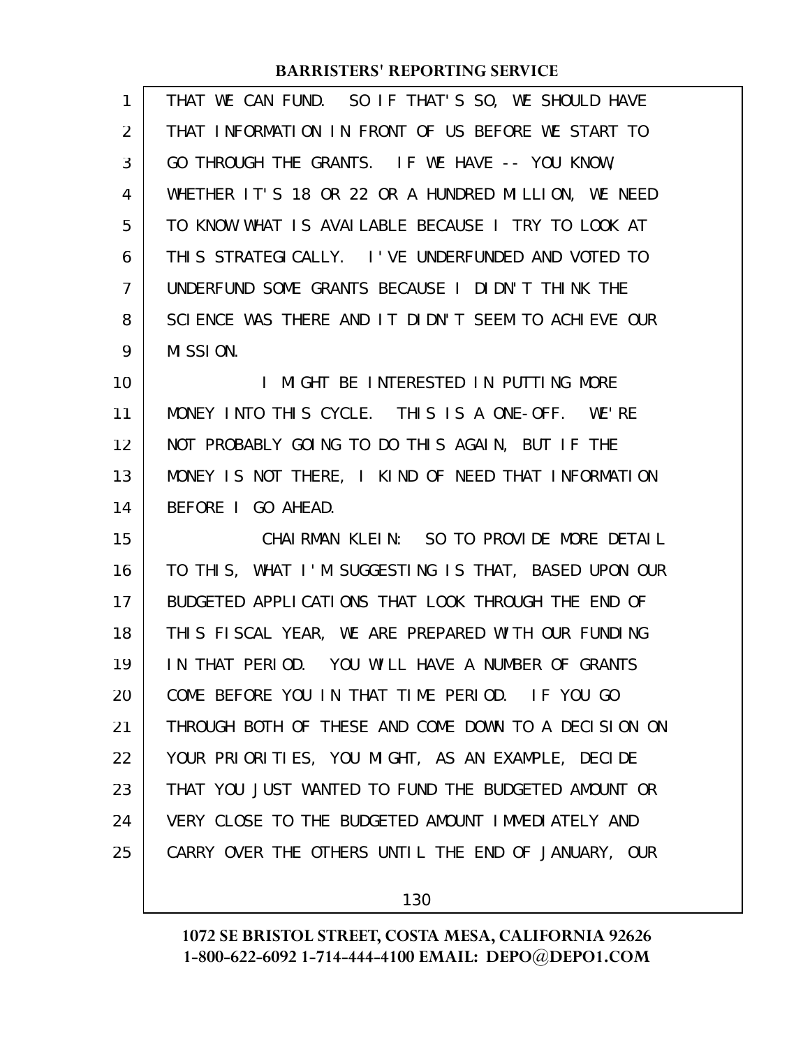THAT WE CAN FUND. SO IF THAT'S SO, WE SHOULD HAVE THAT INFORMATION IN FRONT OF US BEFORE WE START TO GO THROUGH THE GRANTS. IF WE HAVE -- YOU KNOW, WHETHER IT'S 18 OR 22 OR A HUNDRED MILLION, WE NEED TO KNOW WHAT IS AVAILABLE BECAUSE I TRY TO LOOK AT THIS STRATEGICALLY. I'VE UNDERFUNDED AND VOTED TO UNDERFUND SOME GRANTS BECAUSE I DIDN'T THINK THE SCIENCE WAS THERE AND IT DIDN'T SEEM TO ACHIEVE OUR MISSION.

I MIGHT BE INTERESTED IN PUTTING MORE MONEY INTO THIS CYCLE. THIS IS A ONE-OFF. WE'RE NOT PROBABLY GOING TO DO THIS AGAIN, BUT IF THE MONEY IS NOT THERE, I KIND OF NEED THAT INFORMATION BEFORE I GO AHEAD.

CHAIRMAN KLEIN: SO TO PROVIDE MORE DETAIL TO THIS, WHAT I'M SUGGESTING IS THAT, BASED UPON OUR BUDGETED APPLICATIONS THAT LOOK THROUGH THE END OF THIS FISCAL YEAR, WE ARE PREPARED WITH OUR FUNDING IN THAT PERIOD. YOU WILL HAVE A NUMBER OF GRANTS COME BEFORE YOU IN THAT TIME PERIOD. IF YOU GO THROUGH BOTH OF THESE AND COME DOWN TO A DECISION ON YOUR PRIORITIES, YOU MIGHT, AS AN EXAMPLE, DECIDE THAT YOU JUST WANTED TO FUND THE BUDGETED AMOUNT OR VERY CLOSE TO THE BUDGETED AMOUNT IMMEDIATELY AND CARRY OVER THE OTHERS UNTIL THE END OF JANUARY, OUR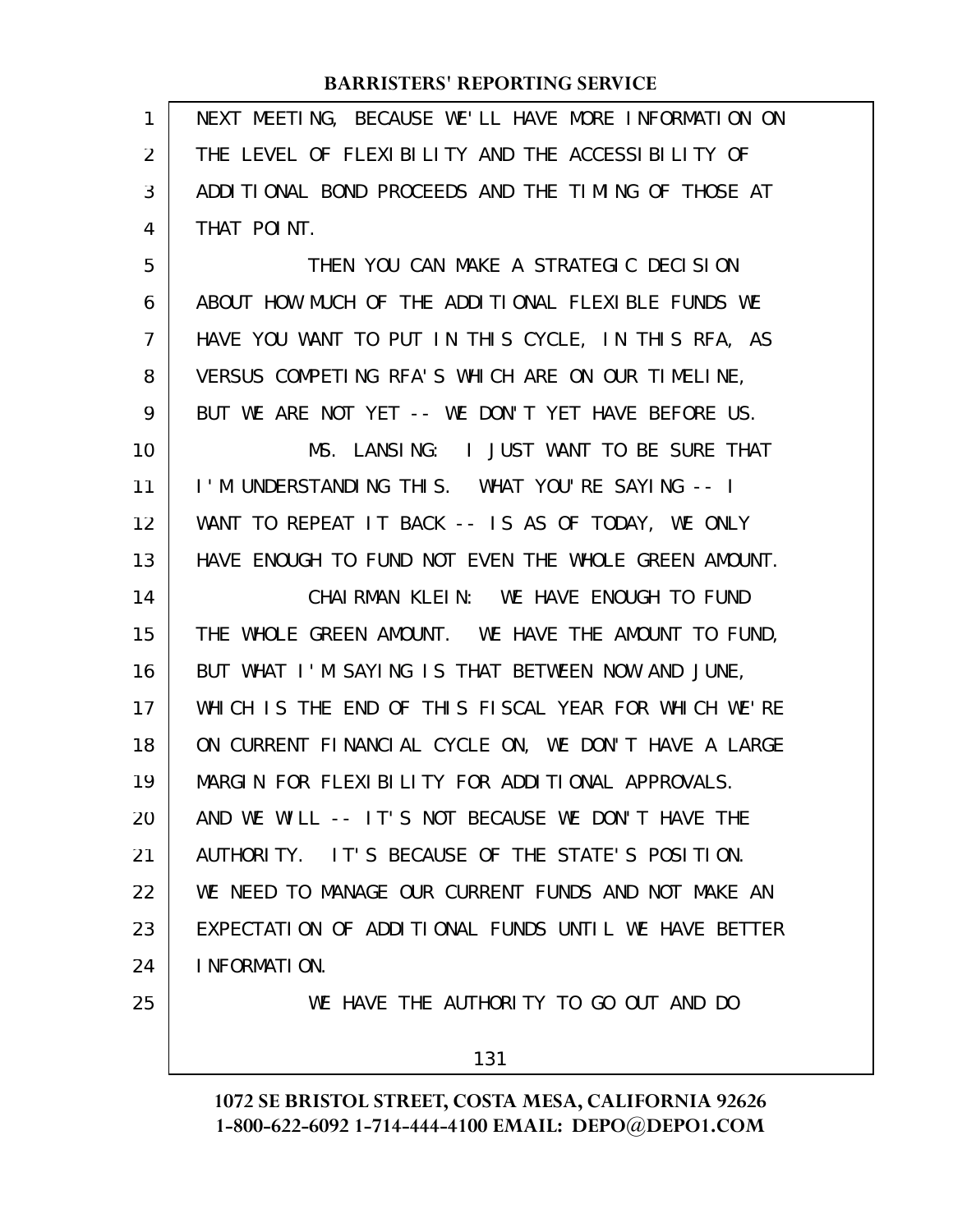NEXT MEETING, BECAUSE WE'LL HAVE MORE INFORMATION ON THE LEVEL OF FLEXIBILITY AND THE ACCESSIBILITY OF ADDITIONAL BOND PROCEEDS AND THE TIMING OF THOSE AT THAT POINT.

THEN YOU CAN MAKE A STRATEGIC DECISION ABOUT HOW MUCH OF THE ADDITIONAL FLEXIBLE FUNDS WE HAVE YOU WANT TO PUT IN THIS CYCLE, IN THIS RFA, AS VERSUS COMPETING RFA'S WHICH ARE ON OUR TIMELINE, BUT WE ARE NOT YET -- WE DON'T YET HAVE BEFORE US.

MS. LANSING: I JUST WANT TO BE SURE THAT I'M UNDERSTANDING THIS. WHAT YOU'RE SAYING -- I WANT TO REPEAT IT BACK -- IS AS OF TODAY, WE ONLY HAVE ENOUGH TO FUND NOT EVEN THE WHOLE GREEN AMOUNT.

CHAIRMAN KLEIN: WE HAVE ENOUGH TO FUND THE WHOLE GREEN AMOUNT. WE HAVE THE AMOUNT TO FUND, BUT WHAT I'M SAYING IS THAT BETWEEN NOW AND JUNE, WHICH IS THE END OF THIS FISCAL YEAR FOR WHICH WE'RE ON CURRENT FINANCIAL CYCLE ON, WE DON'T HAVE A LARGE MARGIN FOR FLEXIBILITY FOR ADDITIONAL APPROVALS. AND WE WILL -- IT'S NOT BECAUSE WE DON'T HAVE THE AUTHORITY. IT'S BECAUSE OF THE STATE'S POSITION. WE NEED TO MANAGE OUR CURRENT FUNDS AND NOT MAKE AN EXPECTATION OF ADDITIONAL FUNDS UNTIL WE HAVE BETTER INFORMATION.

WE HAVE THE AUTHORITY TO GO OUT AND DO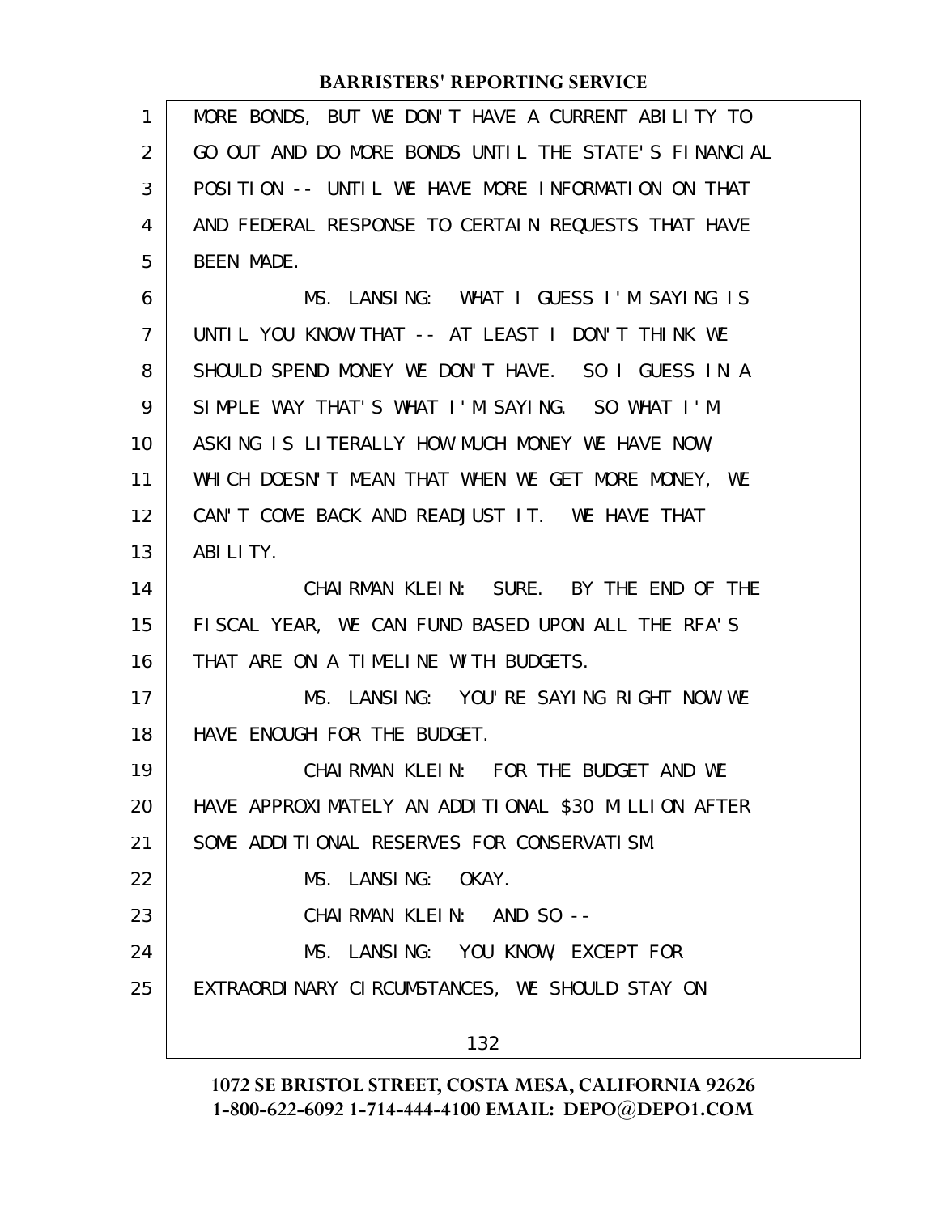MORE BONDS, BUT WE DON'T HAVE A CURRENT ABILITY TO GO OUT AND DO MORE BONDS UNTIL THE STATE'S FINANCIAL POSITION -- UNTIL WE HAVE MORE INFORMATION ON THAT AND FEDERAL RESPONSE TO CERTAIN REQUESTS THAT HAVE BEEN MADE.

MS. LANSING: WHAT I GUESS I'M SAYING IS UNTIL YOU KNOW THAT -- AT LEAST I DON'T THINK WE SHOULD SPEND MONEY WE DON'T HAVE. SO I GUESS IN A SIMPLE WAY THAT'S WHAT I'M SAYING. SO WHAT I'M ASKING IS LITERALLY HOW MUCH MONEY WE HAVE NOW, WHICH DOESN'T MEAN THAT WHEN WE GET MORE MONEY, WE CAN'T COME BACK AND READJUST IT. WE HAVE THAT ABILITY.

CHAIRMAN KLEIN: SURE. BY THE END OF THE FISCAL YEAR, WE CAN FUND BASED UPON ALL THE RFA'S THAT ARE ON A TIMELINE WITH BUDGETS.

MS. LANSING: YOU'RE SAYING RIGHT NOW WE HAVE ENOUGH FOR THE BUDGET.

CHAIRMAN KLEIN: FOR THE BUDGET AND WE HAVE APPROXIMATELY AN ADDITIONAL $30 MILLION AFTER SOME ADDITIONAL RESERVES FOR CONSERVATISM.

MS. LANSING: OKAY.

CHAIRMAN KLEIN: AND SO --

MS. LANSING: YOU KNOW, EXCEPT FOR EXTRAORDINARY CIRCUMSTANCES, WE SHOULD STAY ON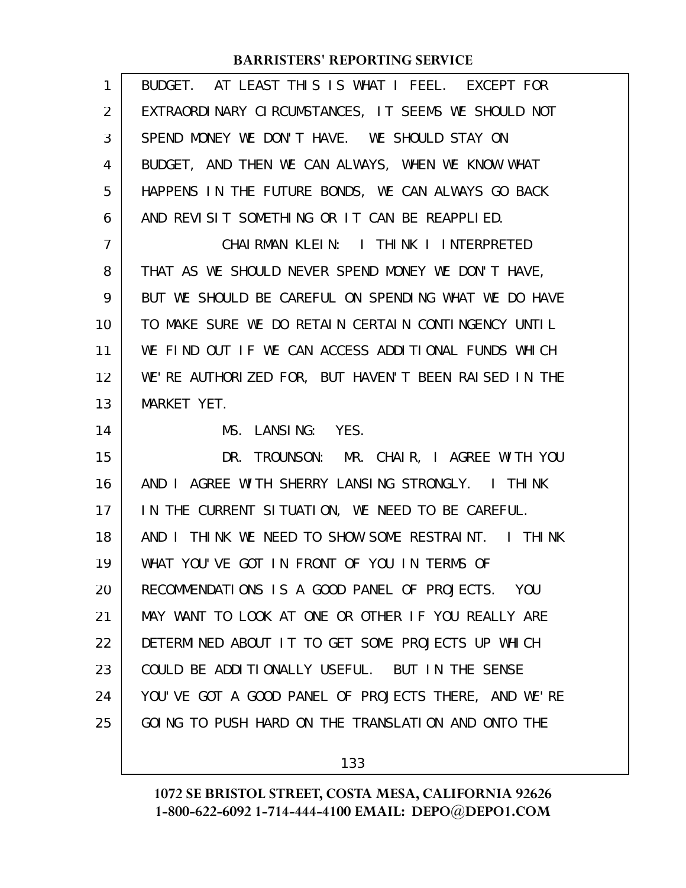BUDGET. AT LEAST THIS IS WHAT I FEEL. EXCEPT FOR EXTRAORDINARY CIRCUMSTANCES, IT SEEMS WE SHOULD NOT SPEND MONEY WE DON'T HAVE. WE SHOULD STAY ON BUDGET, AND THEN WE CAN ALWAYS, WHEN WE KNOW WHAT HAPPENS IN THE FUTURE BONDS, WE CAN ALWAYS GO BACK AND REVISIT SOMETHING OR IT CAN BE REAPPLIED.

CHAIRMAN KLEIN: I THINK I INTERPRETED THAT AS WE SHOULD NEVER SPEND MONEY WE DON'T HAVE, BUT WE SHOULD BE CAREFUL ON SPENDING WHAT WE DO HAVE TO MAKE SURE WE DO RETAIN CERTAIN CONTINGENCY UNTIL WE FIND OUT IF WE CAN ACCESS ADDITIONAL FUNDS WHICH WE'RE AUTHORIZED FOR, BUT HAVEN'T BEEN RAISED IN THE MARKET YET.

MS. LANSING: YES.

DR. TROUNSON: MR. CHAIR, I AGREE WITH YOU AND I AGREE WITH SHERRY LANSING STRONGLY. I THINK IN THE CURRENT SITUATION, WE NEED TO BE CAREFUL. AND I THINK WE NEED TO SHOW SOME RESTRAINT. I THINK WHAT YOU'VE GOT IN FRONT OF YOU IN TERMS OF RECOMMENDATIONS IS A GOOD PANEL OF PROJECTS. YOU MAY WANT TO LOOK AT ONE OR OTHER IF YOU REALLY ARE DETERMINED ABOUT IT TO GET SOME PROJECTS UP WHICH COULD BE ADDITIONALLY USEFUL. BUT IN THE SENSE YOU'VE GOT A GOOD PANEL OF PROJECTS THERE, AND WE'RE GOING TO PUSH HARD ON THE TRANSLATION AND ONTO THE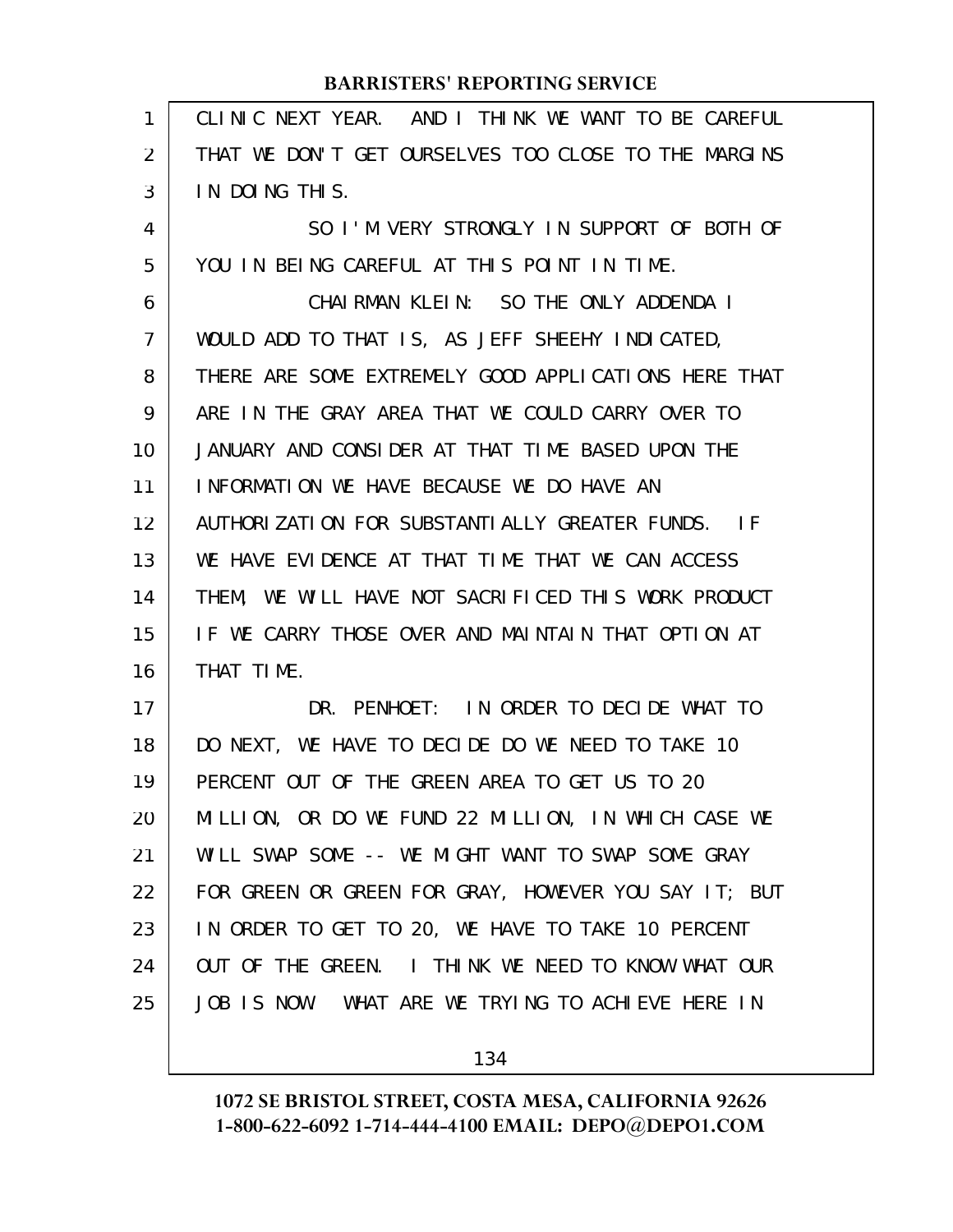CLINIC NEXT YEAR. AND I THINK WE WANT TO BE CAREFUL THAT WE DON'T GET OURSELVES TOO CLOSE TO THE MARGINS IN DOING THIS.

SO I'M VERY STRONGLY IN SUPPORT OF BOTH OF YOU IN BEING CAREFUL AT THIS POINT IN TIME.

CHAIRMAN KLEIN: SO THE ONLY ADDENDA I WOULD ADD TO THAT IS, AS JEFF SHEEHY INDICATED, THERE ARE SOME EXTREMELY GOOD APPLICATIONS HERE THAT ARE IN THE GRAY AREA THAT WE COULD CARRY OVER TO JANUARY AND CONSIDER AT THAT TIME BASED UPON THE INFORMATION WE HAVE BECAUSE WE DO HAVE AN AUTHORIZATION FOR SUBSTANTIALLY GREATER FUNDS. IF WE HAVE EVIDENCE AT THAT TIME THAT WE CAN ACCESS THEM, WE WILL HAVE NOT SACRIFICED THIS WORK PRODUCT IF WE CARRY THOSE OVER AND MAINTAIN THAT OPTION AT THAT TIME.

DR. PENHOET: IN ORDER TO DECIDE WHAT TO DO NEXT, WE HAVE TO DECIDE DO WE NEED TO TAKE 10 PERCENT OUT OF THE GREEN AREA TO GET US TO 20 MILLION, OR DO WE FUND 22 MILLION, IN WHICH CASE WE WILL SWAP SOME -- WE MIGHT WANT TO SWAP SOME GRAY FOR GREEN OR GREEN FOR GRAY, HOWEVER YOU SAY IT; BUT IN ORDER TO GET TO 20, WE HAVE TO TAKE 10 PERCENT OUT OF THE GREEN. I THINK WE NEED TO KNOW WHAT OUR JOB IS NOW. WHAT ARE WE TRYING TO ACHIEVE HERE IN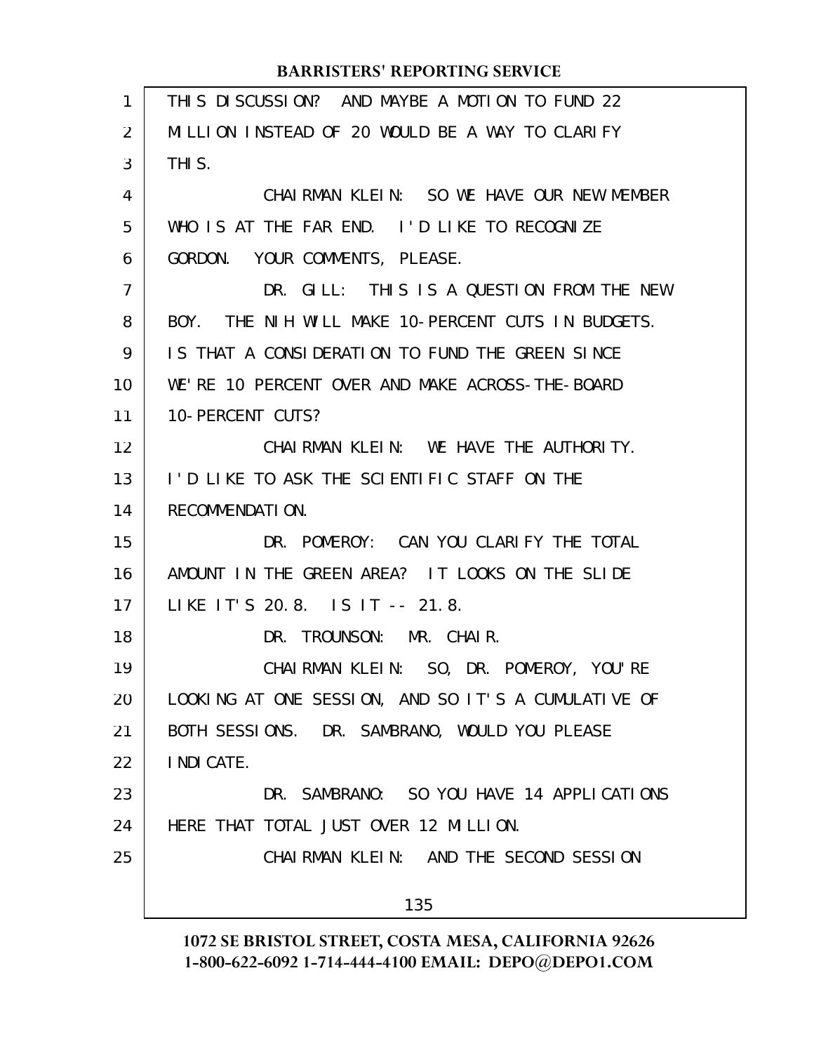THIS DISCUSSION? AND MAYBE A MOTION TO FUND 22 MILLION INSTEAD OF 20 WOULD BE A WAY TO CLARIFY THIS.

CHAIRMAN KLEIN: SO WE HAVE OUR NEW MEMBER WHO IS AT THE FAR END. I'D LIKE TO RECOGNIZE GORDON. YOUR COMMENTS, PLEASE.

DR. GILL: THIS IS A QUESTION FROM THE NEW BOY. THE NIH WILL MAKE 10-PERCENT CUTS IN BUDGETS. IS THAT A CONSIDERATION TO FUND THE GREEN SINCE WE'RE 10 PERCENT OVER AND MAKE ACROSS-THE-BOARD 10-PERCENT CUTS?

CHAIRMAN KLEIN: WE HAVE THE AUTHORITY. I'D LIKE TO ASK THE SCIENTIFIC STAFF ON THE RECOMMENDATION.

DR. POMEROY: CAN YOU CLARIFY THE TOTAL AMOUNT IN THE GREEN AREA? IT LOOKS ON THE SLIDE LIKE IT'S 20.8. IS IT -- 21.8.

DR. TROUNSON: MR. CHAIR.

CHAIRMAN KLEIN: SO, DR. POMEROY, YOU'RE LOOKING AT ONE SESSION, AND SO IT'S A CUMULATIVE OF BOTH SESSIONS. DR. SAMBRANO, WOULD YOU PLEASE INDICATE.

DR. SAMBRANO: SO YOU HAVE 14 APPLICATIONS HERE THAT TOTAL JUST OVER 12 MILLION.

CHAIRMAN KLEIN: AND THE SECOND SESSION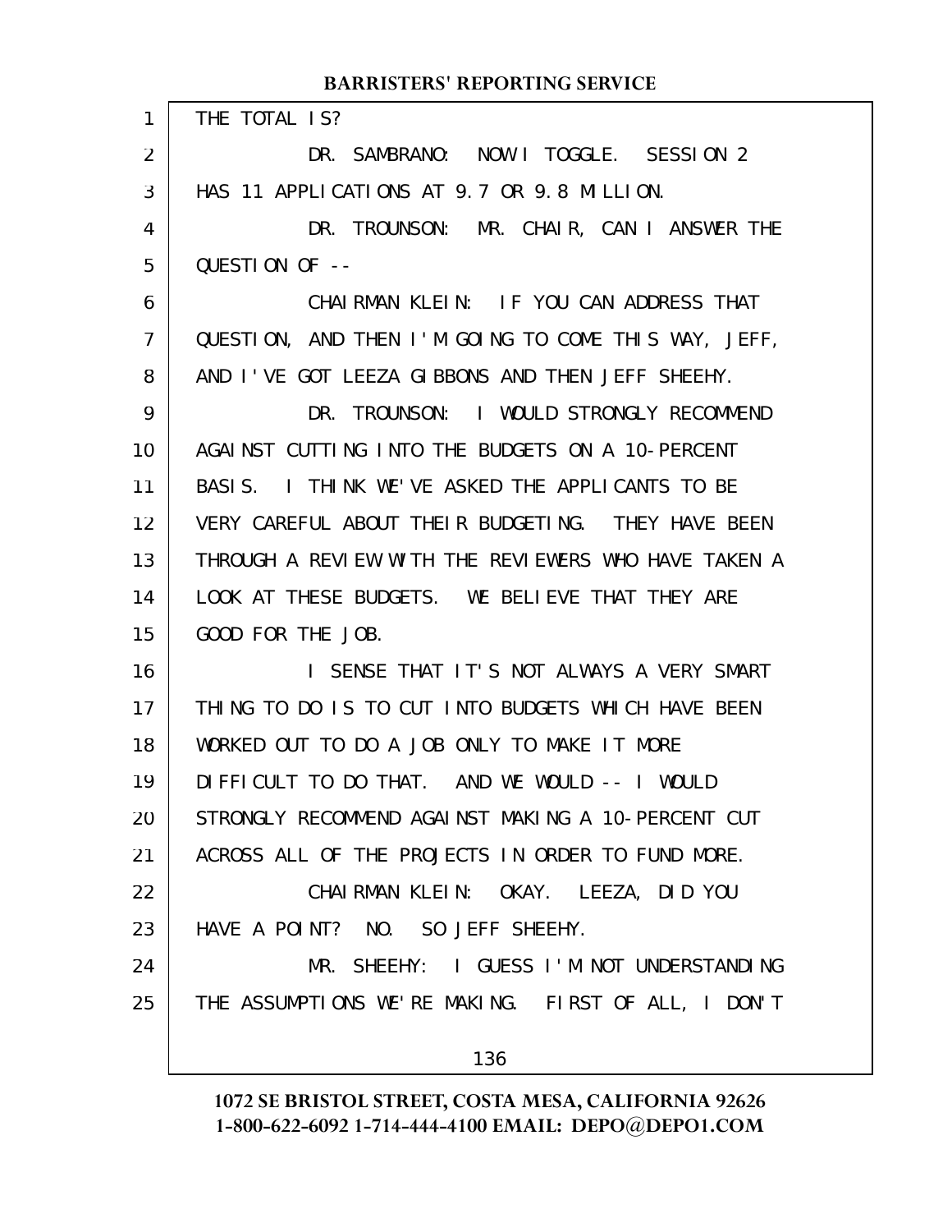THE TOTAL IS?

DR. SAMBRANO: NOW I TOGGLE. SESSION 2 HAS 11 APPLICATIONS AT 9.7 OR 9.8 MILLION.

DR. TROUNSON: MR. CHAIR, CAN I ANSWER THE QUESTION OF --

CHAIRMAN KLEIN: IF YOU CAN ADDRESS THAT QUESTION, AND THEN I'M GOING TO COME THIS WAY, JEFF, AND I'VE GOT LEEZA GIBBONS AND THEN JEFF SHEEHY.

DR. TROUNSON: I WOULD STRONGLY RECOMMEND AGAINST CUTTING INTO THE BUDGETS ON A 10-PERCENT BASIS. I THINK WE'VE ASKED THE APPLICANTS TO BE VERY CAREFUL ABOUT THEIR BUDGETING. THEY HAVE BEEN THROUGH A REVIEW WITH THE REVIEWERS WHO HAVE TAKEN A LOOK AT THESE BUDGETS. WE BELIEVE THAT THEY ARE GOOD FOR THE JOB.

I SENSE THAT IT'S NOT ALWAYS A VERY SMART THING TO DO IS TO CUT INTO BUDGETS WHICH HAVE BEEN WORKED OUT TO DO A JOB ONLY TO MAKE IT MORE DIFFICULT TO DO THAT. AND WE WOULD -- I WOULD STRONGLY RECOMMEND AGAINST MAKING A 10-PERCENT CUT ACROSS ALL OF THE PROJECTS IN ORDER TO FUND MORE.

CHAIRMAN KLEIN: OKAY. LEEZA, DID YOU HAVE A POINT? NO. SO JEFF SHEEHY.

MR. SHEEHY: I GUESS I'M NOT UNDERSTANDING THE ASSUMPTIONS WE'RE MAKING. FIRST OF ALL, I DON'T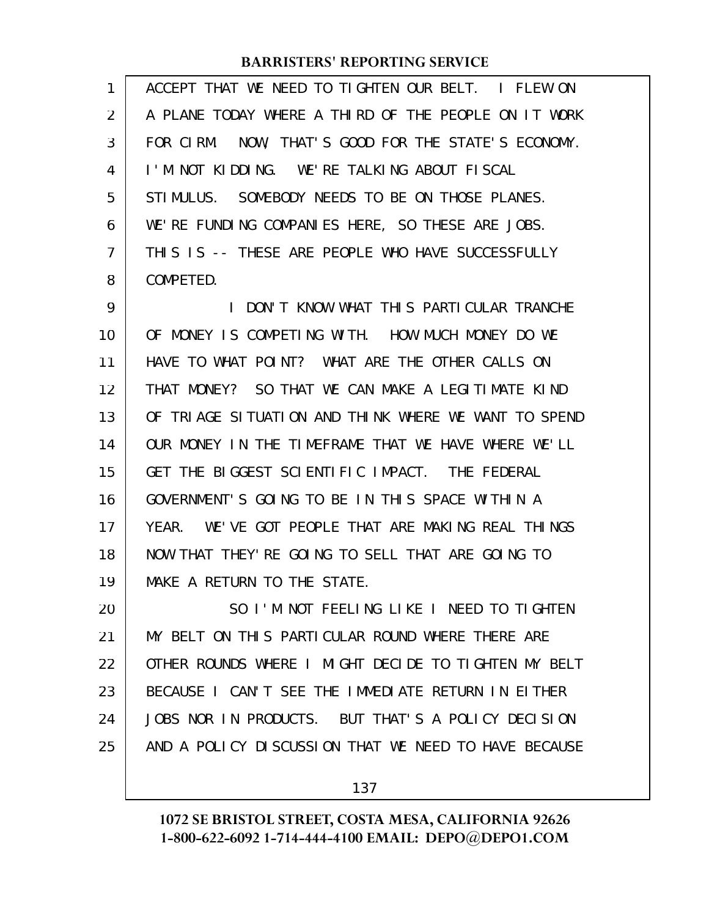ACCEPT THAT WE NEED TO TIGHTEN OUR BELT. I FLEW ON A PLANE TODAY WHERE A THIRD OF THE PEOPLE ON IT WORK FOR CIRM. NOW, THAT'S GOOD FOR THE STATE'S ECONOMY. I'M NOT KIDDING. WE'RE TALKING ABOUT FISCAL STIMULUS. SOMEBODY NEEDS TO BE ON THOSE PLANES. WE'RE FUNDING COMPANIES HERE, SO THESE ARE JOBS. THIS IS -- THESE ARE PEOPLE WHO HAVE SUCCESSFULLY COMPETED.

I DON'T KNOW WHAT THIS PARTICULAR TRANCHE OF MONEY IS COMPETING WITH. HOW MUCH MONEY DO WE HAVE TO WHAT POINT? WHAT ARE THE OTHER CALLS ON THAT MONEY? SO THAT WE CAN MAKE A LEGITIMATE KIND OF TRIAGE SITUATION AND THINK WHERE WE WANT TO SPEND OUR MONEY IN THE TIMEFRAME THAT WE HAVE WHERE WE'LL GET THE BIGGEST SCIENTIFIC IMPACT. THE FEDERAL GOVERNMENT'S GOING TO BE IN THIS SPACE WITHIN A YEAR. WE'VE GOT PEOPLE THAT ARE MAKING REAL THINGS NOW THAT THEY'RE GOING TO SELL THAT ARE GOING TO MAKE A RETURN TO THE STATE.

SO I'M NOT FEELING LIKE I NEED TO TIGHTEN MY BELT ON THIS PARTICULAR ROUND WHERE THERE ARE OTHER ROUNDS WHERE I MIGHT DECIDE TO TIGHTEN MY BELT BECAUSE I CAN'T SEE THE IMMEDIATE RETURN IN EITHER JOBS NOR IN PRODUCTS. BUT THAT'S A POLICY DECISION AND A POLICY DISCUSSION THAT WE NEED TO HAVE BECAUSE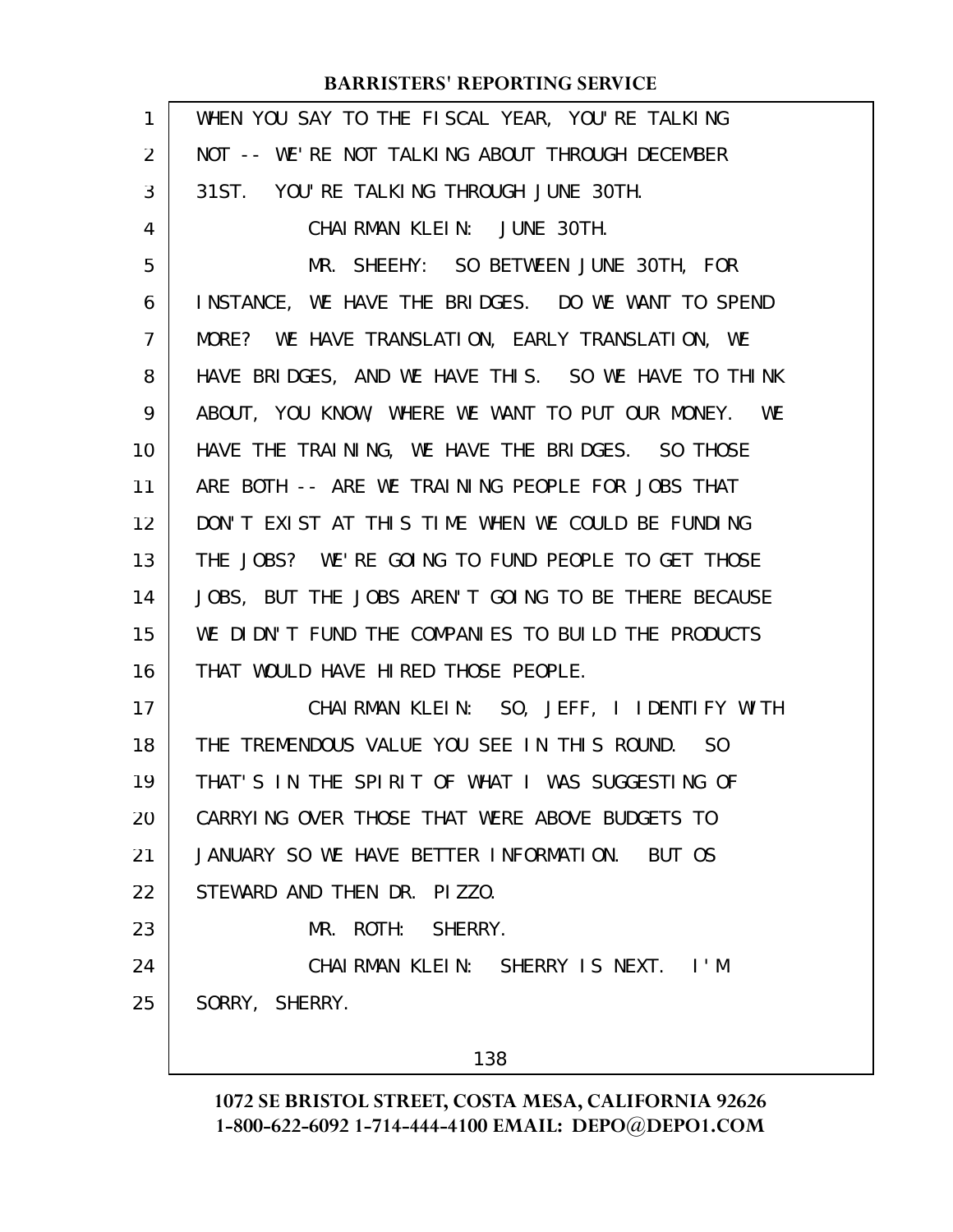WHEN YOU SAY TO THE FISCAL YEAR, YOU'RE TALKING NOT -- WE'RE NOT TALKING ABOUT THROUGH DECEMBER 31ST. YOU'RE TALKING THROUGH JUNE 30TH.

CHAIRMAN KLEIN: JUNE 30TH.

MR. SHEEHY: SO BETWEEN JUNE 30TH, FOR INSTANCE, WE HAVE THE BRIDGES. DO WE WANT TO SPEND MORE? WE HAVE TRANSLATION, EARLY TRANSLATION, WE HAVE BRIDGES, AND WE HAVE THIS. SO WE HAVE TO THINK ABOUT, YOU KNOW, WHERE WE WANT TO PUT OUR MONEY. WE HAVE THE TRAINING, WE HAVE THE BRIDGES. SO THOSE ARE BOTH -- ARE WE TRAINING PEOPLE FOR JOBS THAT DON'T EXIST AT THIS TIME WHEN WE COULD BE FUNDING THE JOBS? WE'RE GOING TO FUND PEOPLE TO GET THOSE JOBS, BUT THE JOBS AREN'T GOING TO BE THERE BECAUSE WE DIDN'T FUND THE COMPANIES TO BUILD THE PRODUCTS THAT WOULD HAVE HIRED THOSE PEOPLE.

CHAIRMAN KLEIN: SO, JEFF, I IDENTIFY WITH THE TREMENDOUS VALUE YOU SEE IN THIS ROUND. SO THAT'S IN THE SPIRIT OF WHAT I WAS SUGGESTING OF CARRYING OVER THOSE THAT WERE ABOVE BUDGETS TO JANUARY SO WE HAVE BETTER INFORMATION. BUT OS STEWARD AND THEN DR. PIZZO.

MR. ROTH: SHERRY.

CHAIRMAN KLEIN: SHERRY IS NEXT. I'M SORRY, SHERRY.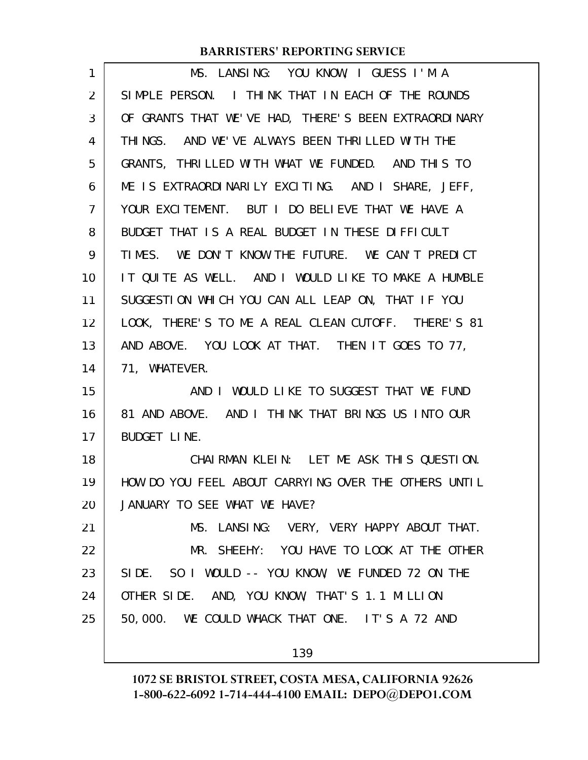MS. LANSING: YOU KNOW, I GUESS I'M A SIMPLE PERSON. I THINK THAT IN EACH OF THE ROUNDS OF GRANTS THAT WE'VE HAD, THERE'S BEEN EXTRAORDINARY THINGS. AND WE'VE ALWAYS BEEN THRILLED WITH THE GRANTS, THRILLED WITH WHAT WE FUNDED. AND THIS TO ME IS EXTRAORDINARILY EXCITING. AND I SHARE, JEFF, YOUR EXCITEMENT. BUT I DO BELIEVE THAT WE HAVE A BUDGET THAT IS A REAL BUDGET IN THESE DIFFICULT TIMES. WE DON'T KNOW THE FUTURE. WE CAN'T PREDICT IT QUITE AS WELL. AND I WOULD LIKE TO MAKE A HUMBLE SUGGESTION WHICH YOU CAN ALL LEAP ON, THAT IF YOU LOOK, THERE'S TO ME A REAL CLEAN CUTOFF. THERE'S 81 AND ABOVE. YOU LOOK AT THAT. THEN IT GOES TO 77, 71, WHATEVER.

AND I WOULD LIKE TO SUGGEST THAT WE FUND 81 AND ABOVE. AND I THINK THAT BRINGS US INTO OUR BUDGET LINE.

CHAIRMAN KLEIN: LET ME ASK THIS QUESTION. HOW DO YOU FEEL ABOUT CARRYING OVER THE OTHERS UNTIL JANUARY TO SEE WHAT WE HAVE?

MS. LANSING: VERY, VERY HAPPY ABOUT THAT.

MR. SHEEHY: YOU HAVE TO LOOK AT THE OTHER SIDE. SO I WOULD -- YOU KNOW, WE FUNDED 72 ON THE OTHER SIDE. AND, YOU KNOW, THAT'S 1.1 MILLION 50,000. WE COULD WHACK THAT ONE. IT'S A 72 AND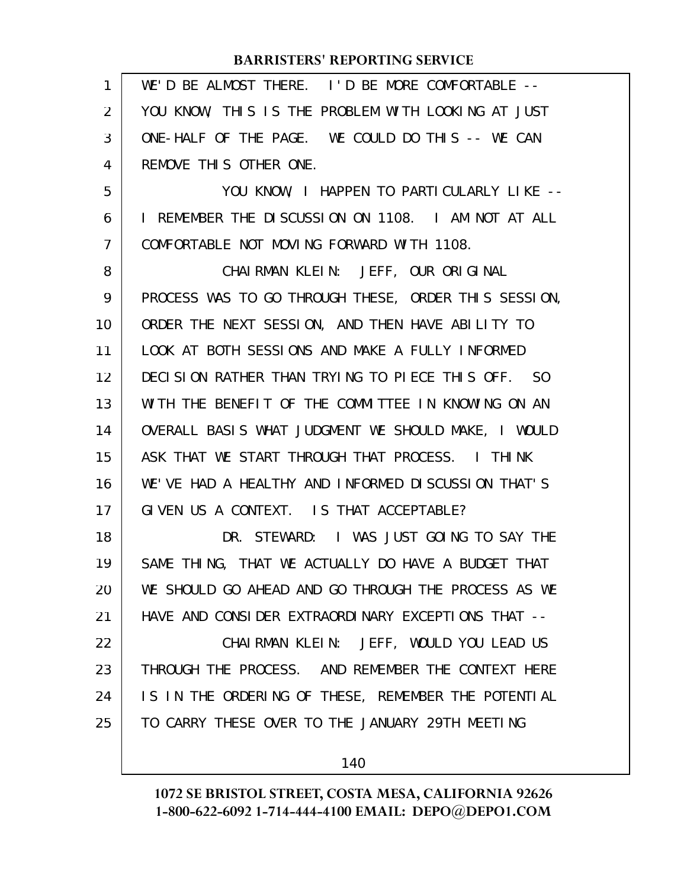WE'D BE ALMOST THERE. I'D BE MORE COMFORTABLE -- YOU KNOW, THIS IS THE PROBLEM WITH LOOKING AT JUST ONE-HALF OF THE PAGE. WE COULD DO THIS -- WE CAN REMOVE THIS OTHER ONE.

YOU KNOW, I HAPPEN TO PARTICULARLY LIKE -- I REMEMBER THE DISCUSSION ON 1108. I AM NOT AT ALL COMFORTABLE NOT MOVING FORWARD WITH 1108.

CHAIRMAN KLEIN: JEFF, OUR ORIGINAL PROCESS WAS TO GO THROUGH THESE, ORDER THIS SESSION, ORDER THE NEXT SESSION, AND THEN HAVE ABILITY TO LOOK AT BOTH SESSIONS AND MAKE A FULLY INFORMED DECISION RATHER THAN TRYING TO PIECE THIS OFF. SO WITH THE BENEFIT OF THE COMMITTEE IN KNOWING ON AN OVERALL BASIS WHAT JUDGMENT WE SHOULD MAKE, I WOULD ASK THAT WE START THROUGH THAT PROCESS. I THINK WE'VE HAD A HEALTHY AND INFORMED DISCUSSION THAT'S GIVEN US A CONTEXT. IS THAT ACCEPTABLE?

DR. STEWARD: I WAS JUST GOING TO SAY THE SAME THING, THAT WE ACTUALLY DO HAVE A BUDGET THAT WE SHOULD GO AHEAD AND GO THROUGH THE PROCESS AS WE HAVE AND CONSIDER EXTRAORDINARY EXCEPTIONS THAT --

CHAIRMAN KLEIN: JEFF, WOULD YOU LEAD US THROUGH THE PROCESS. AND REMEMBER THE CONTEXT HERE IS IN THE ORDERING OF THESE, REMEMBER THE POTENTIAL TO CARRY THESE OVER TO THE JANUARY 29TH MEETING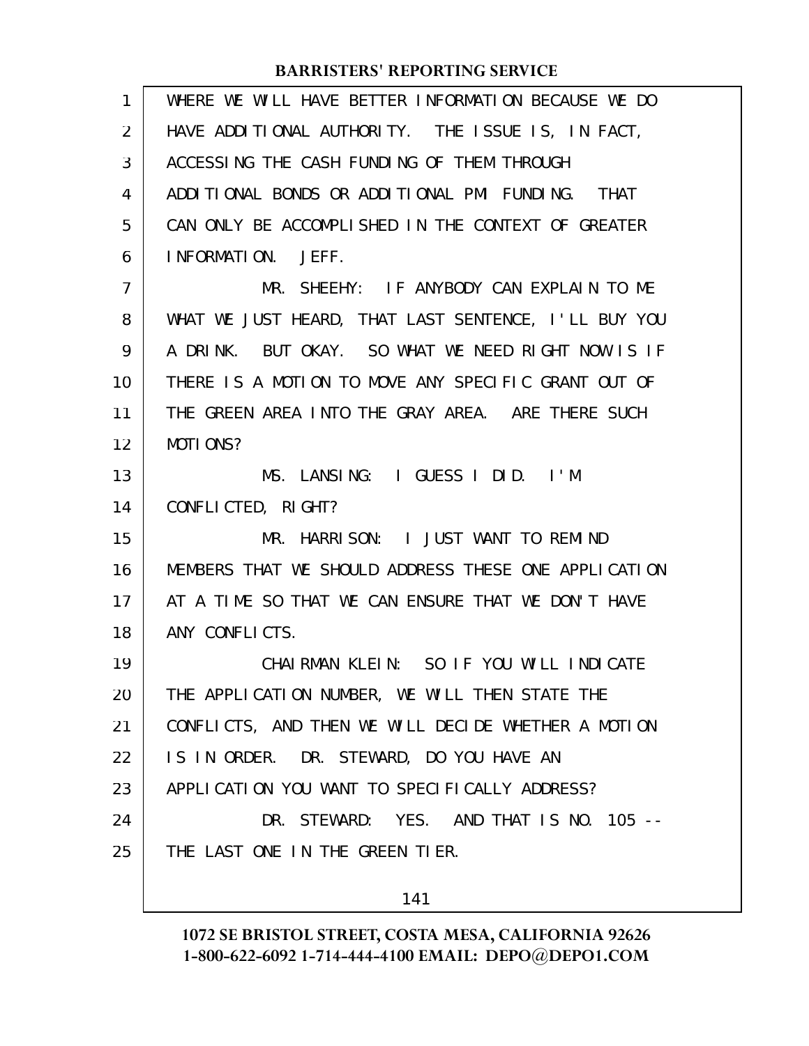WHERE WE WILL HAVE BETTER INFORMATION BECAUSE WE DO HAVE ADDITIONAL AUTHORITY. THE ISSUE IS, IN FACT, ACCESSING THE CASH FUNDING OF THEM THROUGH ADDITIONAL BONDS OR ADDITIONAL PMI FUNDING. THAT CAN ONLY BE ACCOMPLISHED IN THE CONTEXT OF GREATER INFORMATION. JEFF.

MR. SHEEHY: IF ANYBODY CAN EXPLAIN TO ME WHAT WE JUST HEARD, THAT LAST SENTENCE, I'LL BUY YOU A DRINK. BUT OKAY. SO WHAT WE NEED RIGHT NOW IS IF THERE IS A MOTION TO MOVE ANY SPECIFIC GRANT OUT OF THE GREEN AREA INTO THE GRAY AREA. ARE THERE SUCH MOTIONS?

MS. LANSING: I GUESS I DID. I'M CONFLICTED, RIGHT?

MR. HARRISON: I JUST WANT TO REMIND MEMBERS THAT WE SHOULD ADDRESS THESE ONE APPLICATION AT A TIME SO THAT WE CAN ENSURE THAT WE DON'T HAVE ANY CONFLICTS.

CHAIRMAN KLEIN: SO IF YOU WILL INDICATE THE APPLICATION NUMBER, WE WILL THEN STATE THE CONFLICTS, AND THEN WE WILL DECIDE WHETHER A MOTION IS IN ORDER. DR. STEWARD, DO YOU HAVE AN APPLICATION YOU WANT TO SPECIFICALLY ADDRESS?

DR. STEWARD: YES. AND THAT IS NO. 105 -- THE LAST ONE IN THE GREEN TIER.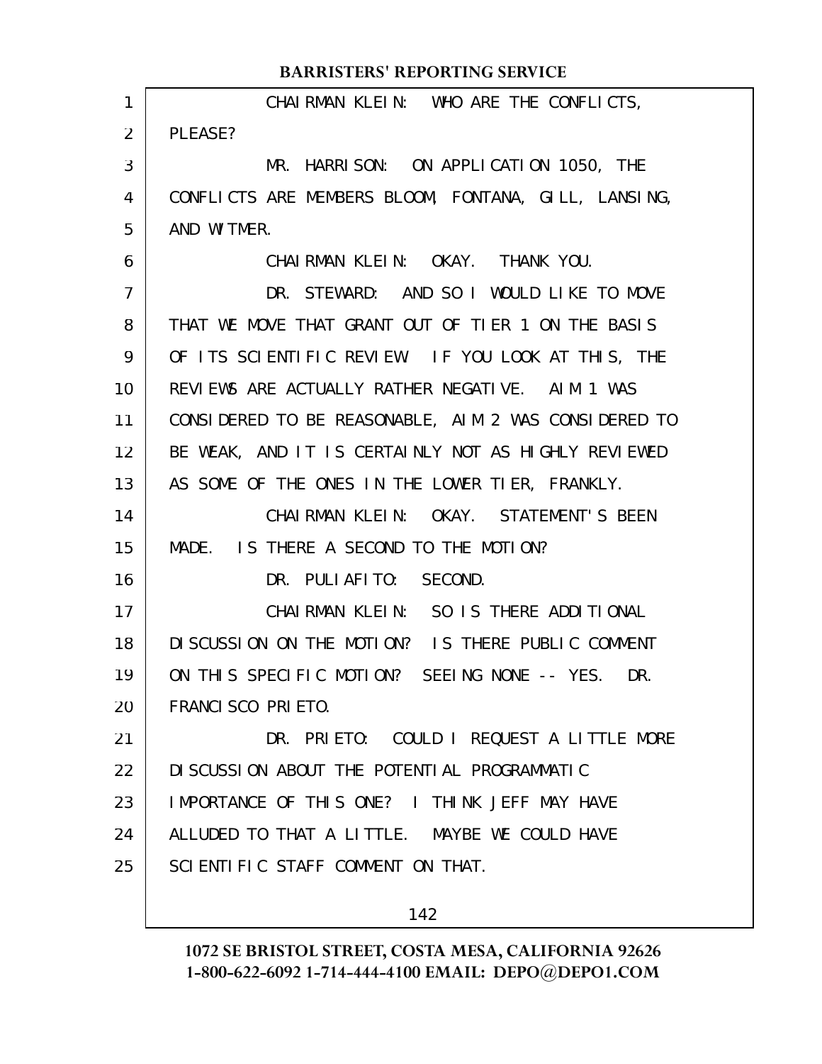CHAIRMAN KLEIN: WHO ARE THE CONFLICTS, PLEASE?

MR. HARRISON: ON APPLICATION 1050, THE CONFLICTS ARE MEMBERS BLOOM, FONTANA, GILL, LANSING, AND WITMER.

CHAIRMAN KLEIN: OKAY. THANK YOU.

DR. STEWARD: AND SO I WOULD LIKE TO MOVE THAT WE MOVE THAT GRANT OUT OF TIER 1 ON THE BASIS OF ITS SCIENTIFIC REVIEW. IF YOU LOOK AT THIS, THE REVIEWS ARE ACTUALLY RATHER NEGATIVE. AIM 1 WAS CONSIDERED TO BE REASONABLE, AIM 2 WAS CONSIDERED TO BE WEAK, AND IT IS CERTAINLY NOT AS HIGHLY REVIEWED AS SOME OF THE ONES IN THE LOWER TIER, FRANKLY.

CHAIRMAN KLEIN: OKAY. STATEMENT'S BEEN MADE. IS THERE A SECOND TO THE MOTION?

DR. PULIAFITO: SECOND.

CHAIRMAN KLEIN: SO IS THERE ADDITIONAL DISCUSSION ON THE MOTION? IS THERE PUBLIC COMMENT ON THIS SPECIFIC MOTION? SEEING NONE -- YES. DR. FRANCISCO PRIETO.

DR. PRIETO: COULD I REQUEST A LITTLE MORE DISCUSSION ABOUT THE POTENTIAL PROGRAMMATIC IMPORTANCE OF THIS ONE? I THINK JEFF MAY HAVE ALLUDED TO THAT A LITTLE. MAYBE WE COULD HAVE SCIENTIFIC STAFF COMMENT ON THAT.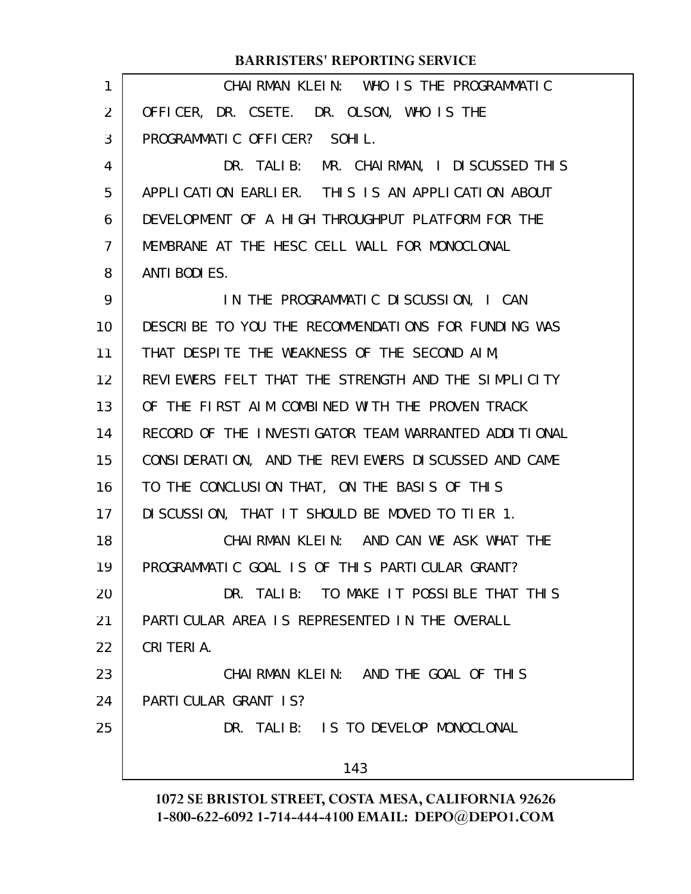CHAIRMAN KLEIN: WHO IS THE PROGRAMMATIC OFFICER, DR. CSETE. DR. OLSON, WHO IS THE PROGRAMMATIC OFFICER? SOHIL.

DR. TALIB: MR. CHAIRMAN, I DISCUSSED THIS APPLICATION EARLIER. THIS IS AN APPLICATION ABOUT DEVELOPMENT OF A HIGH THROUGHPUT PLATFORM FOR THE MEMBRANE AT THE HESC CELL WALL FOR MONOCLONAL ANTIBODIES.

IN THE PROGRAMMATIC DISCUSSION, I CAN DESCRIBE TO YOU THE RECOMMENDATIONS FOR FUNDING WAS THAT DESPITE THE WEAKNESS OF THE SECOND AIM, REVIEWERS FELT THAT THE STRENGTH AND THE SIMPLICITY OF THE FIRST AIM COMBINED WITH THE PROVEN TRACK RECORD OF THE INVESTIGATOR TEAM WARRANTED ADDITIONAL CONSIDERATION, AND THE REVIEWERS DISCUSSED AND CAME TO THE CONCLUSION THAT, ON THE BASIS OF THIS DISCUSSION, THAT IT SHOULD BE MOVED TO TIER 1.

CHAIRMAN KLEIN: AND CAN WE ASK WHAT THE PROGRAMMATIC GOAL IS OF THIS PARTICULAR GRANT?

DR. TALIB: TO MAKE IT POSSIBLE THAT THIS PARTICULAR AREA IS REPRESENTED IN THE OVERALL CRITERIA.

CHAIRMAN KLEIN: AND THE GOAL OF THIS PARTICULAR GRANT IS?

DR. TALIB: IS TO DEVELOP MONOCLONAL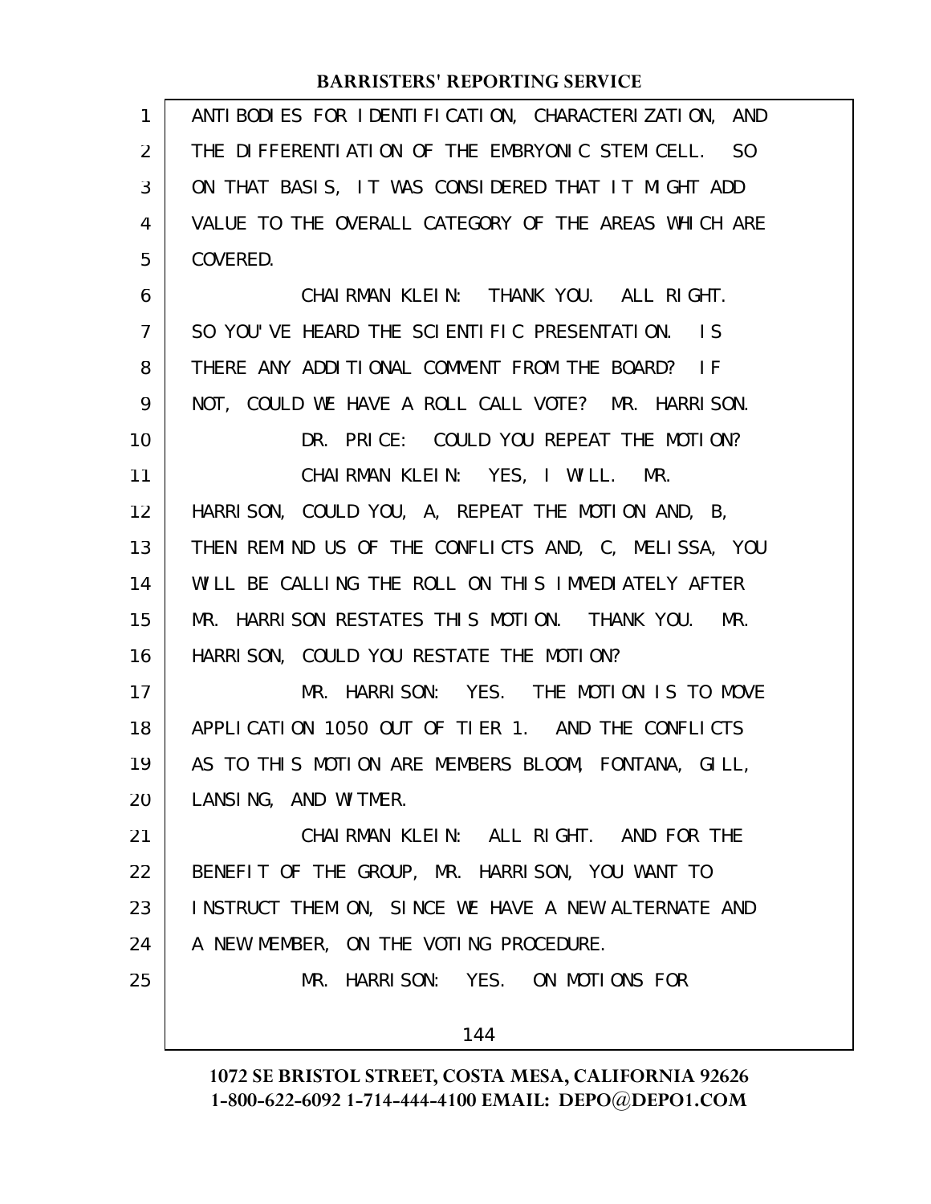ANTIBODIES FOR IDENTIFICATION, CHARACTERIZATION, AND THE DIFFERENTIATION OF THE EMBRYONIC STEM CELL. SO ON THAT BASIS, IT WAS CONSIDERED THAT IT MIGHT ADD VALUE TO THE OVERALL CATEGORY OF THE AREAS WHICH ARE COVERED.

CHAIRMAN KLEIN: THANK YOU. ALL RIGHT. SO YOU'VE HEARD THE SCIENTIFIC PRESENTATION. IS THERE ANY ADDITIONAL COMMENT FROM THE BOARD? IF NOT, COULD WE HAVE A ROLL CALL VOTE? MR. HARRISON.

DR. PRICE: COULD YOU REPEAT THE MOTION?

CHAIRMAN KLEIN: YES, I WILL. MR. HARRISON, COULD YOU, A, REPEAT THE MOTION AND, B, THEN REMIND US OF THE CONFLICTS AND, C, MELISSA, YOU WILL BE CALLING THE ROLL ON THIS IMMEDIATELY AFTER MR. HARRISON RESTATES THIS MOTION. THANK YOU. MR. HARRISON, COULD YOU RESTATE THE MOTION?

MR. HARRISON: YES. THE MOTION IS TO MOVE APPLICATION 1050 OUT OF TIER 1. AND THE CONFLICTS AS TO THIS MOTION ARE MEMBERS BLOOM, FONTANA, GILL, LANSING, AND WITMER.

CHAIRMAN KLEIN: ALL RIGHT. AND FOR THE BENEFIT OF THE GROUP, MR. HARRISON, YOU WANT TO INSTRUCT THEM ON, SINCE WE HAVE A NEW ALTERNATE AND A NEW MEMBER, ON THE VOTING PROCEDURE.

MR. HARRISON: YES. ON MOTIONS FOR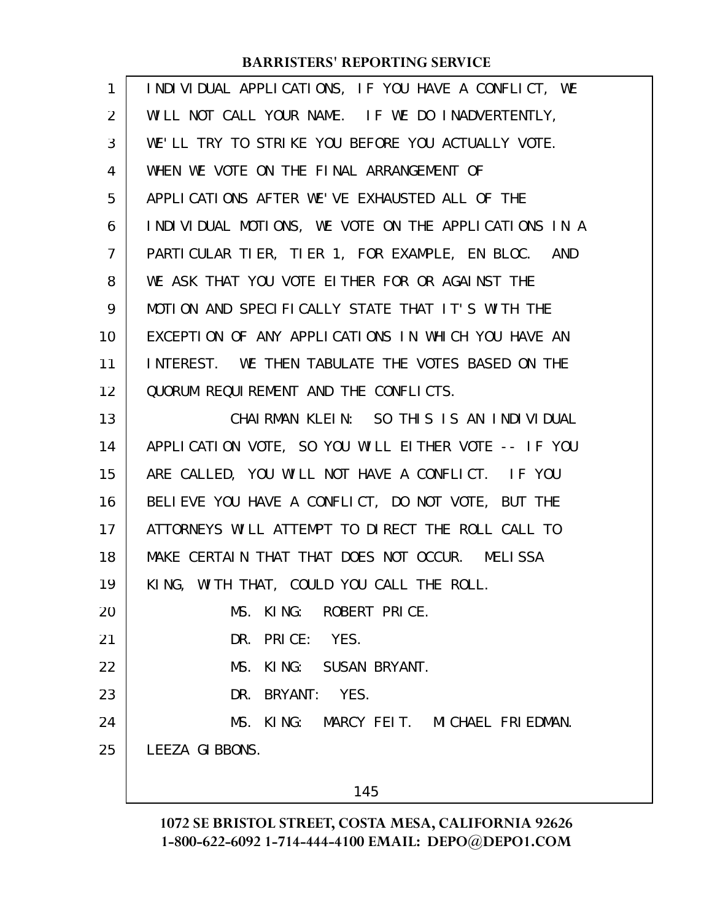INDIVIDUAL APPLICATIONS, IF YOU HAVE A CONFLICT, WE WILL NOT CALL YOUR NAME. IF WE DO INADVERTENTLY, WE'LL TRY TO STRIKE YOU BEFORE YOU ACTUALLY VOTE. WHEN WE VOTE ON THE FINAL ARRANGEMENT OF APPLICATIONS AFTER WE'VE EXHAUSTED ALL OF THE INDIVIDUAL MOTIONS, WE VOTE ON THE APPLICATIONS IN A PARTICULAR TIER, TIER 1, FOR EXAMPLE, EN BLOC. AND WE ASK THAT YOU VOTE EITHER FOR OR AGAINST THE MOTION AND SPECIFICALLY STATE THAT IT'S WITH THE EXCEPTION OF ANY APPLICATIONS IN WHICH YOU HAVE AN INTEREST. WE THEN TABULATE THE VOTES BASED ON THE QUORUM REQUIREMENT AND THE CONFLICTS.

CHAIRMAN KLEIN: SO THIS IS AN INDIVIDUAL APPLICATION VOTE, SO YOU WILL EITHER VOTE -- IF YOU ARE CALLED, YOU WILL NOT HAVE A CONFLICT. IF YOU BELIEVE YOU HAVE A CONFLICT, DO NOT VOTE, BUT THE ATTORNEYS WILL ATTEMPT TO DIRECT THE ROLL CALL TO MAKE CERTAIN THAT THAT DOES NOT OCCUR. MELISSA KING, WITH THAT, COULD YOU CALL THE ROLL.

MS. KING: ROBERT PRICE.

DR. PRICE: YES.

MS. KING: SUSAN BRYANT.

DR. BRYANT: YES.

MS. KING: MARCY FEIT. MICHAEL FRIEDMAN. LEEZA GIBBONS.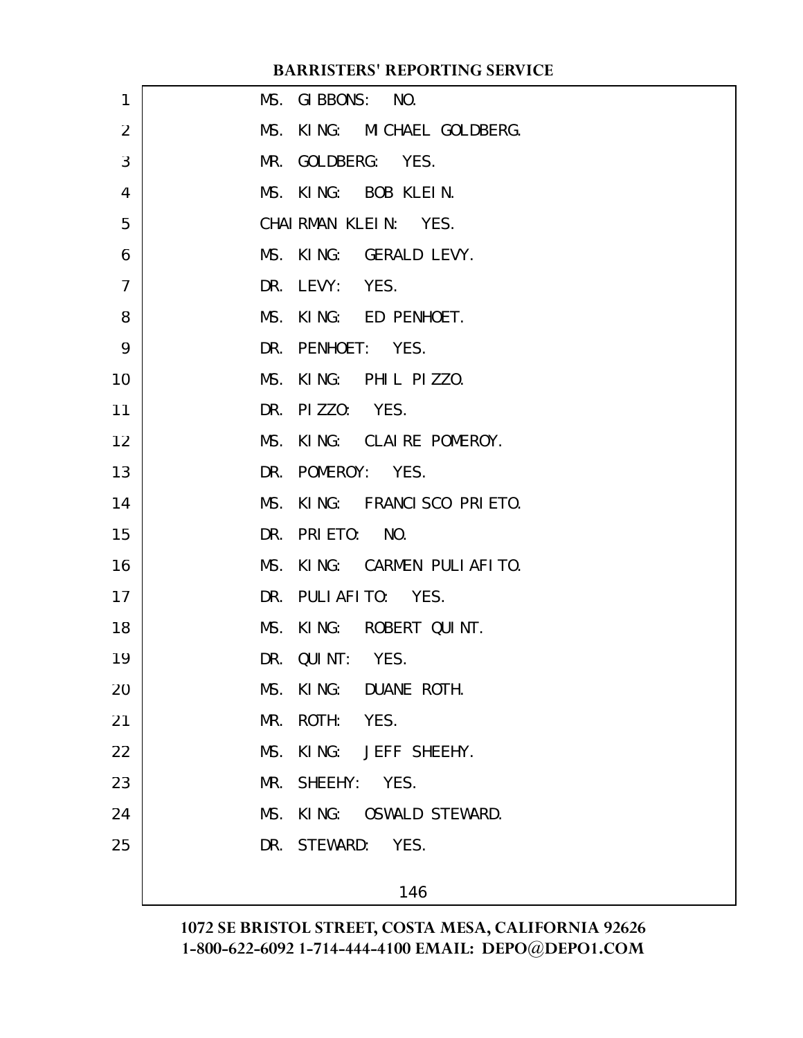MS. GIBBONS: NO.

MS. KING: MICHAEL GOLDBERG.

MR. GOLDBERG: YES.

MS. KING: BOB KLEIN.

CHAIRMAN KLEIN: YES.

MS. KING: GERALD LEVY.

DR. LEVY: YES.

MS. KING: ED PENHOET.

DR. PENHOET: YES.

MS. KING: PHIL PIZZO.

DR. PIZZO: YES.

MS. KING: CLAIRE POMEROY.

DR. POMEROY: YES.

MS. KING: FRANCISCO PRIETO.

DR. PRIETO: NO.

MS. KING: CARMEN PULIAFITO.

DR. PULIAFITO: YES.

MS. KING: ROBERT QUINT.

DR. QUINT: YES.

MS. KING: DUANE ROTH.

MR. ROTH: YES.

MS. KING: JEFF SHEEHY.

MR. SHEEHY: YES.

MS. KING: OSWALD STEWARD.

DR. STEWARD: YES.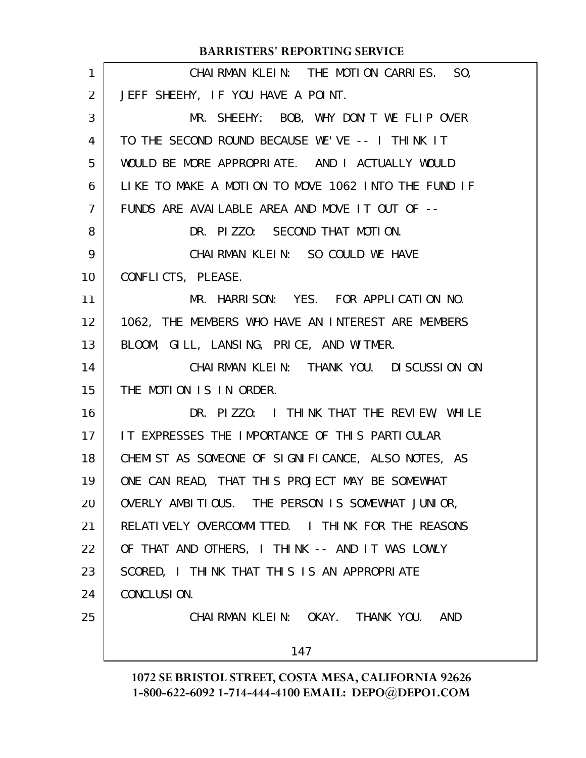CHAIRMAN KLEIN: THE MOTION CARRIES. SO, JEFF SHEEHY, IF YOU HAVE A POINT.

MR. SHEEHY: BOB, WHY DON'T WE FLIP OVER TO THE SECOND ROUND BECAUSE WE'VE -- I THINK IT WOULD BE MORE APPROPRIATE. AND I ACTUALLY WOULD LIKE TO MAKE A MOTION TO MOVE 1062 INTO THE FUND IF FUNDS ARE AVAILABLE AREA AND MOVE IT OUT OF --

DR. PIZZO: SECOND THAT MOTION.

CHAIRMAN KLEIN: SO COULD WE HAVE CONFLICTS, PLEASE.

MR. HARRISON: YES. FOR APPLICATION NO. 1062, THE MEMBERS WHO HAVE AN INTEREST ARE MEMBERS BLOOM, GILL, LANSING, PRICE, AND WITMER.

CHAIRMAN KLEIN: THANK YOU. DISCUSSION ON THE MOTION IS IN ORDER.

DR. PIZZO: I THINK THAT THE REVIEW, WHILE IT EXPRESSES THE IMPORTANCE OF THIS PARTICULAR CHEMIST AS SOMEONE OF SIGNIFICANCE, ALSO NOTES, AS ONE CAN READ, THAT THIS PROJECT MAY BE SOMEWHAT OVERLY AMBITIOUS. THE PERSON IS SOMEWHAT JUNIOR, RELATIVELY OVERCOMMITTED. I THINK FOR THE REASONS OF THAT AND OTHERS, I THINK -- AND IT WAS LOWLY SCORED, I THINK THAT THIS IS AN APPROPRIATE CONCLUSION.

CHAIRMAN KLEIN: OKAY. THANK YOU. AND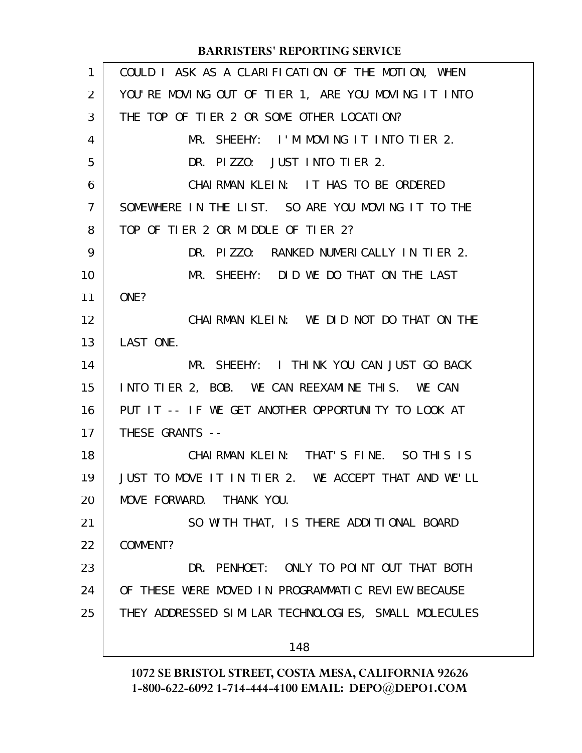COULD I ASK AS A CLARIFICATION OF THE MOTION, WHEN YOU'RE MOVING OUT OF TIER 1, ARE YOU MOVING IT INTO THE TOP OF TIER 2 OR SOME OTHER LOCATION?

MR. SHEEHY: I'M MOVING IT INTO TIER 2.

DR. PIZZO: JUST INTO TIER 2.

CHAIRMAN KLEIN: IT HAS TO BE ORDERED SOMEWHERE IN THE LIST. SO ARE YOU MOVING IT TO THE TOP OF TIER 2 OR MIDDLE OF TIER 2?

DR. PIZZO: RANKED NUMERICALLY IN TIER 2.

MR. SHEEHY: DID WE DO THAT ON THE LAST ONE?

CHAIRMAN KLEIN: WE DID NOT DO THAT ON THE LAST ONE.

MR. SHEEHY: I THINK YOU CAN JUST GO BACK INTO TIER 2, BOB. WE CAN REEXAMINE THIS. WE CAN PUT IT -- IF WE GET ANOTHER OPPORTUNITY TO LOOK AT THESE GRANTS --

CHAIRMAN KLEIN: THAT'S FINE. SO THIS IS JUST TO MOVE IT IN TIER 2. WE ACCEPT THAT AND WE'LL MOVE FORWARD. THANK YOU.

SO WITH THAT, IS THERE ADDITIONAL BOARD COMMENT?

DR. PENHOET: ONLY TO POINT OUT THAT BOTH OF THESE WERE MOVED IN PROGRAMMATIC REVIEW BECAUSE THEY ADDRESSED SIMILAR TECHNOLOGIES, SMALL MOLECULES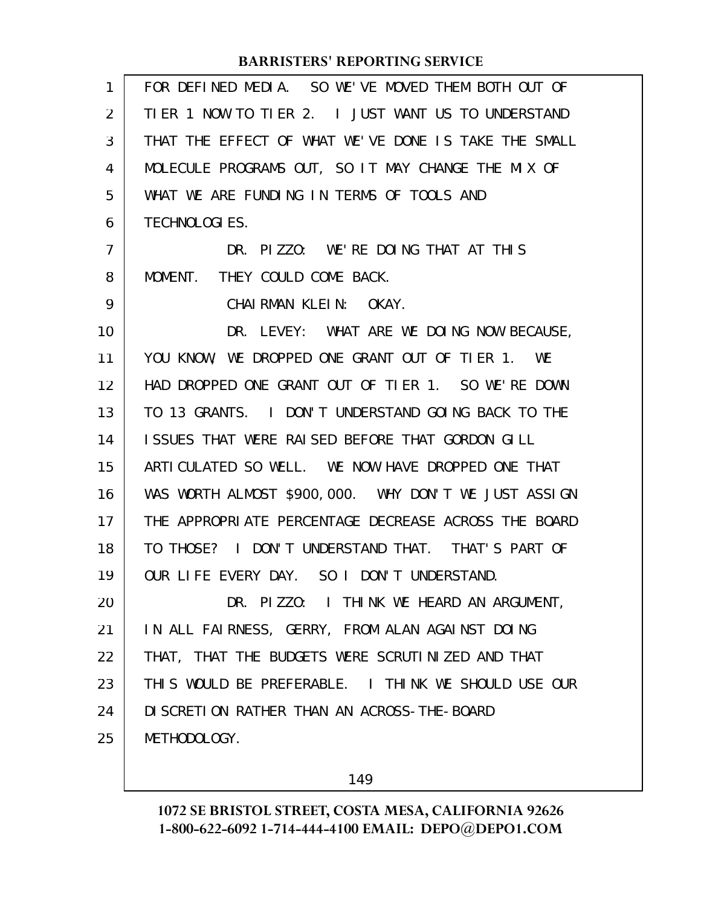FOR DEFINED MEDIA. SO WE'VE MOVED THEM BOTH OUT OF TIER 1 NOW TO TIER 2. I JUST WANT US TO UNDERSTAND THAT THE EFFECT OF WHAT WE'VE DONE IS TAKE THE SMALL MOLECULE PROGRAMS OUT, SO IT MAY CHANGE THE MIX OF WHAT WE ARE FUNDING IN TERMS OF TOOLS AND TECHNOLOGIES.

DR. PIZZO: WE'RE DOING THAT AT THIS MOMENT. THEY COULD COME BACK.

CHAIRMAN KLEIN: OKAY.

DR. LEVEY: WHAT ARE WE DOING NOW BECAUSE, YOU KNOW, WE DROPPED ONE GRANT OUT OF TIER 1. WE HAD DROPPED ONE GRANT OUT OF TIER 1. SO WE'RE DOWN TO 13 GRANTS. I DON'T UNDERSTAND GOING BACK TO THE ISSUES THAT WERE RAISED BEFORE THAT GORDON GILL ARTICULATED SO WELL. WE NOW HAVE DROPPED ONE THAT WAS WORTH ALMOST $900,000. WHY DON'T WE JUST ASSIGN THE APPROPRIATE PERCENTAGE DECREASE ACROSS THE BOARD TO THOSE? I DON'T UNDERSTAND THAT. THAT'S PART OF OUR LIFE EVERY DAY. SO I DON'T UNDERSTAND.

DR. PIZZO: I THINK WE HEARD AN ARGUMENT, IN ALL FAIRNESS, GERRY, FROM ALAN AGAINST DOING THAT, THAT THE BUDGETS WERE SCRUTINIZED AND THAT THIS WOULD BE PREFERABLE. I THINK WE SHOULD USE OUR DISCRETION RATHER THAN AN ACROSS-THE-BOARD METHODOLOGY.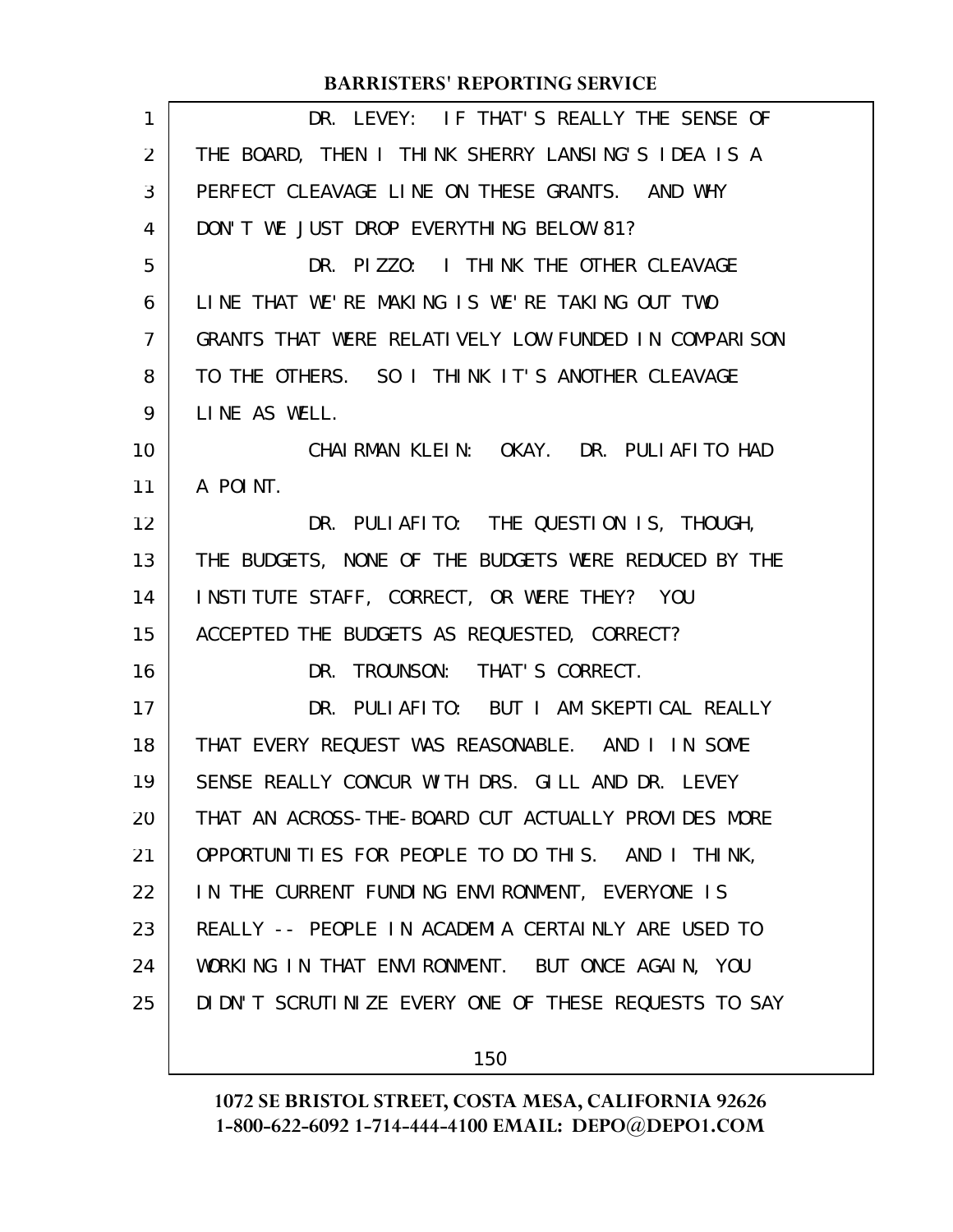DR. LEVEY: IF THAT'S REALLY THE SENSE OF THE BOARD, THEN I THINK SHERRY LANSING'S IDEA IS A PERFECT CLEAVAGE LINE ON THESE GRANTS. AND WHY DON'T WE JUST DROP EVERYTHING BELOW 81?

DR. PIZZO: I THINK THE OTHER CLEAVAGE LINE THAT WE'RE MAKING IS WE'RE TAKING OUT TWO GRANTS THAT WERE RELATIVELY LOW FUNDED IN COMPARISON TO THE OTHERS. SO I THINK IT'S ANOTHER CLEAVAGE LINE AS WELL.

CHAIRMAN KLEIN: OKAY. DR. PULIAFITO HAD A POINT.

DR. PULIAFITO: THE QUESTION IS, THOUGH, THE BUDGETS, NONE OF THE BUDGETS WERE REDUCED BY THE INSTITUTE STAFF, CORRECT, OR WERE THEY? YOU ACCEPTED THE BUDGETS AS REQUESTED, CORRECT?

DR. TROUNSON: THAT'S CORRECT.

DR. PULIAFITO: BUT I AM SKEPTICAL REALLY THAT EVERY REQUEST WAS REASONABLE. AND I IN SOME SENSE REALLY CONCUR WITH DRS. GILL AND DR. LEVEY THAT AN ACROSS-THE-BOARD CUT ACTUALLY PROVIDES MORE OPPORTUNITIES FOR PEOPLE TO DO THIS. AND I THINK, IN THE CURRENT FUNDING ENVIRONMENT, EVERYONE IS REALLY -- PEOPLE IN ACADEMIA CERTAINLY ARE USED TO WORKING IN THAT ENVIRONMENT. BUT ONCE AGAIN, YOU DIDN'T SCRUTINIZE EVERY ONE OF THESE REQUESTS TO SAY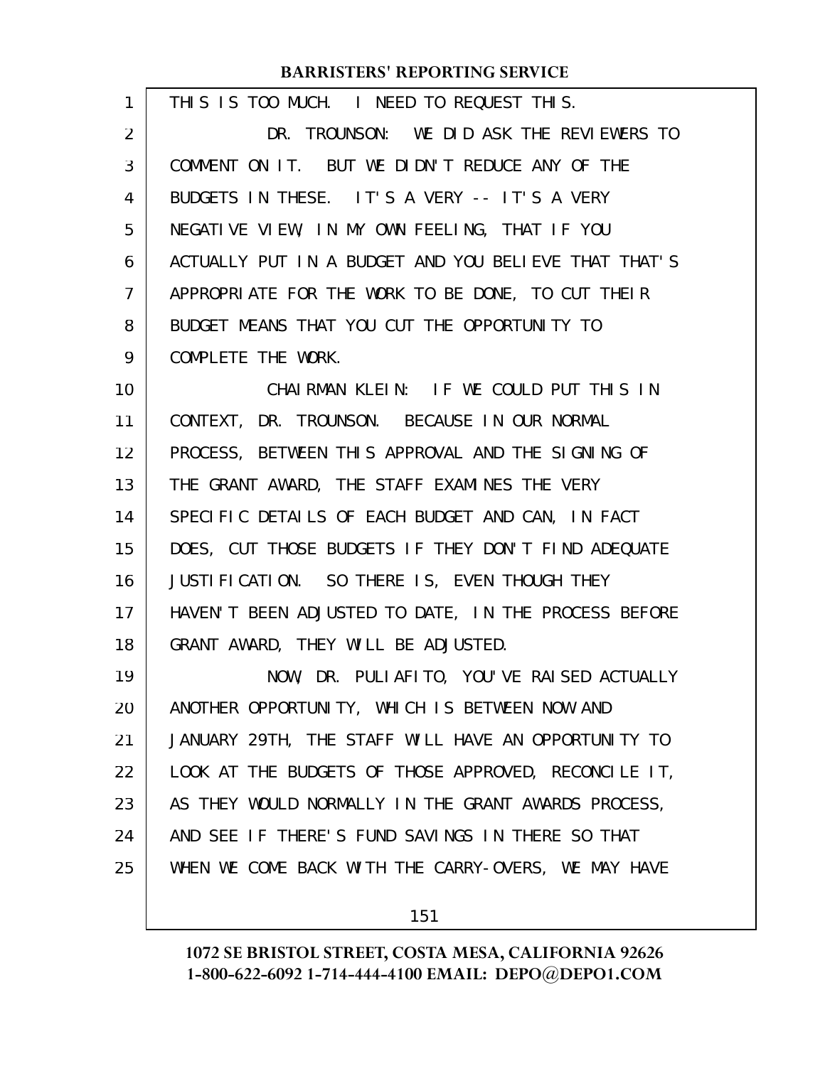THIS IS TOO MUCH. I NEED TO REQUEST THIS.

DR. TROUNSON: WE DID ASK THE REVIEWERS TO COMMENT ON IT. BUT WE DIDN'T REDUCE ANY OF THE BUDGETS IN THESE. IT'S A VERY -- IT'S A VERY NEGATIVE VIEW, IN MY OWN FEELING, THAT IF YOU ACTUALLY PUT IN A BUDGET AND YOU BELIEVE THAT THAT'S APPROPRIATE FOR THE WORK TO BE DONE, TO CUT THEIR BUDGET MEANS THAT YOU CUT THE OPPORTUNITY TO COMPLETE THE WORK.

CHAIRMAN KLEIN: IF WE COULD PUT THIS IN CONTEXT, DR. TROUNSON. BECAUSE IN OUR NORMAL PROCESS, BETWEEN THIS APPROVAL AND THE SIGNING OF THE GRANT AWARD, THE STAFF EXAMINES THE VERY SPECIFIC DETAILS OF EACH BUDGET AND CAN, IN FACT DOES, CUT THOSE BUDGETS IF THEY DON'T FIND ADEQUATE JUSTIFICATION. SO THERE IS, EVEN THOUGH THEY HAVEN'T BEEN ADJUSTED TO DATE, IN THE PROCESS BEFORE GRANT AWARD, THEY WILL BE ADJUSTED.

NOW, DR. PULIAFITO, YOU'VE RAISED ACTUALLY ANOTHER OPPORTUNITY, WHICH IS BETWEEN NOW AND JANUARY 29TH, THE STAFF WILL HAVE AN OPPORTUNITY TO LOOK AT THE BUDGETS OF THOSE APPROVED, RECONCILE IT, AS THEY WOULD NORMALLY IN THE GRANT AWARDS PROCESS, AND SEE IF THERE'S FUND SAVINGS IN THERE SO THAT WHEN WE COME BACK WITH THE CARRY-OVERS, WE MAY HAVE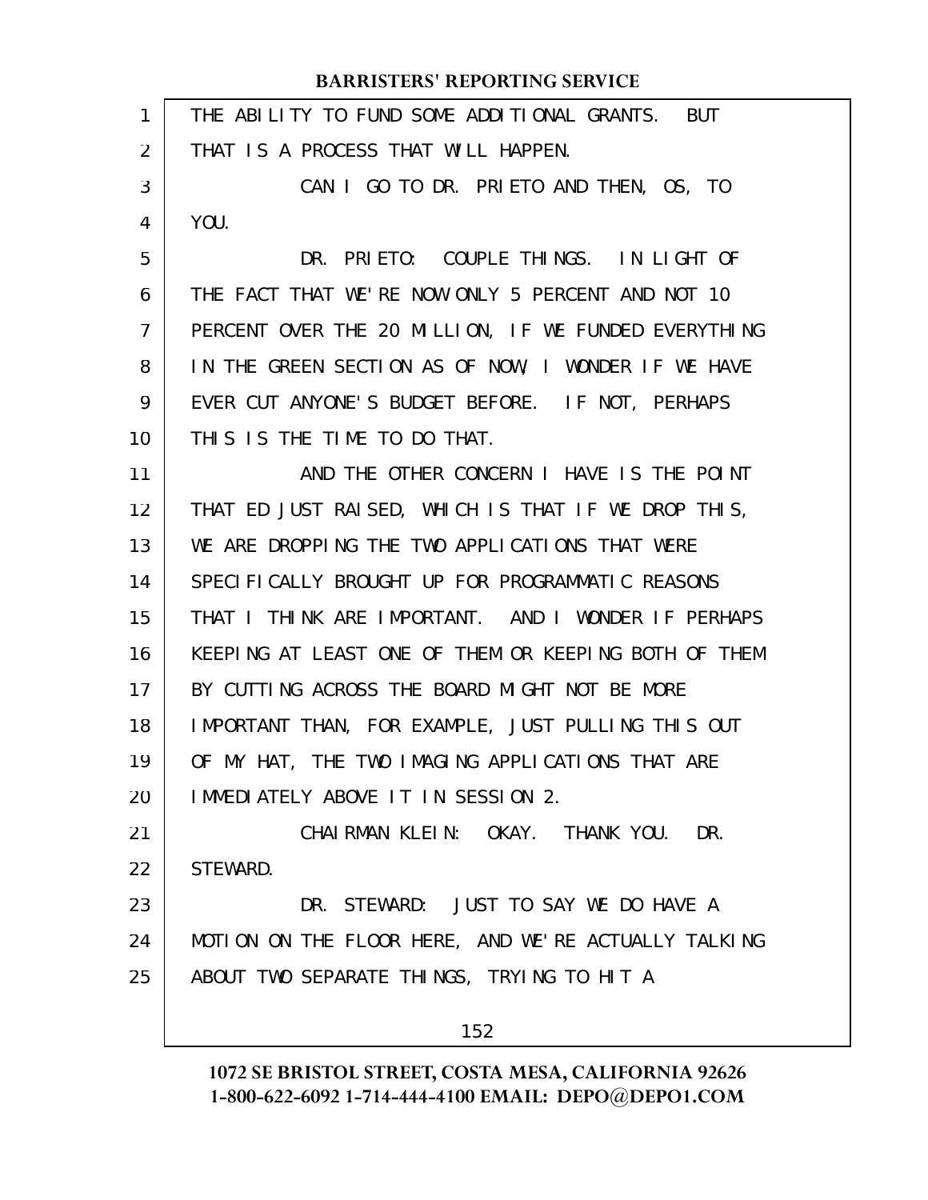THE ABILITY TO FUND SOME ADDITIONAL GRANTS. BUT THAT IS A PROCESS THAT WILL HAPPEN.

CAN I GO TO DR. PRIETO AND THEN, OS, TO YOU.

DR. PRIETO: COUPLE THINGS. IN LIGHT OF THE FACT THAT WE'RE NOW ONLY 5 PERCENT AND NOT 10 PERCENT OVER THE 20 MILLION, IF WE FUNDED EVERYTHING IN THE GREEN SECTION AS OF NOW, I WONDER IF WE HAVE EVER CUT ANYONE'S BUDGET BEFORE. IF NOT, PERHAPS THIS IS THE TIME TO DO THAT.

AND THE OTHER CONCERN I HAVE IS THE POINT THAT ED JUST RAISED, WHICH IS THAT IF WE DROP THIS, WE ARE DROPPING THE TWO APPLICATIONS THAT WERE SPECIFICALLY BROUGHT UP FOR PROGRAMMATIC REASONS THAT I THINK ARE IMPORTANT. AND I WONDER IF PERHAPS KEEPING AT LEAST ONE OF THEM OR KEEPING BOTH OF THEM BY CUTTING ACROSS THE BOARD MIGHT NOT BE MORE IMPORTANT THAN, FOR EXAMPLE, JUST PULLING THIS OUT OF MY HAT, THE TWO IMAGING APPLICATIONS THAT ARE IMMEDIATELY ABOVE IT IN SESSION 2.

CHAIRMAN KLEIN: OKAY. THANK YOU. DR. STEWARD.

DR. STEWARD: JUST TO SAY WE DO HAVE A MOTION ON THE FLOOR HERE, AND WE'RE ACTUALLY TALKING ABOUT TWO SEPARATE THINGS, TRYING TO HIT A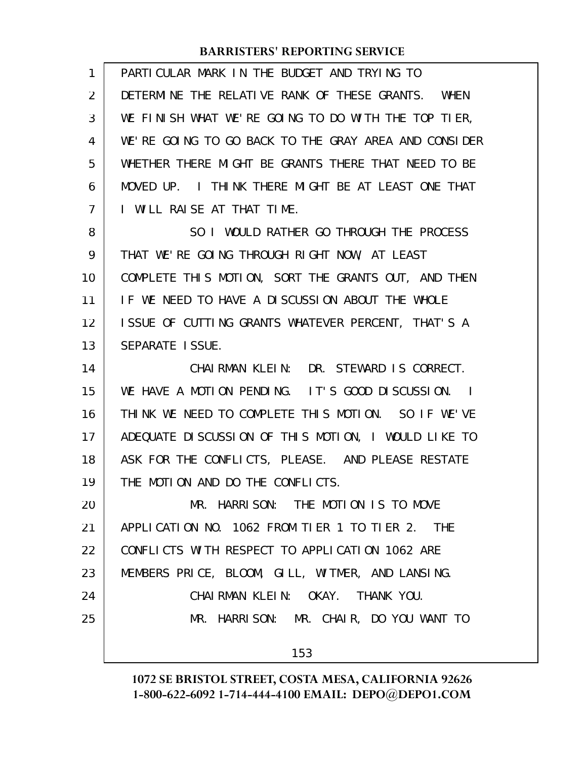PARTICULAR MARK IN THE BUDGET AND TRYING TO DETERMINE THE RELATIVE RANK OF THESE GRANTS. WHEN WE FINISH WHAT WE'RE GOING TO DO WITH THE TOP TIER, WE'RE GOING TO GO BACK TO THE GRAY AREA AND CONSIDER WHETHER THERE MIGHT BE GRANTS THERE THAT NEED TO BE MOVED UP. I THINK THERE MIGHT BE AT LEAST ONE THAT I WILL RAISE AT THAT TIME.

SO I WOULD RATHER GO THROUGH THE PROCESS THAT WE'RE GOING THROUGH RIGHT NOW, AT LEAST COMPLETE THIS MOTION, SORT THE GRANTS OUT, AND THEN IF WE NEED TO HAVE A DISCUSSION ABOUT THE WHOLE ISSUE OF CUTTING GRANTS WHATEVER PERCENT, THAT'S A SEPARATE ISSUE.

CHAIRMAN KLEIN: DR. STEWARD IS CORRECT. WE HAVE A MOTION PENDING. IT'S GOOD DISCUSSION. I THINK WE NEED TO COMPLETE THIS MOTION. SO IF WE'VE ADEQUATE DISCUSSION OF THIS MOTION, I WOULD LIKE TO ASK FOR THE CONFLICTS, PLEASE. AND PLEASE RESTATE THE MOTION AND DO THE CONFLICTS.

MR. HARRISON: THE MOTION IS TO MOVE APPLICATION NO. 1062 FROM TIER 1 TO TIER 2. THE CONFLICTS WITH RESPECT TO APPLICATION 1062 ARE MEMBERS PRICE, BLOOM, GILL, WITMER, AND LANSING.

CHAIRMAN KLEIN: OKAY. THANK YOU.

MR. HARRISON: MR. CHAIR, DO YOU WANT TO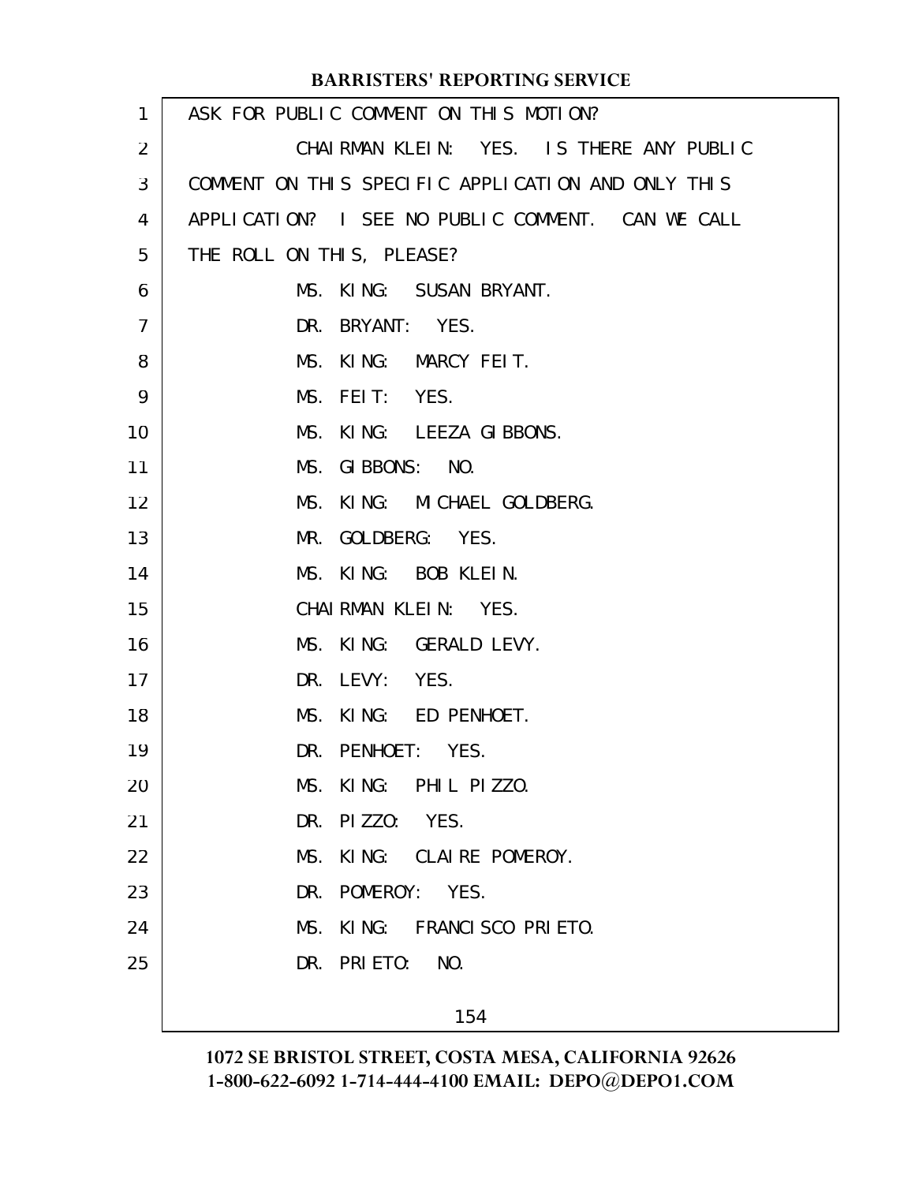ASK FOR PUBLIC COMMENT ON THIS MOTION?

CHAIRMAN KLEIN: YES. IS THERE ANY PUBLIC COMMENT ON THIS SPECIFIC APPLICATION AND ONLY THIS APPLICATION? I SEE NO PUBLIC COMMENT. CAN WE CALL THE ROLL ON THIS, PLEASE?

MS. KING: SUSAN BRYANT.

DR. BRYANT: YES.

MS. KING: MARCY FEIT.

MS. FEIT: YES.

MS. KING: LEEZA GIBBONS.

MS. GIBBONS: NO.

MS. KING: MICHAEL GOLDBERG.

MR. GOLDBERG: YES.

MS. KING: BOB KLEIN.

CHAIRMAN KLEIN: YES.

MS. KING: GERALD LEVY.

DR. LEVY: YES.

MS. KING: ED PENHOET.

DR. PENHOET: YES.

MS. KING: PHIL PIZZO.

DR. PIZZO: YES.

MS. KING: CLAIRE POMEROY.

DR. POMEROY: YES.

MS. KING: FRANCISCO PRIETO.

DR. PRIETO: NO.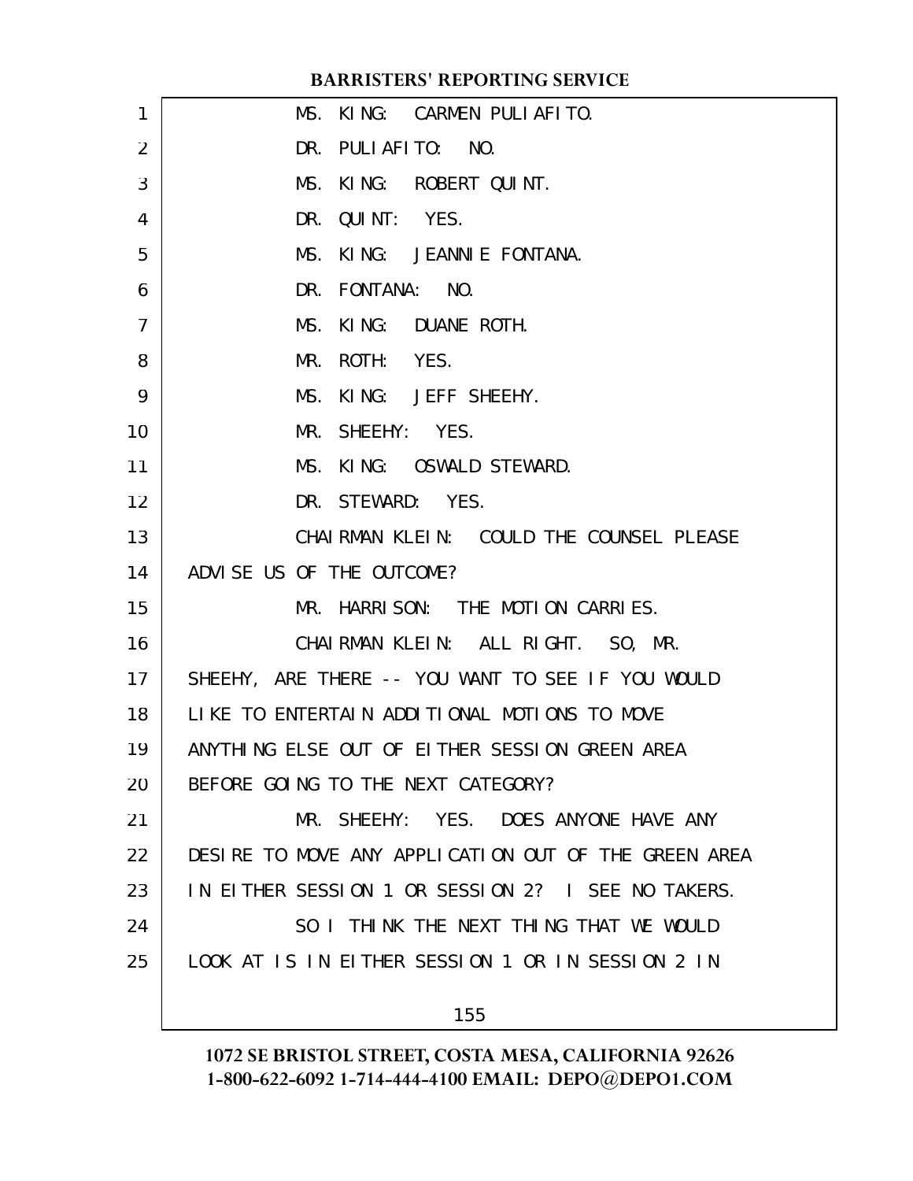MS. KING: CARMEN PULIAFITO.

DR. PULIAFITO: NO.

MS. KING: ROBERT QUINT.

DR. QUINT: YES.

MS. KING: JEANNIE FONTANA.

DR. FONTANA: NO.

MS. KING: DUANE ROTH.

MR. ROTH: YES.

MS. KING: JEFF SHEEHY.

MR. SHEEHY: YES.

MS. KING: OSWALD STEWARD.

DR. STEWARD: YES.

CHAIRMAN KLEIN: COULD THE COUNSEL PLEASE ADVISE US OF THE OUTCOME?

MR. HARRISON: THE MOTION CARRIES.

CHAIRMAN KLEIN: ALL RIGHT. SO, MR. SHEEHY, ARE THERE -- YOU WANT TO SEE IF YOU WOULD LIKE TO ENTERTAIN ADDITIONAL MOTIONS TO MOVE ANYTHING ELSE OUT OF EITHER SESSION GREEN AREA BEFORE GOING TO THE NEXT CATEGORY?

MR. SHEEHY: YES. DOES ANYONE HAVE ANY DESIRE TO MOVE ANY APPLICATION OUT OF THE GREEN AREA IN EITHER SESSION 1 OR SESSION 2? I SEE NO TAKERS.

SO I THINK THE NEXT THING THAT WE WOULD LOOK AT IS IN EITHER SESSION 1 OR IN SESSION 2 IN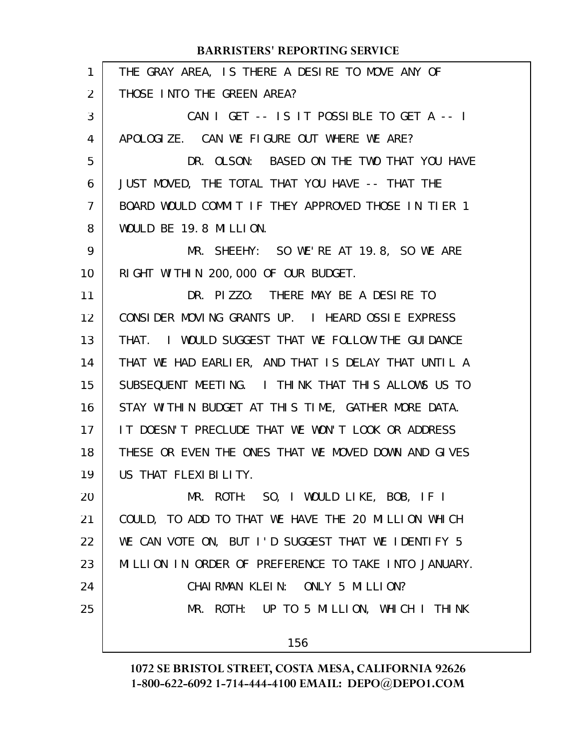THE GRAY AREA, IS THERE A DESIRE TO MOVE ANY OF THOSE INTO THE GREEN AREA?

CAN I GET -- IS IT POSSIBLE TO GET A -- I APOLOGIZE. CAN WE FIGURE OUT WHERE WE ARE?

DR. OLSON: BASED ON THE TWO THAT YOU HAVE JUST MOVED, THE TOTAL THAT YOU HAVE -- THAT THE BOARD WOULD COMMIT IF THEY APPROVED THOSE IN TIER 1 WOULD BE 19.8 MILLION.

MR. SHEEHY: SO WE'RE AT 19.8, SO WE ARE RIGHT WITHIN 200,000 OF OUR BUDGET.

DR. PIZZO: THERE MAY BE A DESIRE TO CONSIDER MOVING GRANTS UP. I HEARD OSSIE EXPRESS THAT. I WOULD SUGGEST THAT WE FOLLOW THE GUIDANCE THAT WE HAD EARLIER, AND THAT IS DELAY THAT UNTIL A SUBSEQUENT MEETING. I THINK THAT THIS ALLOWS US TO STAY WITHIN BUDGET AT THIS TIME, GATHER MORE DATA. IT DOESN'T PRECLUDE THAT WE WON'T LOOK OR ADDRESS THESE OR EVEN THE ONES THAT WE MOVED DOWN AND GIVES US THAT FLEXIBILITY.

MR. ROTH: SO, I WOULD LIKE, BOB, IF I COULD, TO ADD TO THAT WE HAVE THE 20 MILLION WHICH WE CAN VOTE ON, BUT I'D SUGGEST THAT WE IDENTIFY 5 MILLION IN ORDER OF PREFERENCE TO TAKE INTO JANUARY.

CHAIRMAN KLEIN: ONLY 5 MILLION?

MR. ROTH: UP TO 5 MILLION, WHICH I THINK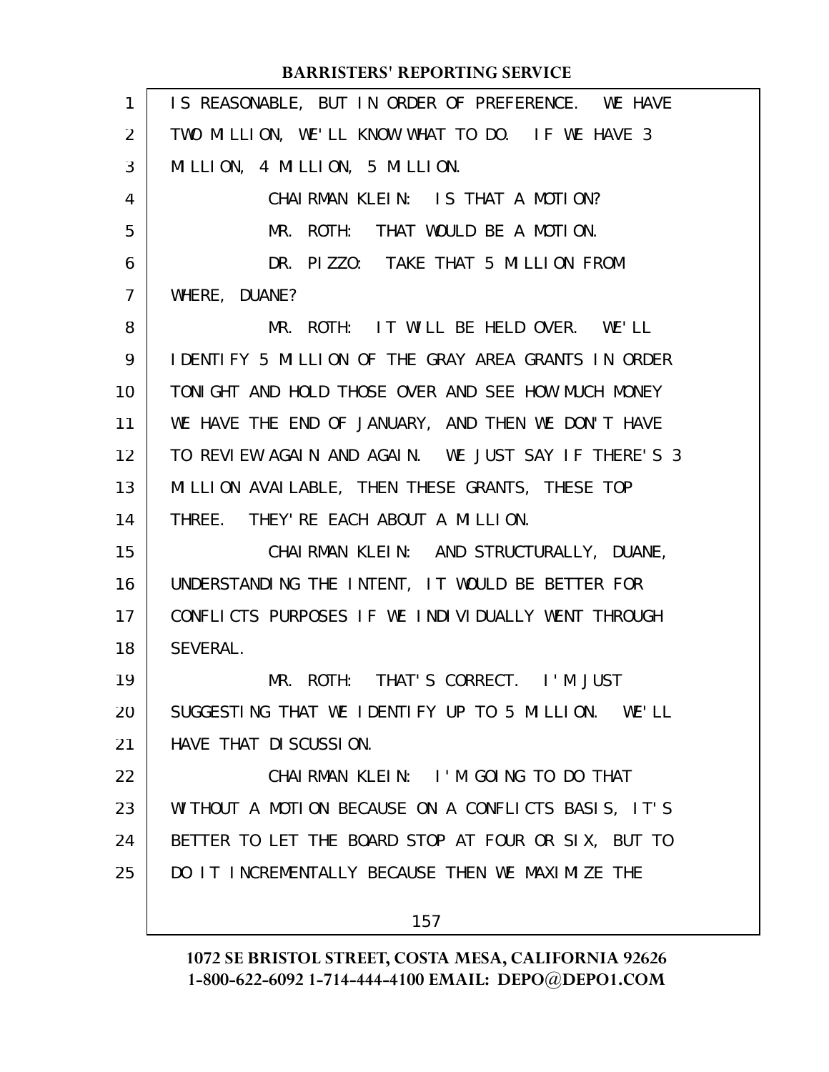IS REASONABLE, BUT IN ORDER OF PREFERENCE. WE HAVE TWO MILLION, WE'LL KNOW WHAT TO DO. IF WE HAVE 3 MILLION, 4 MILLION, 5 MILLION.

CHAIRMAN KLEIN: IS THAT A MOTION?

MR. ROTH: THAT WOULD BE A MOTION.

DR. PIZZO: TAKE THAT 5 MILLION FROM WHERE, DUANE?

MR. ROTH: IT WILL BE HELD OVER. WE'LL IDENTIFY 5 MILLION OF THE GRAY AREA GRANTS IN ORDER TONIGHT AND HOLD THOSE OVER AND SEE HOW MUCH MONEY WE HAVE THE END OF JANUARY, AND THEN WE DON'T HAVE TO REVIEW AGAIN AND AGAIN. WE JUST SAY IF THERE'S 3 MILLION AVAILABLE, THEN THESE GRANTS, THESE TOP THREE. THEY'RE EACH ABOUT A MILLION.

CHAIRMAN KLEIN: AND STRUCTURALLY, DUANE, UNDERSTANDING THE INTENT, IT WOULD BE BETTER FOR CONFLICTS PURPOSES IF WE INDIVIDUALLY WENT THROUGH SEVERAL.

MR. ROTH: THAT'S CORRECT. I'M JUST SUGGESTING THAT WE IDENTIFY UP TO 5 MILLION. WE'LL HAVE THAT DISCUSSION.

CHAIRMAN KLEIN: I'M GOING TO DO THAT WITHOUT A MOTION BECAUSE ON A CONFLICTS BASIS, IT'S BETTER TO LET THE BOARD STOP AT FOUR OR SIX, BUT TO DO IT INCREMENTALLY BECAUSE THEN WE MAXIMIZE THE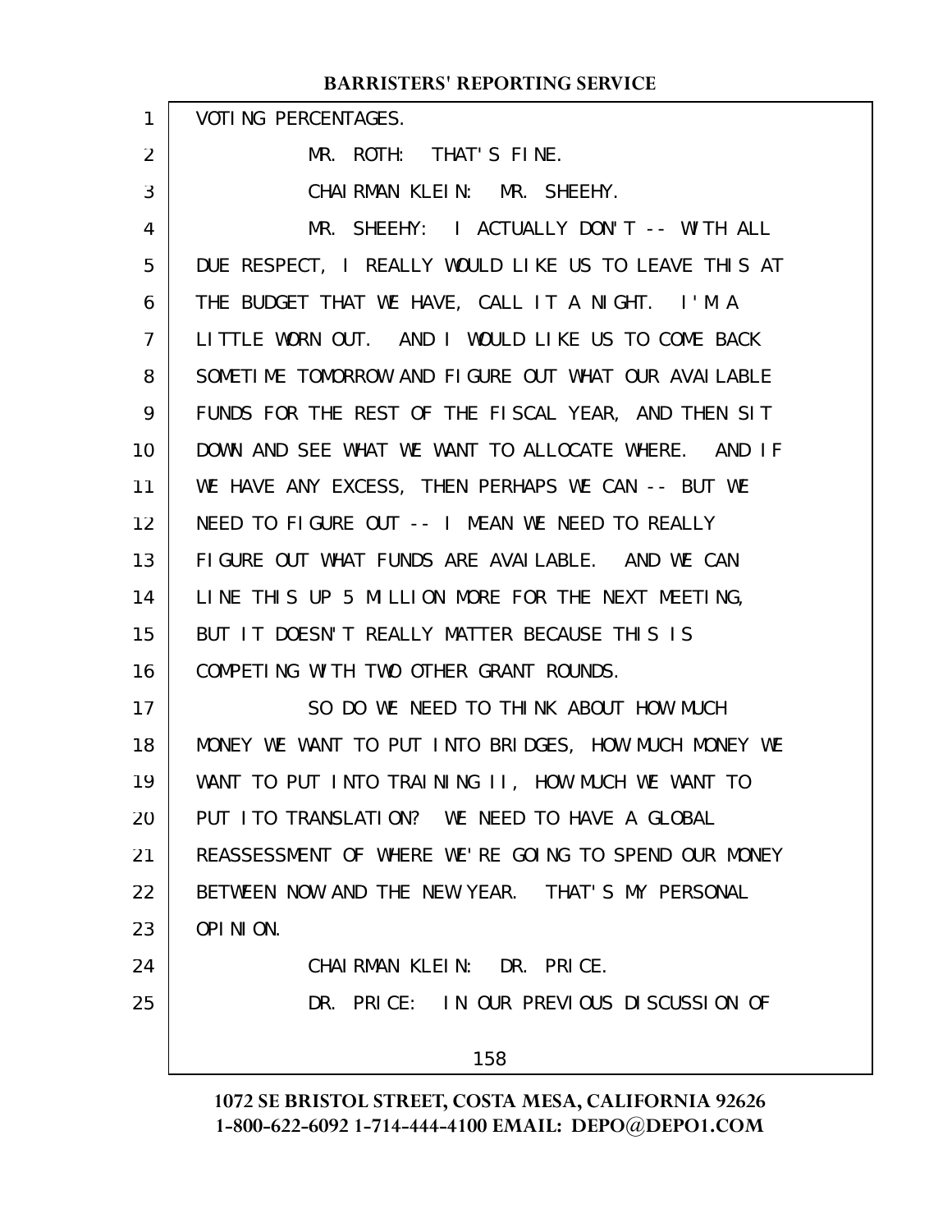VOTING PERCENTAGES.

MR. ROTH: THAT'S FINE.

CHAIRMAN KLEIN: MR. SHEEHY.

MR. SHEEHY: I ACTUALLY DON'T -- WITH ALL DUE RESPECT, I REALLY WOULD LIKE US TO LEAVE THIS AT THE BUDGET THAT WE HAVE, CALL IT A NIGHT. I'M A LITTLE WORN OUT. AND I WOULD LIKE US TO COME BACK SOMETIME TOMORROW AND FIGURE OUT WHAT OUR AVAILABLE FUNDS FOR THE REST OF THE FISCAL YEAR, AND THEN SIT DOWN AND SEE WHAT WE WANT TO ALLOCATE WHERE. AND IF WE HAVE ANY EXCESS, THEN PERHAPS WE CAN -- BUT WE NEED TO FIGURE OUT -- I MEAN WE NEED TO REALLY FIGURE OUT WHAT FUNDS ARE AVAILABLE. AND WE CAN LINE THIS UP 5 MILLION MORE FOR THE NEXT MEETING, BUT IT DOESN'T REALLY MATTER BECAUSE THIS IS COMPETING WITH TWO OTHER GRANT ROUNDS.

SO DO WE NEED TO THINK ABOUT HOW MUCH MONEY WE WANT TO PUT INTO BRIDGES, HOW MUCH MONEY WE WANT TO PUT INTO TRAINING II, HOW MUCH WE WANT TO PUT ITO TRANSLATION? WE NEED TO HAVE A GLOBAL REASSESSMENT OF WHERE WE'RE GOING TO SPEND OUR MONEY BETWEEN NOW AND THE NEW YEAR. THAT'S MY PERSONAL OPINION.

CHAIRMAN KLEIN: DR. PRICE.

DR. PRICE: IN OUR PREVIOUS DISCUSSION OF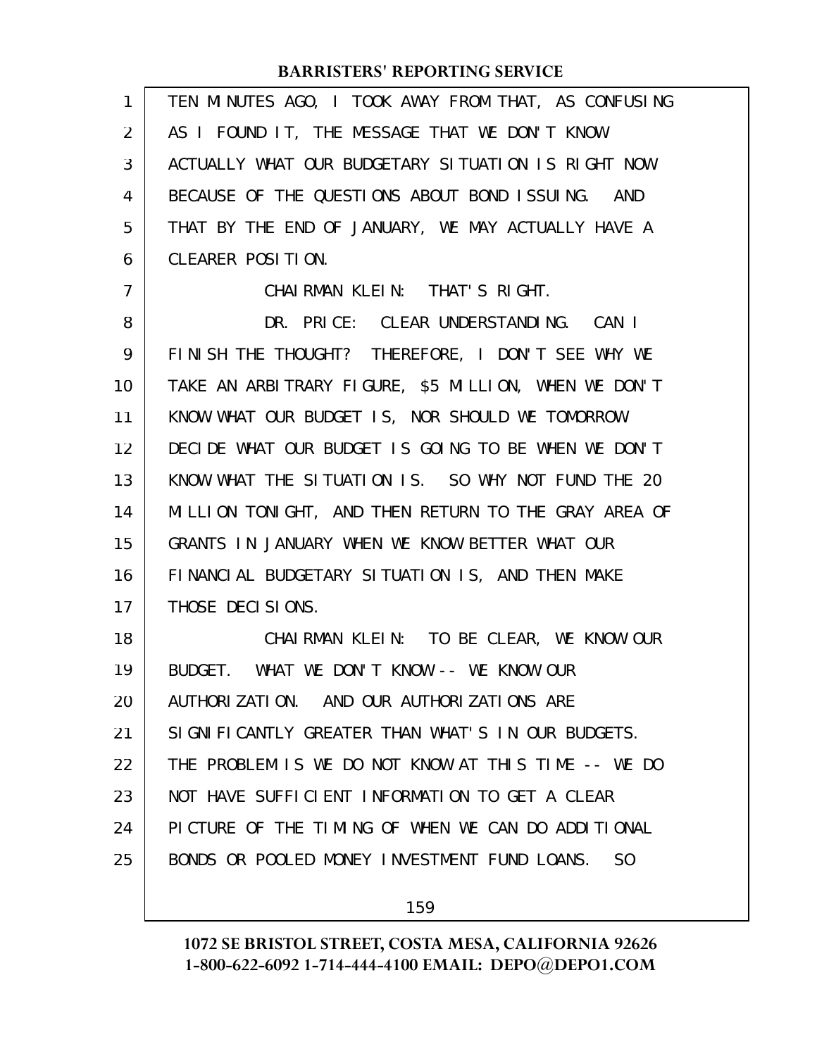TEN MINUTES AGO, I TOOK AWAY FROM THAT, AS CONFUSING AS I FOUND IT, THE MESSAGE THAT WE DON'T KNOW ACTUALLY WHAT OUR BUDGETARY SITUATION IS RIGHT NOW BECAUSE OF THE QUESTIONS ABOUT BOND ISSUING. AND THAT BY THE END OF JANUARY, WE MAY ACTUALLY HAVE A CLEARER POSITION.

CHAIRMAN KLEIN: THAT'S RIGHT.

DR. PRICE: CLEAR UNDERSTANDING. CAN I FINISH THE THOUGHT? THEREFORE, I DON'T SEE WHY WE TAKE AN ARBITRARY FIGURE, $5 MILLION, WHEN WE DON'T KNOW WHAT OUR BUDGET IS, NOR SHOULD WE TOMORROW DECIDE WHAT OUR BUDGET IS GOING TO BE WHEN WE DON'T KNOW WHAT THE SITUATION IS. SO WHY NOT FUND THE 20 MILLION TONIGHT, AND THEN RETURN TO THE GRAY AREA OF GRANTS IN JANUARY WHEN WE KNOW BETTER WHAT OUR FINANCIAL BUDGETARY SITUATION IS, AND THEN MAKE THOSE DECISIONS.

CHAIRMAN KLEIN: TO BE CLEAR, WE KNOW OUR BUDGET. WHAT WE DON'T KNOW -- WE KNOW OUR AUTHORIZATION. AND OUR AUTHORIZATIONS ARE SIGNIFICANTLY GREATER THAN WHAT'S IN OUR BUDGETS. THE PROBLEM IS WE DO NOT KNOW AT THIS TIME -- WE DO NOT HAVE SUFFICIENT INFORMATION TO GET A CLEAR PICTURE OF THE TIMING OF WHEN WE CAN DO ADDITIONAL BONDS OR POOLED MONEY INVESTMENT FUND LOANS. SO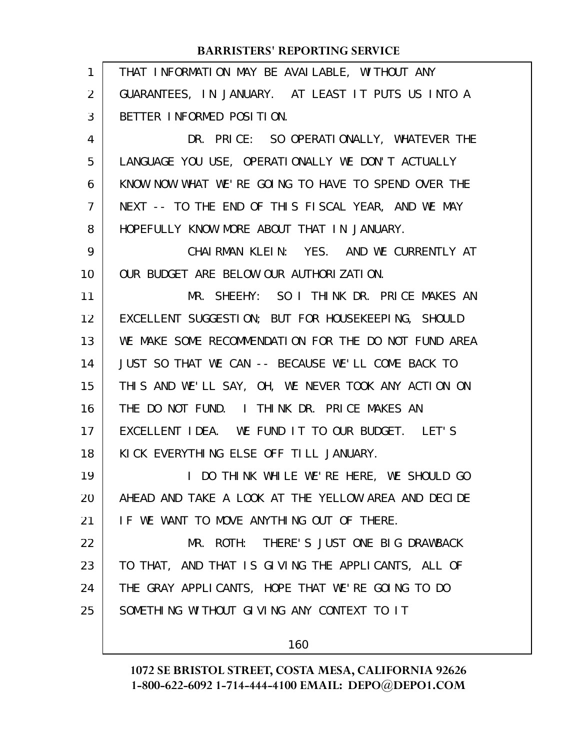THAT INFORMATION MAY BE AVAILABLE, WITHOUT ANY GUARANTEES, IN JANUARY. AT LEAST IT PUTS US INTO A BETTER INFORMED POSITION.

DR. PRICE: SO OPERATIONALLY, WHATEVER THE LANGUAGE YOU USE, OPERATIONALLY WE DON'T ACTUALLY KNOW NOW WHAT WE'RE GOING TO HAVE TO SPEND OVER THE NEXT -- TO THE END OF THIS FISCAL YEAR, AND WE MAY HOPEFULLY KNOW MORE ABOUT THAT IN JANUARY.

CHAIRMAN KLEIN: YES. AND WE CURRENTLY AT OUR BUDGET ARE BELOW OUR AUTHORIZATION.

MR. SHEEHY: SO I THINK DR. PRICE MAKES AN EXCELLENT SUGGESTION; BUT FOR HOUSEKEEPING, SHOULD WE MAKE SOME RECOMMENDATION FOR THE DO NOT FUND AREA JUST SO THAT WE CAN -- BECAUSE WE'LL COME BACK TO THIS AND WE'LL SAY, OH, WE NEVER TOOK ANY ACTION ON THE DO NOT FUND. I THINK DR. PRICE MAKES AN EXCELLENT IDEA. WE FUND IT TO OUR BUDGET. LET'S KICK EVERYTHING ELSE OFF TILL JANUARY.

I DO THINK WHILE WE'RE HERE, WE SHOULD GO AHEAD AND TAKE A LOOK AT THE YELLOW AREA AND DECIDE IF WE WANT TO MOVE ANYTHING OUT OF THERE.

MR. ROTH: THERE'S JUST ONE BIG DRAWBACK TO THAT, AND THAT IS GIVING THE APPLICANTS, ALL OF THE GRAY APPLICANTS, HOPE THAT WE'RE GOING TO DO SOMETHING WITHOUT GIVING ANY CONTEXT TO IT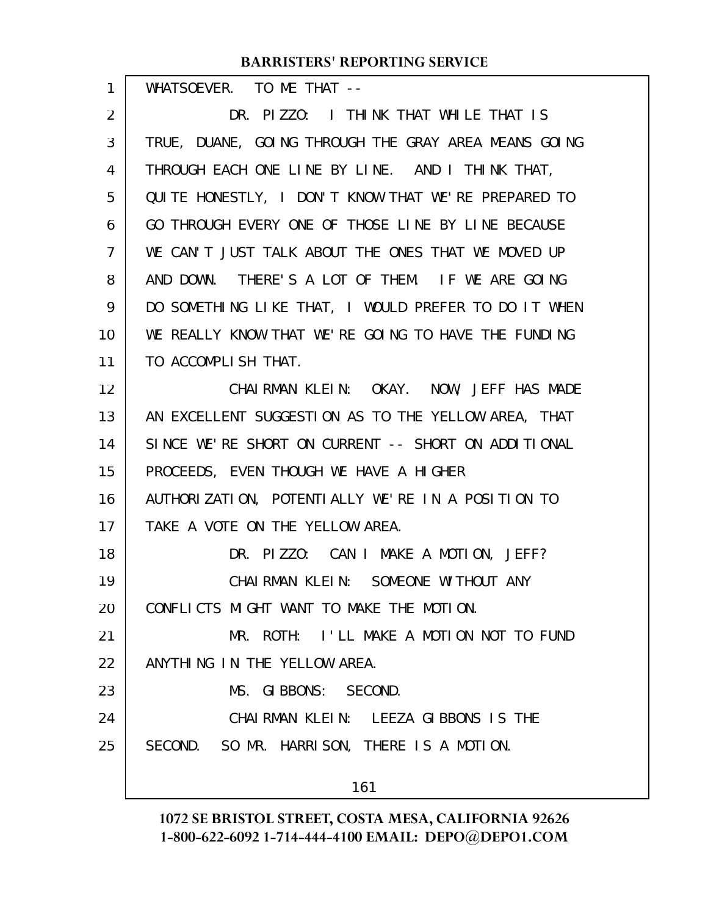WHATSOEVER. TO ME THAT --

DR. PIZZO: I THINK THAT WHILE THAT IS TRUE, DUANE, GOING THROUGH THE GRAY AREA MEANS GOING THROUGH EACH ONE LINE BY LINE. AND I THINK THAT, QUITE HONESTLY, I DON'T KNOW THAT WE'RE PREPARED TO GO THROUGH EVERY ONE OF THOSE LINE BY LINE BECAUSE WE CAN'T JUST TALK ABOUT THE ONES THAT WE MOVED UP AND DOWN. THERE'S A LOT OF THEM. IF WE ARE GOING DO SOMETHING LIKE THAT, I WOULD PREFER TO DO IT WHEN WE REALLY KNOW THAT WE'RE GOING TO HAVE THE FUNDING TO ACCOMPLISH THAT.

CHAIRMAN KLEIN: OKAY. NOW, JEFF HAS MADE AN EXCELLENT SUGGESTION AS TO THE YELLOW AREA, THAT SINCE WE'RE SHORT ON CURRENT -- SHORT ON ADDITIONAL PROCEEDS, EVEN THOUGH WE HAVE A HIGHER AUTHORIZATION, POTENTIALLY WE'RE IN A POSITION TO TAKE A VOTE ON THE YELLOW AREA.

DR. PIZZO: CAN I MAKE A MOTION, JEFF?

CHAIRMAN KLEIN: SOMEONE WITHOUT ANY CONFLICTS MIGHT WANT TO MAKE THE MOTION.

MR. ROTH: I'LL MAKE A MOTION NOT TO FUND ANYTHING IN THE YELLOW AREA.

MS. GIBBONS: SECOND.

CHAIRMAN KLEIN: LEEZA GIBBONS IS THE SECOND. SO MR. HARRISON, THERE IS A MOTION.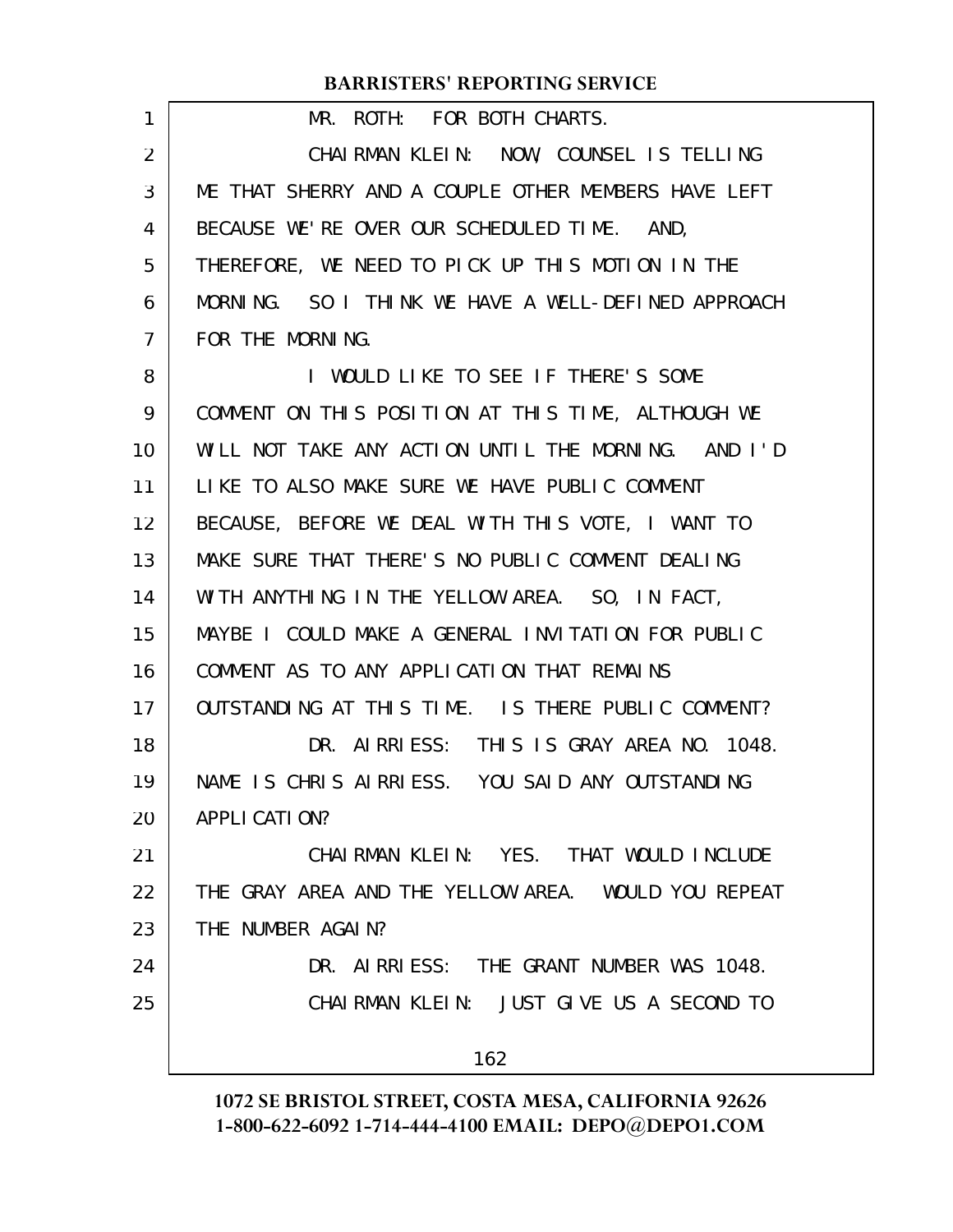MR. ROTH: FOR BOTH CHARTS.

CHAIRMAN KLEIN: NOW, COUNSEL IS TELLING ME THAT SHERRY AND A COUPLE OTHER MEMBERS HAVE LEFT BECAUSE WE'RE OVER OUR SCHEDULED TIME. AND, THEREFORE, WE NEED TO PICK UP THIS MOTION IN THE MORNING. SO I THINK WE HAVE A WELL-DEFINED APPROACH FOR THE MORNING.

I WOULD LIKE TO SEE IF THERE'S SOME COMMENT ON THIS POSITION AT THIS TIME, ALTHOUGH WE WILL NOT TAKE ANY ACTION UNTIL THE MORNING. AND I'D LIKE TO ALSO MAKE SURE WE HAVE PUBLIC COMMENT BECAUSE, BEFORE WE DEAL WITH THIS VOTE, I WANT TO MAKE SURE THAT THERE'S NO PUBLIC COMMENT DEALING WITH ANYTHING IN THE YELLOW AREA. SO, IN FACT, MAYBE I COULD MAKE A GENERAL INVITATION FOR PUBLIC COMMENT AS TO ANY APPLICATION THAT REMAINS OUTSTANDING AT THIS TIME. IS THERE PUBLIC COMMENT?

DR. AIRRIESS: THIS IS GRAY AREA NO. 1048. NAME IS CHRIS AIRRIESS. YOU SAID ANY OUTSTANDING APPLICATION?

CHAIRMAN KLEIN: YES. THAT WOULD INCLUDE THE GRAY AREA AND THE YELLOW AREA. WOULD YOU REPEAT THE NUMBER AGAIN?

DR. AIRRIESS: THE GRANT NUMBER WAS 1048.

CHAIRMAN KLEIN: JUST GIVE US A SECOND TO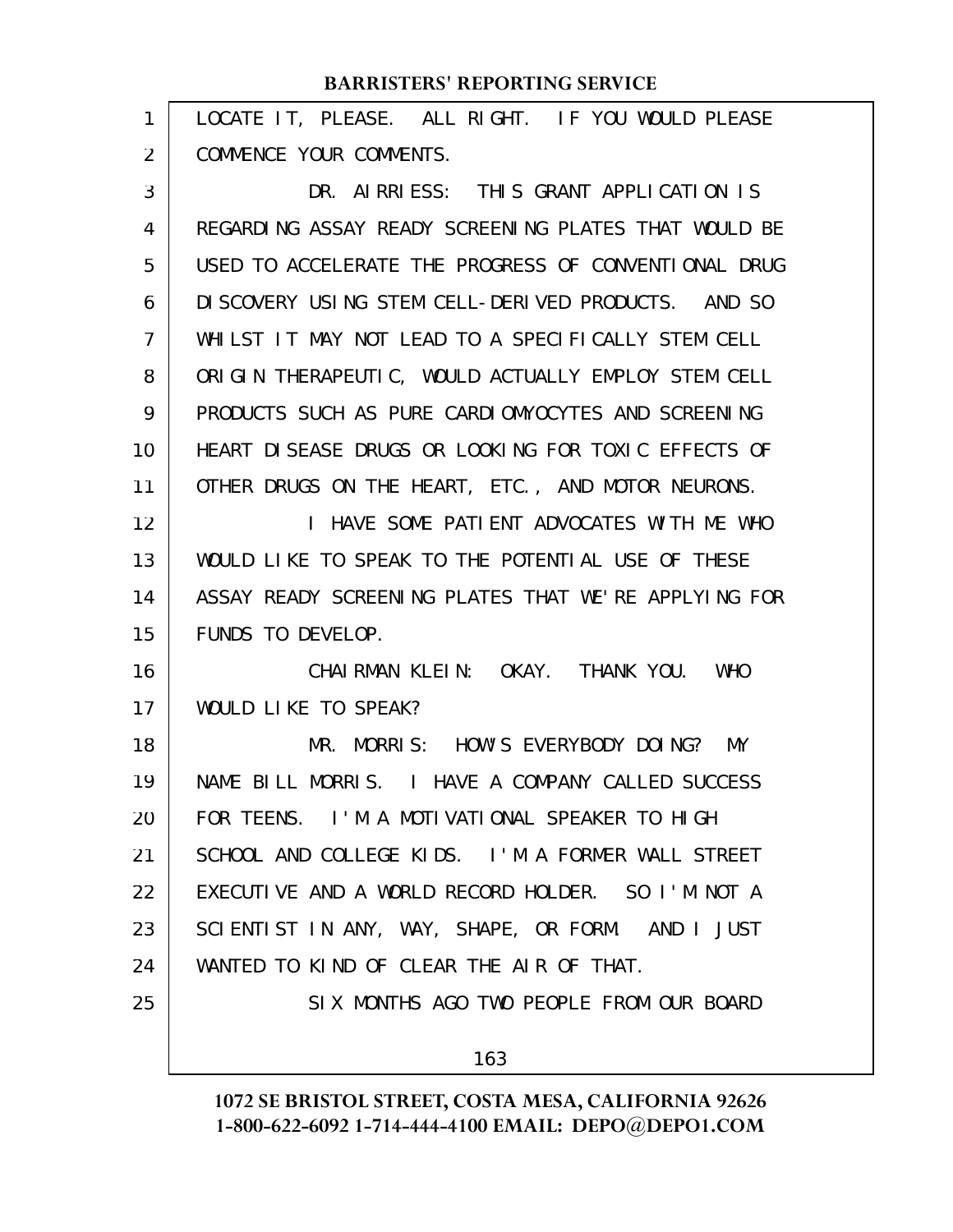LOCATE IT, PLEASE. ALL RIGHT. IF YOU WOULD PLEASE COMMENCE YOUR COMMENTS.

DR. AIRRIESS: THIS GRANT APPLICATION IS REGARDING ASSAY READY SCREENING PLATES THAT WOULD BE USED TO ACCELERATE THE PROGRESS OF CONVENTIONAL DRUG DISCOVERY USING STEM CELL-DERIVED PRODUCTS. AND SO WHILST IT MAY NOT LEAD TO A SPECIFICALLY STEM CELL ORIGIN THERAPEUTIC, WOULD ACTUALLY EMPLOY STEM CELL PRODUCTS SUCH AS PURE CARDIOMYOCYTES AND SCREENING HEART DISEASE DRUGS OR LOOKING FOR TOXIC EFFECTS OF OTHER DRUGS ON THE HEART, ETC., AND MOTOR NEURONS.

I HAVE SOME PATIENT ADVOCATES WITH ME WHO WOULD LIKE TO SPEAK TO THE POTENTIAL USE OF THESE ASSAY READY SCREENING PLATES THAT WE'RE APPLYING FOR FUNDS TO DEVELOP.

CHAIRMAN KLEIN: OKAY. THANK YOU. WHO WOULD LIKE TO SPEAK?

MR. MORRIS: HOW'S EVERYBODY DOING? MY NAME BILL MORRIS. I HAVE A COMPANY CALLED SUCCESS FOR TEENS. I'M A MOTIVATIONAL SPEAKER TO HIGH SCHOOL AND COLLEGE KIDS. I'M A FORMER WALL STREET EXECUTIVE AND A WORLD RECORD HOLDER. SO I'M NOT A SCIENTIST IN ANY, WAY, SHAPE, OR FORM. AND I JUST WANTED TO KIND OF CLEAR THE AIR OF THAT.

SIX MONTHS AGO TWO PEOPLE FROM OUR BOARD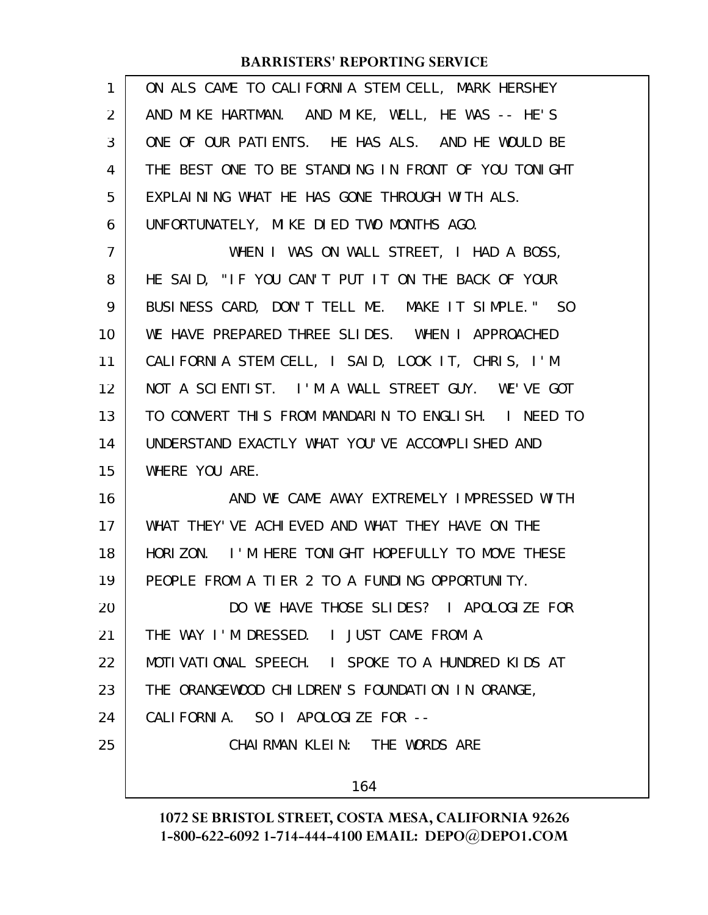ON ALS CAME TO CALIFORNIA STEM CELL, MARK HERSHEY AND MIKE HARTMAN. AND MIKE, WELL, HE WAS -- HE'S ONE OF OUR PATIENTS. HE HAS ALS. AND HE WOULD BE THE BEST ONE TO BE STANDING IN FRONT OF YOU TONIGHT EXPLAINING WHAT HE HAS GONE THROUGH WITH ALS. UNFORTUNATELY, MIKE DIED TWO MONTHS AGO.

WHEN I WAS ON WALL STREET, I HAD A BOSS, HE SAID, "IF YOU CAN'T PUT IT ON THE BACK OF YOUR BUSINESS CARD, DON'T TELL ME. MAKE IT SIMPLE." SO WE HAVE PREPARED THREE SLIDES. WHEN I APPROACHED CALIFORNIA STEM CELL, I SAID, LOOK IT, CHRIS, I'M NOT A SCIENTIST. I'M A WALL STREET GUY. WE'VE GOT TO CONVERT THIS FROM MANDARIN TO ENGLISH. I NEED TO UNDERSTAND EXACTLY WHAT YOU'VE ACCOMPLISHED AND WHERE YOU ARE.

AND WE CAME AWAY EXTREMELY IMPRESSED WITH WHAT THEY'VE ACHIEVED AND WHAT THEY HAVE ON THE HORIZON. I'M HERE TONIGHT HOPEFULLY TO MOVE THESE PEOPLE FROM A TIER 2 TO A FUNDING OPPORTUNITY.

DO WE HAVE THOSE SLIDES? I APOLOGIZE FOR THE WAY I'M DRESSED. I JUST CAME FROM A MOTIVATIONAL SPEECH. I SPOKE TO A HUNDRED KIDS AT THE ORANGEWOOD CHILDREN'S FOUNDATION IN ORANGE, CALIFORNIA. SO I APOLOGIZE FOR --

CHAIRMAN KLEIN: THE WORDS ARE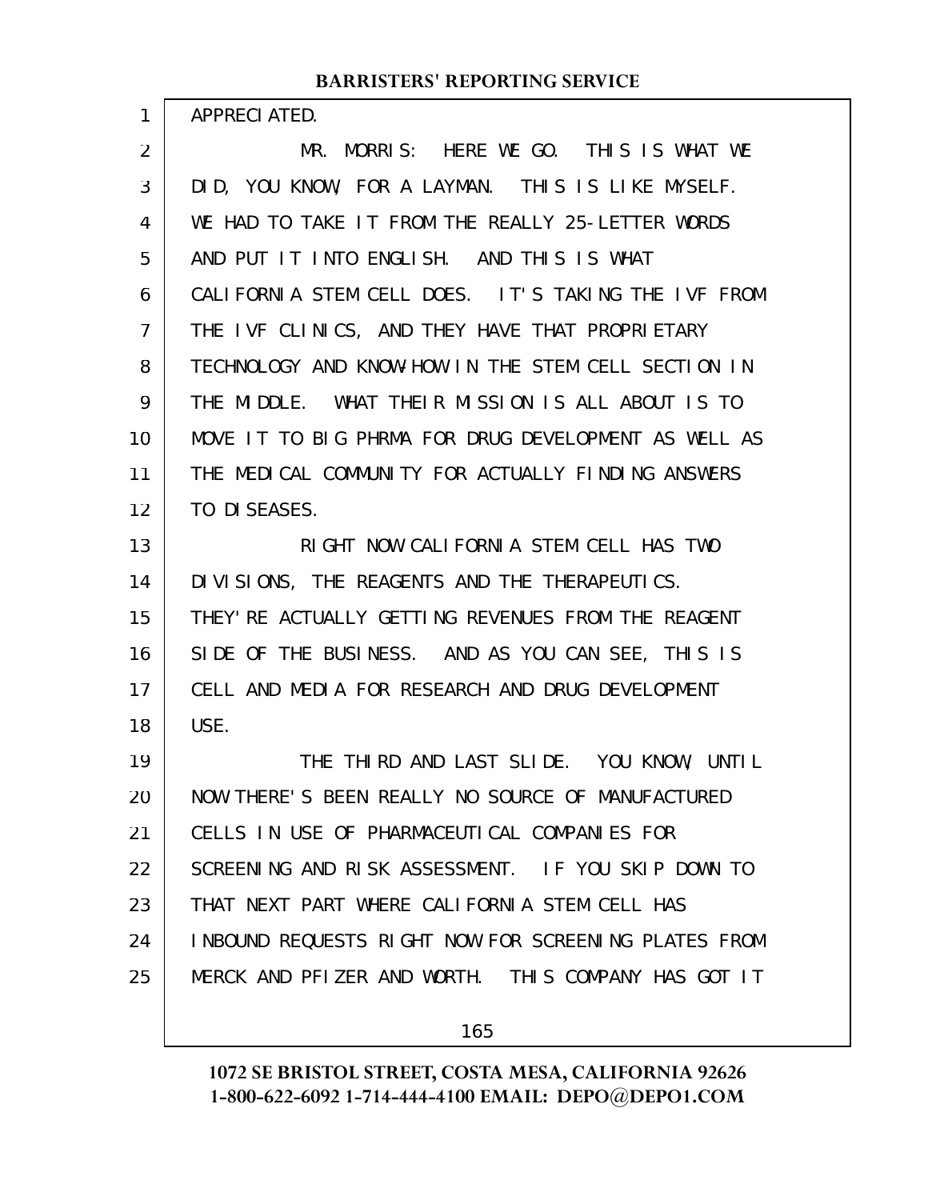APPRECIATED.

MR. MORRIS: HERE WE GO. THIS IS WHAT WE DID, YOU KNOW, FOR A LAYMAN. THIS IS LIKE MYSELF. WE HAD TO TAKE IT FROM THE REALLY 25-LETTER WORDS AND PUT IT INTO ENGLISH. AND THIS IS WHAT CALIFORNIA STEM CELL DOES. IT'S TAKING THE IVF FROM THE IVF CLINICS, AND THEY HAVE THAT PROPRIETARY TECHNOLOGY AND KNOW-HOW IN THE STEM CELL SECTION IN THE MIDDLE. WHAT THEIR MISSION IS ALL ABOUT IS TO MOVE IT TO BIG PHRMA FOR DRUG DEVELOPMENT AS WELL AS THE MEDICAL COMMUNITY FOR ACTUALLY FINDING ANSWERS TO DISEASES.

RIGHT NOW CALIFORNIA STEM CELL HAS TWO DIVISIONS, THE REAGENTS AND THE THERAPEUTICS. THEY'RE ACTUALLY GETTING REVENUES FROM THE REAGENT SIDE OF THE BUSINESS. AND AS YOU CAN SEE, THIS IS CELL AND MEDIA FOR RESEARCH AND DRUG DEVELOPMENT USE.

THE THIRD AND LAST SLIDE. YOU KNOW, UNTIL NOW THERE'S BEEN REALLY NO SOURCE OF MANUFACTURED CELLS IN USE OF PHARMACEUTICAL COMPANIES FOR SCREENING AND RISK ASSESSMENT. IF YOU SKIP DOWN TO THAT NEXT PART WHERE CALIFORNIA STEM CELL HAS INBOUND REQUESTS RIGHT NOW FOR SCREENING PLATES FROM MERCK AND PFIZER AND WORTH. THIS COMPANY HAS GOT IT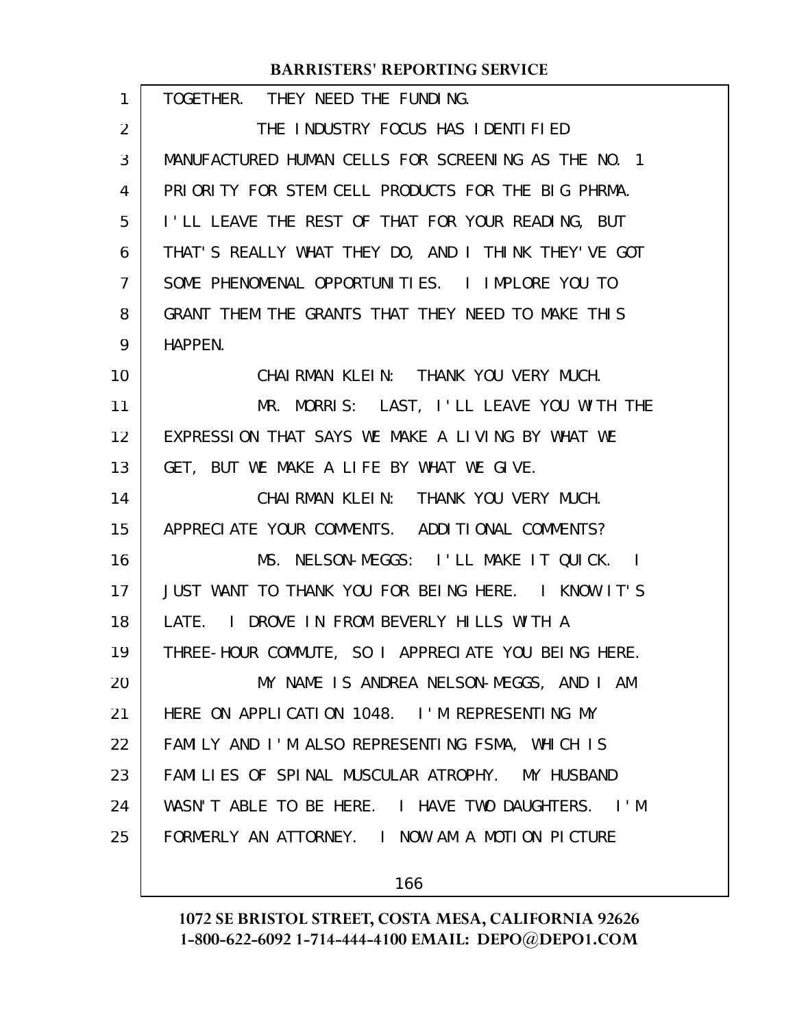TOGETHER. THEY NEED THE FUNDING.

THE INDUSTRY FOCUS HAS IDENTIFIED MANUFACTURED HUMAN CELLS FOR SCREENING AS THE NO. 1 PRIORITY FOR STEM CELL PRODUCTS FOR THE BIG PHRMA. I'LL LEAVE THE REST OF THAT FOR YOUR READING, BUT THAT'S REALLY WHAT THEY DO, AND I THINK THEY'VE GOT SOME PHENOMENAL OPPORTUNITIES. I IMPLORE YOU TO GRANT THEM THE GRANTS THAT THEY NEED TO MAKE THIS HAPPEN.

CHAIRMAN KLEIN: THANK YOU VERY MUCH.

MR. MORRIS: LAST, I'LL LEAVE YOU WITH THE EXPRESSION THAT SAYS WE MAKE A LIVING BY WHAT WE GET, BUT WE MAKE A LIFE BY WHAT WE GIVE.

CHAIRMAN KLEIN: THANK YOU VERY MUCH. APPRECIATE YOUR COMMENTS. ADDITIONAL COMMENTS?

MS. NELSON-MEGGS: I'LL MAKE IT QUICK. I JUST WANT TO THANK YOU FOR BEING HERE. I KNOW IT'S LATE. I DROVE IN FROM BEVERLY HILLS WITH A THREE-HOUR COMMUTE, SO I APPRECIATE YOU BEING HERE.

MY NAME IS ANDREA NELSON-MEGGS, AND I AM HERE ON APPLICATION 1048. I'M REPRESENTING MY FAMILY AND I'M ALSO REPRESENTING FSMA, WHICH IS FAMILIES OF SPINAL MUSCULAR ATROPHY. MY HUSBAND WASN'T ABLE TO BE HERE. I HAVE TWO DAUGHTERS. I'M FORMERLY AN ATTORNEY. I NOW AM A MOTION PICTURE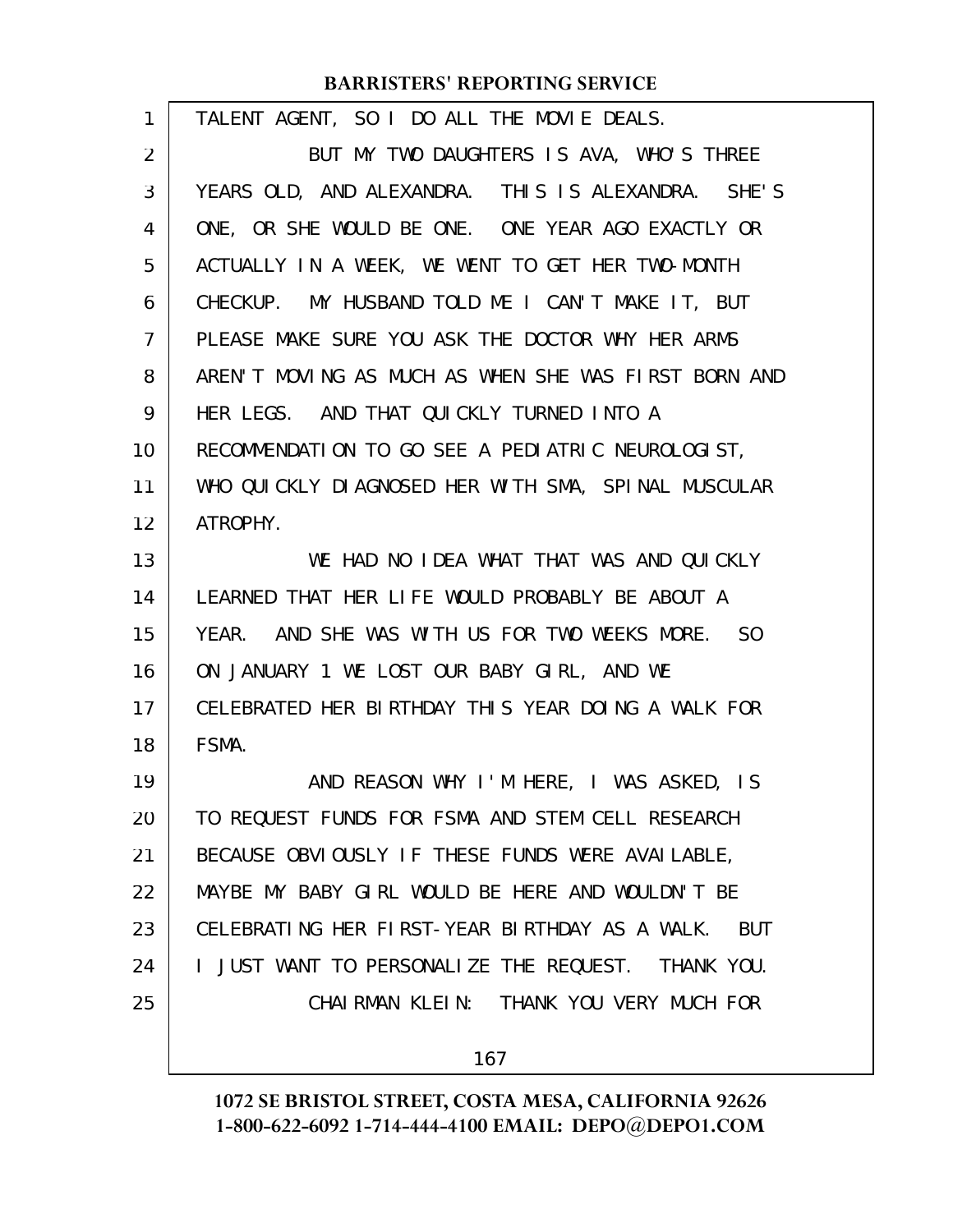TALENT AGENT, SO I DO ALL THE MOVIE DEALS.

BUT MY TWO DAUGHTERS IS AVA, WHO'S THREE YEARS OLD, AND ALEXANDRA. THIS IS ALEXANDRA. SHE'S ONE, OR SHE WOULD BE ONE. ONE YEAR AGO EXACTLY OR ACTUALLY IN A WEEK, WE WENT TO GET HER TWO-MONTH CHECKUP. MY HUSBAND TOLD ME I CAN'T MAKE IT, BUT PLEASE MAKE SURE YOU ASK THE DOCTOR WHY HER ARMS AREN'T MOVING AS MUCH AS WHEN SHE WAS FIRST BORN AND HER LEGS. AND THAT QUICKLY TURNED INTO A RECOMMENDATION TO GO SEE A PEDIATRIC NEUROLOGIST, WHO QUICKLY DIAGNOSED HER WITH SMA, SPINAL MUSCULAR ATROPHY.

WE HAD NO IDEA WHAT THAT WAS AND QUICKLY LEARNED THAT HER LIFE WOULD PROBABLY BE ABOUT A YEAR. AND SHE WAS WITH US FOR TWO WEEKS MORE. SO ON JANUARY 1 WE LOST OUR BABY GIRL, AND WE CELEBRATED HER BIRTHDAY THIS YEAR DOING A WALK FOR FSMA.

AND REASON WHY I'M HERE, I WAS ASKED, IS TO REQUEST FUNDS FOR FSMA AND STEM CELL RESEARCH BECAUSE OBVIOUSLY IF THESE FUNDS WERE AVAILABLE, MAYBE MY BABY GIRL WOULD BE HERE AND WOULDN'T BE CELEBRATING HER FIRST-YEAR BIRTHDAY AS A WALK. BUT I JUST WANT TO PERSONALIZE THE REQUEST. THANK YOU.

CHAIRMAN KLEIN: THANK YOU VERY MUCH FOR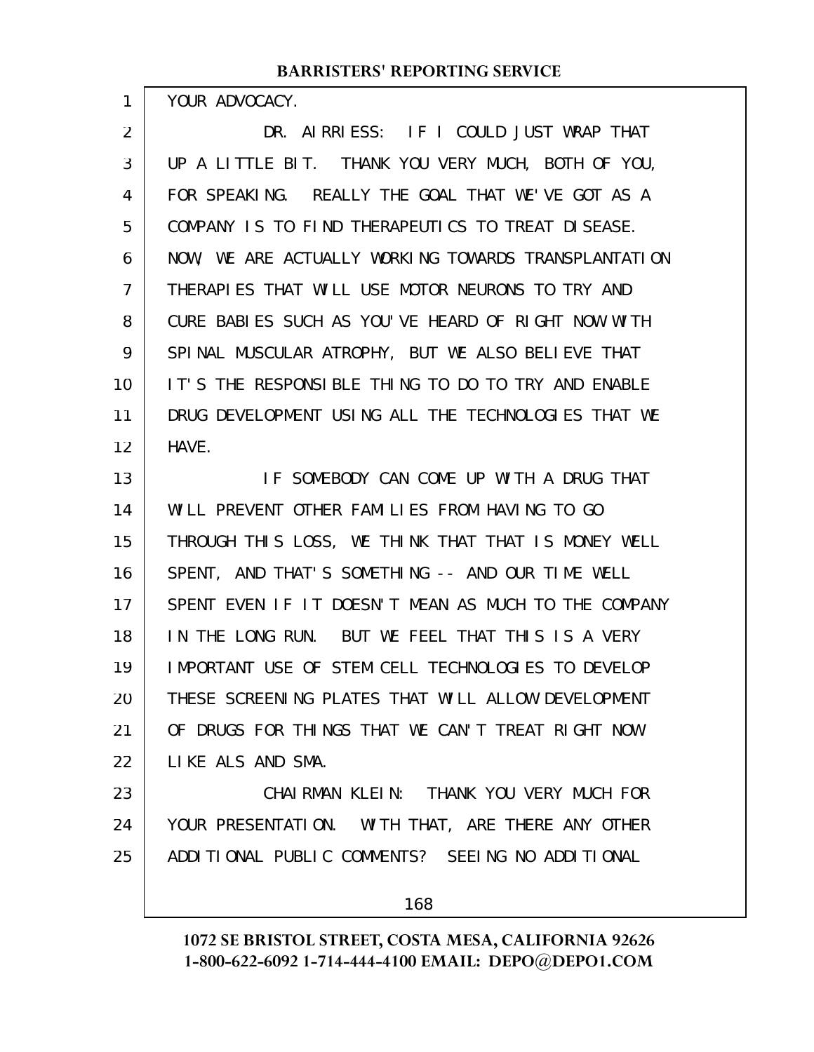YOUR ADVOCACY.

DR. AIRRIESS: IF I COULD JUST WRAP THAT UP A LITTLE BIT. THANK YOU VERY MUCH, BOTH OF YOU, FOR SPEAKING. REALLY THE GOAL THAT WE'VE GOT AS A COMPANY IS TO FIND THERAPEUTICS TO TREAT DISEASE. NOW, WE ARE ACTUALLY WORKING TOWARDS TRANSPLANTATION THERAPIES THAT WILL USE MOTOR NEURONS TO TRY AND CURE BABIES SUCH AS YOU'VE HEARD OF RIGHT NOW WITH SPINAL MUSCULAR ATROPHY, BUT WE ALSO BELIEVE THAT IT'S THE RESPONSIBLE THING TO DO TO TRY AND ENABLE DRUG DEVELOPMENT USING ALL THE TECHNOLOGIES THAT WE HAVE.

IF SOMEBODY CAN COME UP WITH A DRUG THAT WILL PREVENT OTHER FAMILIES FROM HAVING TO GO THROUGH THIS LOSS, WE THINK THAT THAT IS MONEY WELL SPENT, AND THAT'S SOMETHING -- AND OUR TIME WELL SPENT EVEN IF IT DOESN'T MEAN AS MUCH TO THE COMPANY IN THE LONG RUN. BUT WE FEEL THAT THIS IS A VERY IMPORTANT USE OF STEM CELL TECHNOLOGIES TO DEVELOP THESE SCREENING PLATES THAT WILL ALLOW DEVELOPMENT OF DRUGS FOR THINGS THAT WE CAN'T TREAT RIGHT NOW LIKE ALS AND SMA.

CHAIRMAN KLEIN: THANK YOU VERY MUCH FOR YOUR PRESENTATION. WITH THAT, ARE THERE ANY OTHER ADDITIONAL PUBLIC COMMENTS? SEEING NO ADDITIONAL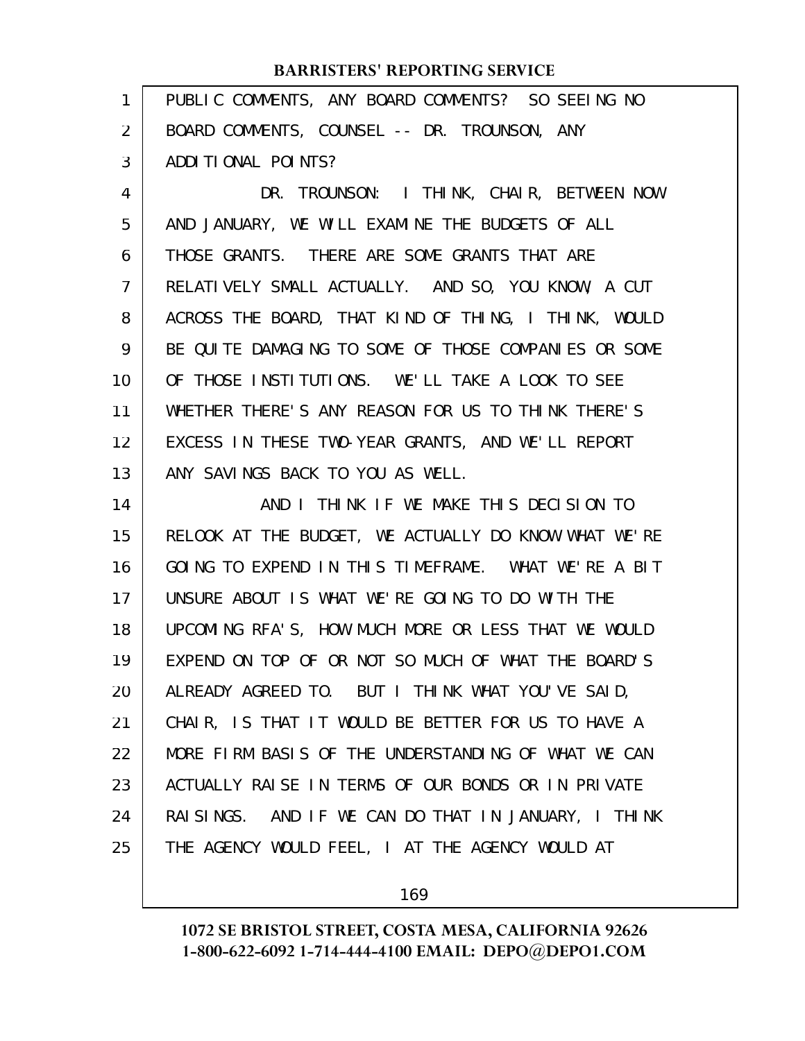PUBLIC COMMENTS, ANY BOARD COMMENTS? SO SEEING NO BOARD COMMENTS, COUNSEL -- DR. TROUNSON, ANY ADDITIONAL POINTS?

DR. TROUNSON: I THINK, CHAIR, BETWEEN NOW AND JANUARY, WE WILL EXAMINE THE BUDGETS OF ALL THOSE GRANTS. THERE ARE SOME GRANTS THAT ARE RELATIVELY SMALL ACTUALLY. AND SO, YOU KNOW, A CUT ACROSS THE BOARD, THAT KIND OF THING, I THINK, WOULD BE QUITE DAMAGING TO SOME OF THOSE COMPANIES OR SOME OF THOSE INSTITUTIONS. WE'LL TAKE A LOOK TO SEE WHETHER THERE'S ANY REASON FOR US TO THINK THERE'S EXCESS IN THESE TWO-YEAR GRANTS, AND WE'LL REPORT ANY SAVINGS BACK TO YOU AS WELL.

AND I THINK IF WE MAKE THIS DECISION TO RELOOK AT THE BUDGET, WE ACTUALLY DO KNOW WHAT WE'RE GOING TO EXPEND IN THIS TIMEFRAME. WHAT WE'RE A BIT UNSURE ABOUT IS WHAT WE'RE GOING TO DO WITH THE UPCOMING RFA'S, HOW MUCH MORE OR LESS THAT WE WOULD EXPEND ON TOP OF OR NOT SO MUCH OF WHAT THE BOARD'S ALREADY AGREED TO. BUT I THINK WHAT YOU'VE SAID, CHAIR, IS THAT IT WOULD BE BETTER FOR US TO HAVE A MORE FIRM BASIS OF THE UNDERSTANDING OF WHAT WE CAN ACTUALLY RAISE IN TERMS OF OUR BONDS OR IN PRIVATE RAISINGS. AND IF WE CAN DO THAT IN JANUARY, I THINK THE AGENCY WOULD FEEL, I AT THE AGENCY WOULD AT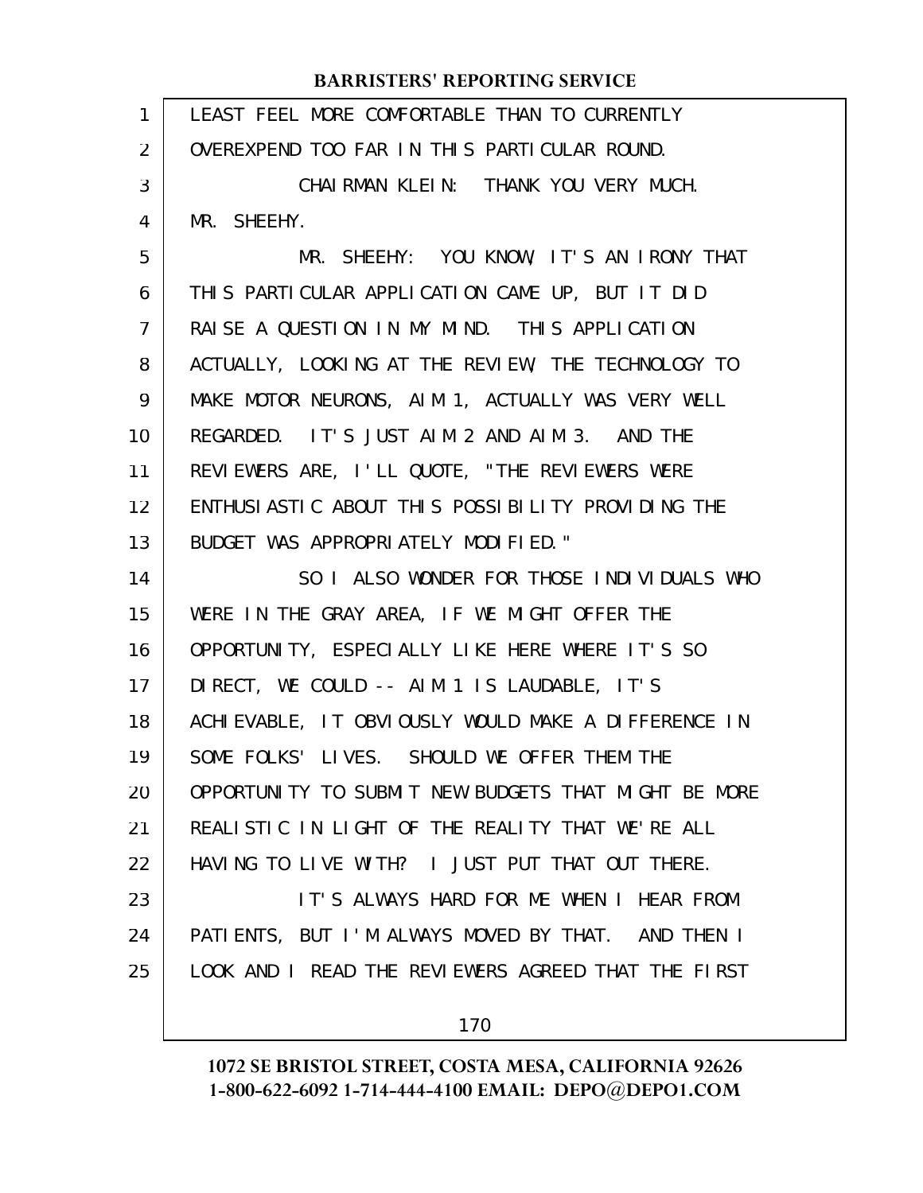LEAST FEEL MORE COMFORTABLE THAN TO CURRENTLY OVEREXPEND TOO FAR IN THIS PARTICULAR ROUND.

CHAIRMAN KLEIN: THANK YOU VERY MUCH. MR. SHEEHY.

MR. SHEEHY: YOU KNOW, IT'S AN IRONY THAT THIS PARTICULAR APPLICATION CAME UP, BUT IT DID RAISE A QUESTION IN MY MIND. THIS APPLICATION ACTUALLY, LOOKING AT THE REVIEW, THE TECHNOLOGY TO MAKE MOTOR NEURONS, AIM 1, ACTUALLY WAS VERY WELL REGARDED. IT'S JUST AIM 2 AND AIM 3. AND THE REVIEWERS ARE, I'LL QUOTE, "THE REVIEWERS WERE ENTHUSIASTIC ABOUT THIS POSSIBILITY PROVIDING THE BUDGET WAS APPROPRIATELY MODIFIED."

SO I ALSO WONDER FOR THOSE INDIVIDUALS WHO WERE IN THE GRAY AREA, IF WE MIGHT OFFER THE OPPORTUNITY, ESPECIALLY LIKE HERE WHERE IT'S SO DIRECT, WE COULD -- AIM 1 IS LAUDABLE, IT'S ACHIEVABLE, IT OBVIOUSLY WOULD MAKE A DIFFERENCE IN SOME FOLKS' LIVES. SHOULD WE OFFER THEM THE OPPORTUNITY TO SUBMIT NEW BUDGETS THAT MIGHT BE MORE REALISTIC IN LIGHT OF THE REALITY THAT WE'RE ALL HAVING TO LIVE WITH? I JUST PUT THAT OUT THERE.

IT'S ALWAYS HARD FOR ME WHEN I HEAR FROM PATIENTS, BUT I'M ALWAYS MOVED BY THAT. AND THEN I LOOK AND I READ THE REVIEWERS AGREED THAT THE FIRST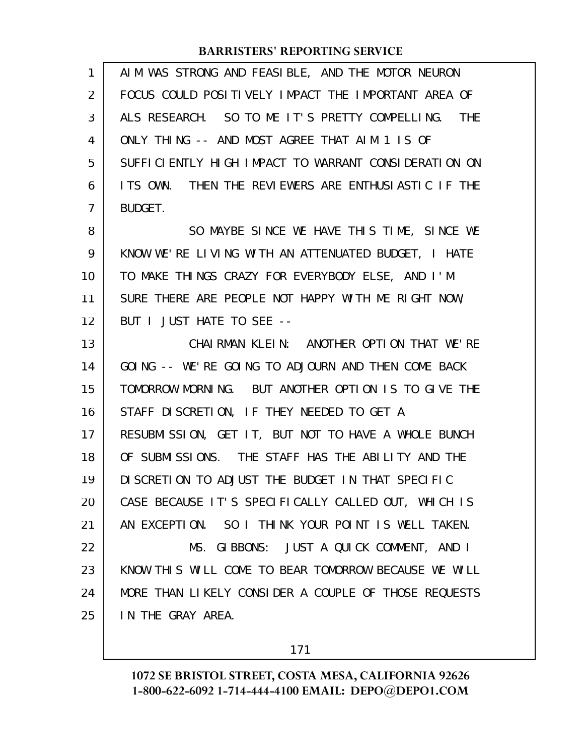AIM WAS STRONG AND FEASIBLE, AND THE MOTOR NEURON FOCUS COULD POSITIVELY IMPACT THE IMPORTANT AREA OF ALS RESEARCH. SO TO ME IT'S PRETTY COMPELLING. THE ONLY THING -- AND MOST AGREE THAT AIM 1 IS OF SUFFICIENTLY HIGH IMPACT TO WARRANT CONSIDERATION ON ITS OWN. THEN THE REVIEWERS ARE ENTHUSIASTIC IF THE BUDGET.

SO MAYBE SINCE WE HAVE THIS TIME, SINCE WE KNOW WE'RE LIVING WITH AN ATTENUATED BUDGET, I HATE TO MAKE THINGS CRAZY FOR EVERYBODY ELSE, AND I'M SURE THERE ARE PEOPLE NOT HAPPY WITH ME RIGHT NOW, BUT I JUST HATE TO SEE --

CHAIRMAN KLEIN: ANOTHER OPTION THAT WE'RE GOING -- WE'RE GOING TO ADJOURN AND THEN COME BACK TOMORROW MORNING. BUT ANOTHER OPTION IS TO GIVE THE STAFF DISCRETION, IF THEY NEEDED TO GET A RESUBMISSION, GET IT, BUT NOT TO HAVE A WHOLE BUNCH OF SUBMISSIONS. THE STAFF HAS THE ABILITY AND THE DISCRETION TO ADJUST THE BUDGET IN THAT SPECIFIC CASE BECAUSE IT'S SPECIFICALLY CALLED OUT, WHICH IS AN EXCEPTION. SO I THINK YOUR POINT IS WELL TAKEN.

MS. GIBBONS: JUST A QUICK COMMENT, AND I KNOW THIS WILL COME TO BEAR TOMORROW BECAUSE WE WILL MORE THAN LIKELY CONSIDER A COUPLE OF THOSE REQUESTS IN THE GRAY AREA.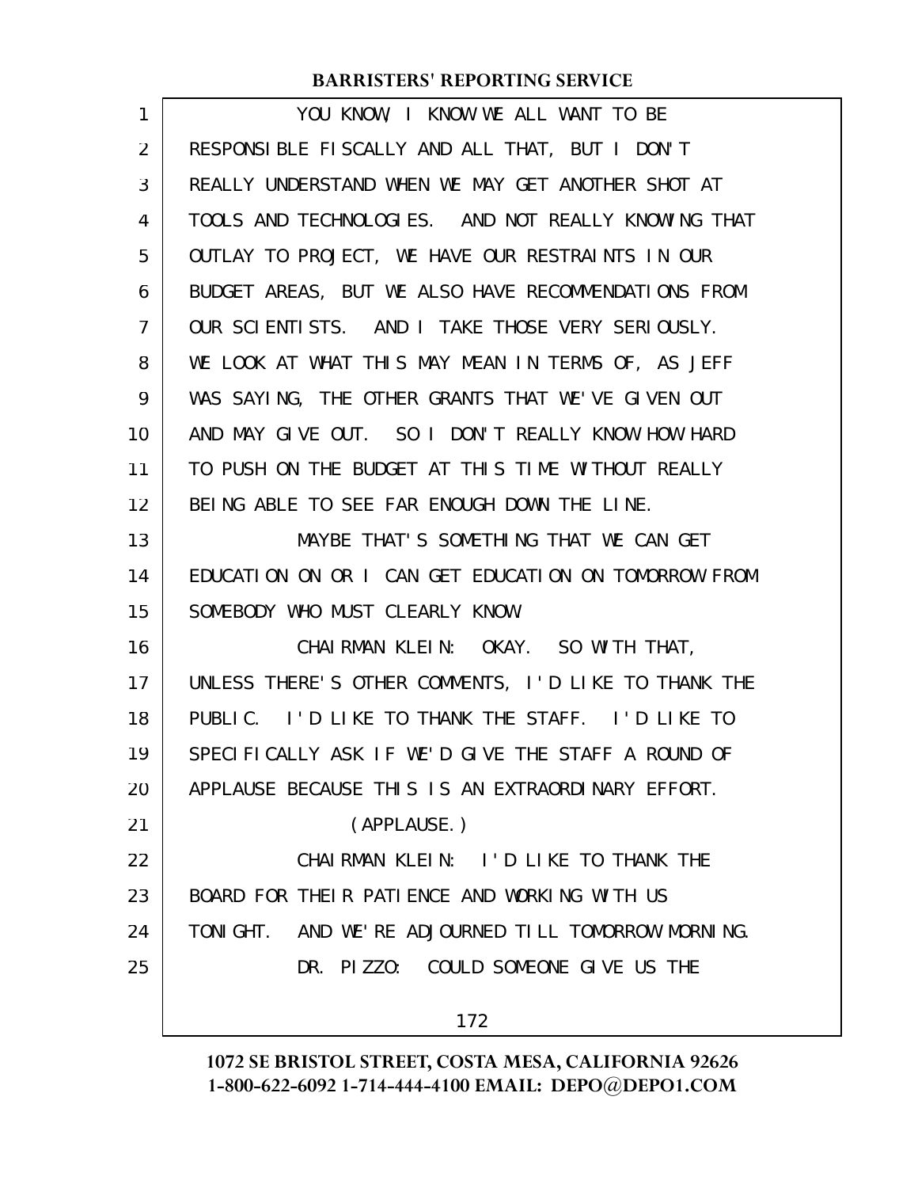YOU KNOW, I KNOW WE ALL WANT TO BE RESPONSIBLE FISCALLY AND ALL THAT, BUT I DON'T REALLY UNDERSTAND WHEN WE MAY GET ANOTHER SHOT AT TOOLS AND TECHNOLOGIES. AND NOT REALLY KNOWING THAT OUTLAY TO PROJECT, WE HAVE OUR RESTRAINTS IN OUR BUDGET AREAS, BUT WE ALSO HAVE RECOMMENDATIONS FROM OUR SCIENTISTS. AND I TAKE THOSE VERY SERIOUSLY. WE LOOK AT WHAT THIS MAY MEAN IN TERMS OF, AS JEFF WAS SAYING, THE OTHER GRANTS THAT WE'VE GIVEN OUT AND MAY GIVE OUT. SO I DON'T REALLY KNOW HOW HARD TO PUSH ON THE BUDGET AT THIS TIME WITHOUT REALLY BEING ABLE TO SEE FAR ENOUGH DOWN THE LINE.

MAYBE THAT'S SOMETHING THAT WE CAN GET EDUCATION ON OR I CAN GET EDUCATION ON TOMORROW FROM SOMEBODY WHO MUST CLEARLY KNOW.

CHAIRMAN KLEIN: OKAY. SO WITH THAT, UNLESS THERE'S OTHER COMMENTS, I'D LIKE TO THANK THE PUBLIC. I'D LIKE TO THANK THE STAFF. I'D LIKE TO SPECIFICALLY ASK IF WE'D GIVE THE STAFF A ROUND OF APPLAUSE BECAUSE THIS IS AN EXTRAORDINARY EFFORT.

(APPLAUSE.)

CHAIRMAN KLEIN: I'D LIKE TO THANK THE BOARD FOR THEIR PATIENCE AND WORKING WITH US TONIGHT. AND WE'RE ADJOURNED TILL TOMORROW MORNING.

DR. PIZZO: COULD SOMEONE GIVE US THE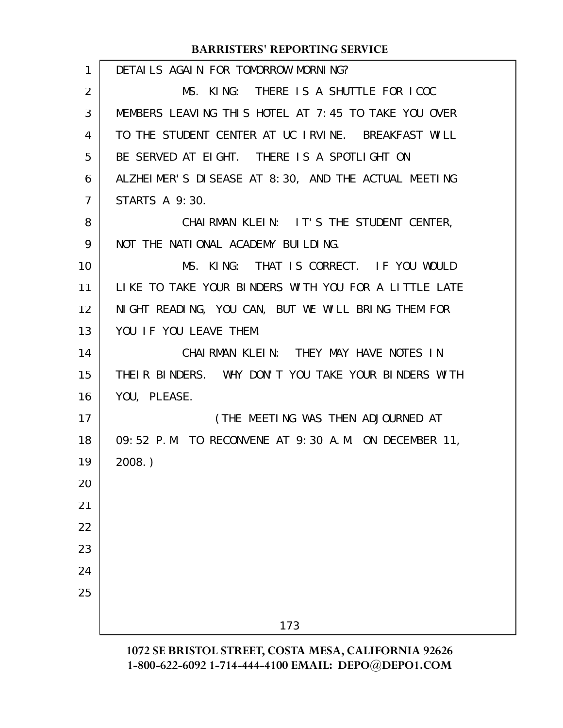DETAILS AGAIN FOR TOMORROW MORNING?

MS. KING: THERE IS A SHUTTLE FOR ICOC MEMBERS LEAVING THIS HOTEL AT 7:45 TO TAKE YOU OVER TO THE STUDENT CENTER AT UC IRVINE. BREAKFAST WILL BE SERVED AT EIGHT. THERE IS A SPOTLIGHT ON ALZHEIMER'S DISEASE AT 8:30, AND THE ACTUAL MEETING STARTS A 9:30.

CHAIRMAN KLEIN: IT'S THE STUDENT CENTER, NOT THE NATIONAL ACADEMY BUILDING.

MS. KING: THAT IS CORRECT. IF YOU WOULD LIKE TO TAKE YOUR BINDERS WITH YOU FOR A LITTLE LATE NIGHT READING, YOU CAN, BUT WE WILL BRING THEM FOR YOU IF YOU LEAVE THEM.

CHAIRMAN KLEIN: THEY MAY HAVE NOTES IN THEIR BINDERS. WHY DON'T YOU TAKE YOUR BINDERS WITH YOU, PLEASE.

(THE MEETING WAS THEN ADJOURNED AT 09:52 P.M. TO RECONVENE AT 9:30 A.M. ON DECEMBER 11, 2008.)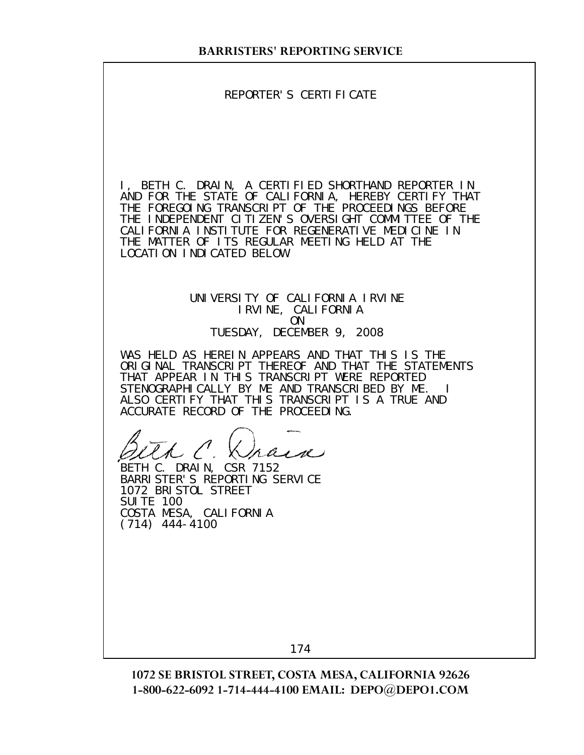REPORTER'S CERTIFICATE

I, BETH C. DRAIN, A CERTIFIED SHORTHAND REPORTER IN AND FOR THE STATE OF CALIFORNIA, HEREBY CERTIFY THAT THE FOREGOING TRANSCRIPT OF THE PROCEEDINGS BEFORE THE INDEPENDENT CITIZEN'S OVERSIGHT COMMITTEE OF THE CALIFORNIA INSTITUTE FOR REGENERATIVE MEDICINE IN THE MATTER OF ITS REGULAR MEETING HELD AT THE LOCATION INDICATED BELOW

UNIVERSITY OF CALIFORNIA IRVINE
IRVINE, CALIFORNIA
ON
TUESDAY, DECEMBER 9, 2008

WAS HELD AS HEREIN APPEARS AND THAT THIS IS THE ORIGINAL TRANSCRIPT THEREOF AND THAT THE STATEMENTS THAT APPEAR IN THIS TRANSCRIPT WERE REPORTED STENOGRAPHICALLY BY ME AND TRANSCRIBED BY ME. I ALSO CERTIFY THAT THIS TRANSCRIPT IS A TRUE AND ACCURATE RECORD OF THE PROCEEDING.

*Beth C. Drain*

BETH C. DRAIN, CSR 7152
BARRISTER'S REPORTING SERVICE
1072 BRISTOL STREET
SUITE 100
COSTA MESA, CALIFORNIA
(714) 444-4100